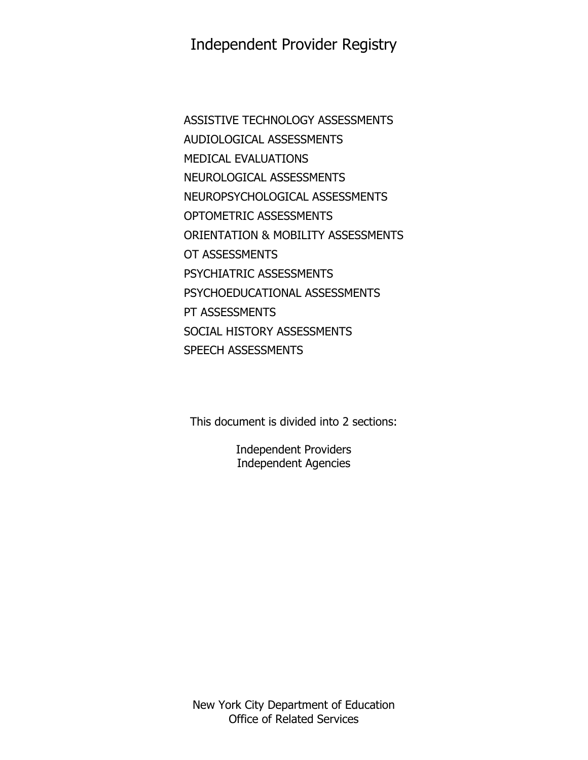# Independent Provider Registry

ASSISTIVE TECHNOLOGY ASSESSMENTS
AUDIOLOGICAL ASSESSMENTS
MEDICAL EVALUATIONS
NEUROLOGICAL ASSESSMENTS
NEUROPSYCHOLOGICAL ASSESSMENTS
OPTOMETRIC ASSESSMENTS
ORIENTATION & MOBILITY ASSESSMENTS
OT ASSESSMENTS
PSYCHIATRIC ASSESSMENTS
PSYCHOEDUCATIONAL ASSESSMENTS
PT ASSESSMENTS
SOCIAL HISTORY ASSESSMENTS
SPEECH ASSESSMENTS

This document is divided into 2 sections:

Independent Providers
Independent Agencies

New York City Department of Education
Office of Related Services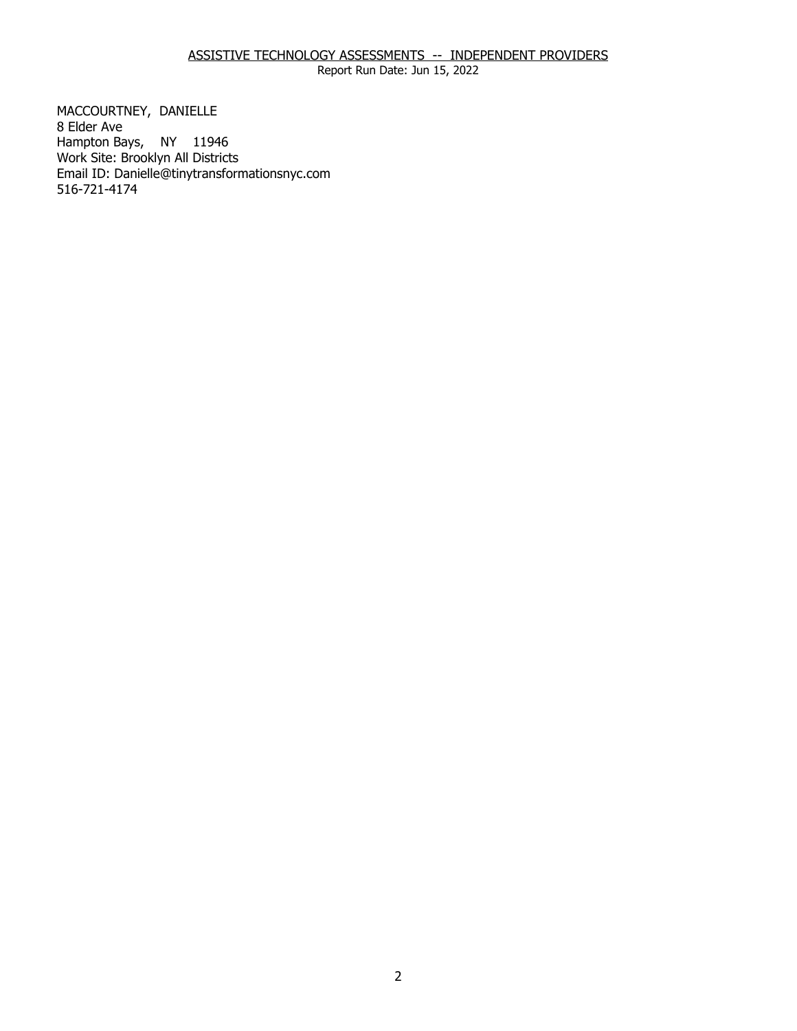MACCOURTNEY, DANIELLE
8 Elder Ave
Hampton Bays, NY 11946
Work Site: Brooklyn All Districts
Email ID: Danielle@tinytransformationsnyc.com
516-721-4174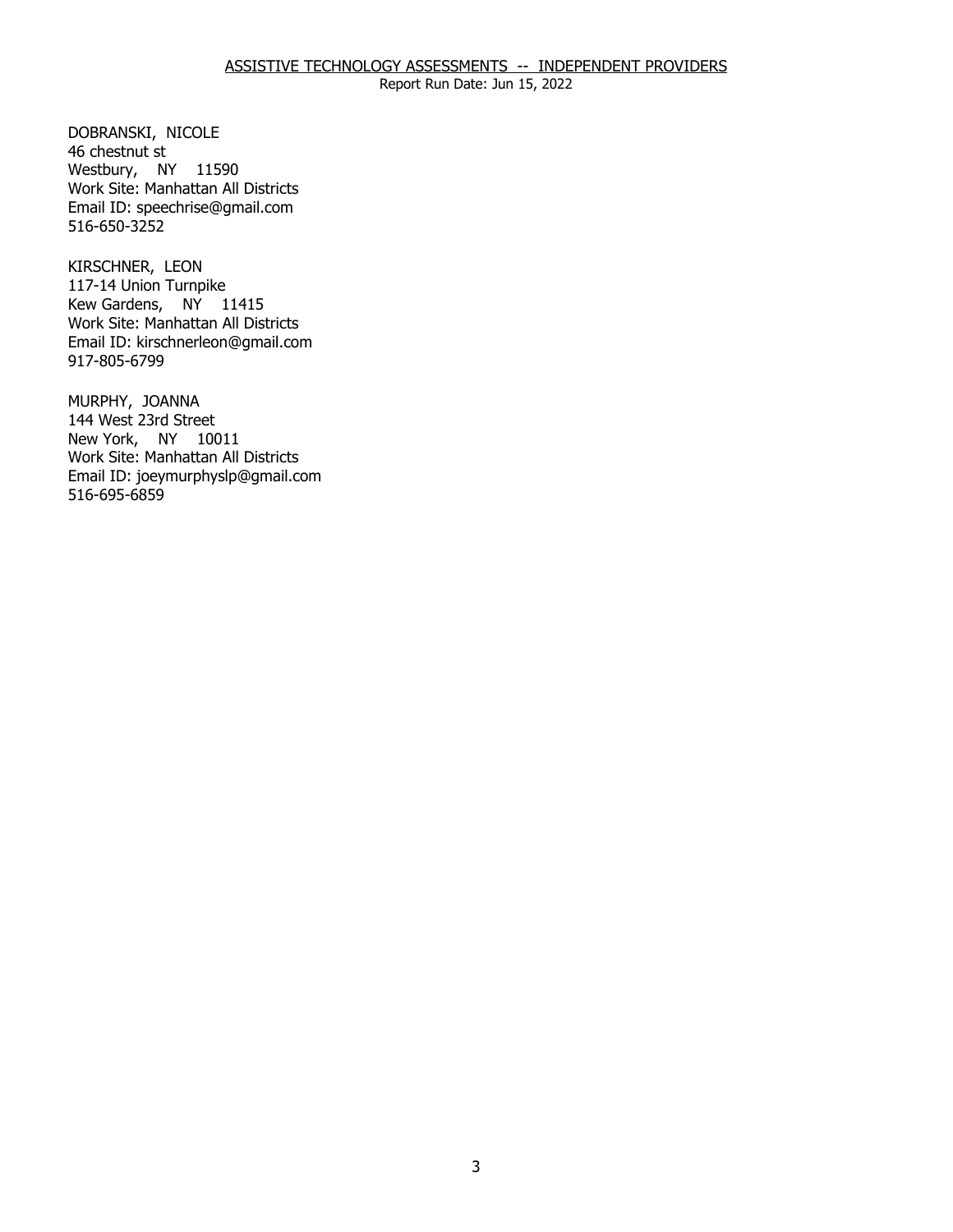DOBRANSKI, NICOLE
46 chestnut st
Westbury, NY 11590
Work Site: Manhattan All Districts
Email ID: speechrise@gmail.com
516-650-3252

KIRSCHNER, LEON
117-14 Union Turnpike
Kew Gardens, NY 11415
Work Site: Manhattan All Districts
Email ID: kirschnerleon@gmail.com
917-805-6799

MURPHY, JOANNA
144 West 23rd Street
New York, NY 10011
Work Site: Manhattan All Districts
Email ID: joeymurphyslp@gmail.com
516-695-6859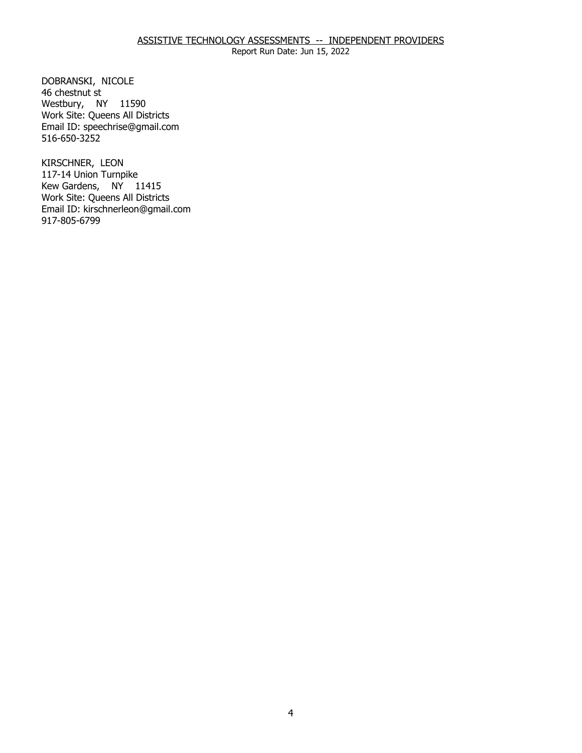DOBRANSKI, NICOLE
46 chestnut st
Westbury, NY 11590
Work Site: Queens All Districts
Email ID: speechrise@gmail.com
516-650-3252

KIRSCHNER, LEON
117-14 Union Turnpike
Kew Gardens, NY 11415
Work Site: Queens All Districts
Email ID: kirschnerleon@gmail.com
917-805-6799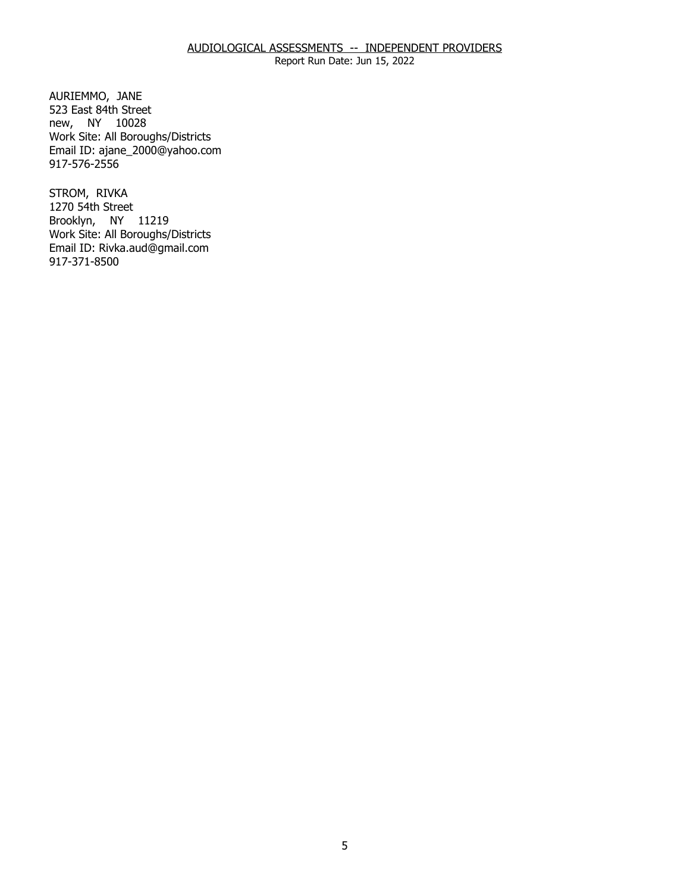AURIEMMO, JANE
523 East 84th Street
new, NY 10028
Work Site: All Boroughs/Districts
Email ID: ajane_2000@yahoo.com
917-576-2556

STROM, RIVKA
1270 54th Street
Brooklyn, NY 11219
Work Site: All Boroughs/Districts
Email ID: Rivka.aud@gmail.com
917-371-8500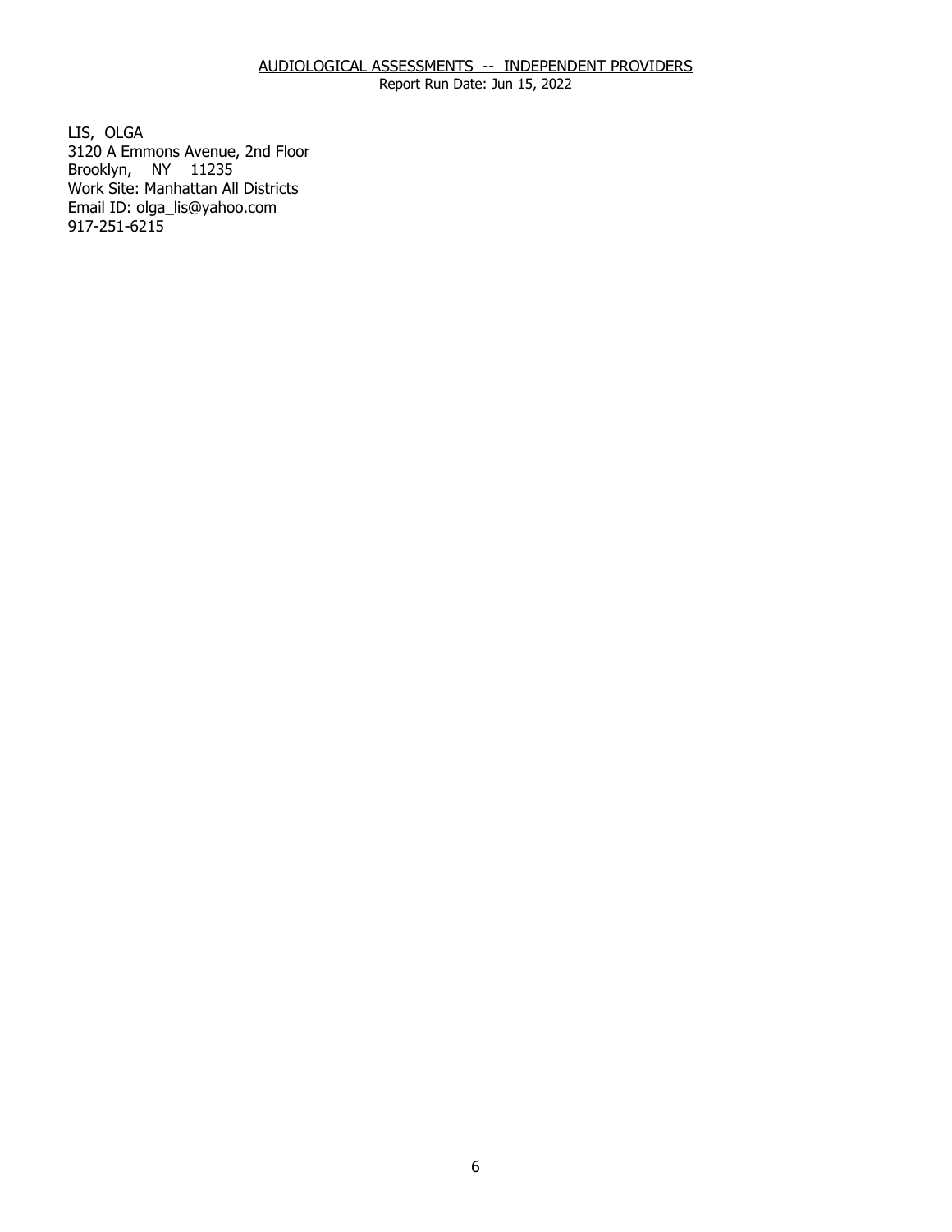LIS, OLGA
3120 A Emmons Avenue, 2nd Floor
Brooklyn, NY 11235
Work Site: Manhattan All Districts
Email ID: olga_lis@yahoo.com
917-251-6215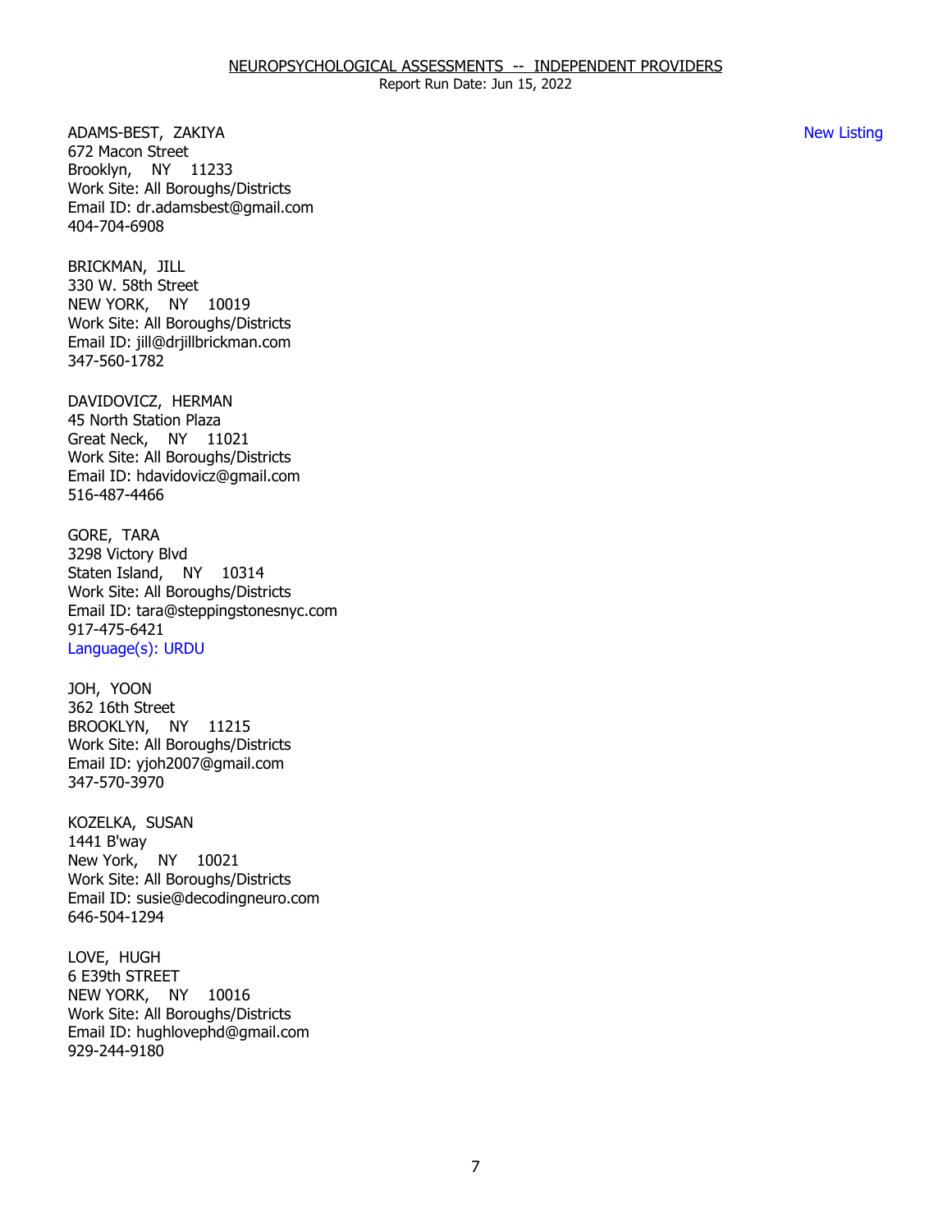ADAMS-BEST, ZAKIYA
672 Macon Street
Brooklyn, NY 11233
Work Site: All Boroughs/Districts
Email ID: dr.adamsbest@gmail.com
404-704-6908

New Listing

BRICKMAN, JILL
330 W. 58th Street
NEW YORK, NY 10019
Work Site: All Boroughs/Districts
Email ID: jill@drjillbrickman.com
347-560-1782

DAVIDOVICZ, HERMAN
45 North Station Plaza
Great Neck, NY 11021
Work Site: All Boroughs/Districts
Email ID: hdavidovicz@gmail.com
516-487-4466

GORE, TARA
3298 Victory Blvd
Staten Island, NY 10314
Work Site: All Boroughs/Districts
Email ID: tara@steppingstonesnyc.com
917-475-6421
Language(s): URDU

JOH, YOON
362 16th Street
BROOKLYN, NY 11215
Work Site: All Boroughs/Districts
Email ID: yjoh2007@gmail.com
347-570-3970

KOZELKA, SUSAN
1441 B'way
New York, NY 10021
Work Site: All Boroughs/Districts
Email ID: susie@decodingneuro.com
646-504-1294

LOVE, HUGH
6 E39th STREET
NEW YORK, NY 10016
Work Site: All Boroughs/Districts
Email ID: hughlovephd@gmail.com
929-244-9180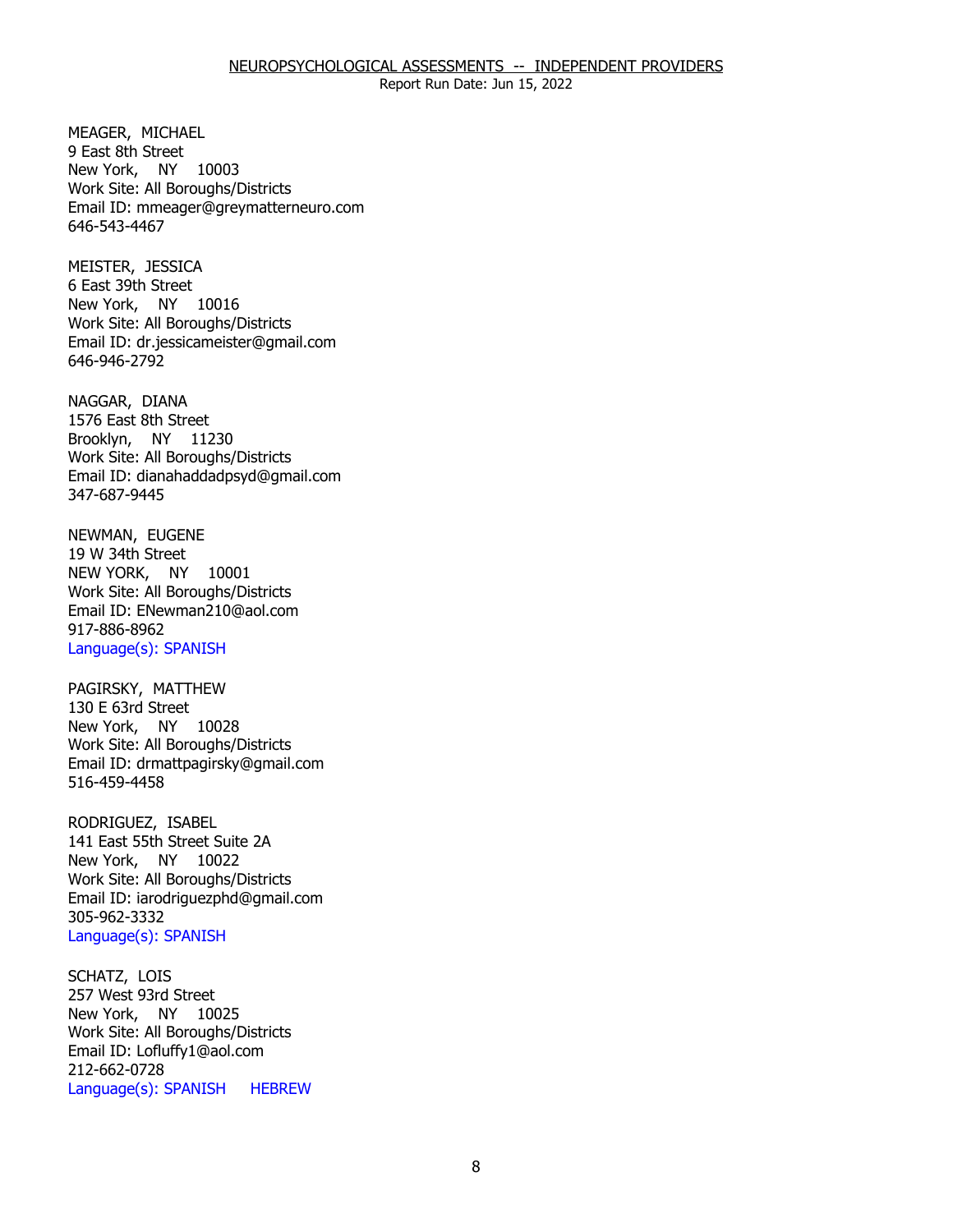MEAGER, MICHAEL
9 East 8th Street
New York, NY 10003
Work Site: All Boroughs/Districts
Email ID: mmeager@greymatterneuro.com
646-543-4467

MEISTER, JESSICA
6 East 39th Street
New York, NY 10016
Work Site: All Boroughs/Districts
Email ID: dr.jessicameister@gmail.com
646-946-2792

NAGGAR, DIANA
1576 East 8th Street
Brooklyn, NY 11230
Work Site: All Boroughs/Districts
Email ID: dianahaddadpsyd@gmail.com
347-687-9445

NEWMAN, EUGENE
19 W 34th Street
NEW YORK, NY 10001
Work Site: All Boroughs/Districts
Email ID: ENewman210@aol.com
917-886-8962
Language(s): SPANISH

PAGIRSKY, MATTHEW
130 E 63rd Street
New York, NY 10028
Work Site: All Boroughs/Districts
Email ID: drmattpagirsky@gmail.com
516-459-4458

RODRIGUEZ, ISABEL
141 East 55th Street Suite 2A
New York, NY 10022
Work Site: All Boroughs/Districts
Email ID: iarodriguezphd@gmail.com
305-962-3332
Language(s): SPANISH

SCHATZ, LOIS
257 West 93rd Street
New York, NY 10025
Work Site: All Boroughs/Districts
Email ID: Lofluffy1@aol.com
212-662-0728
Language(s): SPANISH HEBREW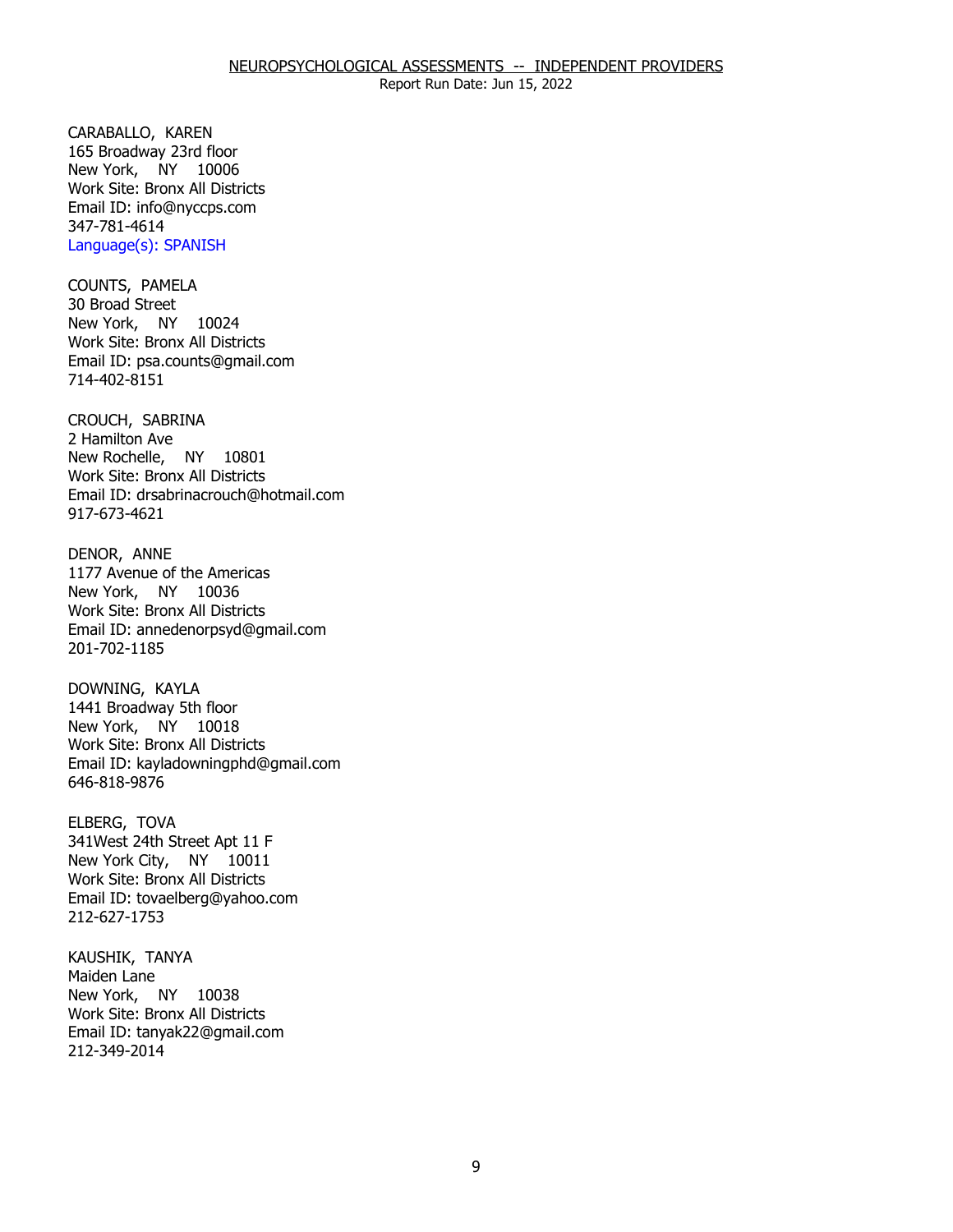CARABALLO, KAREN
165 Broadway 23rd floor
New York, NY 10006
Work Site: Bronx All Districts
Email ID: info@nyccps.com
347-781-4614
Language(s): SPANISH

COUNTS, PAMELA
30 Broad Street
New York, NY 10024
Work Site: Bronx All Districts
Email ID: psa.counts@gmail.com
714-402-8151

CROUCH, SABRINA
2 Hamilton Ave
New Rochelle, NY 10801
Work Site: Bronx All Districts
Email ID: drsabrinacrouch@hotmail.com
917-673-4621

DENOR, ANNE
1177 Avenue of the Americas
New York, NY 10036
Work Site: Bronx All Districts
Email ID: annedenorpsyd@gmail.com
201-702-1185

DOWNING, KAYLA
1441 Broadway 5th floor
New York, NY 10018
Work Site: Bronx All Districts
Email ID: kayladowningphd@gmail.com
646-818-9876

ELBERG, TOVA
341West 24th Street Apt 11 F
New York City, NY 10011
Work Site: Bronx All Districts
Email ID: tovaelberg@yahoo.com
212-627-1753

KAUSHIK, TANYA
Maiden Lane
New York, NY 10038
Work Site: Bronx All Districts
Email ID: tanyak22@gmail.com
212-349-2014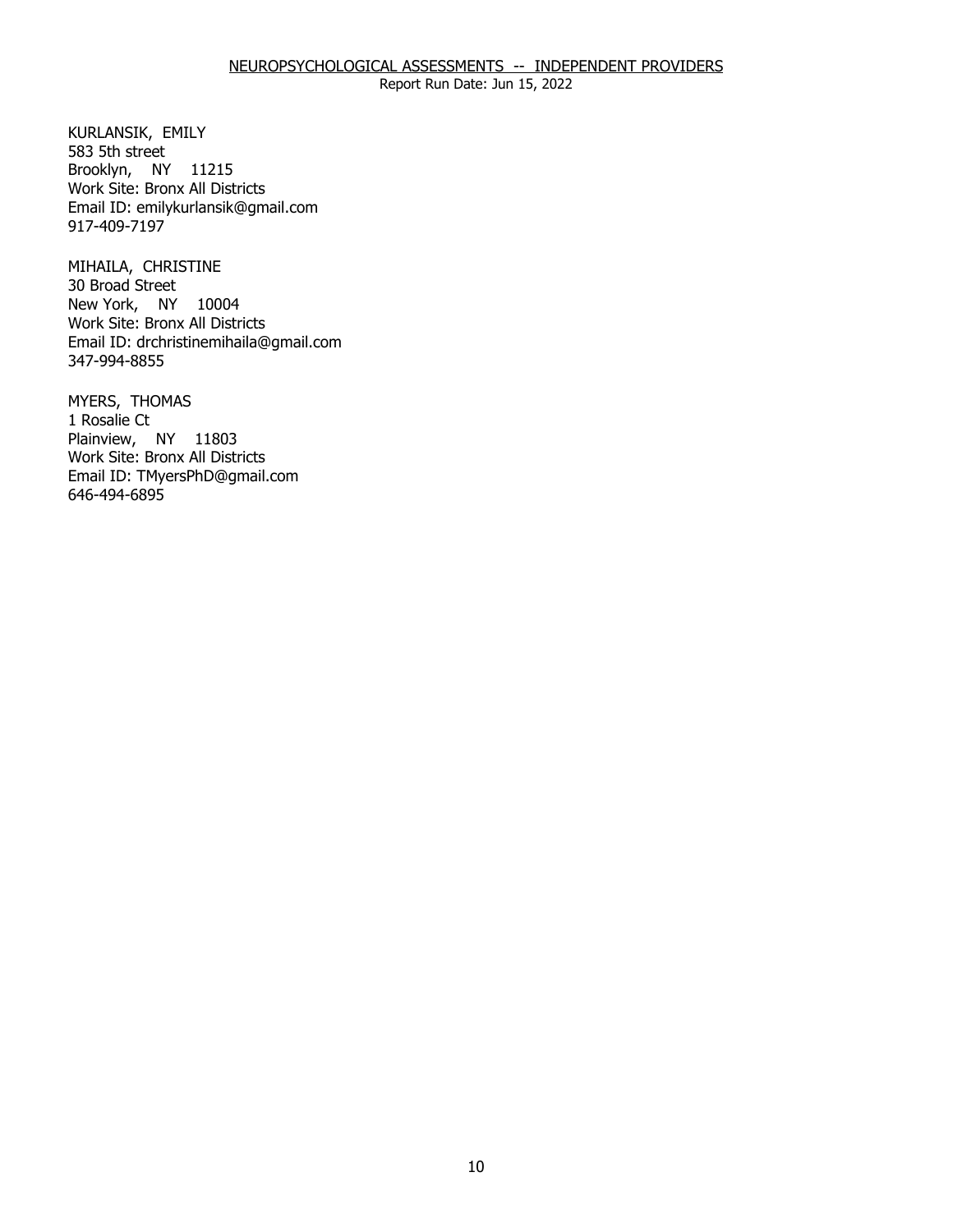KURLANSIK, EMILY
583 5th street
Brooklyn, NY 11215
Work Site: Bronx All Districts
Email ID: emilykurlansik@gmail.com
917-409-7197

MIHAILA, CHRISTINE
30 Broad Street
New York, NY 10004
Work Site: Bronx All Districts
Email ID: drchristinemihaila@gmail.com
347-994-8855

MYERS, THOMAS
1 Rosalie Ct
Plainview, NY 11803
Work Site: Bronx All Districts
Email ID: TMyersPhD@gmail.com
646-494-6895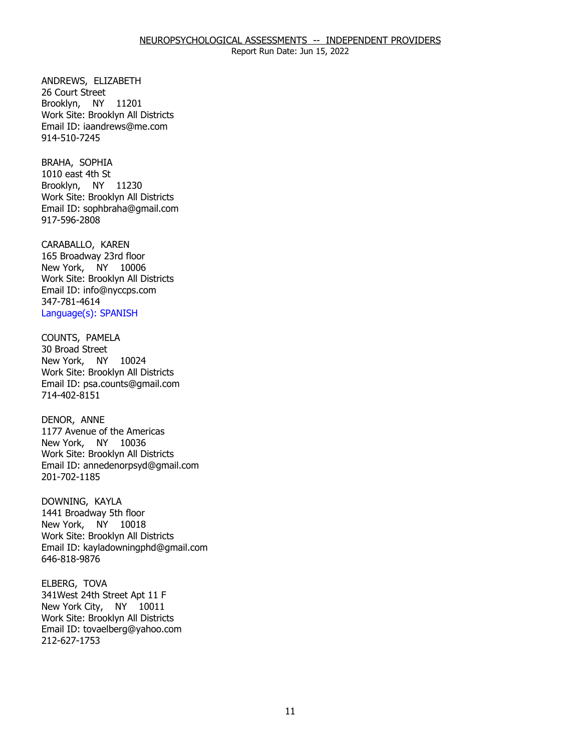NEUROPSYCHOLOGICAL ASSESSMENTS -- INDEPENDENT PROVIDERS
Report Run Date: Jun 15, 2022

ANDREWS, ELIZABETH
26 Court Street
Brooklyn, NY 11201
Work Site: Brooklyn All Districts
Email ID: iaandrews@me.com
914-510-7245

BRAHA, SOPHIA
1010 east 4th St
Brooklyn, NY 11230
Work Site: Brooklyn All Districts
Email ID: sophbraha@gmail.com
917-596-2808

CARABALLO, KAREN
165 Broadway 23rd floor
New York, NY 10006
Work Site: Brooklyn All Districts
Email ID: info@nyccps.com
347-781-4614
Language(s): SPANISH

COUNTS, PAMELA
30 Broad Street
New York, NY 10024
Work Site: Brooklyn All Districts
Email ID: psa.counts@gmail.com
714-402-8151

DENOR, ANNE
1177 Avenue of the Americas
New York, NY 10036
Work Site: Brooklyn All Districts
Email ID: annedenorpsyd@gmail.com
201-702-1185

DOWNING, KAYLA
1441 Broadway 5th floor
New York, NY 10018
Work Site: Brooklyn All Districts
Email ID: kayladowningphd@gmail.com
646-818-9876

ELBERG, TOVA
341West 24th Street Apt 11 F
New York City, NY 10011
Work Site: Brooklyn All Districts
Email ID: tovaelberg@yahoo.com
212-627-1753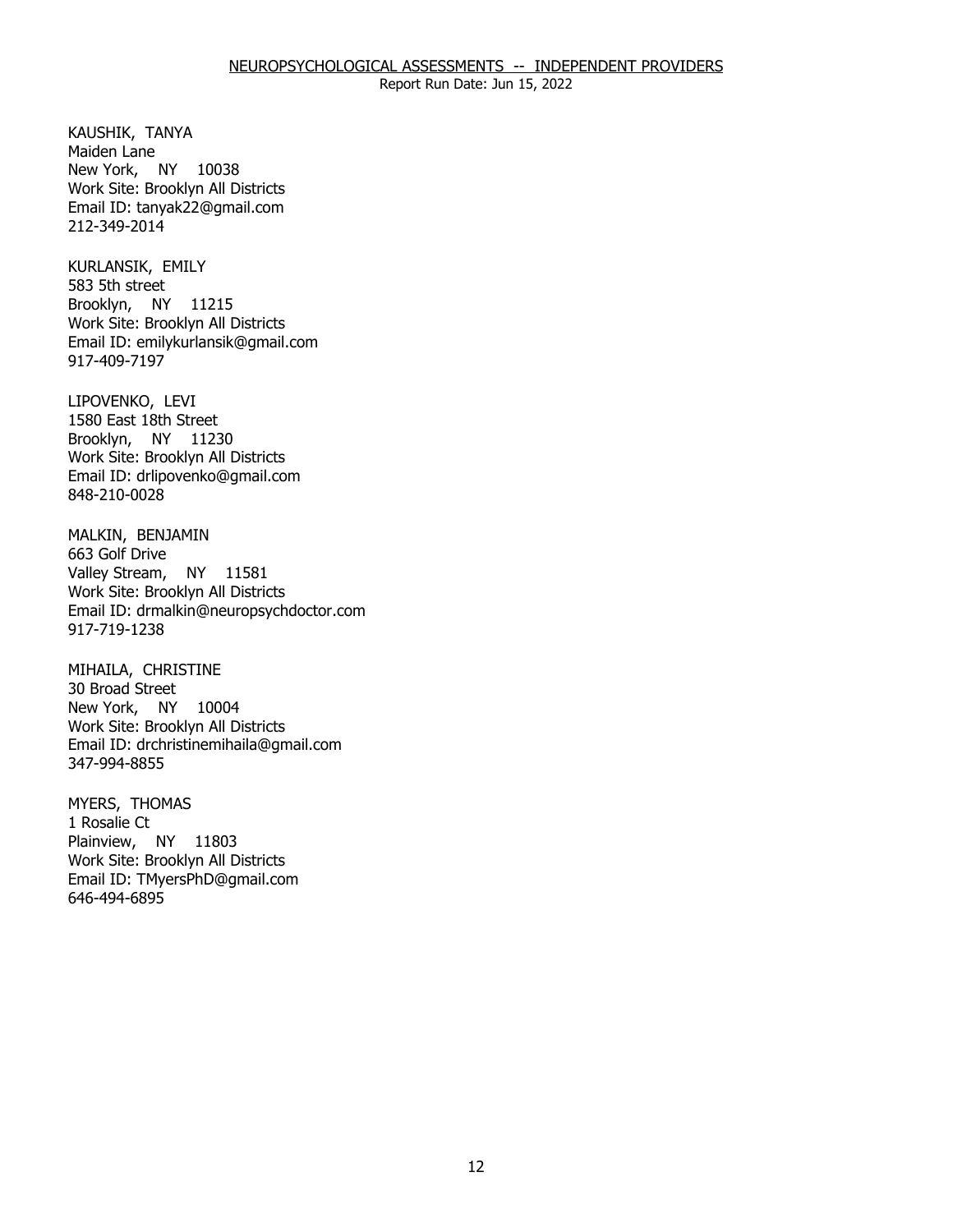KAUSHIK, TANYA
Maiden Lane
New York, NY 10038
Work Site: Brooklyn All Districts
Email ID: tanyak22@gmail.com
212-349-2014

KURLANSIK, EMILY
583 5th street
Brooklyn, NY 11215
Work Site: Brooklyn All Districts
Email ID: emilykurlansik@gmail.com
917-409-7197

LIPOVENKO, LEVI
1580 East 18th Street
Brooklyn, NY 11230
Work Site: Brooklyn All Districts
Email ID: drlipovenko@gmail.com
848-210-0028

MALKIN, BENJAMIN
663 Golf Drive
Valley Stream, NY 11581
Work Site: Brooklyn All Districts
Email ID: drmalkin@neuropsychdoctor.com
917-719-1238

MIHAILA, CHRISTINE
30 Broad Street
New York, NY 10004
Work Site: Brooklyn All Districts
Email ID: drchristinemihaila@gmail.com
347-994-8855

MYERS, THOMAS
1 Rosalie Ct
Plainview, NY 11803
Work Site: Brooklyn All Districts
Email ID: TMyersPhD@gmail.com
646-494-6895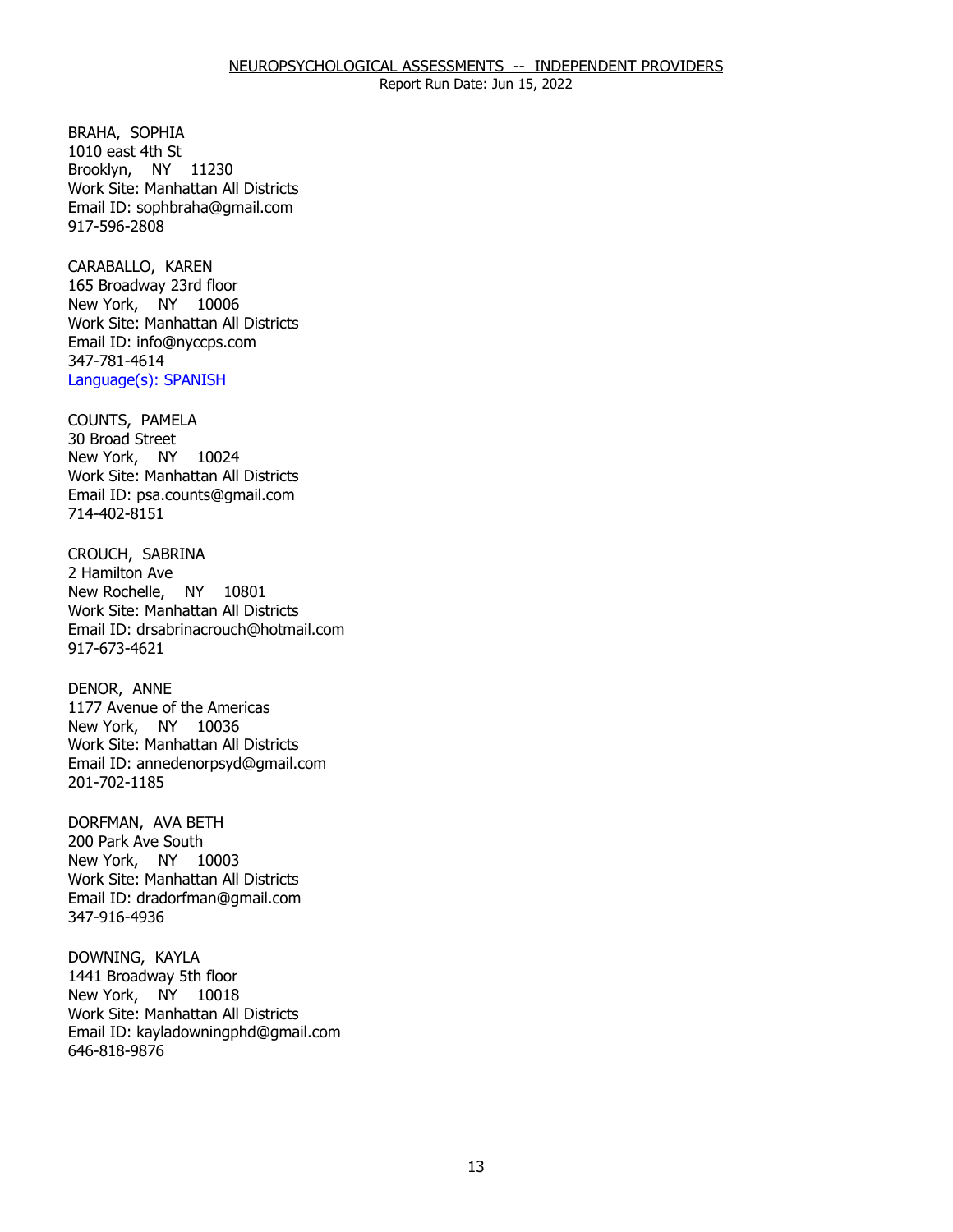BRAHA, SOPHIA
1010 east 4th St
Brooklyn, NY 11230
Work Site: Manhattan All Districts
Email ID: sophbraha@gmail.com
917-596-2808

CARABALLO, KAREN
165 Broadway 23rd floor
New York, NY 10006
Work Site: Manhattan All Districts
Email ID: info@nyccps.com
347-781-4614
Language(s): SPANISH

COUNTS, PAMELA
30 Broad Street
New York, NY 10024
Work Site: Manhattan All Districts
Email ID: psa.counts@gmail.com
714-402-8151

CROUCH, SABRINA
2 Hamilton Ave
New Rochelle, NY 10801
Work Site: Manhattan All Districts
Email ID: drsabrinacrouch@hotmail.com
917-673-4621

DENOR, ANNE
1177 Avenue of the Americas
New York, NY 10036
Work Site: Manhattan All Districts
Email ID: annedenorpsyd@gmail.com
201-702-1185

DORFMAN, AVA BETH
200 Park Ave South
New York, NY 10003
Work Site: Manhattan All Districts
Email ID: dradorfman@gmail.com
347-916-4936

DOWNING, KAYLA
1441 Broadway 5th floor
New York, NY 10018
Work Site: Manhattan All Districts
Email ID: kayladowningphd@gmail.com
646-818-9876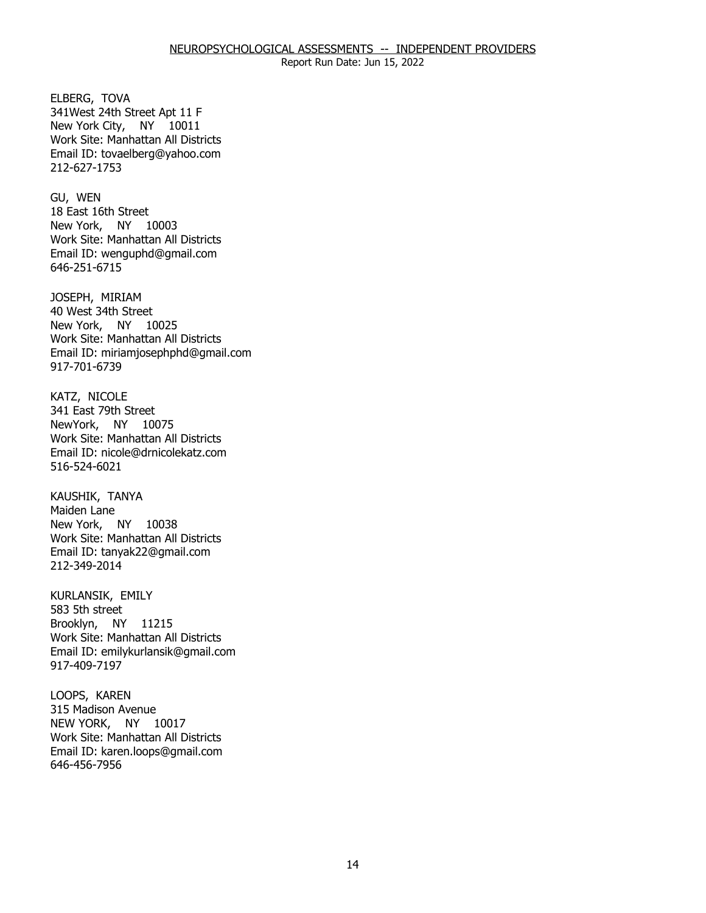ELBERG, TOVA
341West 24th Street Apt 11 F
New York City, NY 10011
Work Site: Manhattan All Districts
Email ID: tovaelberg@yahoo.com
212-627-1753

GU, WEN
18 East 16th Street
New York, NY 10003
Work Site: Manhattan All Districts
Email ID: wenguphd@gmail.com
646-251-6715

JOSEPH, MIRIAM
40 West 34th Street
New York, NY 10025
Work Site: Manhattan All Districts
Email ID: miriamjosephphd@gmail.com
917-701-6739

KATZ, NICOLE
341 East 79th Street
NewYork, NY 10075
Work Site: Manhattan All Districts
Email ID: nicole@drnicolekatz.com
516-524-6021

KAUSHIK, TANYA
Maiden Lane
New York, NY 10038
Work Site: Manhattan All Districts
Email ID: tanyak22@gmail.com
212-349-2014

KURLANSIK, EMILY
583 5th street
Brooklyn, NY 11215
Work Site: Manhattan All Districts
Email ID: emilykurlansik@gmail.com
917-409-7197

LOOPS, KAREN
315 Madison Avenue
NEW YORK, NY 10017
Work Site: Manhattan All Districts
Email ID: karen.loops@gmail.com
646-456-7956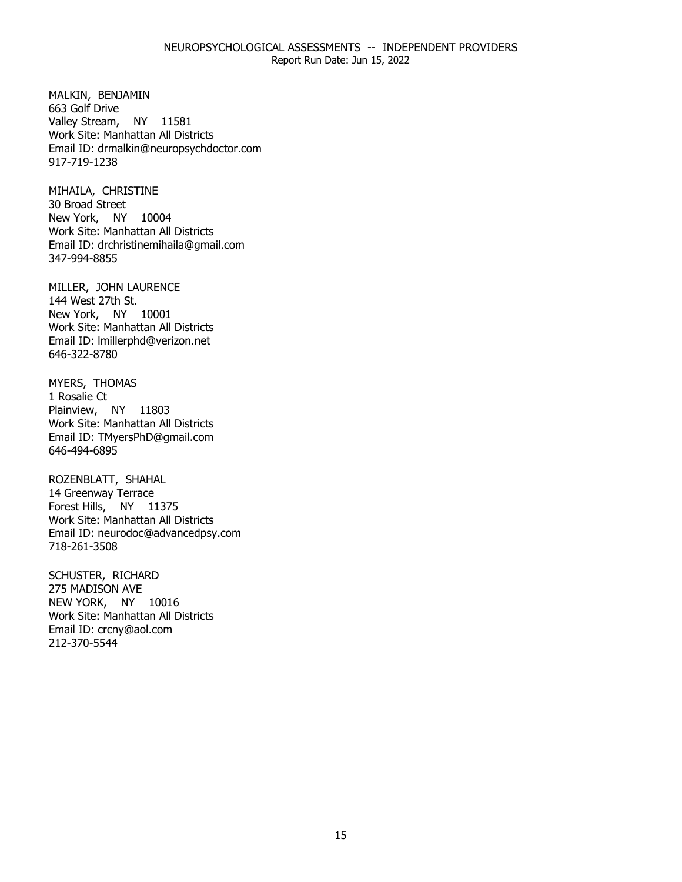MALKIN, BENJAMIN
663 Golf Drive
Valley Stream, NY 11581
Work Site: Manhattan All Districts
Email ID: drmalkin@neuropsychdoctor.com
917-719-1238

MIHAILA, CHRISTINE
30 Broad Street
New York, NY 10004
Work Site: Manhattan All Districts
Email ID: drchristinemihaila@gmail.com
347-994-8855

MILLER, JOHN LAURENCE
144 West 27th St.
New York, NY 10001
Work Site: Manhattan All Districts
Email ID: lmillerphd@verizon.net
646-322-8780

MYERS, THOMAS
1 Rosalie Ct
Plainview, NY 11803
Work Site: Manhattan All Districts
Email ID: TMyersPhD@gmail.com
646-494-6895

ROZENBLATT, SHAHAL
14 Greenway Terrace
Forest Hills, NY 11375
Work Site: Manhattan All Districts
Email ID: neurodoc@advancedpsy.com
718-261-3508

SCHUSTER, RICHARD
275 MADISON AVE
NEW YORK, NY 10016
Work Site: Manhattan All Districts
Email ID: crcny@aol.com
212-370-5544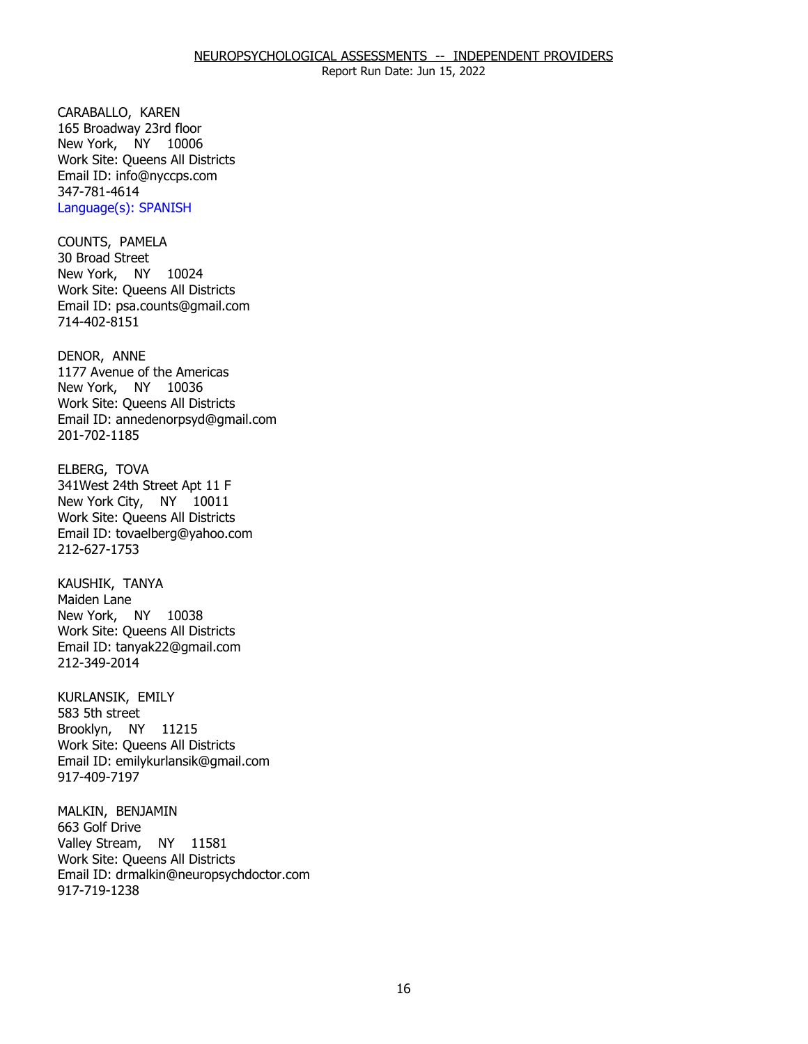NEUROPSYCHOLOGICAL ASSESSMENTS -- INDEPENDENT PROVIDERS

Report Run Date: Jun 15, 2022

CARABALLO, KAREN
165 Broadway 23rd floor
New York, NY 10006
Work Site: Queens All Districts
Email ID: info@nyccps.com
347-781-4614
Language(s): SPANISH

COUNTS, PAMELA
30 Broad Street
New York, NY 10024
Work Site: Queens All Districts
Email ID: psa.counts@gmail.com
714-402-8151

DENOR, ANNE
1177 Avenue of the Americas
New York, NY 10036
Work Site: Queens All Districts
Email ID: annedenorpsyd@gmail.com
201-702-1185

ELBERG, TOVA
341West 24th Street Apt 11 F
New York City, NY 10011
Work Site: Queens All Districts
Email ID: tovaelberg@yahoo.com
212-627-1753

KAUSHIK, TANYA
Maiden Lane
New York, NY 10038
Work Site: Queens All Districts
Email ID: tanyak22@gmail.com
212-349-2014

KURLANSIK, EMILY
583 5th street
Brooklyn, NY 11215
Work Site: Queens All Districts
Email ID: emilykurlansik@gmail.com
917-409-7197

MALKIN, BENJAMIN
663 Golf Drive
Valley Stream, NY 11581
Work Site: Queens All Districts
Email ID: drmalkin@neuropsychdoctor.com
917-719-1238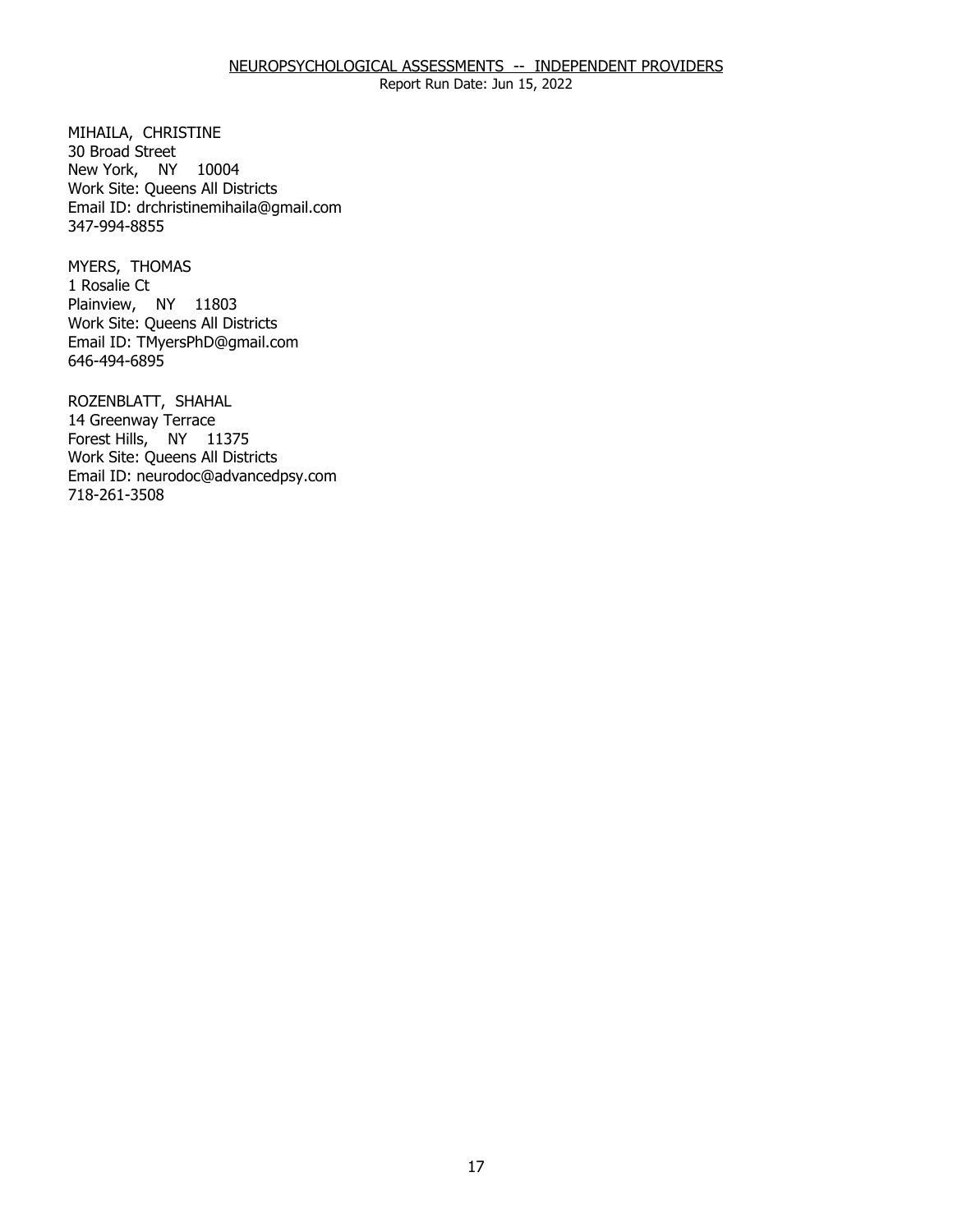MIHAILA, CHRISTINE
30 Broad Street
New York, NY 10004
Work Site: Queens All Districts
Email ID: drchristinemihaila@gmail.com
347-994-8855

MYERS, THOMAS
1 Rosalie Ct
Plainview, NY 11803
Work Site: Queens All Districts
Email ID: TMyersPhD@gmail.com
646-494-6895

ROZENBLATT, SHAHAL
14 Greenway Terrace
Forest Hills, NY 11375
Work Site: Queens All Districts
Email ID: neurodoc@advancedpsy.com
718-261-3508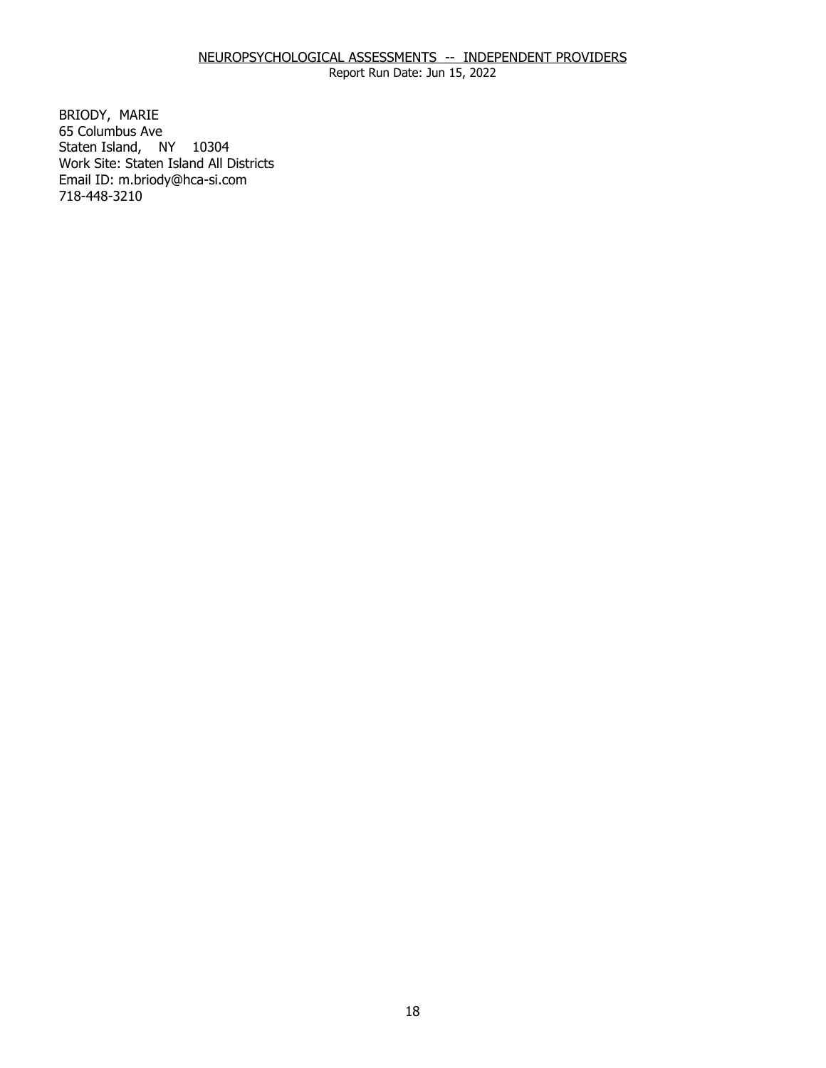NEUROPSYCHOLOGICAL ASSESSMENTS -- INDEPENDENT PROVIDERS

Report Run Date: Jun 15, 2022

BRIODY, MARIE
65 Columbus Ave
Staten Island, NY 10304
Work Site: Staten Island All Districts
Email ID: m.briody@hca-si.com
718-448-3210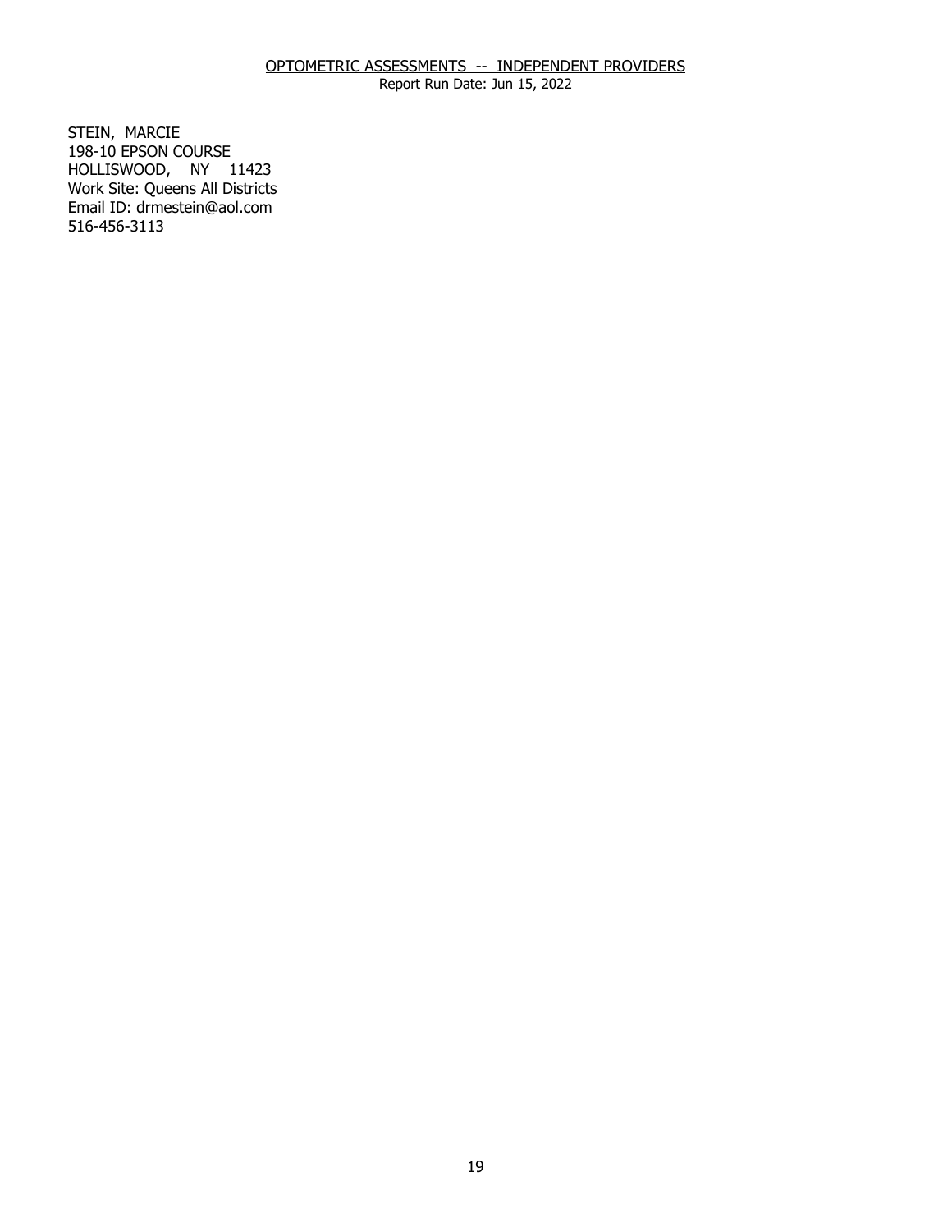OPTOMETRIC ASSESSMENTS -- INDEPENDENT PROVIDERS
Report Run Date: Jun 15, 2022

STEIN, MARCIE
198-10 EPSON COURSE
HOLLISWOOD, NY 11423
Work Site: Queens All Districts
Email ID: drmestein@aol.com
516-456-3113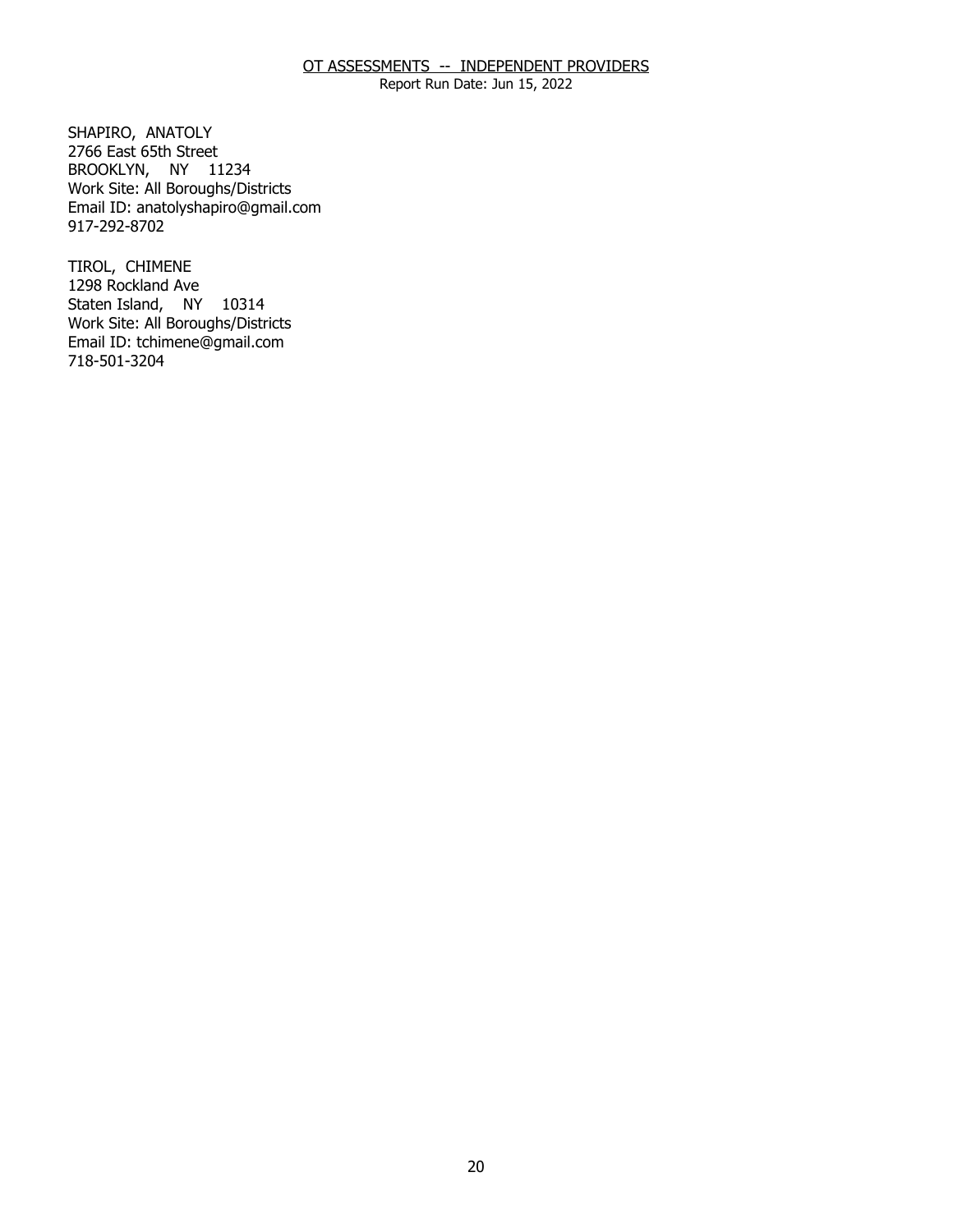SHAPIRO, ANATOLY
2766 East 65th Street
BROOKLYN, NY 11234
Work Site: All Boroughs/Districts
Email ID: anatolyshapiro@gmail.com
917-292-8702

TIROL, CHIMENE
1298 Rockland Ave
Staten Island, NY 10314
Work Site: All Boroughs/Districts
Email ID: tchimene@gmail.com
718-501-3204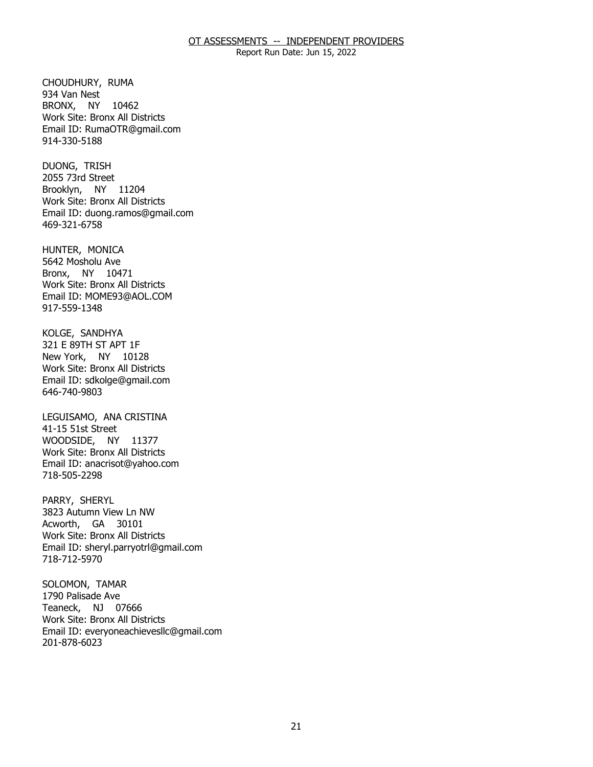CHOUDHURY, RUMA
934 Van Nest
BRONX, NY 10462
Work Site: Bronx All Districts
Email ID: RumaOTR@gmail.com
914-330-5188

DUONG, TRISH
2055 73rd Street
Brooklyn, NY 11204
Work Site: Bronx All Districts
Email ID: duong.ramos@gmail.com
469-321-6758

HUNTER, MONICA
5642 Mosholu Ave
Bronx, NY 10471
Work Site: Bronx All Districts
Email ID: MOME93@AOL.COM
917-559-1348

KOLGE, SANDHYA
321 E 89TH ST APT 1F
New York, NY 10128
Work Site: Bronx All Districts
Email ID: sdkolge@gmail.com
646-740-9803

LEGUISAMO, ANA CRISTINA
41-15 51st Street
WOODSIDE, NY 11377
Work Site: Bronx All Districts
Email ID: anacrisot@yahoo.com
718-505-2298

PARRY, SHERYL
3823 Autumn View Ln NW
Acworth, GA 30101
Work Site: Bronx All Districts
Email ID: sheryl.parryotrl@gmail.com
718-712-5970

SOLOMON, TAMAR
1790 Palisade Ave
Teaneck, NJ 07666
Work Site: Bronx All Districts
Email ID: everyoneachievesllc@gmail.com
201-878-6023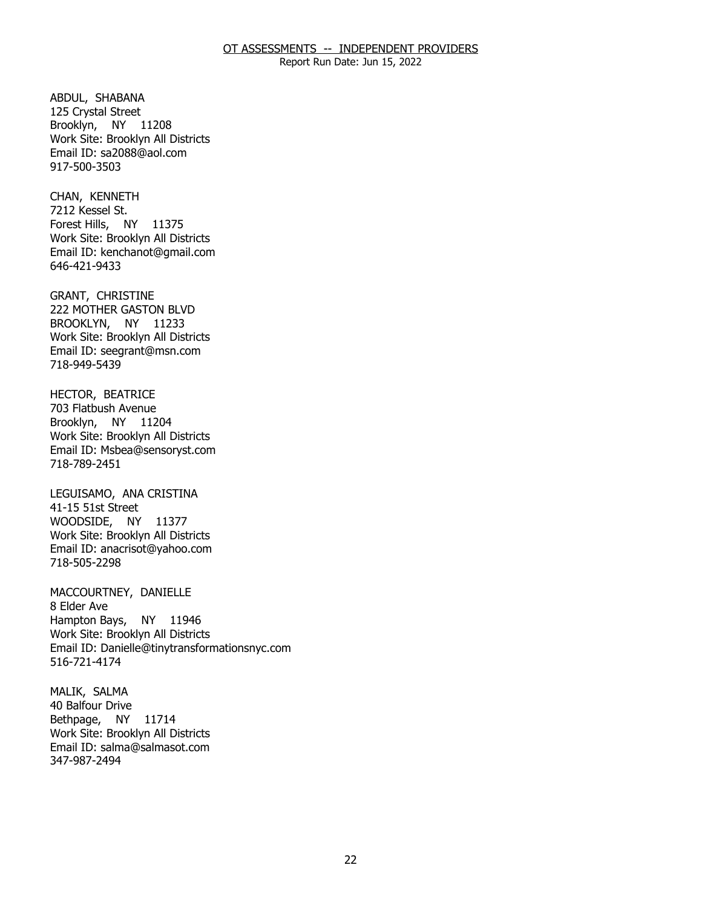ABDUL, SHABANA
125 Crystal Street
Brooklyn, NY 11208
Work Site: Brooklyn All Districts
Email ID: sa2088@aol.com
917-500-3503

CHAN, KENNETH
7212 Kessel St.
Forest Hills, NY 11375
Work Site: Brooklyn All Districts
Email ID: kenchanot@gmail.com
646-421-9433

GRANT, CHRISTINE
222 MOTHER GASTON BLVD
BROOKLYN, NY 11233
Work Site: Brooklyn All Districts
Email ID: seegrant@msn.com
718-949-5439

HECTOR, BEATRICE
703 Flatbush Avenue
Brooklyn, NY 11204
Work Site: Brooklyn All Districts
Email ID: Msbea@sensoryst.com
718-789-2451

LEGUISAMO, ANA CRISTINA
41-15 51st Street
WOODSIDE, NY 11377
Work Site: Brooklyn All Districts
Email ID: anacrisot@yahoo.com
718-505-2298

MACCOURTNEY, DANIELLE
8 Elder Ave
Hampton Bays, NY 11946
Work Site: Brooklyn All Districts
Email ID: Danielle@tinytransformationsnyc.com
516-721-4174

MALIK, SALMA
40 Balfour Drive
Bethpage, NY 11714
Work Site: Brooklyn All Districts
Email ID: salma@salmasot.com
347-987-2494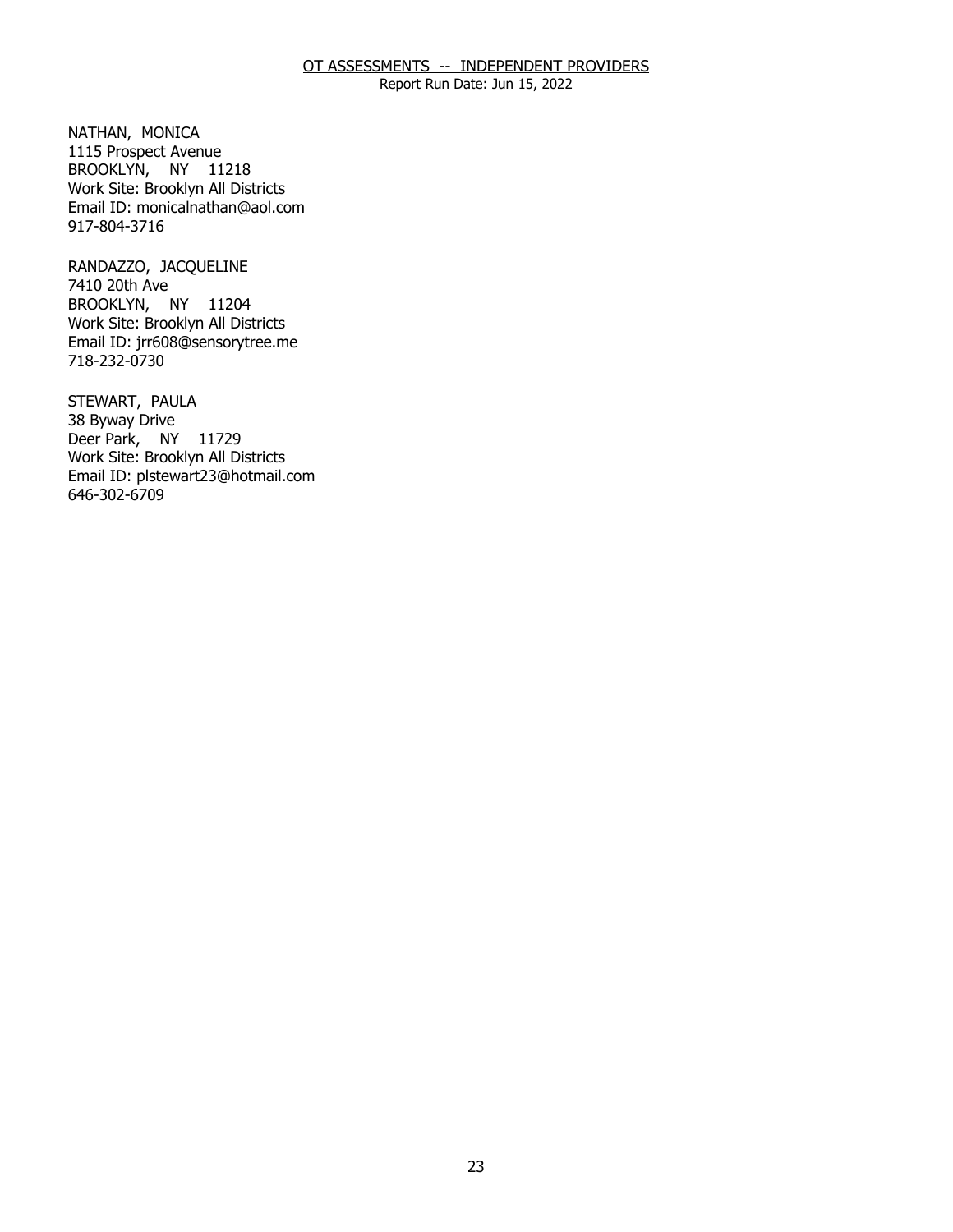NATHAN, MONICA
1115 Prospect Avenue
BROOKLYN, NY 11218
Work Site: Brooklyn All Districts
Email ID: monicalnathan@aol.com
917-804-3716

RANDAZZO, JACQUELINE
7410 20th Ave
BROOKLYN, NY 11204
Work Site: Brooklyn All Districts
Email ID: jrr608@sensorytree.me
718-232-0730

STEWART, PAULA
38 Byway Drive
Deer Park, NY 11729
Work Site: Brooklyn All Districts
Email ID: plstewart23@hotmail.com
646-302-6709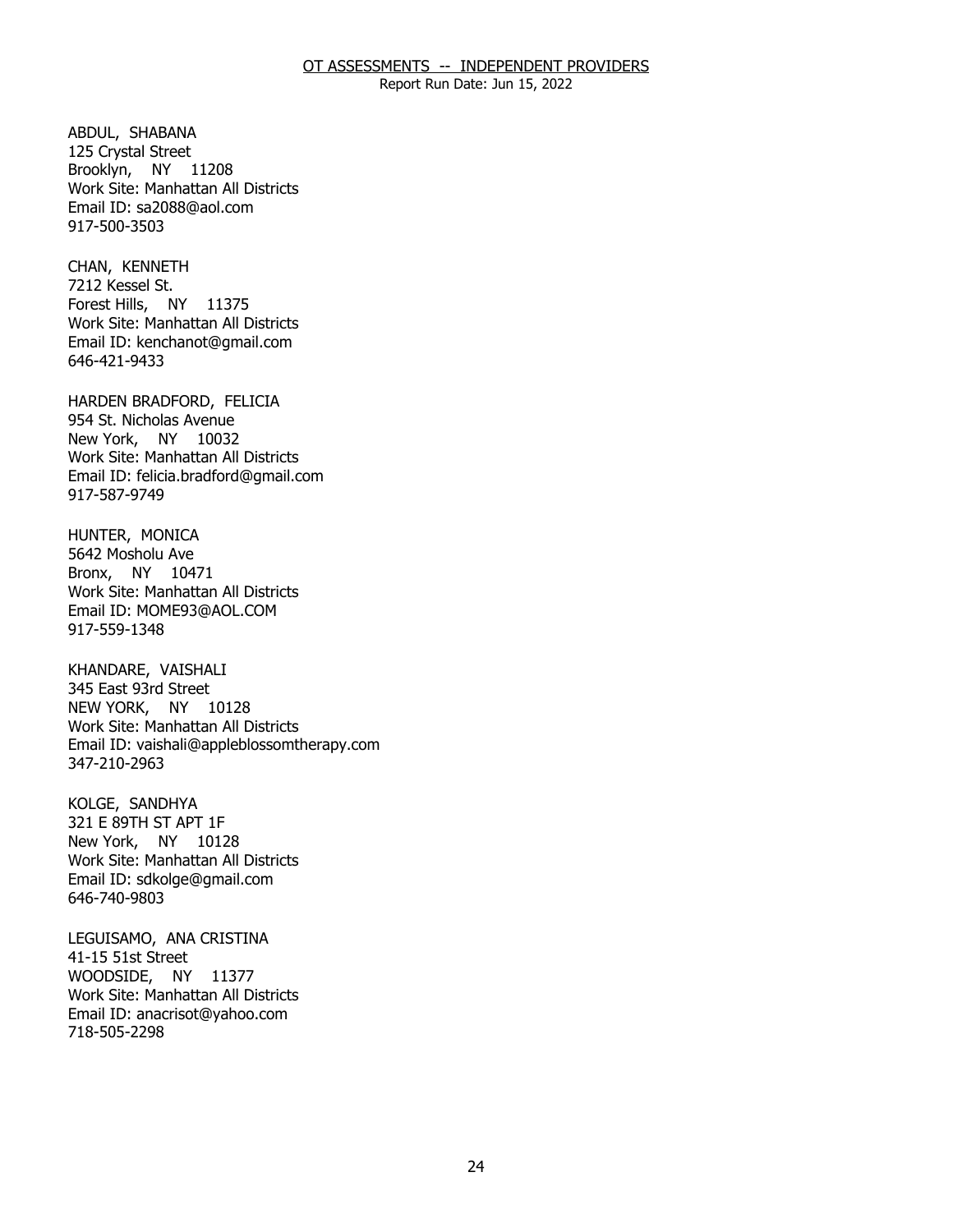# OT ASSESSMENTS -- INDEPENDENT PROVIDERS

Report Run Date: Jun 15, 2022

ABDUL, SHABANA
125 Crystal Street
Brooklyn, NY 11208
Work Site: Manhattan All Districts
Email ID: sa2088@aol.com
917-500-3503

CHAN, KENNETH
7212 Kessel St.
Forest Hills, NY 11375
Work Site: Manhattan All Districts
Email ID: kenchanot@gmail.com
646-421-9433

HARDEN BRADFORD, FELICIA
954 St. Nicholas Avenue
New York, NY 10032
Work Site: Manhattan All Districts
Email ID: felicia.bradford@gmail.com
917-587-9749

HUNTER, MONICA
5642 Mosholu Ave
Bronx, NY 10471
Work Site: Manhattan All Districts
Email ID: MOME93@AOL.COM
917-559-1348

KHANDARE, VAISHALI
345 East 93rd Street
NEW YORK, NY 10128
Work Site: Manhattan All Districts
Email ID: vaishali@appleblossomtherapy.com
347-210-2963

KOLGE, SANDHYA
321 E 89TH ST APT 1F
New York, NY 10128
Work Site: Manhattan All Districts
Email ID: sdkolge@gmail.com
646-740-9803

LEGUISAMO, ANA CRISTINA
41-15 51st Street
WOODSIDE, NY 11377
Work Site: Manhattan All Districts
Email ID: anacrisot@yahoo.com
718-505-2298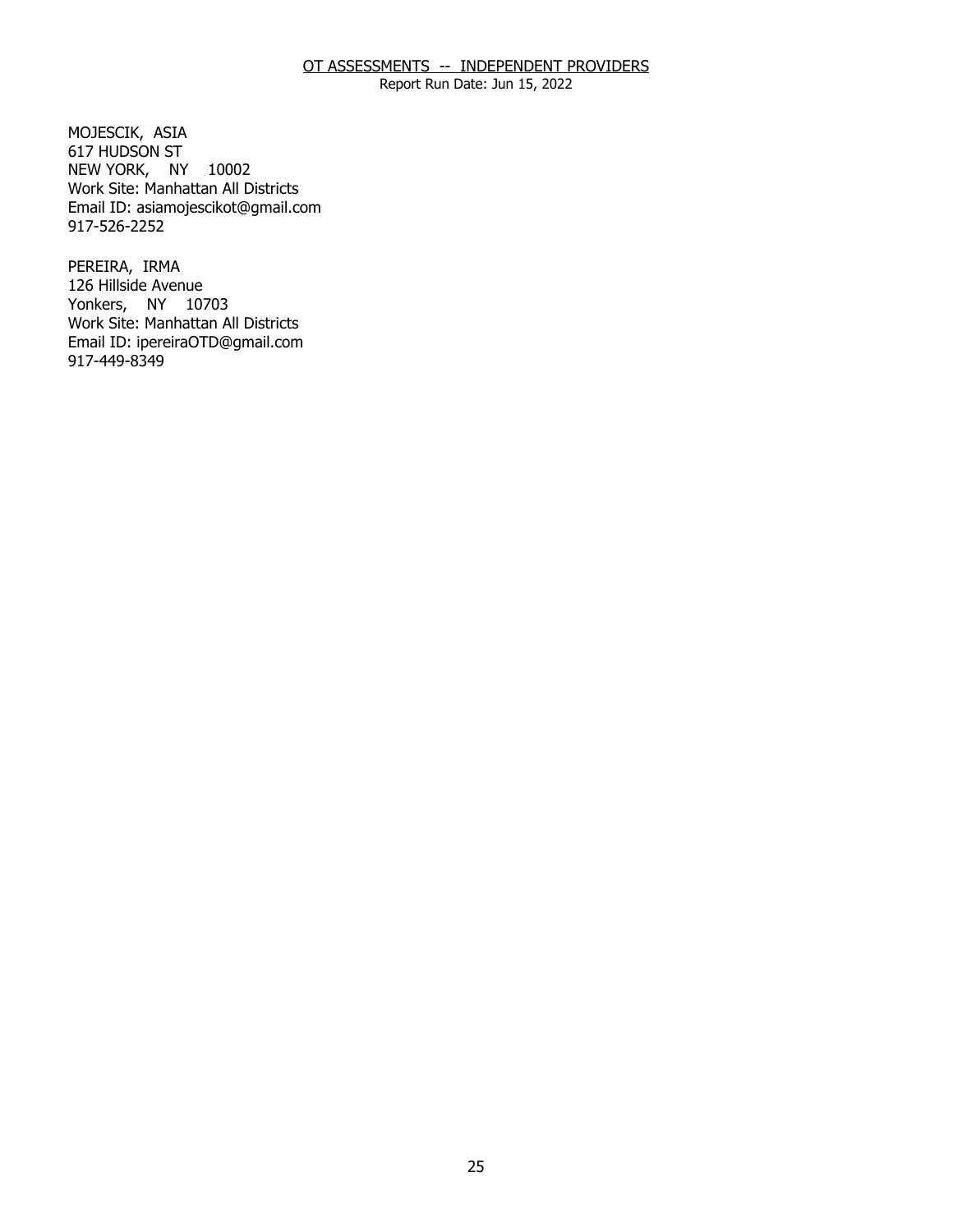OT ASSESSMENTS -- INDEPENDENT PROVIDERS

Report Run Date: Jun 15, 2022

MOJESCIK, ASIA  
617 HUDSON ST  
NEW YORK, NY 10002  
Work Site: Manhattan All Districts  
Email ID: asiamojescikot@gmail.com  
917-526-2252

PEREIRA, IRMA  
126 Hillside Avenue  
Yonkers, NY 10703  
Work Site: Manhattan All Districts  
Email ID: ipereiraOTD@gmail.com  
917-449-8349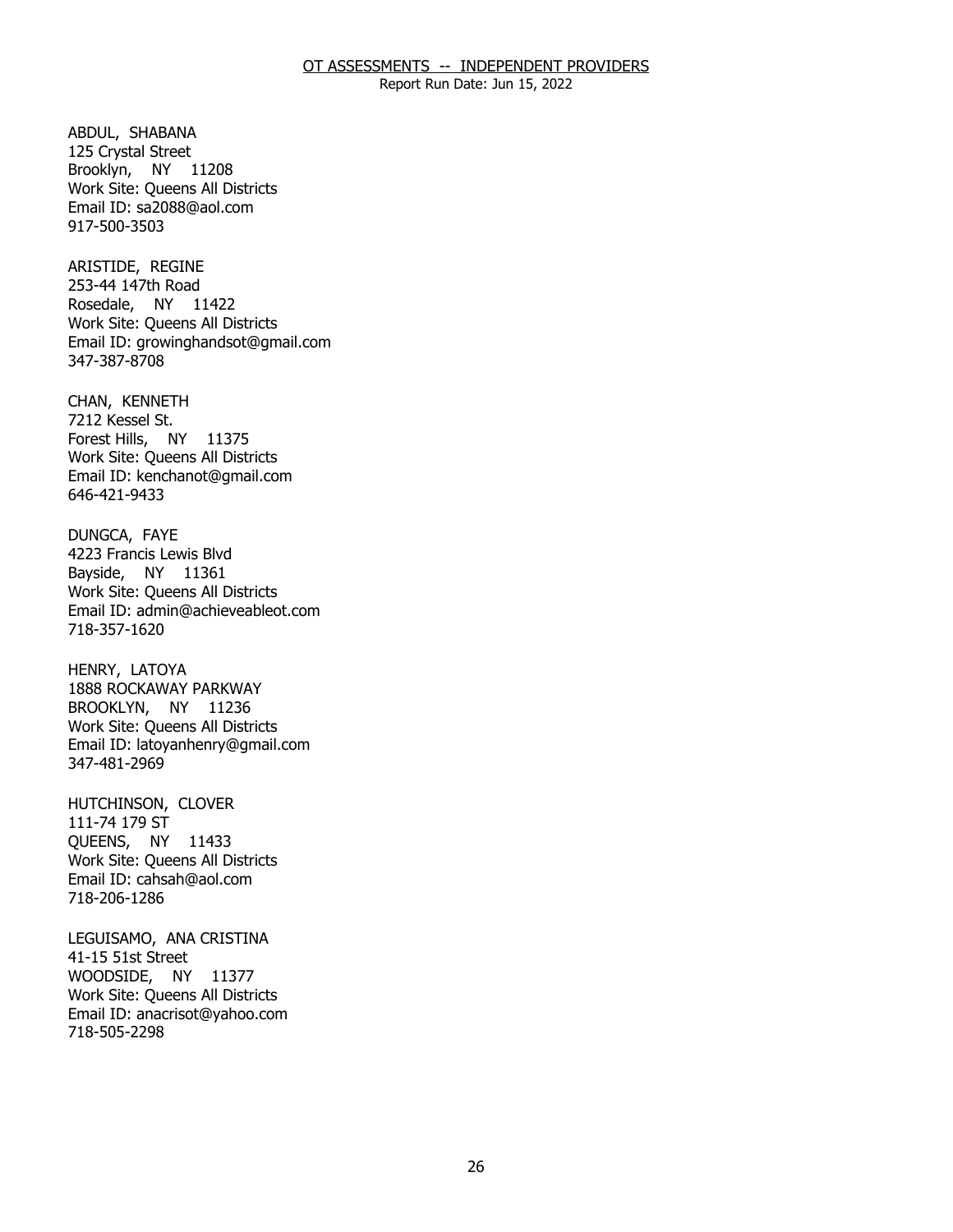ABDUL, SHABANA
125 Crystal Street
Brooklyn, NY 11208
Work Site: Queens All Districts
Email ID: sa2088@aol.com
917-500-3503

ARISTIDE, REGINE
253-44 147th Road
Rosedale, NY 11422
Work Site: Queens All Districts
Email ID: growinghandsot@gmail.com
347-387-8708

CHAN, KENNETH
7212 Kessel St.
Forest Hills, NY 11375
Work Site: Queens All Districts
Email ID: kenchanot@gmail.com
646-421-9433

DUNGCA, FAYE
4223 Francis Lewis Blvd
Bayside, NY 11361
Work Site: Queens All Districts
Email ID: admin@achieveableot.com
718-357-1620

HENRY, LATOYA
1888 ROCKAWAY PARKWAY
BROOKLYN, NY 11236
Work Site: Queens All Districts
Email ID: latoyanhenry@gmail.com
347-481-2969

HUTCHINSON, CLOVER
111-74 179 ST
QUEENS, NY 11433
Work Site: Queens All Districts
Email ID: cahsah@aol.com
718-206-1286

LEGUISAMO, ANA CRISTINA
41-15 51st Street
WOODSIDE, NY 11377
Work Site: Queens All Districts
Email ID: anacrisot@yahoo.com
718-505-2298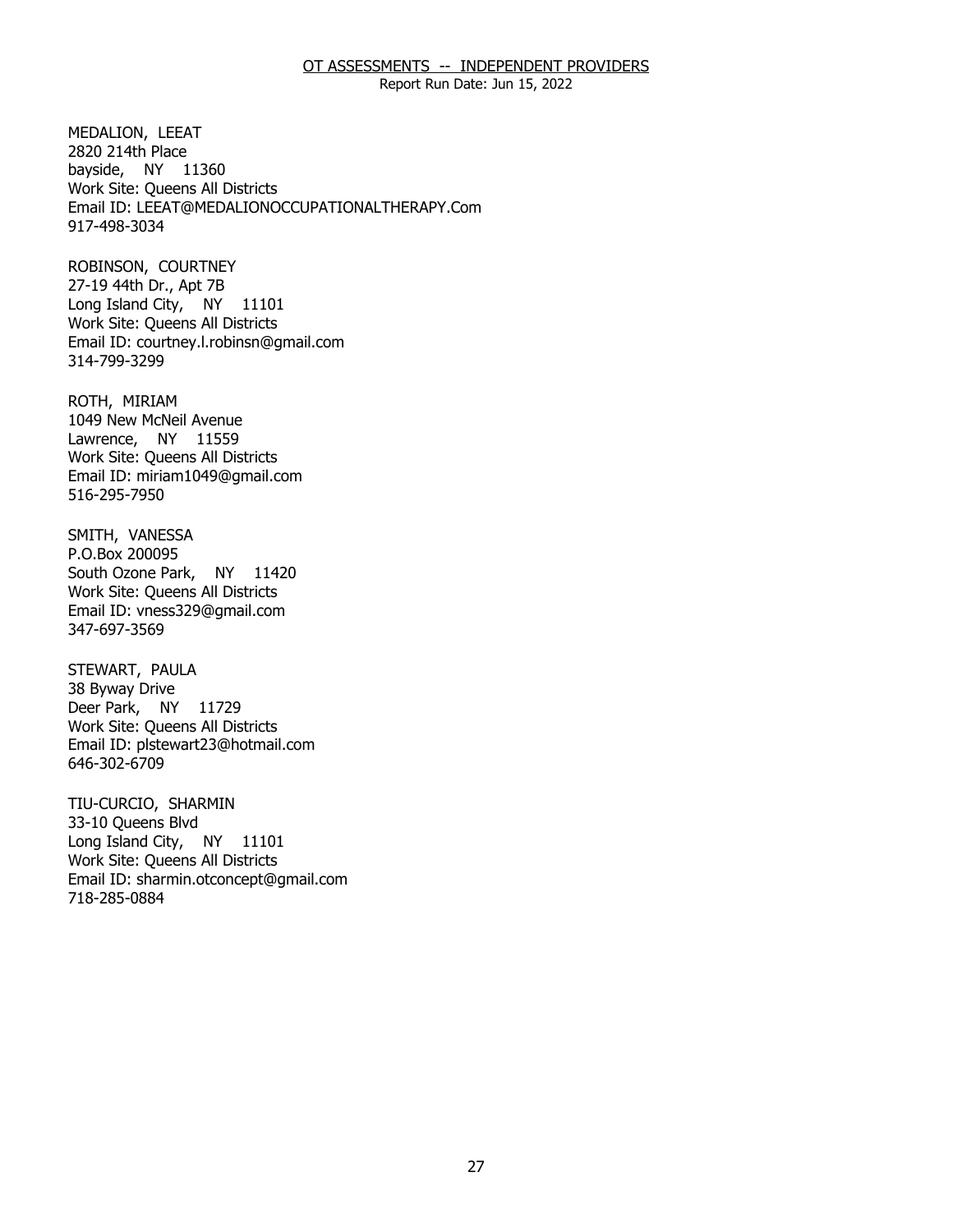MEDALION, LEEAT
2820 214th Place
bayside, NY 11360
Work Site: Queens All Districts
Email ID: LEEAT@MEDALIONOCCUPATIONALTHERAPY.Com
917-498-3034

ROBINSON, COURTNEY
27-19 44th Dr., Apt 7B
Long Island City, NY 11101
Work Site: Queens All Districts
Email ID: courtney.l.robinsn@gmail.com
314-799-3299

ROTH, MIRIAM
1049 New McNeil Avenue
Lawrence, NY 11559
Work Site: Queens All Districts
Email ID: miriam1049@gmail.com
516-295-7950

SMITH, VANESSA
P.O.Box 200095
South Ozone Park, NY 11420
Work Site: Queens All Districts
Email ID: vness329@gmail.com
347-697-3569

STEWART, PAULA
38 Byway Drive
Deer Park, NY 11729
Work Site: Queens All Districts
Email ID: plstewart23@hotmail.com
646-302-6709

TIU-CURCIO, SHARMIN
33-10 Queens Blvd
Long Island City, NY 11101
Work Site: Queens All Districts
Email ID: sharmin.otconcept@gmail.com
718-285-0884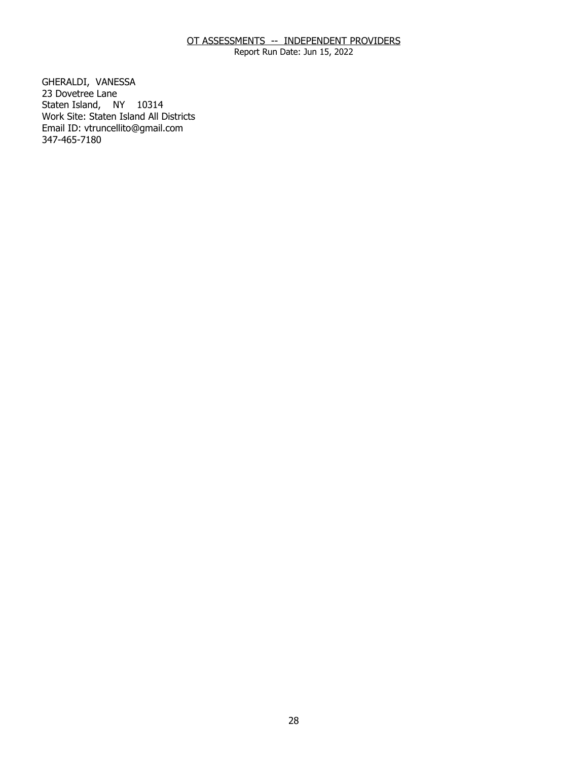GHERALDI, VANESSA
23 Dovetree Lane
Staten Island, NY 10314
Work Site: Staten Island All Districts
Email ID: vtruncellito@gmail.com
347-465-7180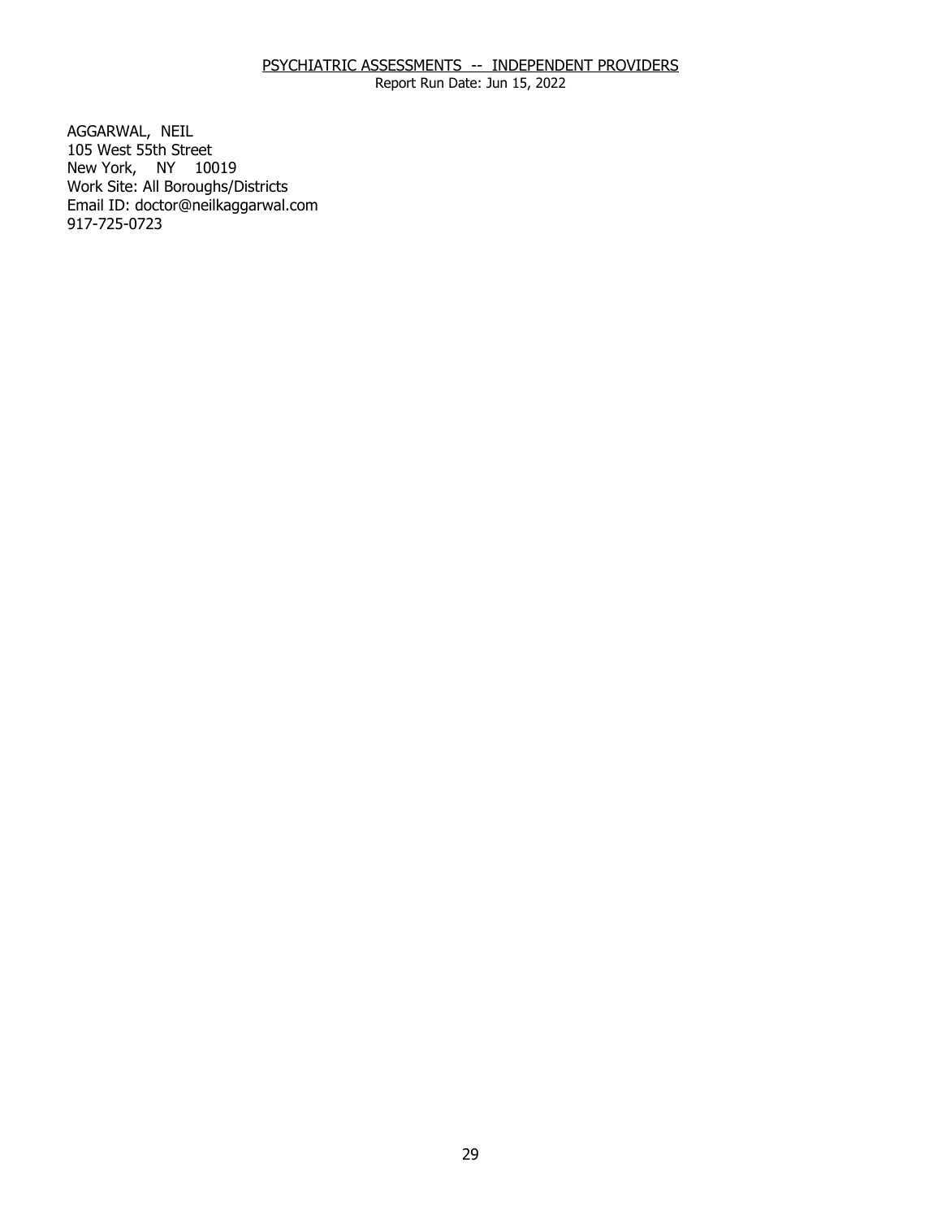PSYCHIATRIC ASSESSMENTS -- INDEPENDENT PROVIDERS
Report Run Date: Jun 15, 2022

AGGARWAL, NEIL
105 West 55th Street
New York, NY 10019
Work Site: All Boroughs/Districts
Email ID: doctor@neilkaggarwal.com
917-725-0723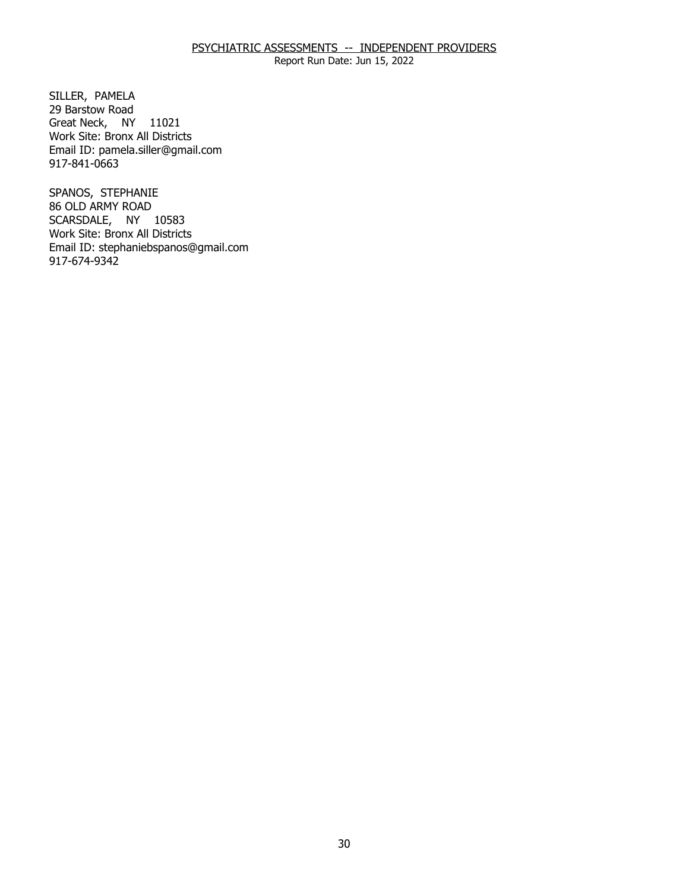PSYCHIATRIC ASSESSMENTS -- INDEPENDENT PROVIDERS

Report Run Date: Jun 15, 2022

SILLER, PAMELA
29 Barstow Road
Great Neck, NY 11021
Work Site: Bronx All Districts
Email ID: pamela.siller@gmail.com
917-841-0663

SPANOS, STEPHANIE
86 OLD ARMY ROAD
SCARSDALE, NY 10583
Work Site: Bronx All Districts
Email ID: stephaniebspanos@gmail.com
917-674-9342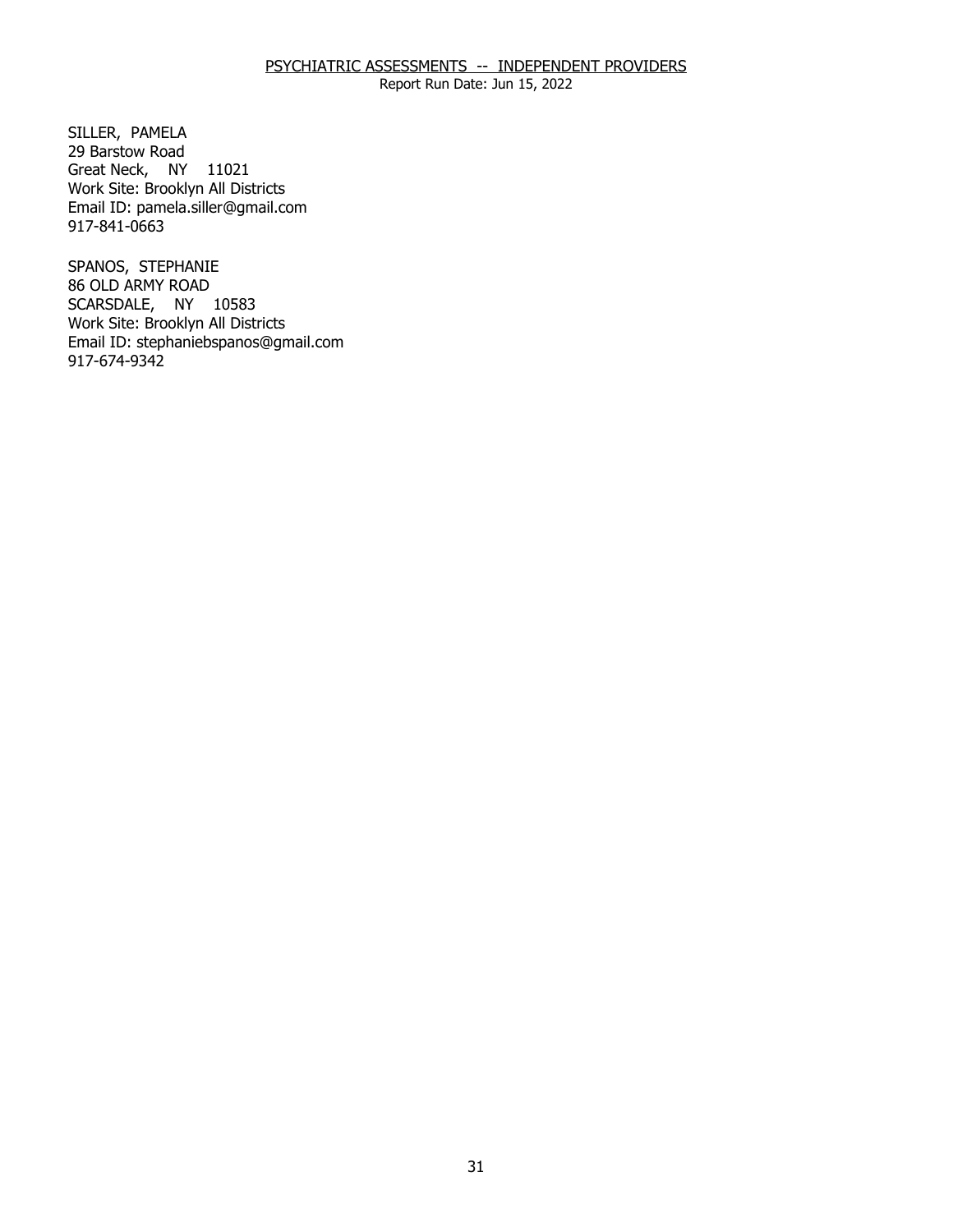SILLER, PAMELA
29 Barstow Road
Great Neck, NY 11021
Work Site: Brooklyn All Districts
Email ID: pamela.siller@gmail.com
917-841-0663

SPANOS, STEPHANIE
86 OLD ARMY ROAD
SCARSDALE, NY 10583
Work Site: Brooklyn All Districts
Email ID: stephaniebspanos@gmail.com
917-674-9342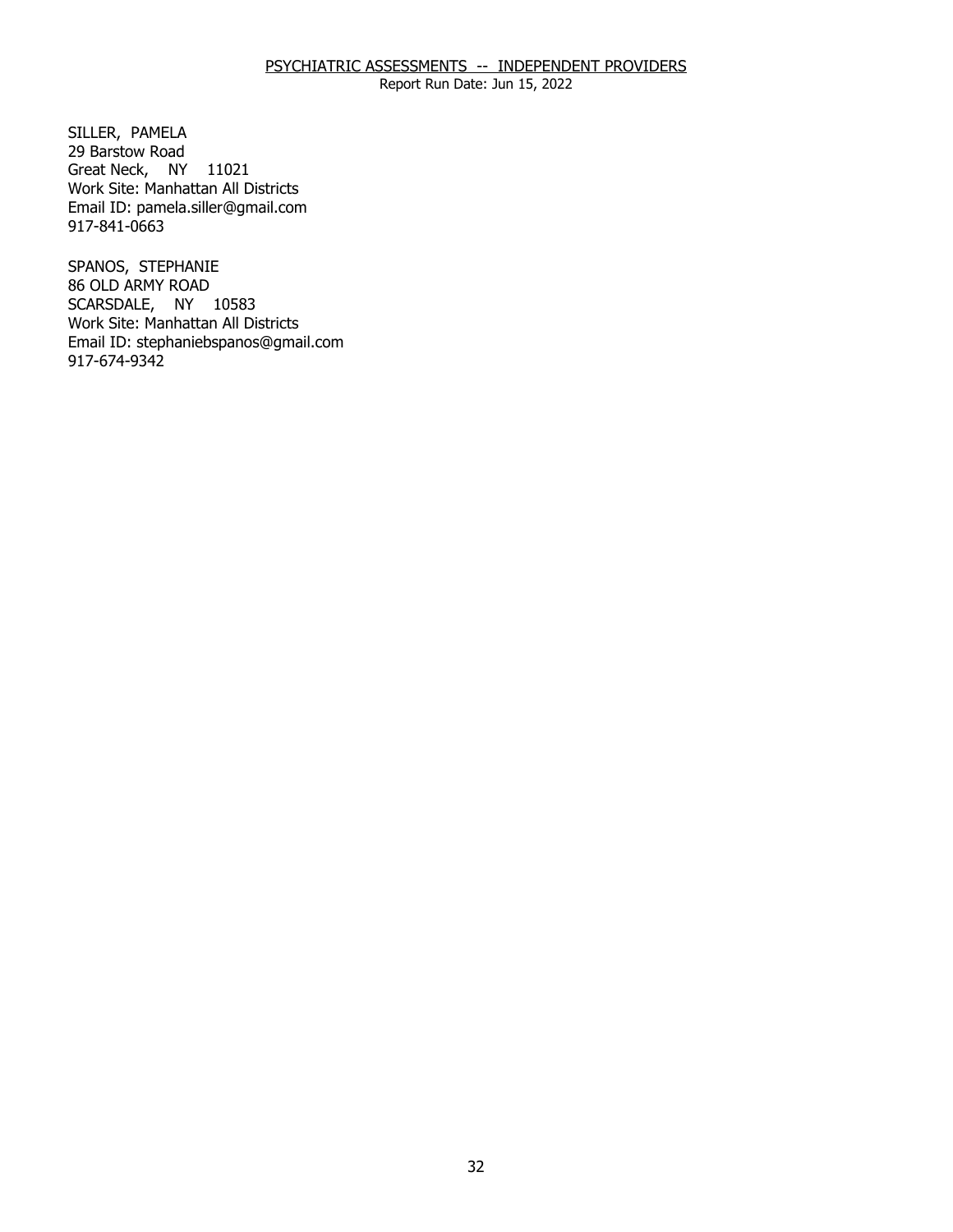## PSYCHIATRIC ASSESSMENTS -- INDEPENDENT PROVIDERS

Report Run Date: Jun 15, 2022

SILLER, PAMELA
29 Barstow Road
Great Neck, NY 11021
Work Site: Manhattan All Districts
Email ID: pamela.siller@gmail.com
917-841-0663

SPANOS, STEPHANIE
86 OLD ARMY ROAD
SCARSDALE, NY 10583
Work Site: Manhattan All Districts
Email ID: stephaniebspanos@gmail.com
917-674-9342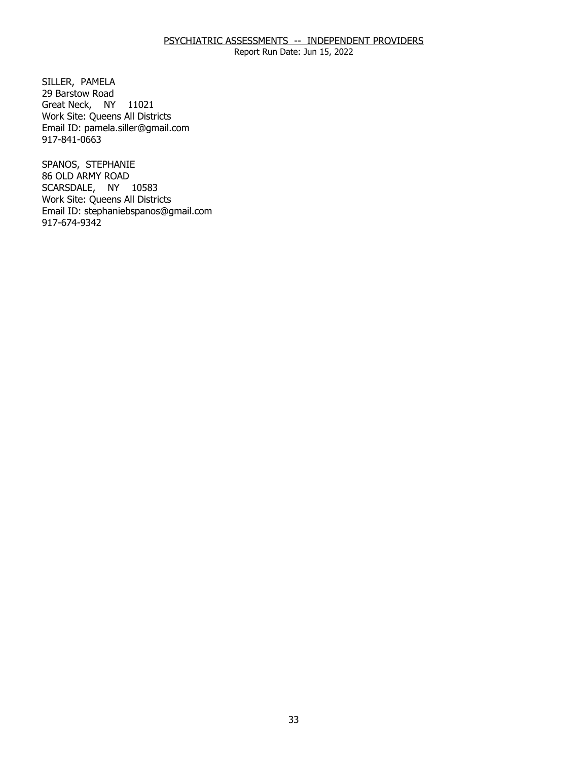PSYCHIATRIC ASSESSMENTS -- INDEPENDENT PROVIDERS

Report Run Date: Jun 15, 2022

SILLER, PAMELA
29 Barstow Road
Great Neck, NY 11021
Work Site: Queens All Districts
Email ID: pamela.siller@gmail.com
917-841-0663

SPANOS, STEPHANIE
86 OLD ARMY ROAD
SCARSDALE, NY 10583
Work Site: Queens All Districts
Email ID: stephaniebspanos@gmail.com
917-674-9342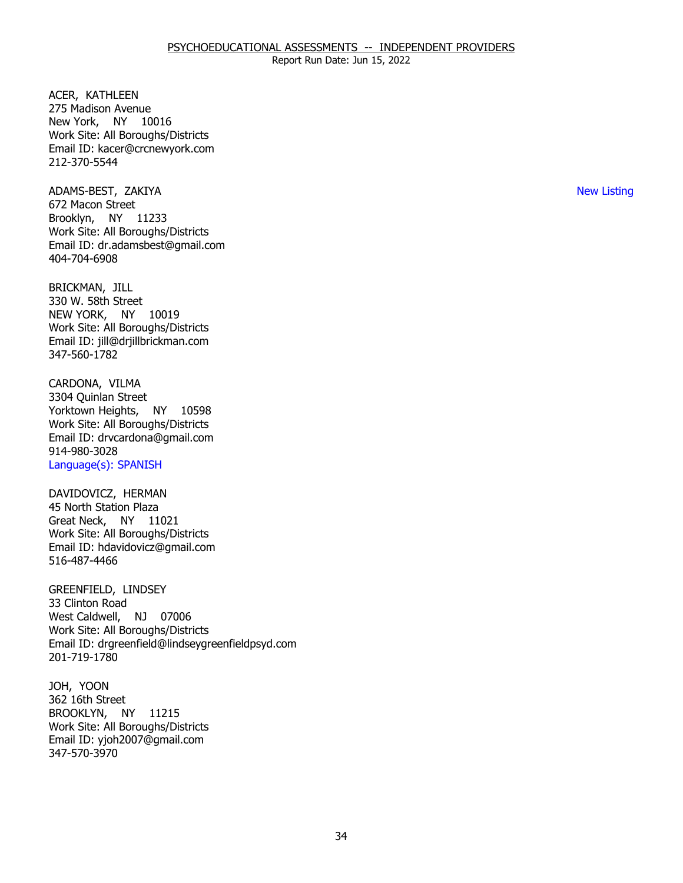PSYCHOEDUCATIONAL ASSESSMENTS -- INDEPENDENT PROVIDERS

Report Run Date: Jun 15, 2022

ACER, KATHLEEN
275 Madison Avenue
New York, NY 10016
Work Site: All Boroughs/Districts
Email ID: kacer@crcnewyork.com
212-370-5544

ADAMS-BEST, ZAKIYA
672 Macon Street
Brooklyn, NY 11233
Work Site: All Boroughs/Districts
Email ID: dr.adamsbest@gmail.com
404-704-6908

New Listing

BRICKMAN, JILL
330 W. 58th Street
NEW YORK, NY 10019
Work Site: All Boroughs/Districts
Email ID: jill@drjillbrickman.com
347-560-1782

CARDONA, VILMA
3304 Quinlan Street
Yorktown Heights, NY 10598
Work Site: All Boroughs/Districts
Email ID: drvcardona@gmail.com
914-980-3028
Language(s): SPANISH

DAVIDOVICZ, HERMAN
45 North Station Plaza
Great Neck, NY 11021
Work Site: All Boroughs/Districts
Email ID: hdavidovicz@gmail.com
516-487-4466

GREENFIELD, LINDSEY
33 Clinton Road
West Caldwell, NJ 07006
Work Site: All Boroughs/Districts
Email ID: drgreenfield@lindseygreenfieldpsyd.com
201-719-1780

JOH, YOON
362 16th Street
BROOKLYN, NY 11215
Work Site: All Boroughs/Districts
Email ID: yjoh2007@gmail.com
347-570-3970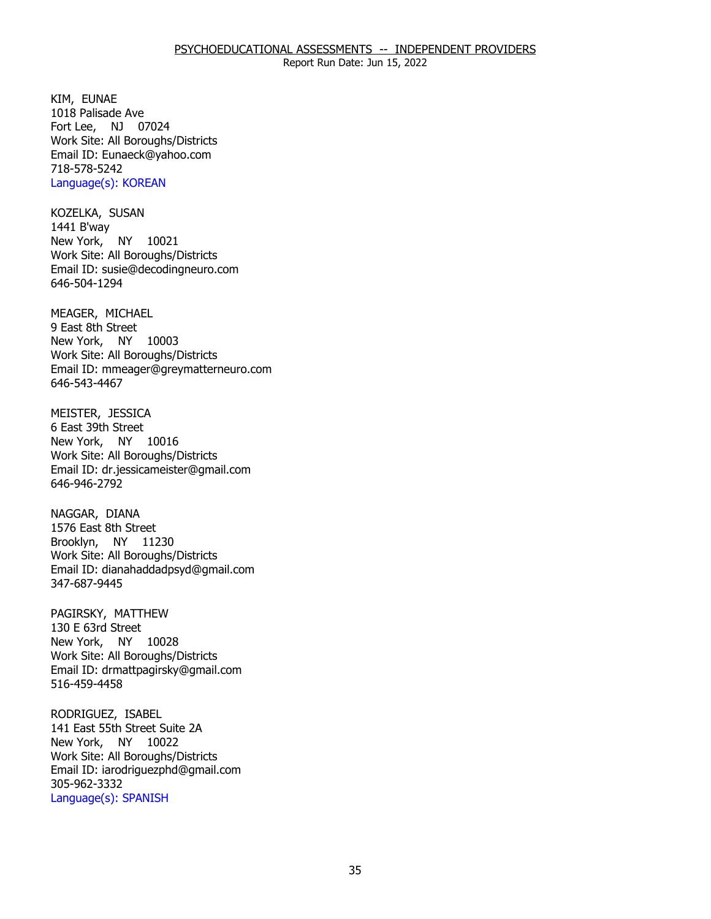KIM, EUNAE
1018 Palisade Ave
Fort Lee, NJ 07024
Work Site: All Boroughs/Districts
Email ID: Eunaeck@yahoo.com
718-578-5242
Language(s): KOREAN

KOZELKA, SUSAN
1441 B'way
New York, NY 10021
Work Site: All Boroughs/Districts
Email ID: susie@decodingneuro.com
646-504-1294

MEAGER, MICHAEL
9 East 8th Street
New York, NY 10003
Work Site: All Boroughs/Districts
Email ID: mmeager@greymatterneuro.com
646-543-4467

MEISTER, JESSICA
6 East 39th Street
New York, NY 10016
Work Site: All Boroughs/Districts
Email ID: dr.jessicameister@gmail.com
646-946-2792

NAGGAR, DIANA
1576 East 8th Street
Brooklyn, NY 11230
Work Site: All Boroughs/Districts
Email ID: dianahaddadpsyd@gmail.com
347-687-9445

PAGIRSKY, MATTHEW
130 E 63rd Street
New York, NY 10028
Work Site: All Boroughs/Districts
Email ID: drmattpagirsky@gmail.com
516-459-4458

RODRIGUEZ, ISABEL
141 East 55th Street Suite 2A
New York, NY 10022
Work Site: All Boroughs/Districts
Email ID: iarodriguezphd@gmail.com
305-962-3332
Language(s): SPANISH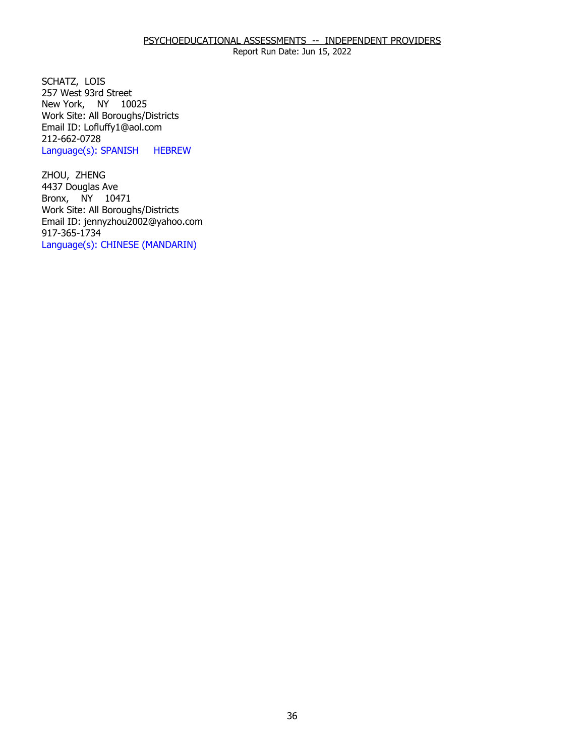PSYCHOEDUCATIONAL ASSESSMENTS -- INDEPENDENT PROVIDERS
Report Run Date: Jun 15, 2022

SCHATZ, LOIS
257 West 93rd Street
New York, NY 10025
Work Site: All Boroughs/Districts
Email ID: Lofluffy1@aol.com
212-662-0728
Language(s): SPANISH HEBREW

ZHOU, ZHENG
4437 Douglas Ave
Bronx, NY 10471
Work Site: All Boroughs/Districts
Email ID: jennyzhou2002@yahoo.com
917-365-1734
Language(s): CHINESE (MANDARIN)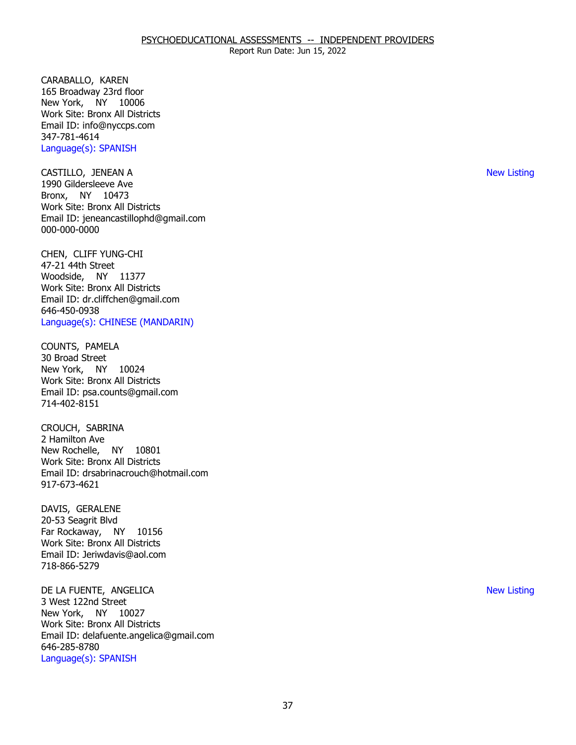CARABALLO, KAREN
165 Broadway 23rd floor
New York, NY 10006
Work Site: Bronx All Districts
Email ID: info@nyccps.com
347-781-4614
Language(s): SPANISH

CASTILLO, JENEAN A — New Listing
1990 Gildersleeve Ave
Bronx, NY 10473
Work Site: Bronx All Districts
Email ID: jeneancastillophd@gmail.com
000-000-0000

CHEN, CLIFF YUNG-CHI
47-21 44th Street
Woodside, NY 11377
Work Site: Bronx All Districts
Email ID: dr.cliffchen@gmail.com
646-450-0938
Language(s): CHINESE (MANDARIN)

COUNTS, PAMELA
30 Broad Street
New York, NY 10024
Work Site: Bronx All Districts
Email ID: psa.counts@gmail.com
714-402-8151

CROUCH, SABRINA
2 Hamilton Ave
New Rochelle, NY 10801
Work Site: Bronx All Districts
Email ID: drsabrinacrouch@hotmail.com
917-673-4621

DAVIS, GERALENE
20-53 Seagrit Blvd
Far Rockaway, NY 10156
Work Site: Bronx All Districts
Email ID: Jeriwdavis@aol.com
718-866-5279

DE LA FUENTE, ANGELICA — New Listing
3 West 122nd Street
New York, NY 10027
Work Site: Bronx All Districts
Email ID: delafuente.angelica@gmail.com
646-285-8780
Language(s): SPANISH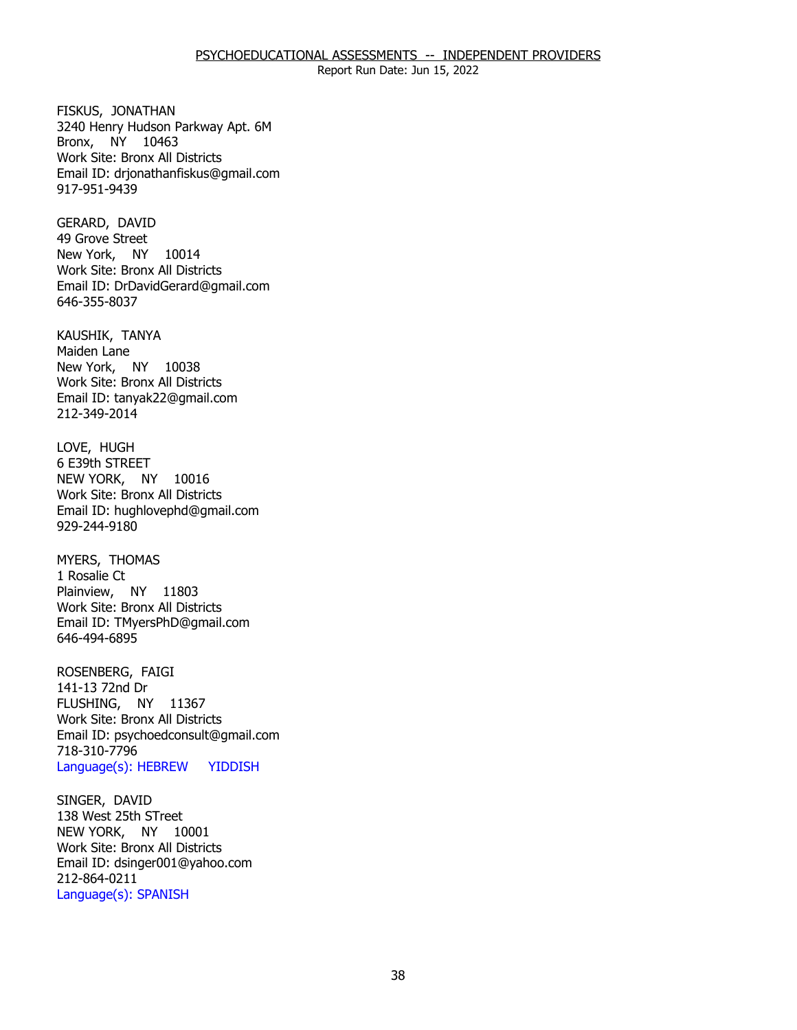PSYCHOEDUCATIONAL ASSESSMENTS -- INDEPENDENT PROVIDERS

Report Run Date: Jun 15, 2022

FISKUS, JONATHAN
3240 Henry Hudson Parkway Apt. 6M
Bronx, NY 10463
Work Site: Bronx All Districts
Email ID: drjonathanfiskus@gmail.com
917-951-9439

GERARD, DAVID
49 Grove Street
New York, NY 10014
Work Site: Bronx All Districts
Email ID: DrDavidGerard@gmail.com
646-355-8037

KAUSHIK, TANYA
Maiden Lane
New York, NY 10038
Work Site: Bronx All Districts
Email ID: tanyak22@gmail.com
212-349-2014

LOVE, HUGH
6 E39th STREET
NEW YORK, NY 10016
Work Site: Bronx All Districts
Email ID: hughlovephd@gmail.com
929-244-9180

MYERS, THOMAS
1 Rosalie Ct
Plainview, NY 11803
Work Site: Bronx All Districts
Email ID: TMyersPhD@gmail.com
646-494-6895

ROSENBERG, FAIGI
141-13 72nd Dr
FLUSHING, NY 11367
Work Site: Bronx All Districts
Email ID: psychoedconsult@gmail.com
718-310-7796
Language(s): HEBREW YIDDISH

SINGER, DAVID
138 West 25th STreet
NEW YORK, NY 10001
Work Site: Bronx All Districts
Email ID: dsinger001@yahoo.com
212-864-0211
Language(s): SPANISH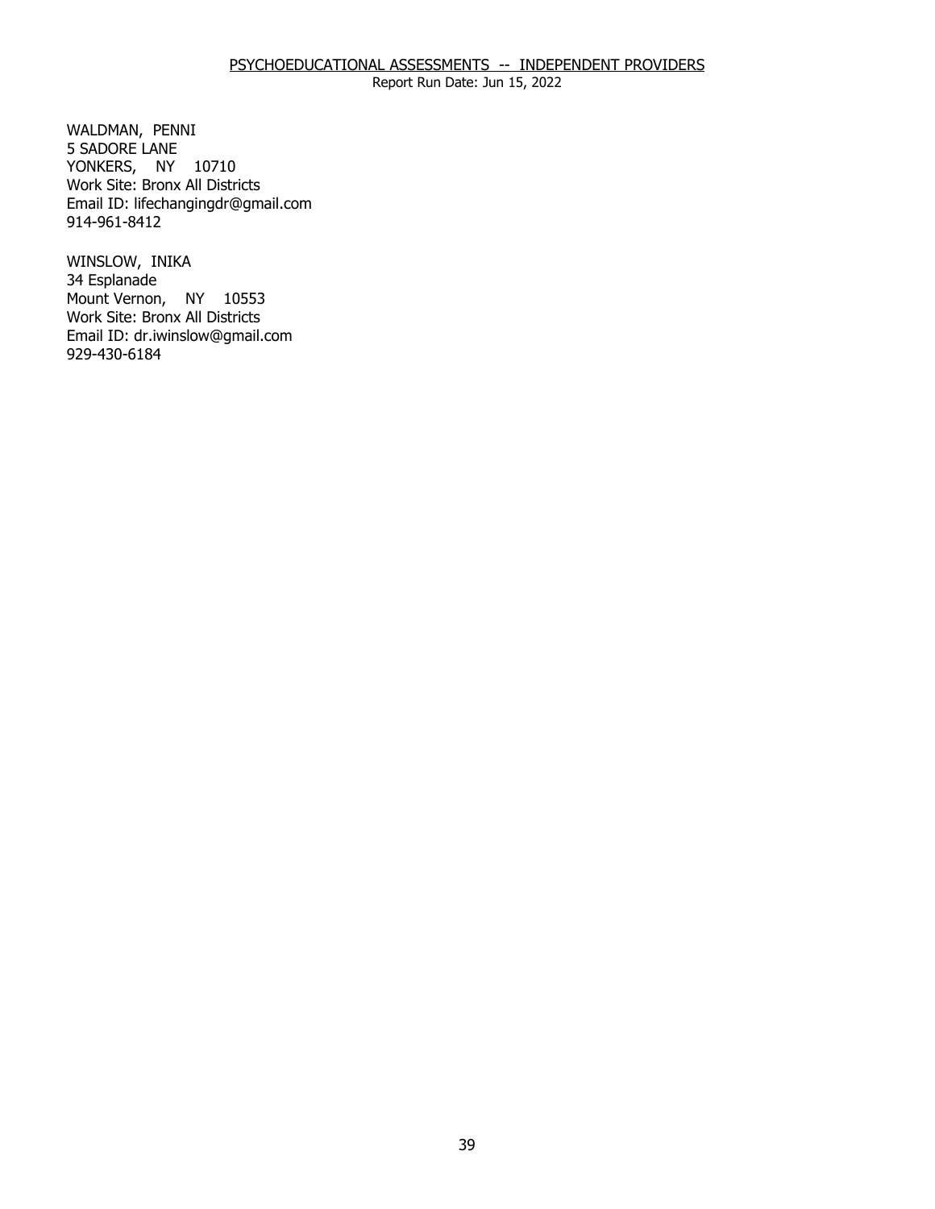WALDMAN, PENNI
5 SADORE LANE
YONKERS, NY 10710
Work Site: Bronx All Districts
Email ID: lifechangingdr@gmail.com
914-961-8412

WINSLOW, INIKA
34 Esplanade
Mount Vernon, NY 10553
Work Site: Bronx All Districts
Email ID: dr.iwinslow@gmail.com
929-430-6184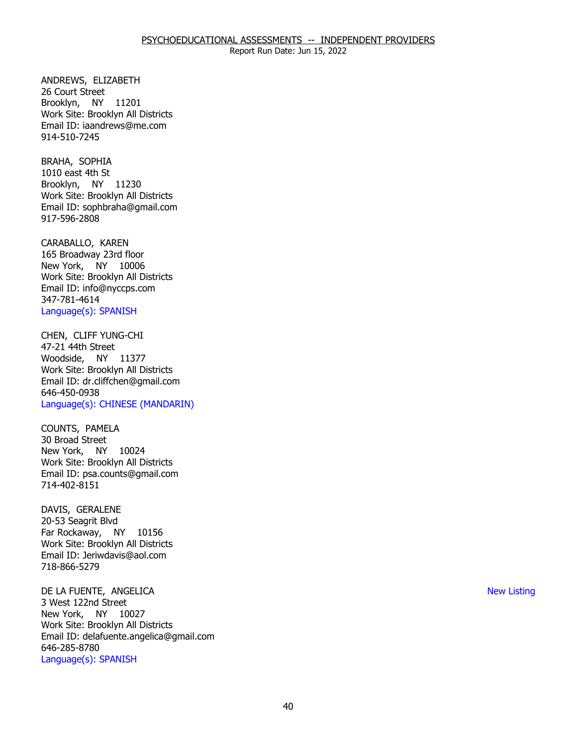ANDREWS, ELIZABETH
26 Court Street
Brooklyn, NY 11201
Work Site: Brooklyn All Districts
Email ID: iaandrews@me.com
914-510-7245

BRAHA, SOPHIA
1010 east 4th St
Brooklyn, NY 11230
Work Site: Brooklyn All Districts
Email ID: sophbraha@gmail.com
917-596-2808

CARABALLO, KAREN
165 Broadway 23rd floor
New York, NY 10006
Work Site: Brooklyn All Districts
Email ID: info@nyccps.com
347-781-4614
Language(s): SPANISH

CHEN, CLIFF YUNG-CHI
47-21 44th Street
Woodside, NY 11377
Work Site: Brooklyn All Districts
Email ID: dr.cliffchen@gmail.com
646-450-0938
Language(s): CHINESE (MANDARIN)

COUNTS, PAMELA
30 Broad Street
New York, NY 10024
Work Site: Brooklyn All Districts
Email ID: psa.counts@gmail.com
714-402-8151

DAVIS, GERALENE
20-53 Seagrit Blvd
Far Rockaway, NY 10156
Work Site: Brooklyn All Districts
Email ID: Jeriwdavis@aol.com
718-866-5279

DE LA FUENTE, ANGELICA — New Listing
3 West 122nd Street
New York, NY 10027
Work Site: Brooklyn All Districts
Email ID: delafuente.angelica@gmail.com
646-285-8780
Language(s): SPANISH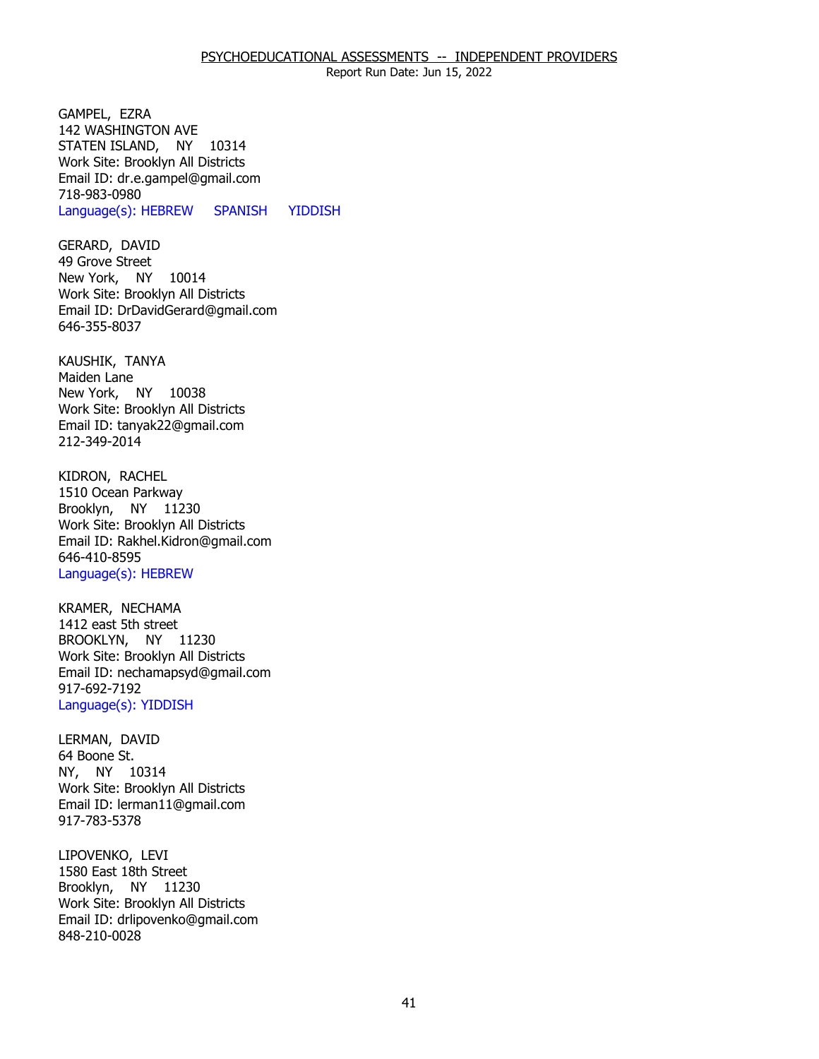GAMPEL, EZRA
142 WASHINGTON AVE
STATEN ISLAND, NY 10314
Work Site: Brooklyn All Districts
Email ID: dr.e.gampel@gmail.com
718-983-0980
Language(s): HEBREW SPANISH YIDDISH

GERARD, DAVID
49 Grove Street
New York, NY 10014
Work Site: Brooklyn All Districts
Email ID: DrDavidGerard@gmail.com
646-355-8037

KAUSHIK, TANYA
Maiden Lane
New York, NY 10038
Work Site: Brooklyn All Districts
Email ID: tanyak22@gmail.com
212-349-2014

KIDRON, RACHEL
1510 Ocean Parkway
Brooklyn, NY 11230
Work Site: Brooklyn All Districts
Email ID: Rakhel.Kidron@gmail.com
646-410-8595
Language(s): HEBREW

KRAMER, NECHAMA
1412 east 5th street
BROOKLYN, NY 11230
Work Site: Brooklyn All Districts
Email ID: nechamapsyd@gmail.com
917-692-7192
Language(s): YIDDISH

LERMAN, DAVID
64 Boone St.
NY, NY 10314
Work Site: Brooklyn All Districts
Email ID: lerman11@gmail.com
917-783-5378

LIPOVENKO, LEVI
1580 East 18th Street
Brooklyn, NY 11230
Work Site: Brooklyn All Districts
Email ID: drlipovenko@gmail.com
848-210-0028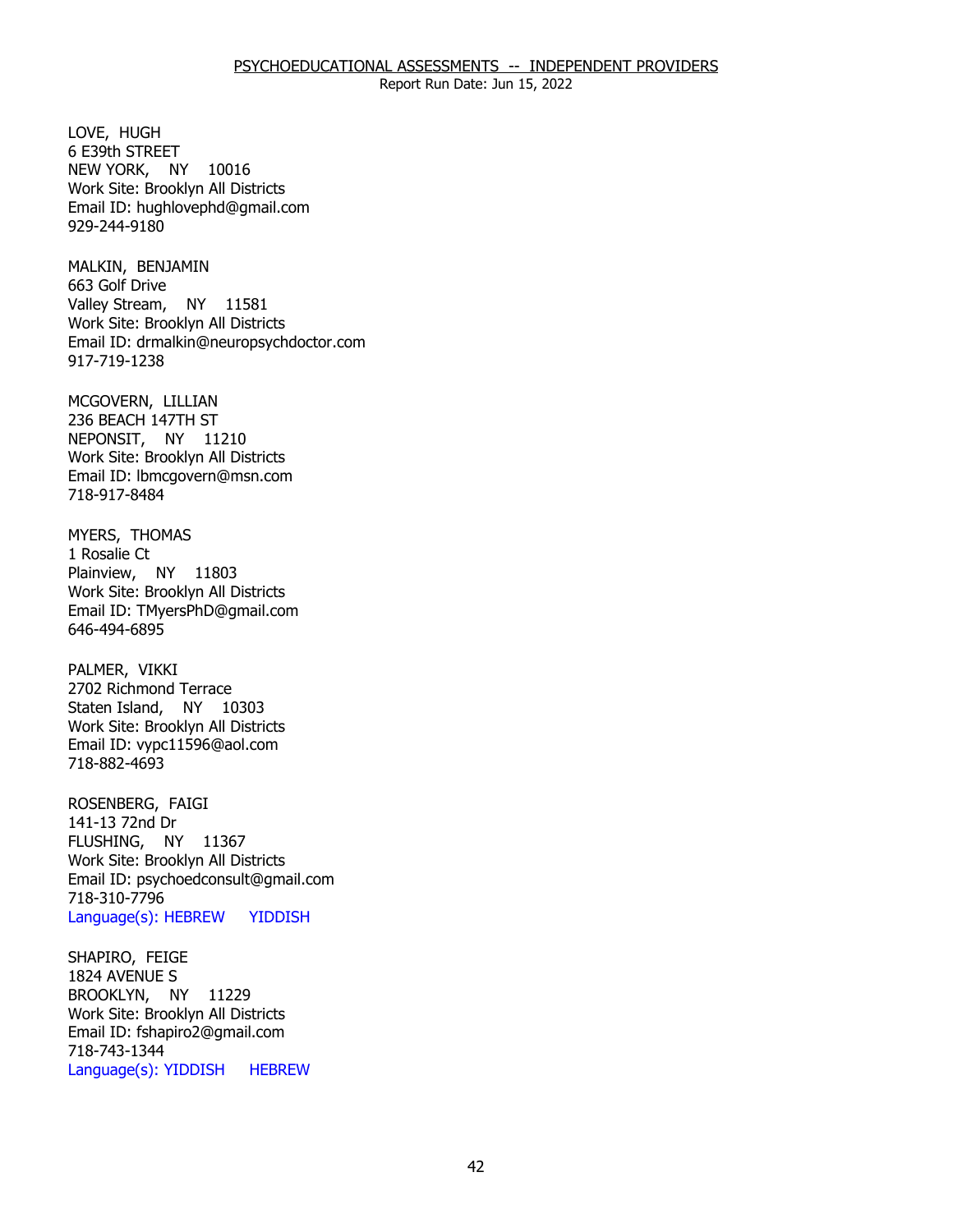PSYCHOEDUCATIONAL ASSESSMENTS -- INDEPENDENT PROVIDERS
Report Run Date: Jun 15, 2022

LOVE, HUGH
6 E39th STREET
NEW YORK, NY 10016
Work Site: Brooklyn All Districts
Email ID: hughlovephd@gmail.com
929-244-9180

MALKIN, BENJAMIN
663 Golf Drive
Valley Stream, NY 11581
Work Site: Brooklyn All Districts
Email ID: drmalkin@neuropsychdoctor.com
917-719-1238

MCGOVERN, LILLIAN
236 BEACH 147TH ST
NEPONSIT, NY 11210
Work Site: Brooklyn All Districts
Email ID: lbmcgovern@msn.com
718-917-8484

MYERS, THOMAS
1 Rosalie Ct
Plainview, NY 11803
Work Site: Brooklyn All Districts
Email ID: TMyersPhD@gmail.com
646-494-6895

PALMER, VIKKI
2702 Richmond Terrace
Staten Island, NY 10303
Work Site: Brooklyn All Districts
Email ID: vypc11596@aol.com
718-882-4693

ROSENBERG, FAIGI
141-13 72nd Dr
FLUSHING, NY 11367
Work Site: Brooklyn All Districts
Email ID: psychoedconsult@gmail.com
718-310-7796
Language(s): HEBREW YIDDISH

SHAPIRO, FEIGE
1824 AVENUE S
BROOKLYN, NY 11229
Work Site: Brooklyn All Districts
Email ID: fshapiro2@gmail.com
718-743-1344
Language(s): YIDDISH HEBREW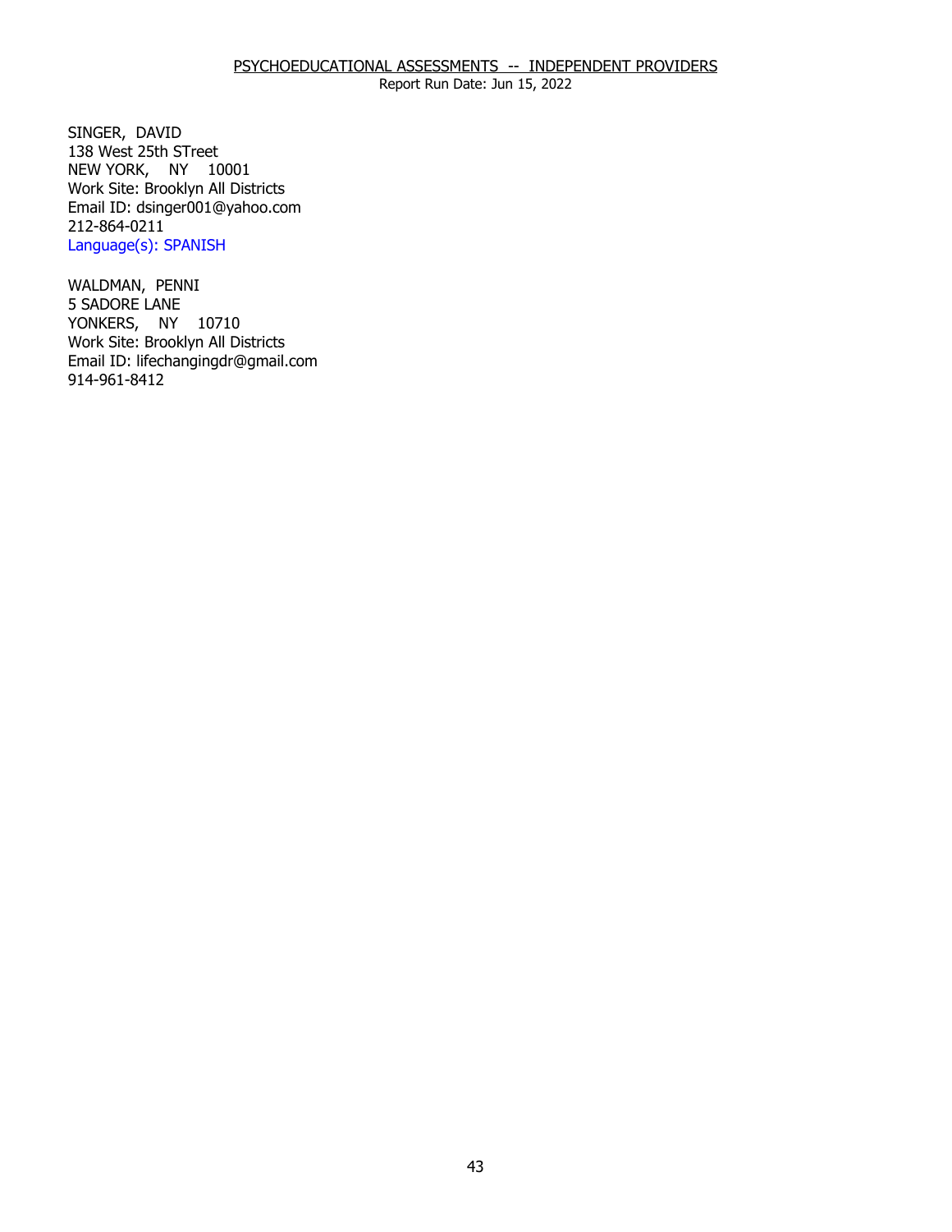PSYCHOEDUCATIONAL ASSESSMENTS -- INDEPENDENT PROVIDERS

Report Run Date: Jun 15, 2022

SINGER, DAVID
138 West 25th STreet
NEW YORK, NY 10001
Work Site: Brooklyn All Districts
Email ID: dsinger001@yahoo.com
212-864-0211
Language(s): SPANISH

WALDMAN, PENNI
5 SADORE LANE
YONKERS, NY 10710
Work Site: Brooklyn All Districts
Email ID: lifechangingdr@gmail.com
914-961-8412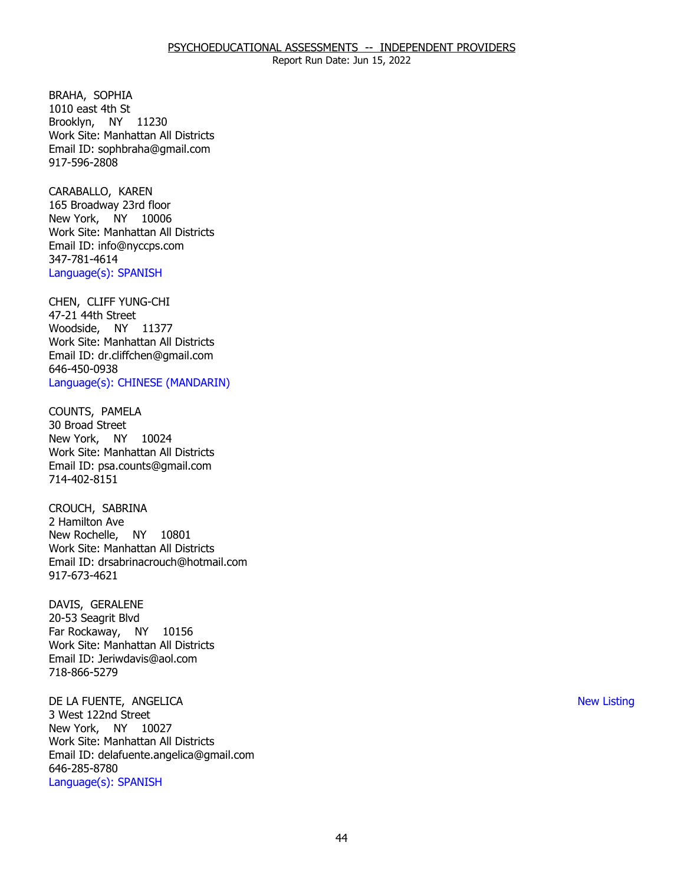BRAHA, SOPHIA
1010 east 4th St
Brooklyn, NY 11230
Work Site: Manhattan All Districts
Email ID: sophbraha@gmail.com
917-596-2808

CARABALLO, KAREN
165 Broadway 23rd floor
New York, NY 10006
Work Site: Manhattan All Districts
Email ID: info@nyccps.com
347-781-4614
Language(s): SPANISH

CHEN, CLIFF YUNG-CHI
47-21 44th Street
Woodside, NY 11377
Work Site: Manhattan All Districts
Email ID: dr.cliffchen@gmail.com
646-450-0938
Language(s): CHINESE (MANDARIN)

COUNTS, PAMELA
30 Broad Street
New York, NY 10024
Work Site: Manhattan All Districts
Email ID: psa.counts@gmail.com
714-402-8151

CROUCH, SABRINA
2 Hamilton Ave
New Rochelle, NY 10801
Work Site: Manhattan All Districts
Email ID: drsabrinacrouch@hotmail.com
917-673-4621

DAVIS, GERALENE
20-53 Seagrit Blvd
Far Rockaway, NY 10156
Work Site: Manhattan All Districts
Email ID: Jeriwdavis@aol.com
718-866-5279

DE LA FUENTE, ANGELICA — New Listing
3 West 122nd Street
New York, NY 10027
Work Site: Manhattan All Districts
Email ID: delafuente.angelica@gmail.com
646-285-8780
Language(s): SPANISH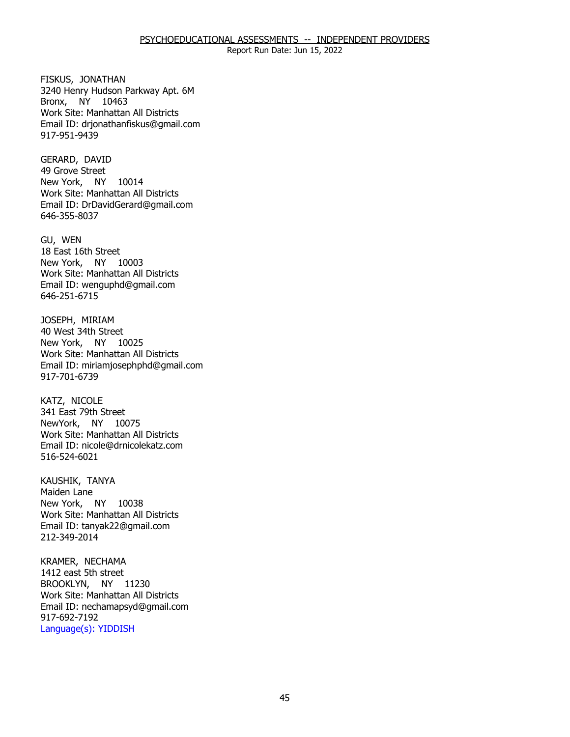FISKUS, JONATHAN
3240 Henry Hudson Parkway Apt. 6M
Bronx, NY 10463
Work Site: Manhattan All Districts
Email ID: drjonathanfiskus@gmail.com
917-951-9439

GERARD, DAVID
49 Grove Street
New York, NY 10014
Work Site: Manhattan All Districts
Email ID: DrDavidGerard@gmail.com
646-355-8037

GU, WEN
18 East 16th Street
New York, NY 10003
Work Site: Manhattan All Districts
Email ID: wenguphd@gmail.com
646-251-6715

JOSEPH, MIRIAM
40 West 34th Street
New York, NY 10025
Work Site: Manhattan All Districts
Email ID: miriamjosephphd@gmail.com
917-701-6739

KATZ, NICOLE
341 East 79th Street
NewYork, NY 10075
Work Site: Manhattan All Districts
Email ID: nicole@drnicolekatz.com
516-524-6021

KAUSHIK, TANYA
Maiden Lane
New York, NY 10038
Work Site: Manhattan All Districts
Email ID: tanyak22@gmail.com
212-349-2014

KRAMER, NECHAMA
1412 east 5th street
BROOKLYN, NY 11230
Work Site: Manhattan All Districts
Email ID: nechamapsyd@gmail.com
917-692-7192
Language(s): YIDDISH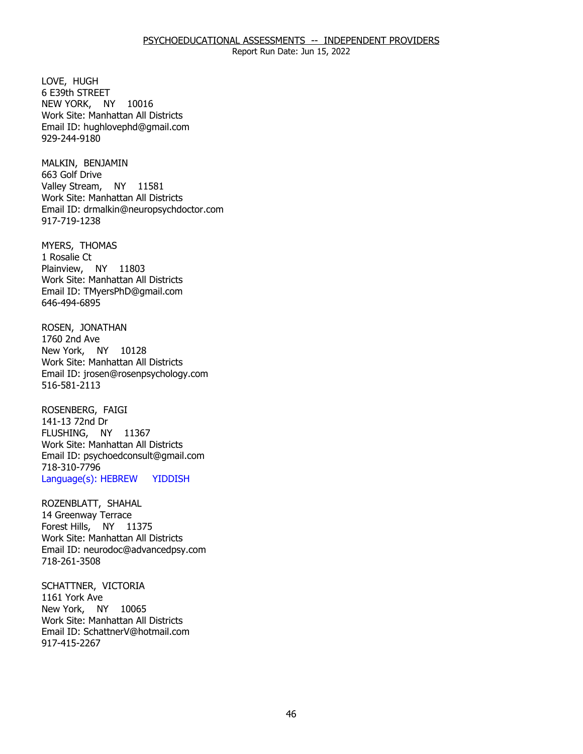PSYCHOEDUCATIONAL ASSESSMENTS -- INDEPENDENT PROVIDERS

Report Run Date: Jun 15, 2022

LOVE, HUGH
6 E39th STREET
NEW YORK, NY 10016
Work Site: Manhattan All Districts
Email ID: hughlovephd@gmail.com
929-244-9180

MALKIN, BENJAMIN
663 Golf Drive
Valley Stream, NY 11581
Work Site: Manhattan All Districts
Email ID: drmalkin@neuropsychdoctor.com
917-719-1238

MYERS, THOMAS
1 Rosalie Ct
Plainview, NY 11803
Work Site: Manhattan All Districts
Email ID: TMyersPhD@gmail.com
646-494-6895

ROSEN, JONATHAN
1760 2nd Ave
New York, NY 10128
Work Site: Manhattan All Districts
Email ID: jrosen@rosenpsychology.com
516-581-2113

ROSENBERG, FAIGI
141-13 72nd Dr
FLUSHING, NY 11367
Work Site: Manhattan All Districts
Email ID: psychoedconsult@gmail.com
718-310-7796
Language(s): HEBREW YIDDISH

ROZENBLATT, SHAHAL
14 Greenway Terrace
Forest Hills, NY 11375
Work Site: Manhattan All Districts
Email ID: neurodoc@advancedpsy.com
718-261-3508

SCHATTNER, VICTORIA
1161 York Ave
New York, NY 10065
Work Site: Manhattan All Districts
Email ID: SchattnerV@hotmail.com
917-415-2267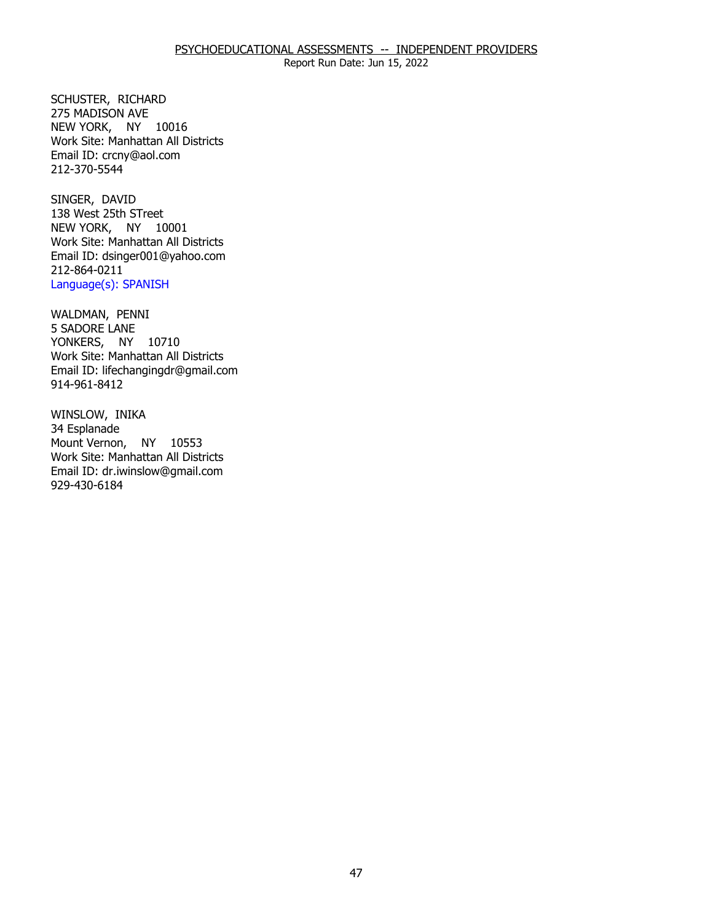SCHUSTER, RICHARD
275 MADISON AVE
NEW YORK, NY 10016
Work Site: Manhattan All Districts
Email ID: crcny@aol.com
212-370-5544

SINGER, DAVID
138 West 25th STreet
NEW YORK, NY 10001
Work Site: Manhattan All Districts
Email ID: dsinger001@yahoo.com
212-864-0211
Language(s): SPANISH

WALDMAN, PENNI
5 SADORE LANE
YONKERS, NY 10710
Work Site: Manhattan All Districts
Email ID: lifechangingdr@gmail.com
914-961-8412

WINSLOW, INIKA
34 Esplanade
Mount Vernon, NY 10553
Work Site: Manhattan All Districts
Email ID: dr.iwinslow@gmail.com
929-430-6184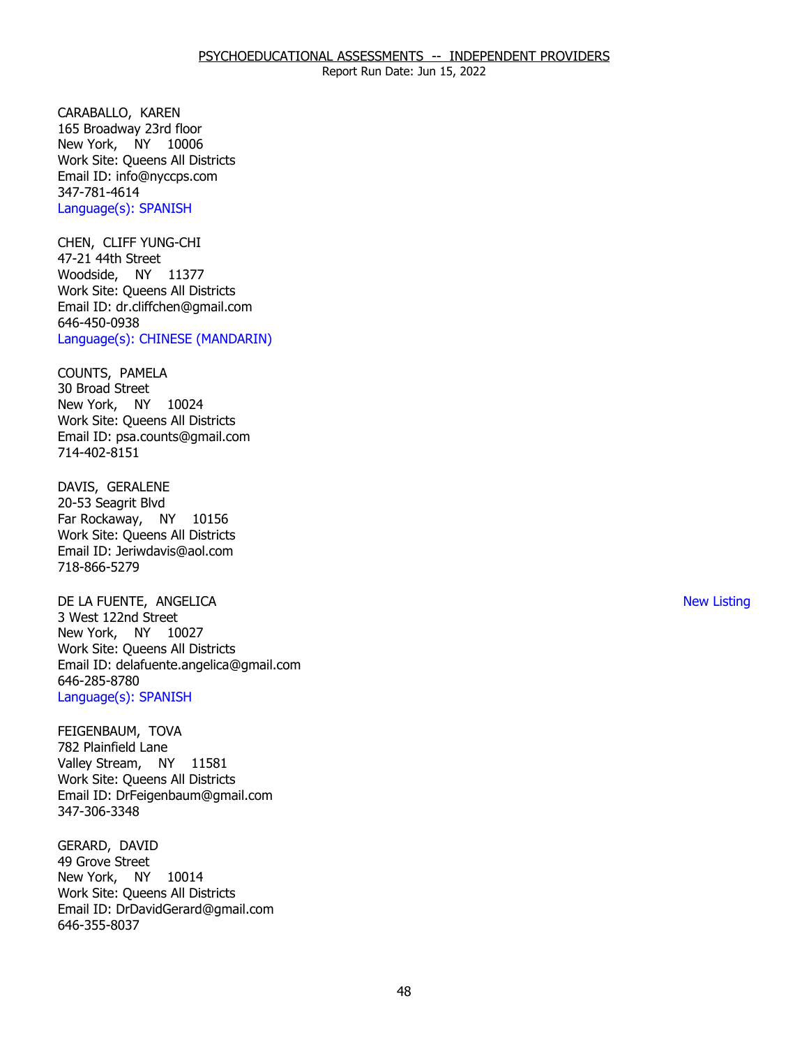CARABALLO, KAREN
165 Broadway 23rd floor
New York, NY 10006
Work Site: Queens All Districts
Email ID: info@nyccps.com
347-781-4614
Language(s): SPANISH

CHEN, CLIFF YUNG-CHI
47-21 44th Street
Woodside, NY 11377
Work Site: Queens All Districts
Email ID: dr.cliffchen@gmail.com
646-450-0938
Language(s): CHINESE (MANDARIN)

COUNTS, PAMELA
30 Broad Street
New York, NY 10024
Work Site: Queens All Districts
Email ID: psa.counts@gmail.com
714-402-8151

DAVIS, GERALENE
20-53 Seagrit Blvd
Far Rockaway, NY 10156
Work Site: Queens All Districts
Email ID: Jeriwdavis@aol.com
718-866-5279

DE LA FUENTE, ANGELICA — New Listing
3 West 122nd Street
New York, NY 10027
Work Site: Queens All Districts
Email ID: delafuente.angelica@gmail.com
646-285-8780
Language(s): SPANISH

FEIGENBAUM, TOVA
782 Plainfield Lane
Valley Stream, NY 11581
Work Site: Queens All Districts
Email ID: DrFeigenbaum@gmail.com
347-306-3348

GERARD, DAVID
49 Grove Street
New York, NY 10014
Work Site: Queens All Districts
Email ID: DrDavidGerard@gmail.com
646-355-8037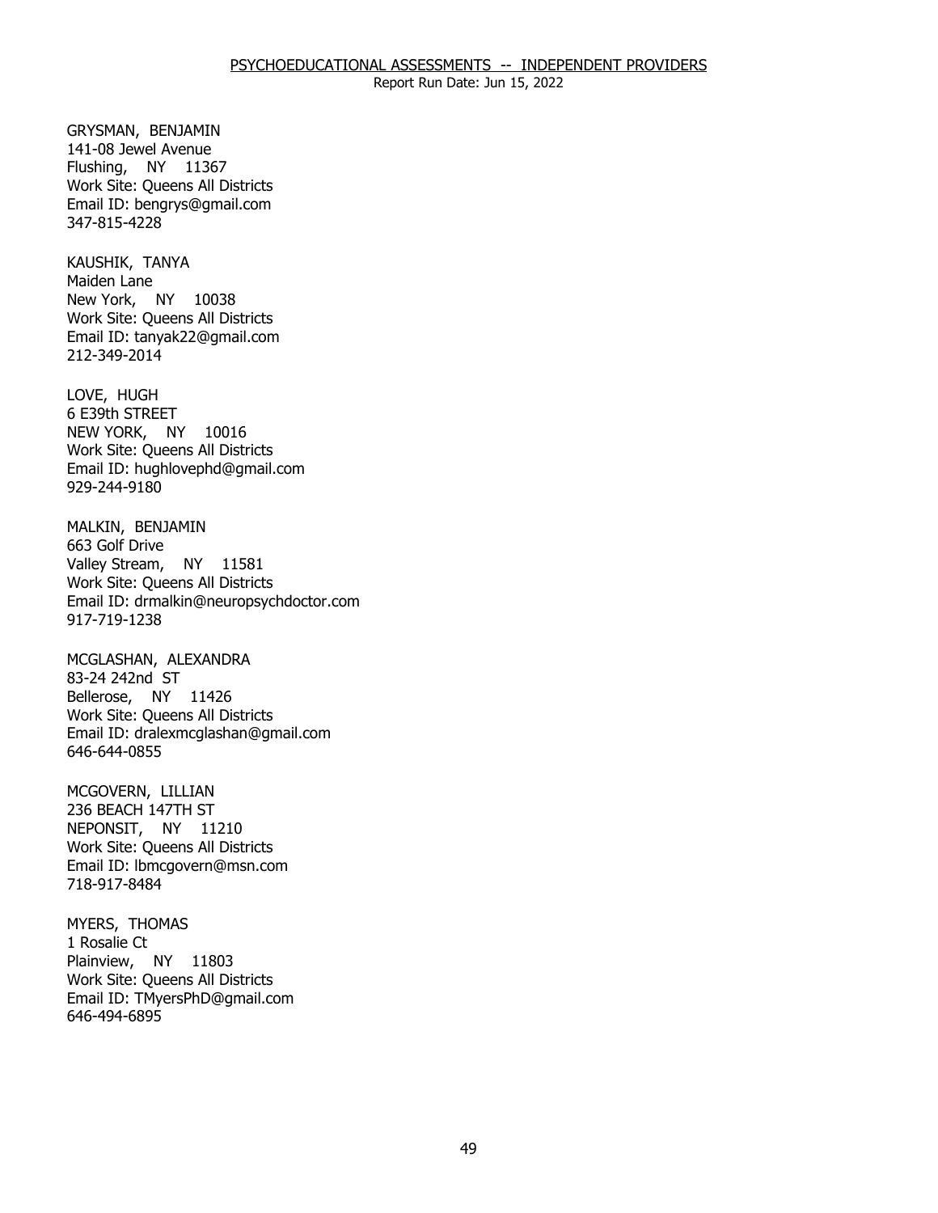GRYSMAN, BENJAMIN
141-08 Jewel Avenue
Flushing, NY 11367
Work Site: Queens All Districts
Email ID: bengrys@gmail.com
347-815-4228

KAUSHIK, TANYA
Maiden Lane
New York, NY 10038
Work Site: Queens All Districts
Email ID: tanyak22@gmail.com
212-349-2014

LOVE, HUGH
6 E39th STREET
NEW YORK, NY 10016
Work Site: Queens All Districts
Email ID: hughlovephd@gmail.com
929-244-9180

MALKIN, BENJAMIN
663 Golf Drive
Valley Stream, NY 11581
Work Site: Queens All Districts
Email ID: drmalkin@neuropsychdoctor.com
917-719-1238

MCGLASHAN, ALEXANDRA
83-24 242nd ST
Bellerose, NY 11426
Work Site: Queens All Districts
Email ID: dralexmcglashan@gmail.com
646-644-0855

MCGOVERN, LILLIAN
236 BEACH 147TH ST
NEPONSIT, NY 11210
Work Site: Queens All Districts
Email ID: lbmcgovern@msn.com
718-917-8484

MYERS, THOMAS
1 Rosalie Ct
Plainview, NY 11803
Work Site: Queens All Districts
Email ID: TMyersPhD@gmail.com
646-494-6895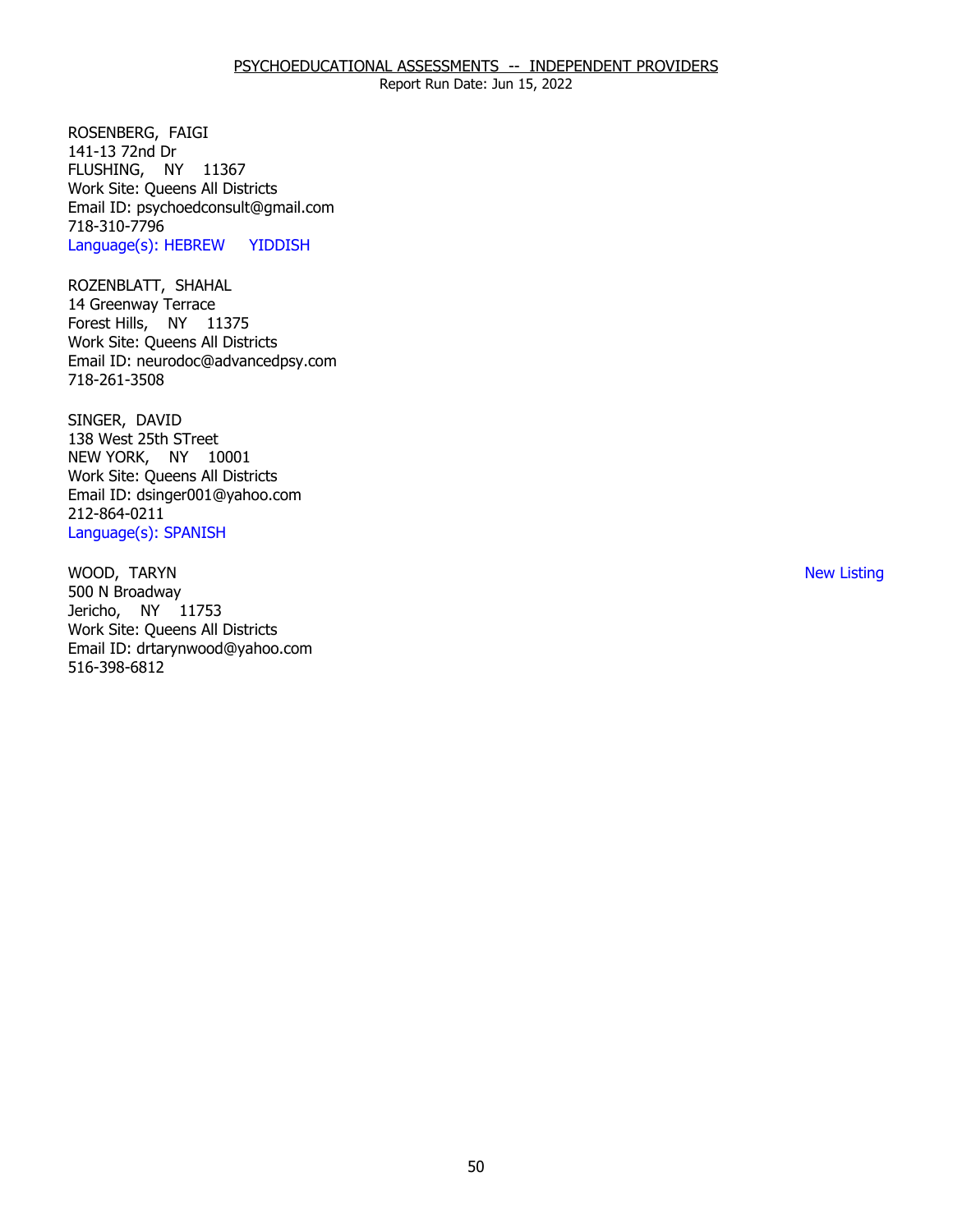ROSENBERG, FAIGI
141-13 72nd Dr
FLUSHING, NY 11367
Work Site: Queens All Districts
Email ID: psychoedconsult@gmail.com
718-310-7796
Language(s): HEBREW YIDDISH

ROZENBLATT, SHAHAL
14 Greenway Terrace
Forest Hills, NY 11375
Work Site: Queens All Districts
Email ID: neurodoc@advancedpsy.com
718-261-3508

SINGER, DAVID
138 West 25th STreet
NEW YORK, NY 10001
Work Site: Queens All Districts
Email ID: dsinger001@yahoo.com
212-864-0211
Language(s): SPANISH

WOOD, TARYN — New Listing
500 N Broadway
Jericho, NY 11753
Work Site: Queens All Districts
Email ID: drtarynwood@yahoo.com
516-398-6812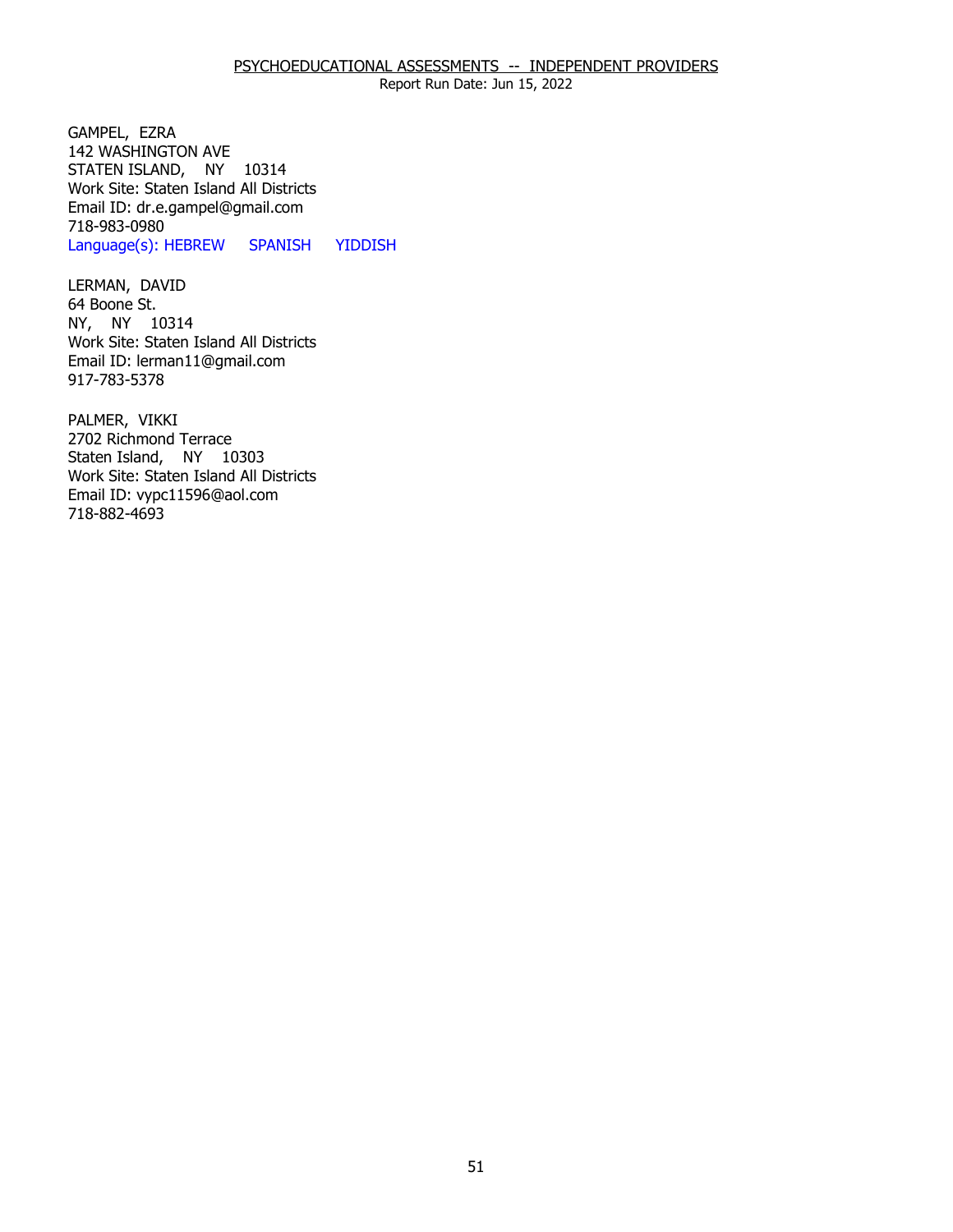PSYCHOEDUCATIONAL ASSESSMENTS -- INDEPENDENT PROVIDERS
Report Run Date: Jun 15, 2022

GAMPEL, EZRA
142 WASHINGTON AVE
STATEN ISLAND, NY 10314
Work Site: Staten Island All Districts
Email ID: dr.e.gampel@gmail.com
718-983-0980
Language(s): HEBREW SPANISH YIDDISH

LERMAN, DAVID
64 Boone St.
NY, NY 10314
Work Site: Staten Island All Districts
Email ID: lerman11@gmail.com
917-783-5378

PALMER, VIKKI
2702 Richmond Terrace
Staten Island, NY 10303
Work Site: Staten Island All Districts
Email ID: vypc11596@aol.com
718-882-4693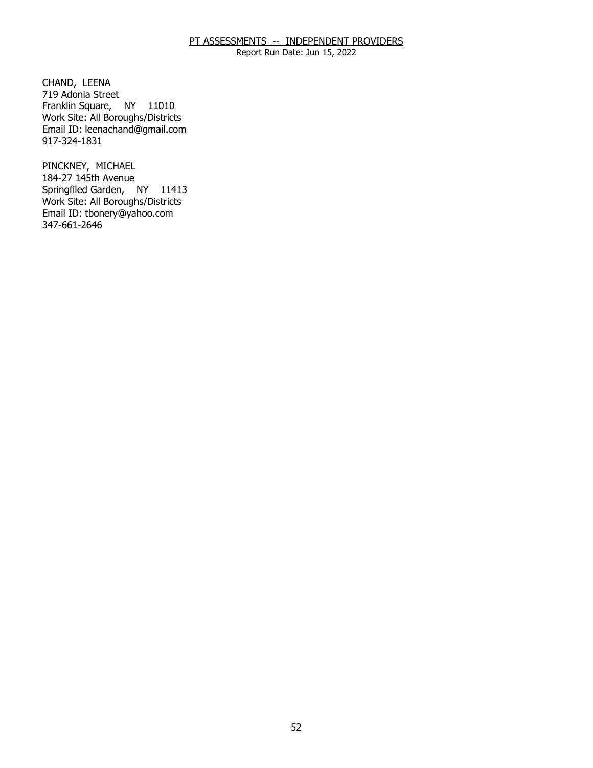PT ASSESSMENTS -- INDEPENDENT PROVIDERS

Report Run Date: Jun 15, 2022

CHAND, LEENA
719 Adonia Street
Franklin Square, NY 11010
Work Site: All Boroughs/Districts
Email ID: leenachand@gmail.com
917-324-1831

PINCKNEY, MICHAEL
184-27 145th Avenue
Springfiled Garden, NY 11413
Work Site: All Boroughs/Districts
Email ID: tbonery@yahoo.com
347-661-2646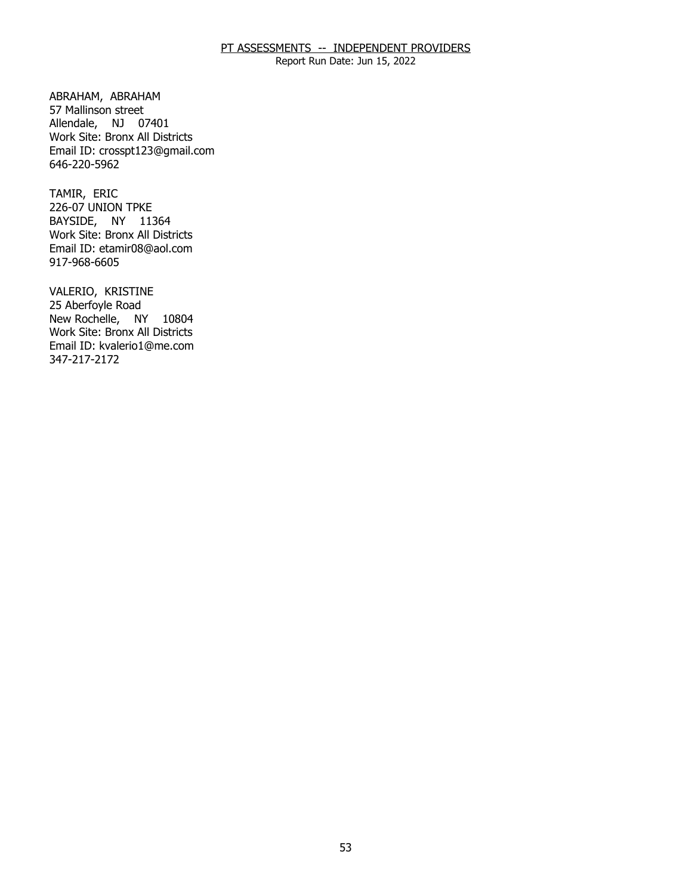ABRAHAM, ABRAHAM
57 Mallinson street
Allendale, NJ 07401
Work Site: Bronx All Districts
Email ID: crosspt123@gmail.com
646-220-5962

TAMIR, ERIC
226-07 UNION TPKE
BAYSIDE, NY 11364
Work Site: Bronx All Districts
Email ID: etamir08@aol.com
917-968-6605

VALERIO, KRISTINE
25 Aberfoyle Road
New Rochelle, NY 10804
Work Site: Bronx All Districts
Email ID: kvalerio1@me.com
347-217-2172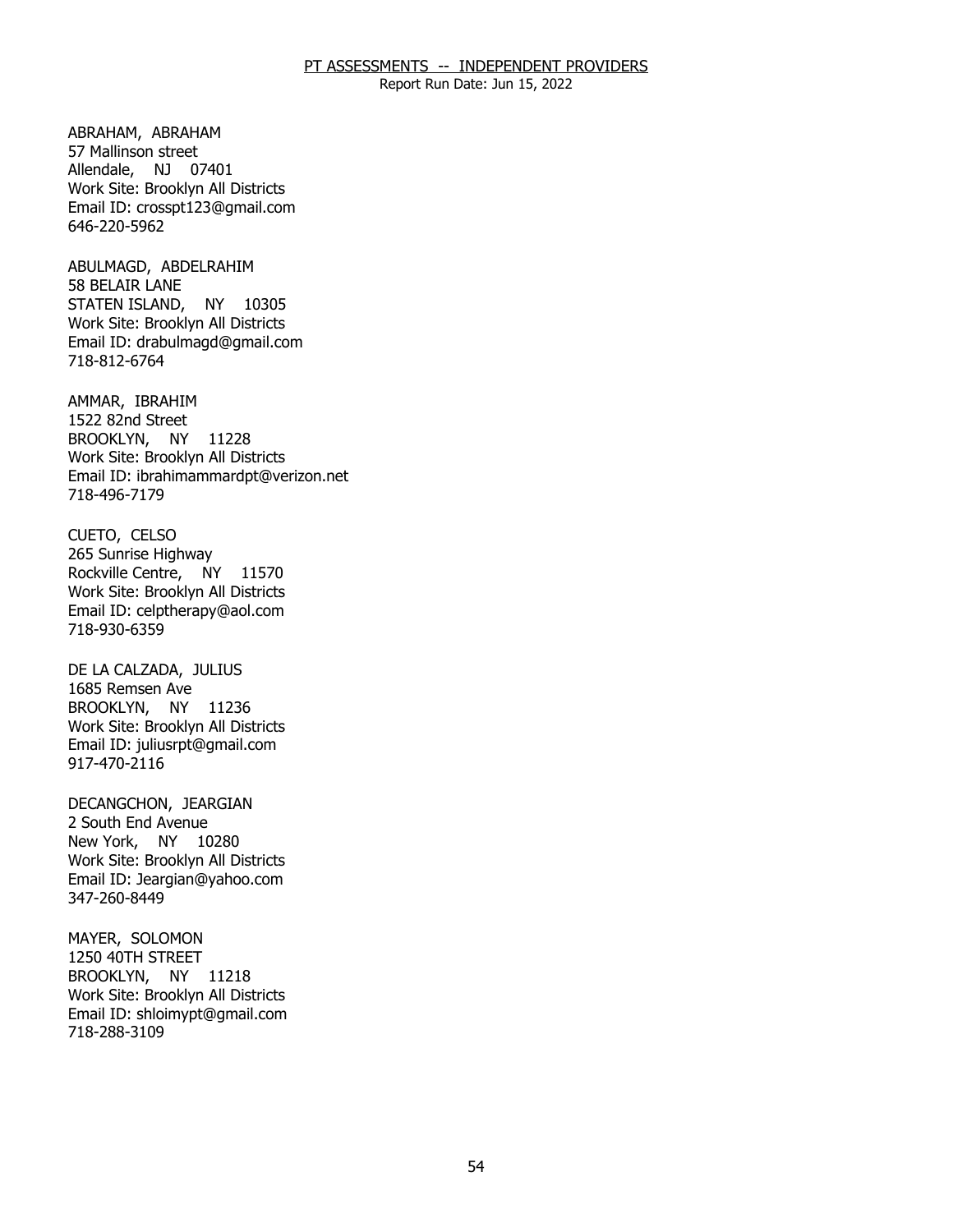## PT ASSESSMENTS -- INDEPENDENT PROVIDERS

Report Run Date: Jun 15, 2022

ABRAHAM, ABRAHAM
57 Mallinson street
Allendale, NJ 07401
Work Site: Brooklyn All Districts
Email ID: crosspt123@gmail.com
646-220-5962

ABULMAGD, ABDELRAHIM
58 BELAIR LANE
STATEN ISLAND, NY 10305
Work Site: Brooklyn All Districts
Email ID: drabulmagd@gmail.com
718-812-6764

AMMAR, IBRAHIM
1522 82nd Street
BROOKLYN, NY 11228
Work Site: Brooklyn All Districts
Email ID: ibrahimammardpt@verizon.net
718-496-7179

CUETO, CELSO
265 Sunrise Highway
Rockville Centre, NY 11570
Work Site: Brooklyn All Districts
Email ID: celptherapy@aol.com
718-930-6359

DE LA CALZADA, JULIUS
1685 Remsen Ave
BROOKLYN, NY 11236
Work Site: Brooklyn All Districts
Email ID: juliusrpt@gmail.com
917-470-2116

DECANGCHON, JEARGIAN
2 South End Avenue
New York, NY 10280
Work Site: Brooklyn All Districts
Email ID: Jeargian@yahoo.com
347-260-8449

MAYER, SOLOMON
1250 40TH STREET
BROOKLYN, NY 11218
Work Site: Brooklyn All Districts
Email ID: shloimypt@gmail.com
718-288-3109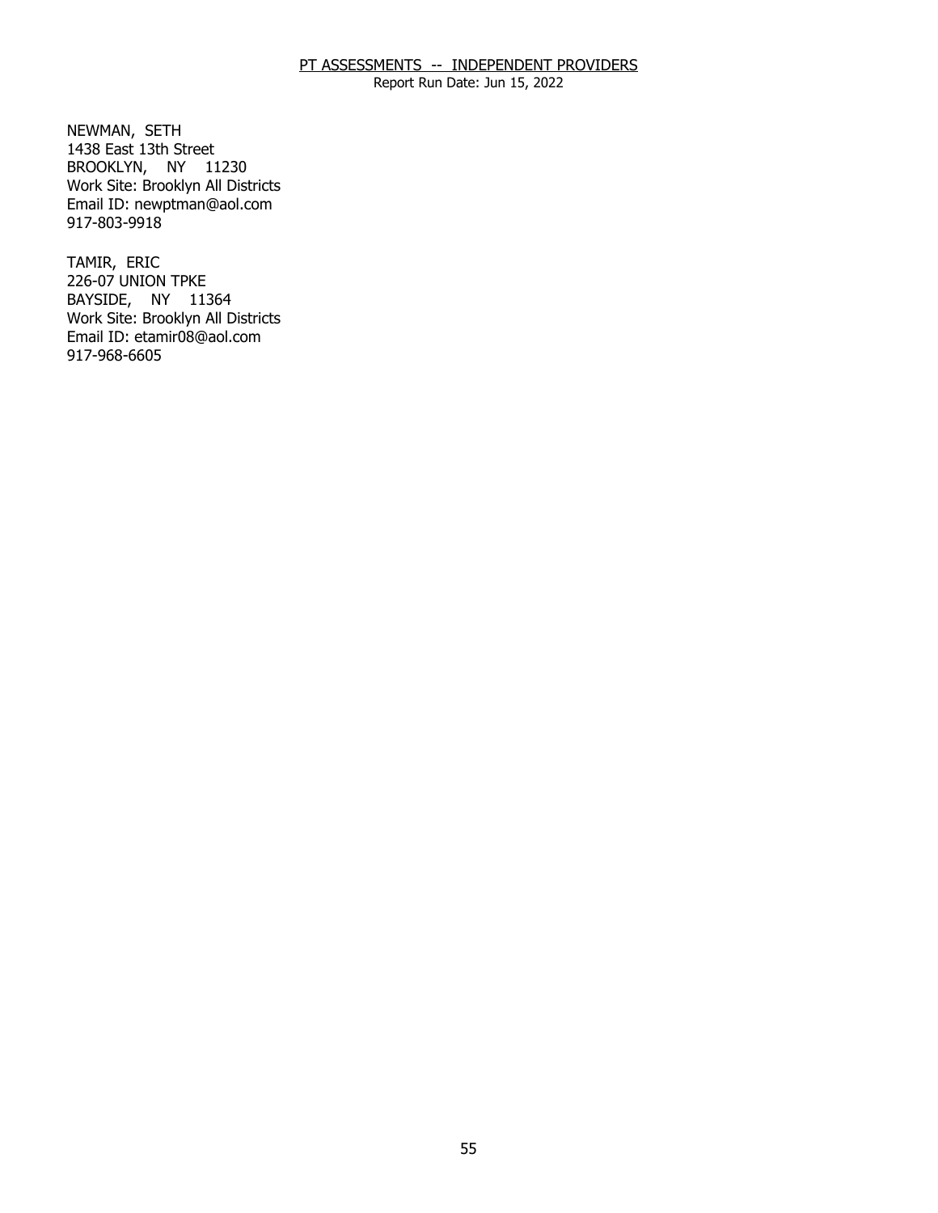NEWMAN, SETH
1438 East 13th Street
BROOKLYN, NY 11230
Work Site: Brooklyn All Districts
Email ID: newptman@aol.com
917-803-9918

TAMIR, ERIC
226-07 UNION TPKE
BAYSIDE, NY 11364
Work Site: Brooklyn All Districts
Email ID: etamir08@aol.com
917-968-6605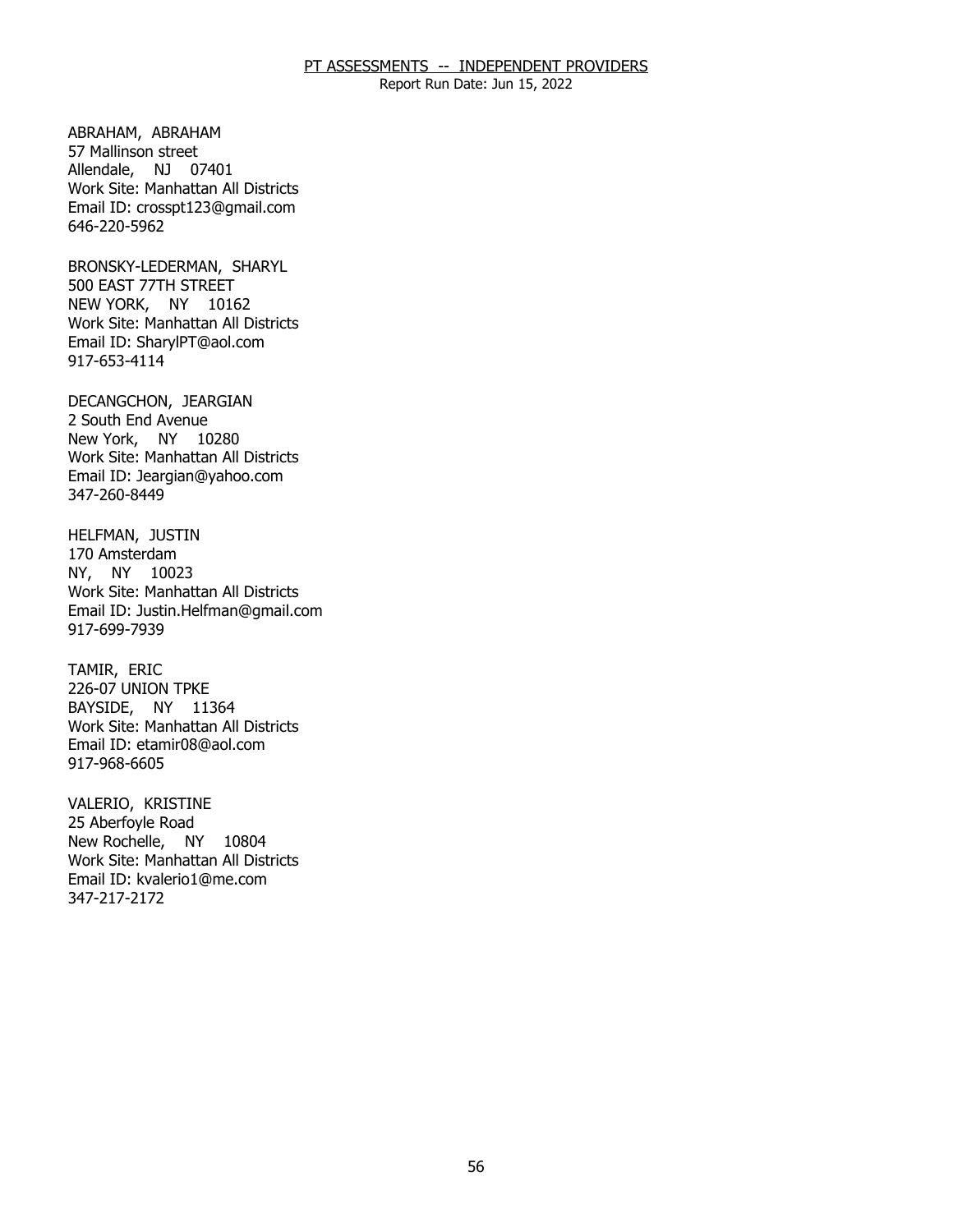ABRAHAM, ABRAHAM
57 Mallinson street
Allendale, NJ 07401
Work Site: Manhattan All Districts
Email ID: crosspt123@gmail.com
646-220-5962

BRONSKY-LEDERMAN, SHARYL
500 EAST 77TH STREET
NEW YORK, NY 10162
Work Site: Manhattan All Districts
Email ID: SharylPT@aol.com
917-653-4114

DECANGCHON, JEARGIAN
2 South End Avenue
New York, NY 10280
Work Site: Manhattan All Districts
Email ID: Jeargian@yahoo.com
347-260-8449

HELFMAN, JUSTIN
170 Amsterdam
NY, NY 10023
Work Site: Manhattan All Districts
Email ID: Justin.Helfman@gmail.com
917-699-7939

TAMIR, ERIC
226-07 UNION TPKE
BAYSIDE, NY 11364
Work Site: Manhattan All Districts
Email ID: etamir08@aol.com
917-968-6605

VALERIO, KRISTINE
25 Aberfoyle Road
New Rochelle, NY 10804
Work Site: Manhattan All Districts
Email ID: kvalerio1@me.com
347-217-2172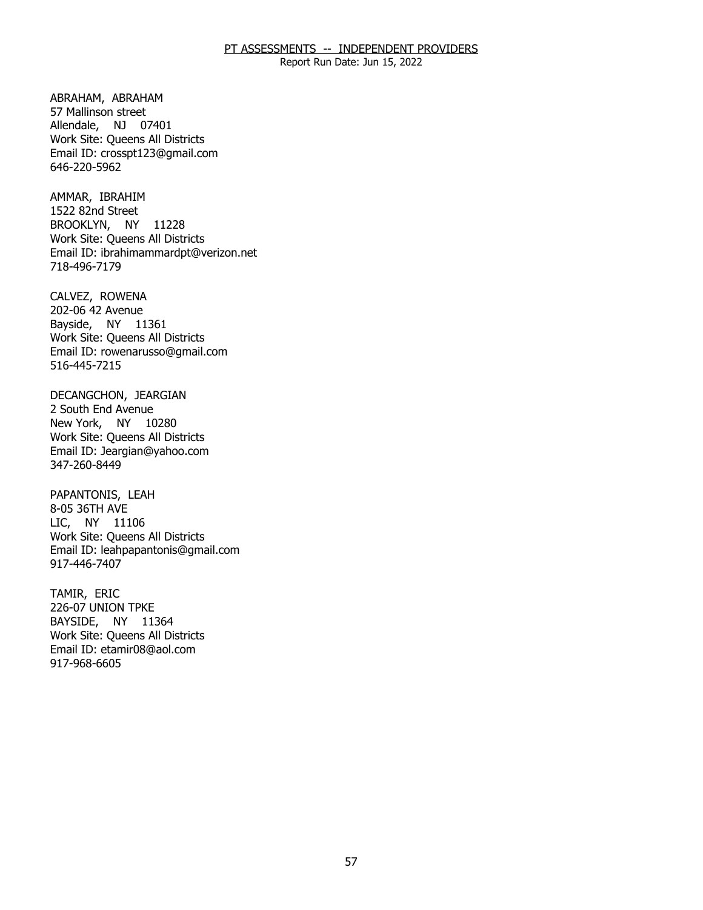PT ASSESSMENTS -- INDEPENDENT PROVIDERS

Report Run Date: Jun 15, 2022

ABRAHAM, ABRAHAM
57 Mallinson street
Allendale, NJ 07401
Work Site: Queens All Districts
Email ID: crosspt123@gmail.com
646-220-5962

AMMAR, IBRAHIM
1522 82nd Street
BROOKLYN, NY 11228
Work Site: Queens All Districts
Email ID: ibrahimammardpt@verizon.net
718-496-7179

CALVEZ, ROWENA
202-06 42 Avenue
Bayside, NY 11361
Work Site: Queens All Districts
Email ID: rowenarusso@gmail.com
516-445-7215

DECANGCHON, JEARGIAN
2 South End Avenue
New York, NY 10280
Work Site: Queens All Districts
Email ID: Jeargian@yahoo.com
347-260-8449

PAPANTONIS, LEAH
8-05 36TH AVE
LIC, NY 11106
Work Site: Queens All Districts
Email ID: leahpapantonis@gmail.com
917-446-7407

TAMIR, ERIC
226-07 UNION TPKE
BAYSIDE, NY 11364
Work Site: Queens All Districts
Email ID: etamir08@aol.com
917-968-6605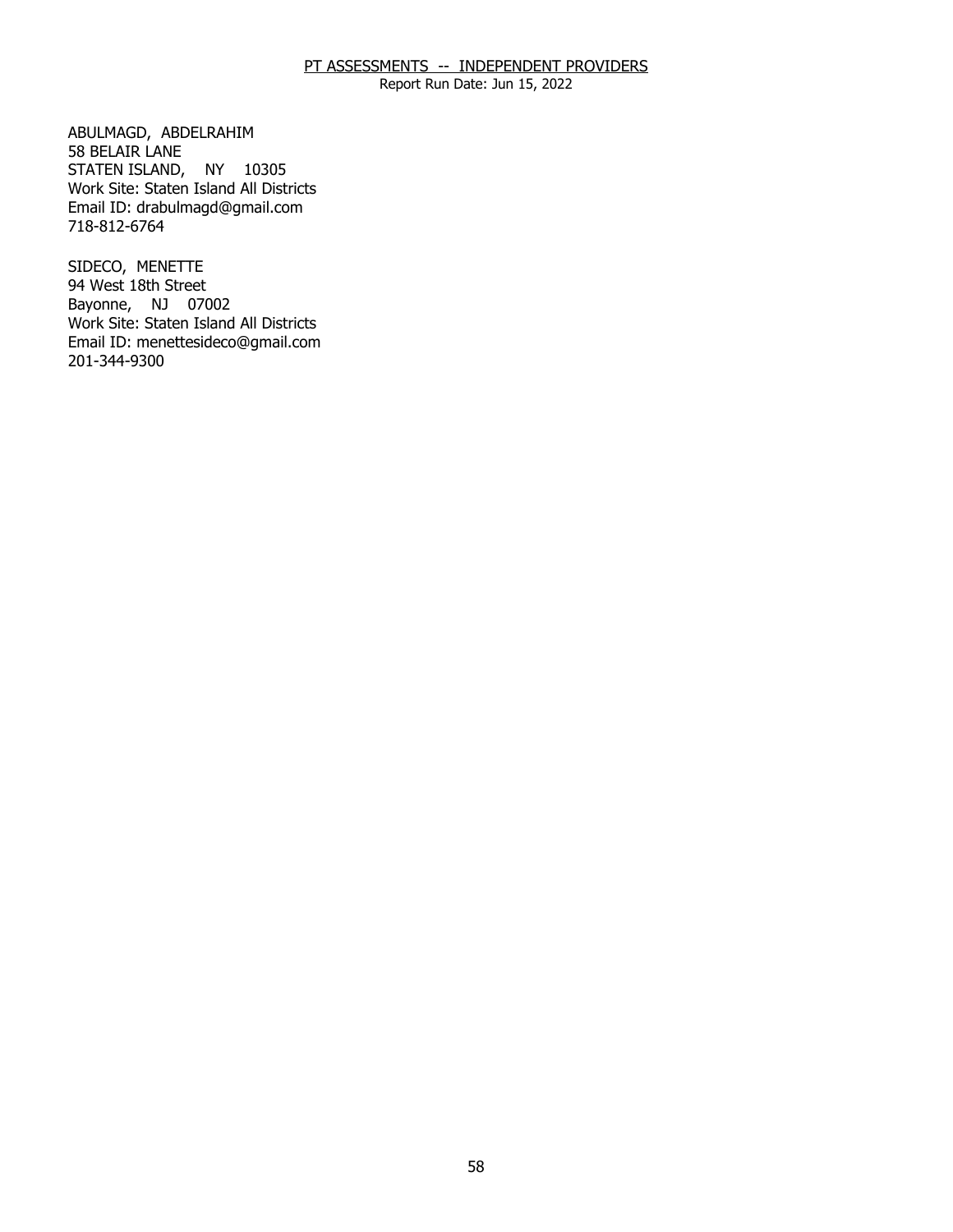PT ASSESSMENTS -- INDEPENDENT PROVIDERS

Report Run Date: Jun 15, 2022

ABULMAGD, ABDELRAHIM
58 BELAIR LANE
STATEN ISLAND, NY 10305
Work Site: Staten Island All Districts
Email ID: drabulmagd@gmail.com
718-812-6764

SIDECO, MENETTE
94 West 18th Street
Bayonne, NJ 07002
Work Site: Staten Island All Districts
Email ID: menettesideco@gmail.com
201-344-9300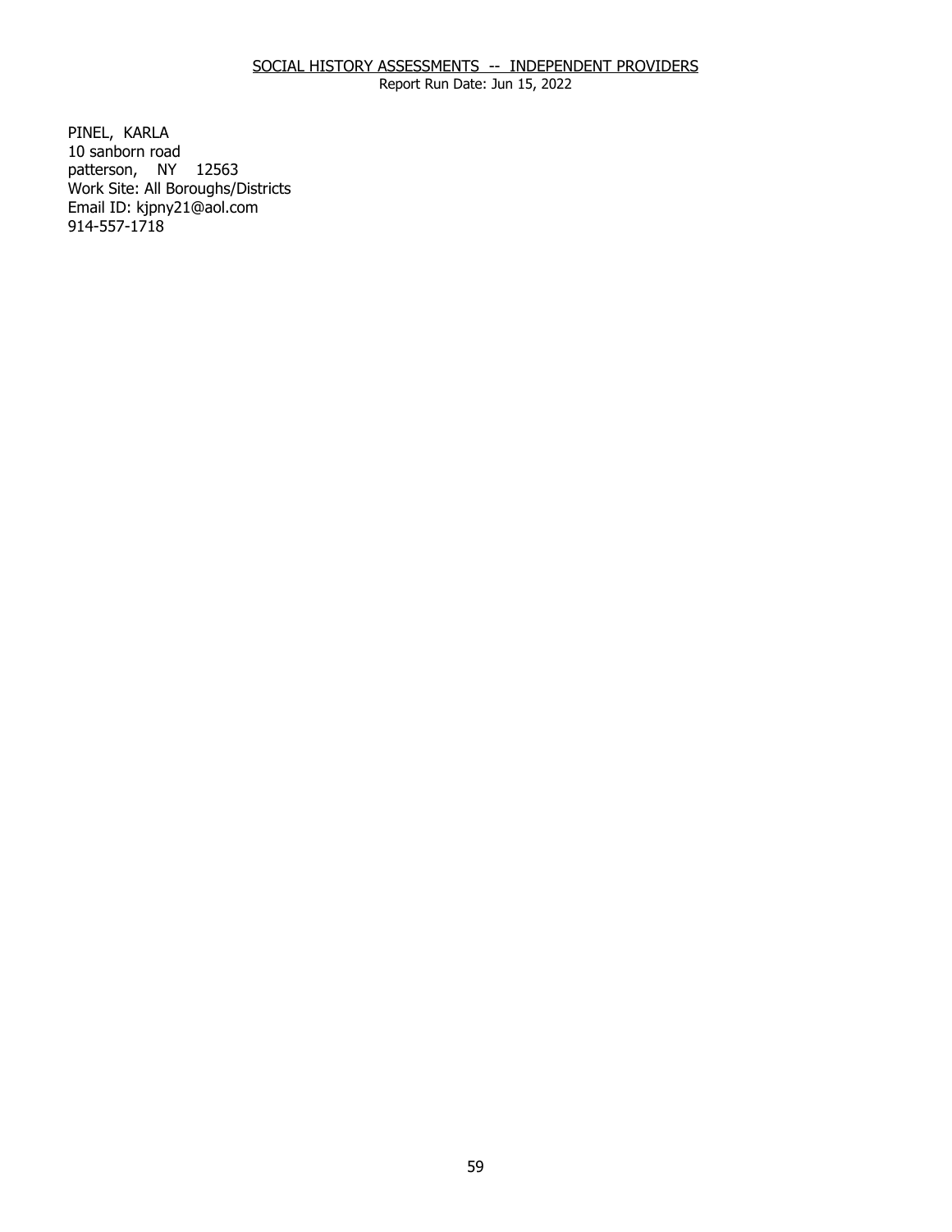SOCIAL HISTORY ASSESSMENTS -- INDEPENDENT PROVIDERS

Report Run Date: Jun 15, 2022

PINEL, KARLA
10 sanborn road
patterson, NY 12563
Work Site: All Boroughs/Districts
Email ID: kjpny21@aol.com
914-557-1718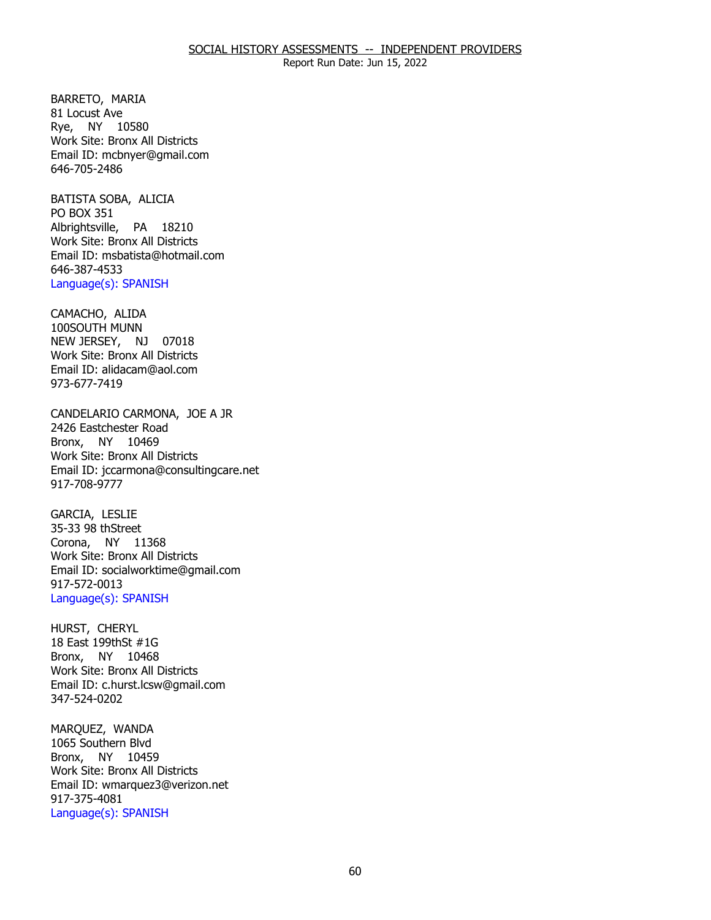BARRETO, MARIA
81 Locust Ave
Rye, NY 10580
Work Site: Bronx All Districts
Email ID: mcbnyer@gmail.com
646-705-2486

BATISTA SOBA, ALICIA
PO BOX 351
Albrightsville, PA 18210
Work Site: Bronx All Districts
Email ID: msbatista@hotmail.com
646-387-4533
Language(s): SPANISH

CAMACHO, ALIDA
100SOUTH MUNN
NEW JERSEY, NJ 07018
Work Site: Bronx All Districts
Email ID: alidacam@aol.com
973-677-7419

CANDELARIO CARMONA, JOE A JR
2426 Eastchester Road
Bronx, NY 10469
Work Site: Bronx All Districts
Email ID: jccarmona@consultingcare.net
917-708-9777

GARCIA, LESLIE
35-33 98 thStreet
Corona, NY 11368
Work Site: Bronx All Districts
Email ID: socialworktime@gmail.com
917-572-0013
Language(s): SPANISH

HURST, CHERYL
18 East 199thSt #1G
Bronx, NY 10468
Work Site: Bronx All Districts
Email ID: c.hurst.lcsw@gmail.com
347-524-0202

MARQUEZ, WANDA
1065 Southern Blvd
Bronx, NY 10459
Work Site: Bronx All Districts
Email ID: wmarquez3@verizon.net
917-375-4081
Language(s): SPANISH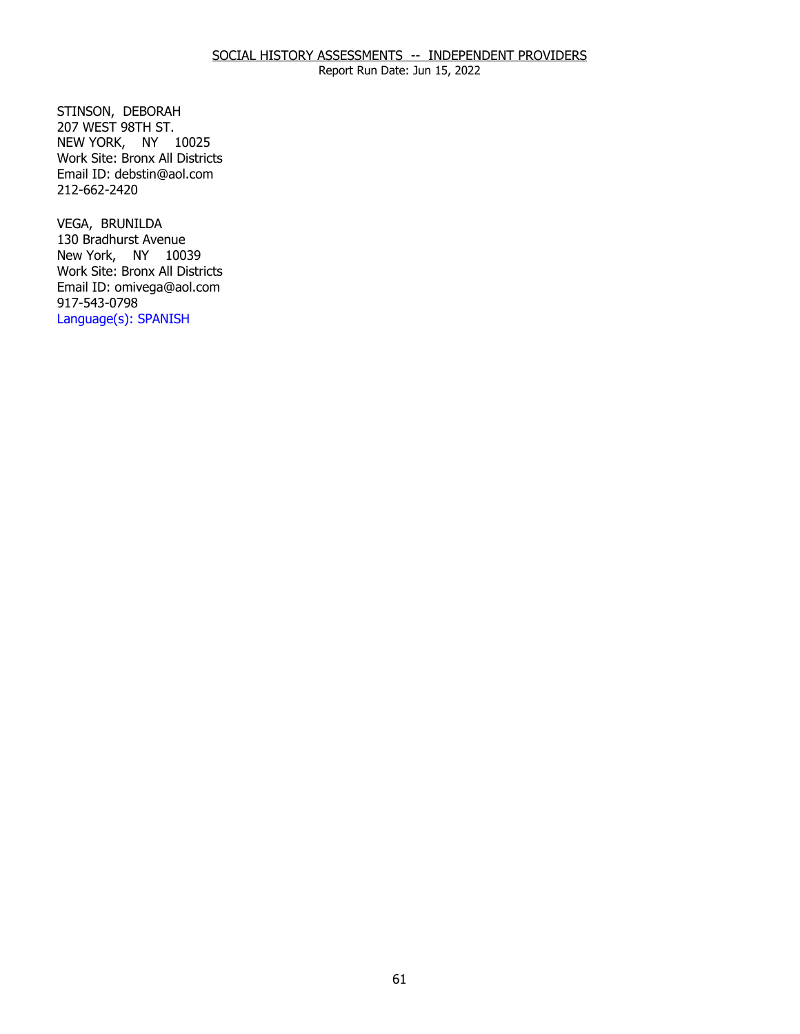## SOCIAL HISTORY ASSESSMENTS -- INDEPENDENT PROVIDERS

Report Run Date: Jun 15, 2022

STINSON, DEBORAH
207 WEST 98TH ST.
NEW YORK, NY 10025
Work Site: Bronx All Districts
Email ID: debstin@aol.com
212-662-2420

VEGA, BRUNILDA
130 Bradhurst Avenue
New York, NY 10039
Work Site: Bronx All Districts
Email ID: omivega@aol.com
917-543-0798
Language(s): SPANISH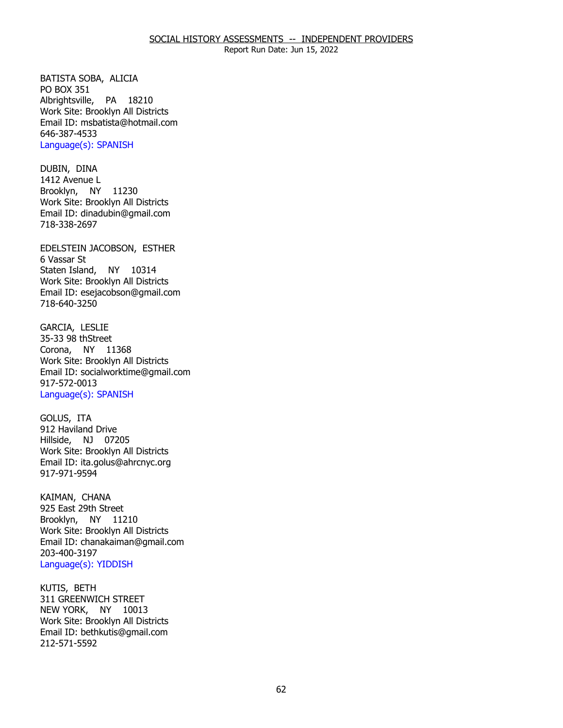SOCIAL HISTORY ASSESSMENTS -- INDEPENDENT PROVIDERS

Report Run Date: Jun 15, 2022

BATISTA SOBA, ALICIA
PO BOX 351
Albrightsville, PA 18210
Work Site: Brooklyn All Districts
Email ID: msbatista@hotmail.com
646-387-4533
Language(s): SPANISH

DUBIN, DINA
1412 Avenue L
Brooklyn, NY 11230
Work Site: Brooklyn All Districts
Email ID: dinadubin@gmail.com
718-338-2697

EDELSTEIN JACOBSON, ESTHER
6 Vassar St
Staten Island, NY 10314
Work Site: Brooklyn All Districts
Email ID: esejacobson@gmail.com
718-640-3250

GARCIA, LESLIE
35-33 98 thStreet
Corona, NY 11368
Work Site: Brooklyn All Districts
Email ID: socialworktime@gmail.com
917-572-0013
Language(s): SPANISH

GOLUS, ITA
912 Haviland Drive
Hillside, NJ 07205
Work Site: Brooklyn All Districts
Email ID: ita.golus@ahrcnyc.org
917-971-9594

KAIMAN, CHANA
925 East 29th Street
Brooklyn, NY 11210
Work Site: Brooklyn All Districts
Email ID: chanakaiman@gmail.com
203-400-3197
Language(s): YIDDISH

KUTIS, BETH
311 GREENWICH STREET
NEW YORK, NY 10013
Work Site: Brooklyn All Districts
Email ID: bethkutis@gmail.com
212-571-5592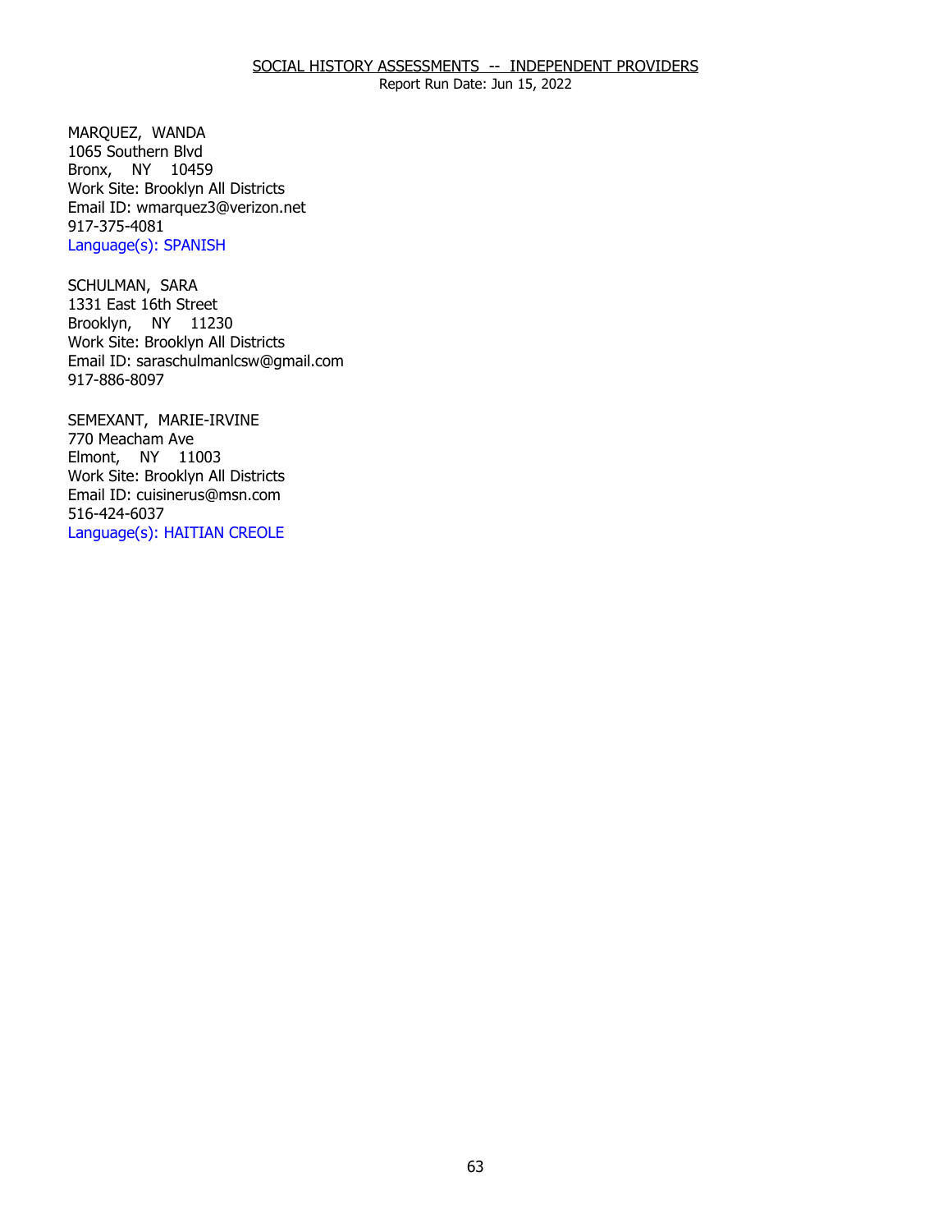MARQUEZ, WANDA
1065 Southern Blvd
Bronx, NY 10459
Work Site: Brooklyn All Districts
Email ID: wmarquez3@verizon.net
917-375-4081
Language(s): SPANISH

SCHULMAN, SARA
1331 East 16th Street
Brooklyn, NY 11230
Work Site: Brooklyn All Districts
Email ID: saraschulmanlcsw@gmail.com
917-886-8097

SEMEXANT, MARIE-IRVINE
770 Meacham Ave
Elmont, NY 11003
Work Site: Brooklyn All Districts
Email ID: cuisinerus@msn.com
516-424-6037
Language(s): HAITIAN CREOLE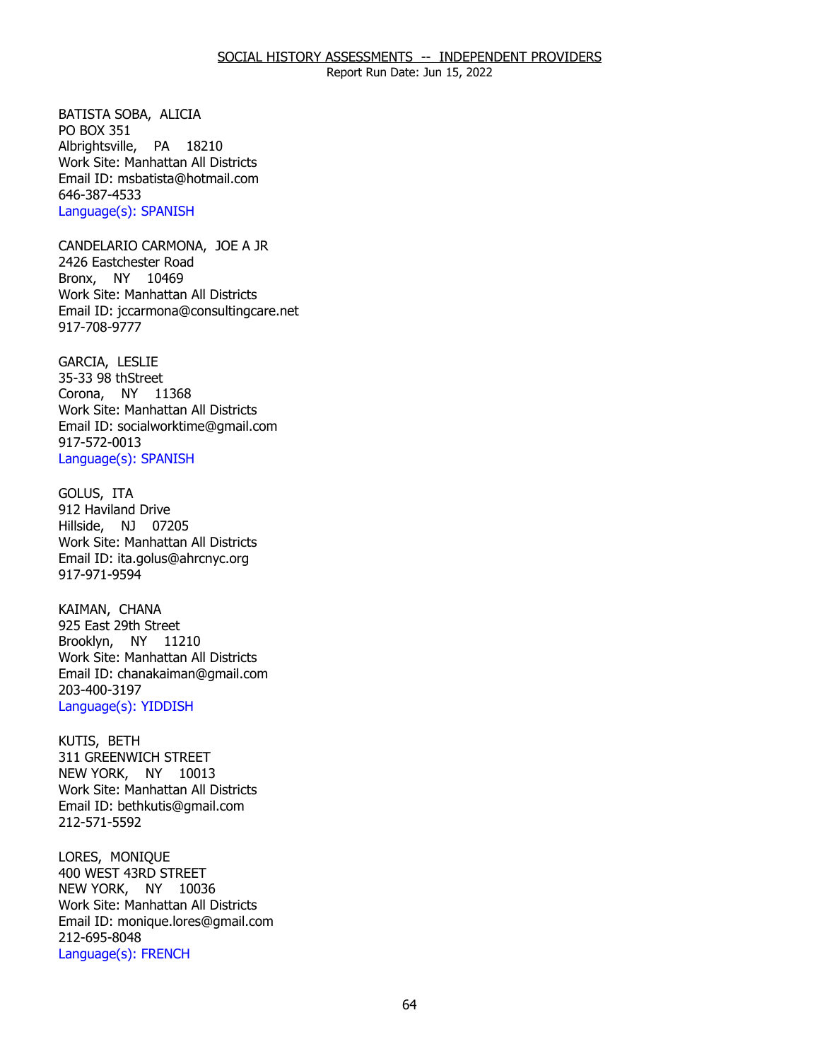SOCIAL HISTORY ASSESSMENTS -- INDEPENDENT PROVIDERS
Report Run Date: Jun 15, 2022

BATISTA SOBA, ALICIA
PO BOX 351
Albrightsville, PA 18210
Work Site: Manhattan All Districts
Email ID: msbatista@hotmail.com
646-387-4533
Language(s): SPANISH

CANDELARIO CARMONA, JOE A JR
2426 Eastchester Road
Bronx, NY 10469
Work Site: Manhattan All Districts
Email ID: jccarmona@consultingcare.net
917-708-9777

GARCIA, LESLIE
35-33 98 thStreet
Corona, NY 11368
Work Site: Manhattan All Districts
Email ID: socialworktime@gmail.com
917-572-0013
Language(s): SPANISH

GOLUS, ITA
912 Haviland Drive
Hillside, NJ 07205
Work Site: Manhattan All Districts
Email ID: ita.golus@ahrcnyc.org
917-971-9594

KAIMAN, CHANA
925 East 29th Street
Brooklyn, NY 11210
Work Site: Manhattan All Districts
Email ID: chanakaiman@gmail.com
203-400-3197
Language(s): YIDDISH

KUTIS, BETH
311 GREENWICH STREET
NEW YORK, NY 10013
Work Site: Manhattan All Districts
Email ID: bethkutis@gmail.com
212-571-5592

LORES, MONIQUE
400 WEST 43RD STREET
NEW YORK, NY 10036
Work Site: Manhattan All Districts
Email ID: monique.lores@gmail.com
212-695-8048
Language(s): FRENCH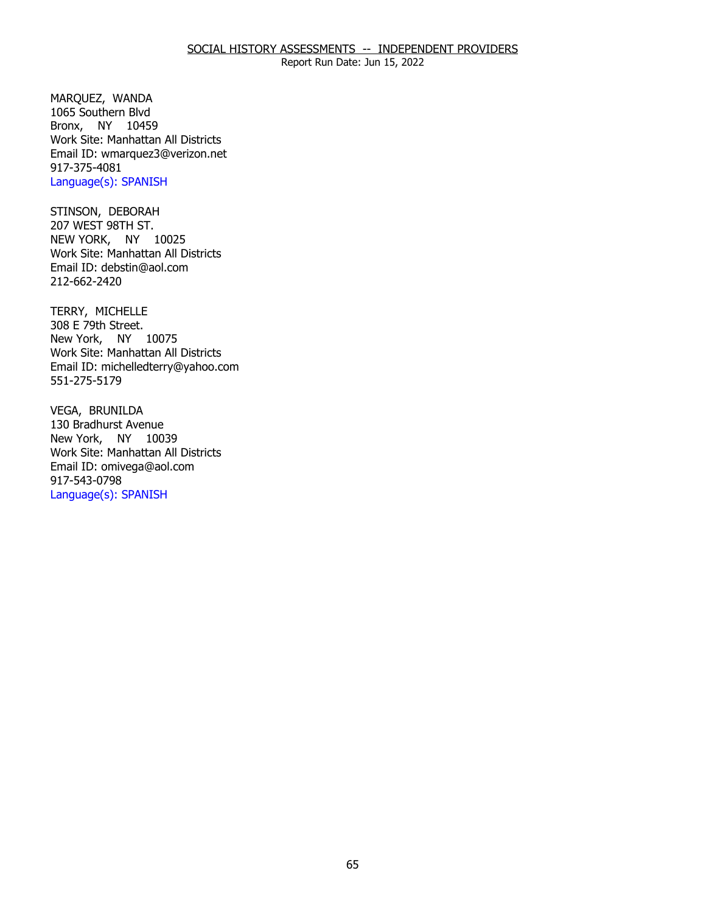MARQUEZ, WANDA
1065 Southern Blvd
Bronx, NY 10459
Work Site: Manhattan All Districts
Email ID: wmarquez3@verizon.net
917-375-4081
Language(s): SPANISH

STINSON, DEBORAH
207 WEST 98TH ST.
NEW YORK, NY 10025
Work Site: Manhattan All Districts
Email ID: debstin@aol.com
212-662-2420

TERRY, MICHELLE
308 E 79th Street.
New York, NY 10075
Work Site: Manhattan All Districts
Email ID: michelledterry@yahoo.com
551-275-5179

VEGA, BRUNILDA
130 Bradhurst Avenue
New York, NY 10039
Work Site: Manhattan All Districts
Email ID: omivega@aol.com
917-543-0798
Language(s): SPANISH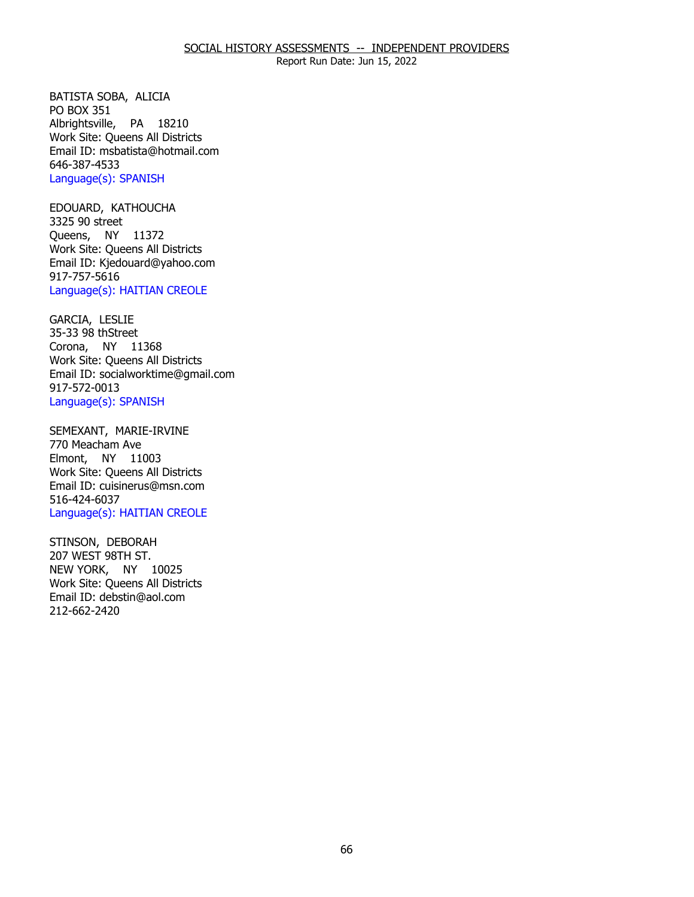SOCIAL HISTORY ASSESSMENTS -- INDEPENDENT PROVIDERS
Report Run Date: Jun 15, 2022

BATISTA SOBA, ALICIA
PO BOX 351
Albrightsville, PA 18210
Work Site: Queens All Districts
Email ID: msbatista@hotmail.com
646-387-4533
Language(s): SPANISH

EDOUARD, KATHOUCHA
3325 90 street
Queens, NY 11372
Work Site: Queens All Districts
Email ID: Kjedouard@yahoo.com
917-757-5616
Language(s): HAITIAN CREOLE

GARCIA, LESLIE
35-33 98 thStreet
Corona, NY 11368
Work Site: Queens All Districts
Email ID: socialworktime@gmail.com
917-572-0013
Language(s): SPANISH

SEMEXANT, MARIE-IRVINE
770 Meacham Ave
Elmont, NY 11003
Work Site: Queens All Districts
Email ID: cuisinerus@msn.com
516-424-6037
Language(s): HAITIAN CREOLE

STINSON, DEBORAH
207 WEST 98TH ST.
NEW YORK, NY 10025
Work Site: Queens All Districts
Email ID: debstin@aol.com
212-662-2420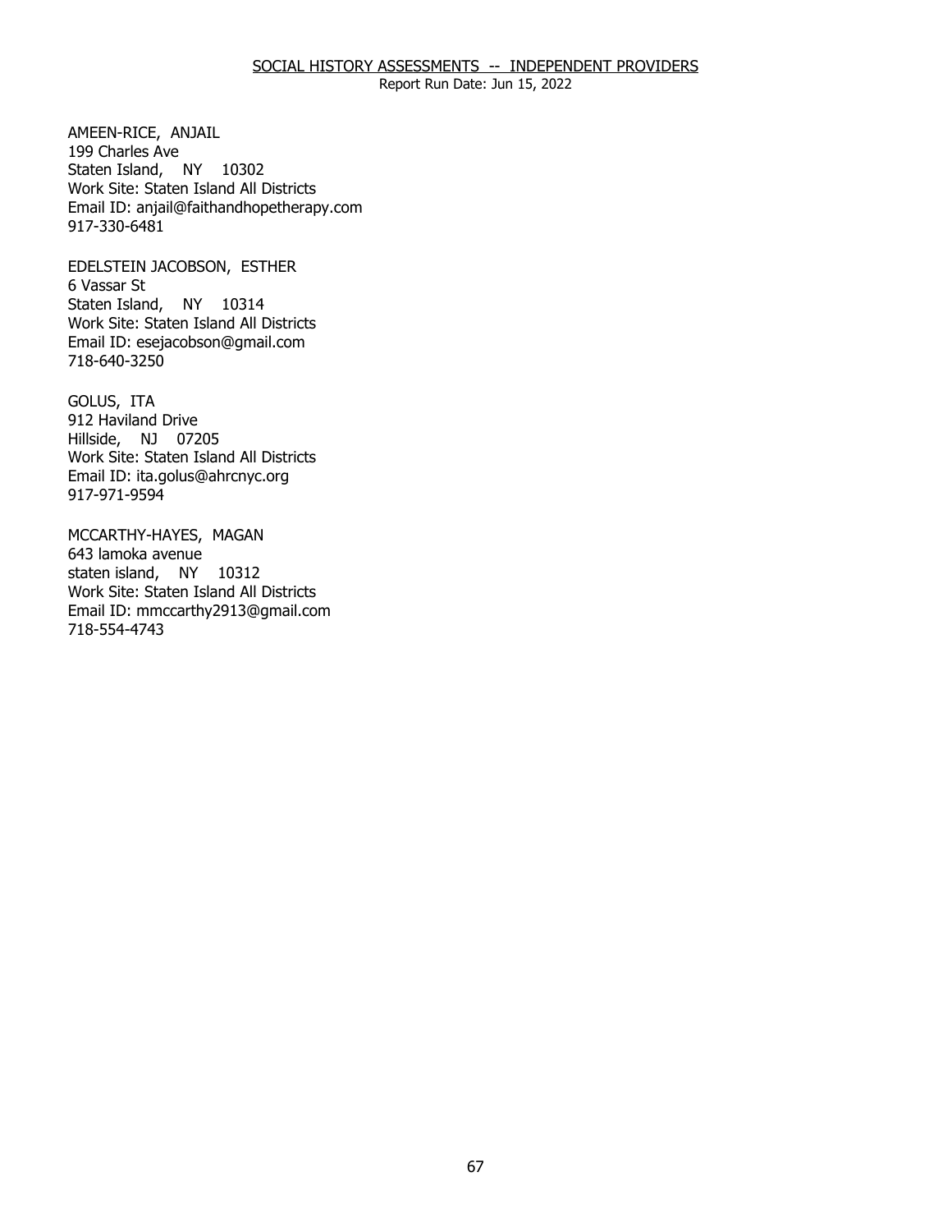AMEEN-RICE, ANJAIL
199 Charles Ave
Staten Island, NY 10302
Work Site: Staten Island All Districts
Email ID: anjail@faithandhopetherapy.com
917-330-6481

EDELSTEIN JACOBSON, ESTHER
6 Vassar St
Staten Island, NY 10314
Work Site: Staten Island All Districts
Email ID: esejacobson@gmail.com
718-640-3250

GOLUS, ITA
912 Haviland Drive
Hillside, NJ 07205
Work Site: Staten Island All Districts
Email ID: ita.golus@ahrcnyc.org
917-971-9594

MCCARTHY-HAYES, MAGAN
643 lamoka avenue
staten island, NY 10312
Work Site: Staten Island All Districts
Email ID: mmccarthy2913@gmail.com
718-554-4743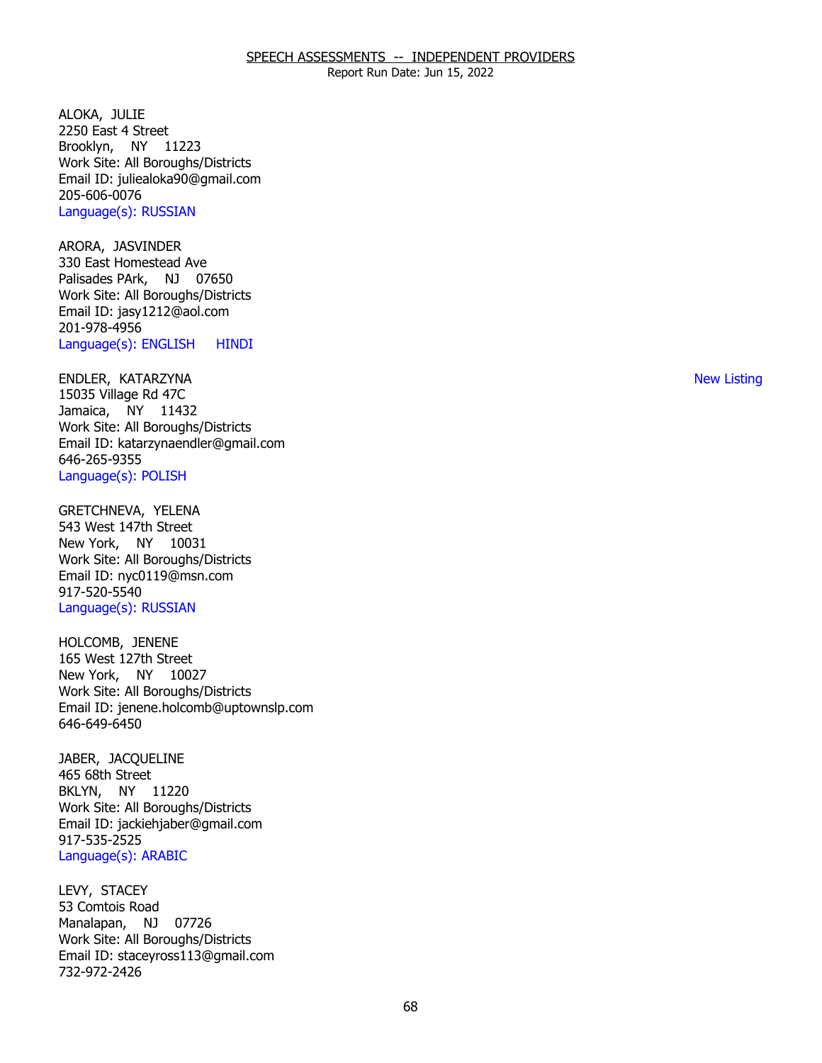# SPEECH ASSESSMENTS -- INDEPENDENT PROVIDERS

Report Run Date: Jun 15, 2022

ALOKA, JULIE
2250 East 4 Street
Brooklyn, NY 11223
Work Site: All Boroughs/Districts
Email ID: juliealoka90@gmail.com
205-606-0076
Language(s): RUSSIAN

ARORA, JASVINDER
330 East Homestead Ave
Palisades PArk, NJ 07650
Work Site: All Boroughs/Districts
Email ID: jasy1212@aol.com
201-978-4956
Language(s): ENGLISH HINDI

ENDLER, KATARZYNA — New Listing
15035 Village Rd 47C
Jamaica, NY 11432
Work Site: All Boroughs/Districts
Email ID: katarzynaendler@gmail.com
646-265-9355
Language(s): POLISH

GRETCHNEVA, YELENA
543 West 147th Street
New York, NY 10031
Work Site: All Boroughs/Districts
Email ID: nyc0119@msn.com
917-520-5540
Language(s): RUSSIAN

HOLCOMB, JENENE
165 West 127th Street
New York, NY 10027
Work Site: All Boroughs/Districts
Email ID: jenene.holcomb@uptownslp.com
646-649-6450

JABER, JACQUELINE
465 68th Street
BKLYN, NY 11220
Work Site: All Boroughs/Districts
Email ID: jackiehjaber@gmail.com
917-535-2525
Language(s): ARABIC

LEVY, STACEY
53 Comtois Road
Manalapan, NJ 07726
Work Site: All Boroughs/Districts
Email ID: staceyross113@gmail.com
732-972-2426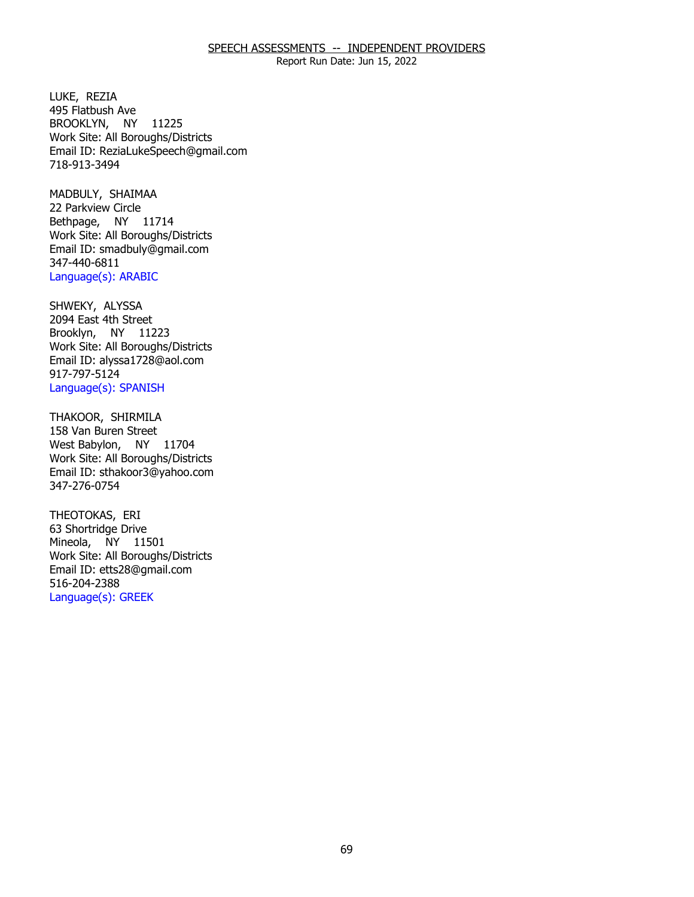## SPEECH ASSESSMENTS -- INDEPENDENT PROVIDERS

Report Run Date: Jun 15, 2022

LUKE, REZIA
495 Flatbush Ave
BROOKLYN, NY 11225
Work Site: All Boroughs/Districts
Email ID: ReziaLukeSpeech@gmail.com
718-913-3494

MADBULY, SHAIMAA
22 Parkview Circle
Bethpage, NY 11714
Work Site: All Boroughs/Districts
Email ID: smadbuly@gmail.com
347-440-6811
Language(s): ARABIC

SHWEKY, ALYSSA
2094 East 4th Street
Brooklyn, NY 11223
Work Site: All Boroughs/Districts
Email ID: alyssa1728@aol.com
917-797-5124
Language(s): SPANISH

THAKOOR, SHIRMILA
158 Van Buren Street
West Babylon, NY 11704
Work Site: All Boroughs/Districts
Email ID: sthakoor3@yahoo.com
347-276-0754

THEOTOKAS, ERI
63 Shortridge Drive
Mineola, NY 11501
Work Site: All Boroughs/Districts
Email ID: etts28@gmail.com
516-204-2388
Language(s): GREEK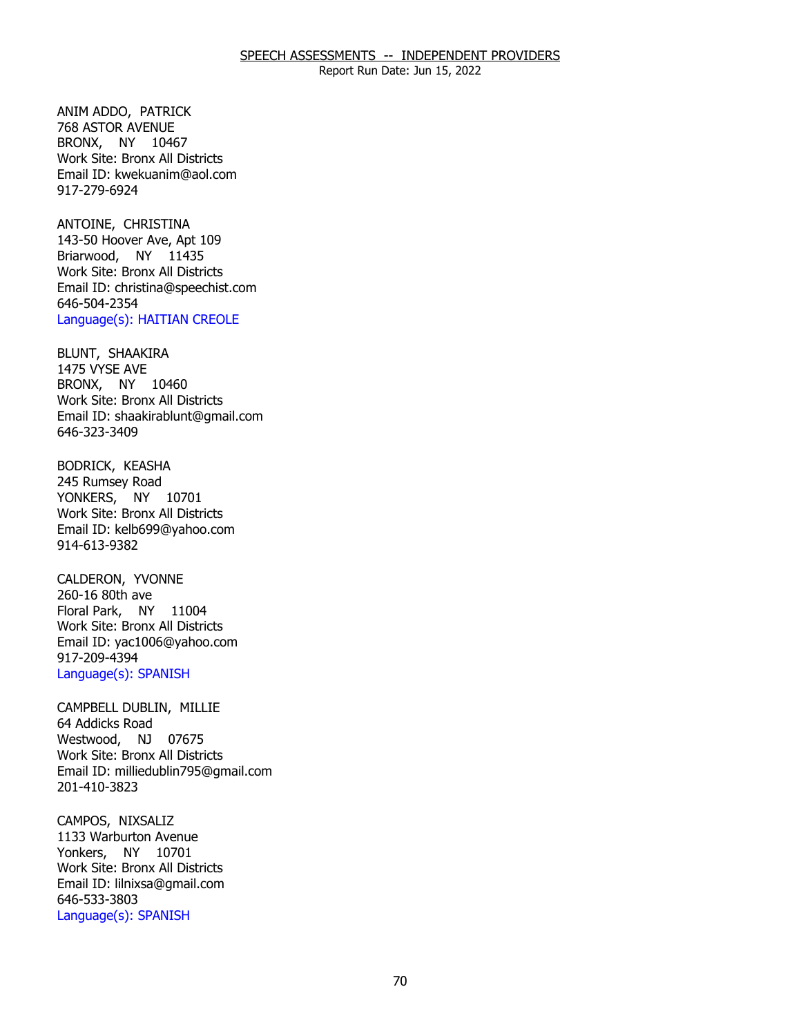## SPEECH ASSESSMENTS -- INDEPENDENT PROVIDERS

Report Run Date: Jun 15, 2022

ANIM ADDO, PATRICK
768 ASTOR AVENUE
BRONX, NY 10467
Work Site: Bronx All Districts
Email ID: kwekuanim@aol.com
917-279-6924

ANTOINE, CHRISTINA
143-50 Hoover Ave, Apt 109
Briarwood, NY 11435
Work Site: Bronx All Districts
Email ID: christina@speechist.com
646-504-2354
Language(s): HAITIAN CREOLE

BLUNT, SHAAKIRA
1475 VYSE AVE
BRONX, NY 10460
Work Site: Bronx All Districts
Email ID: shaakirablunt@gmail.com
646-323-3409

BODRICK, KEASHA
245 Rumsey Road
YONKERS, NY 10701
Work Site: Bronx All Districts
Email ID: kelb699@yahoo.com
914-613-9382

CALDERON, YVONNE
260-16 80th ave
Floral Park, NY 11004
Work Site: Bronx All Districts
Email ID: yac1006@yahoo.com
917-209-4394
Language(s): SPANISH

CAMPBELL DUBLIN, MILLIE
64 Addicks Road
Westwood, NJ 07675
Work Site: Bronx All Districts
Email ID: milliedublin795@gmail.com
201-410-3823

CAMPOS, NIXSALIZ
1133 Warburton Avenue
Yonkers, NY 10701
Work Site: Bronx All Districts
Email ID: lilnixsa@gmail.com
646-533-3803
Language(s): SPANISH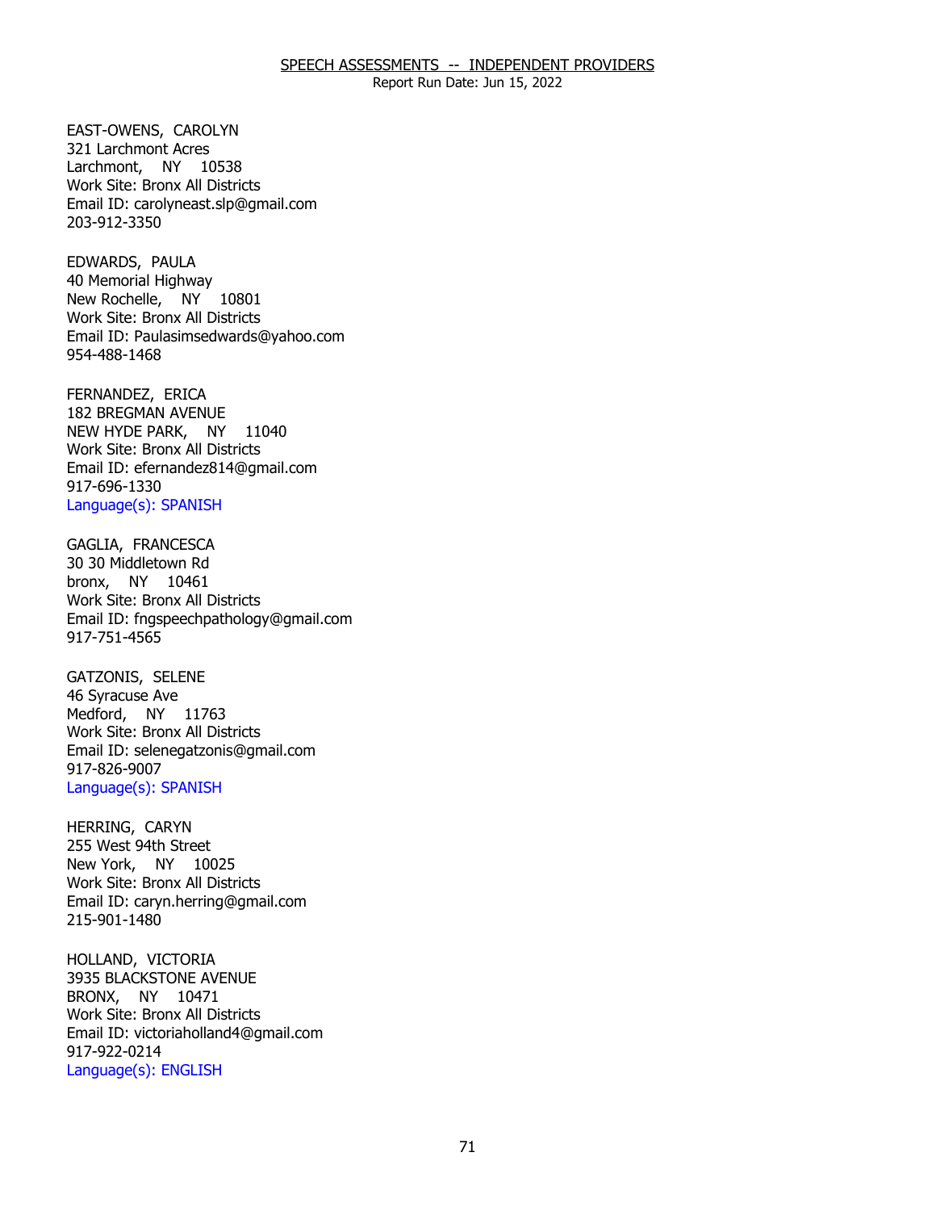EAST-OWENS, CAROLYN
321 Larchmont Acres
Larchmont, NY 10538
Work Site: Bronx All Districts
Email ID: carolyneast.slp@gmail.com
203-912-3350

EDWARDS, PAULA
40 Memorial Highway
New Rochelle, NY 10801
Work Site: Bronx All Districts
Email ID: Paulasimsedwards@yahoo.com
954-488-1468

FERNANDEZ, ERICA
182 BREGMAN AVENUE
NEW HYDE PARK, NY 11040
Work Site: Bronx All Districts
Email ID: efernandez814@gmail.com
917-696-1330
Language(s): SPANISH

GAGLIA, FRANCESCA
30 30 Middletown Rd
bronx, NY 10461
Work Site: Bronx All Districts
Email ID: fngspeechpathology@gmail.com
917-751-4565

GATZONIS, SELENE
46 Syracuse Ave
Medford, NY 11763
Work Site: Bronx All Districts
Email ID: selenegatzonis@gmail.com
917-826-9007
Language(s): SPANISH

HERRING, CARYN
255 West 94th Street
New York, NY 10025
Work Site: Bronx All Districts
Email ID: caryn.herring@gmail.com
215-901-1480

HOLLAND, VICTORIA
3935 BLACKSTONE AVENUE
BRONX, NY 10471
Work Site: Bronx All Districts
Email ID: victoriaholland4@gmail.com
917-922-0214
Language(s): ENGLISH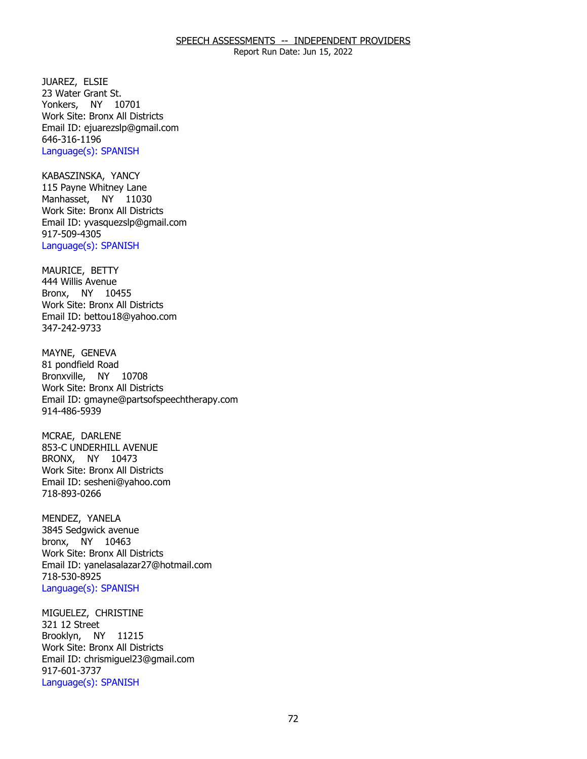JUAREZ, ELSIE
23 Water Grant St.
Yonkers, NY 10701
Work Site: Bronx All Districts
Email ID: ejuarezslp@gmail.com
646-316-1196
Language(s): SPANISH

KABASZINSKA, YANCY
115 Payne Whitney Lane
Manhasset, NY 11030
Work Site: Bronx All Districts
Email ID: yvasquezslp@gmail.com
917-509-4305
Language(s): SPANISH

MAURICE, BETTY
444 Willis Avenue
Bronx, NY 10455
Work Site: Bronx All Districts
Email ID: bettou18@yahoo.com
347-242-9733

MAYNE, GENEVA
81 pondfield Road
Bronxville, NY 10708
Work Site: Bronx All Districts
Email ID: gmayne@partsofspeechtherapy.com
914-486-5939

MCRAE, DARLENE
853-C UNDERHILL AVENUE
BRONX, NY 10473
Work Site: Bronx All Districts
Email ID: sesheni@yahoo.com
718-893-0266

MENDEZ, YANELA
3845 Sedgwick avenue
bronx, NY 10463
Work Site: Bronx All Districts
Email ID: yanelasalazar27@hotmail.com
718-530-8925
Language(s): SPANISH

MIGUELEZ, CHRISTINE
321 12 Street
Brooklyn, NY 11215
Work Site: Bronx All Districts
Email ID: chrismiguel23@gmail.com
917-601-3737
Language(s): SPANISH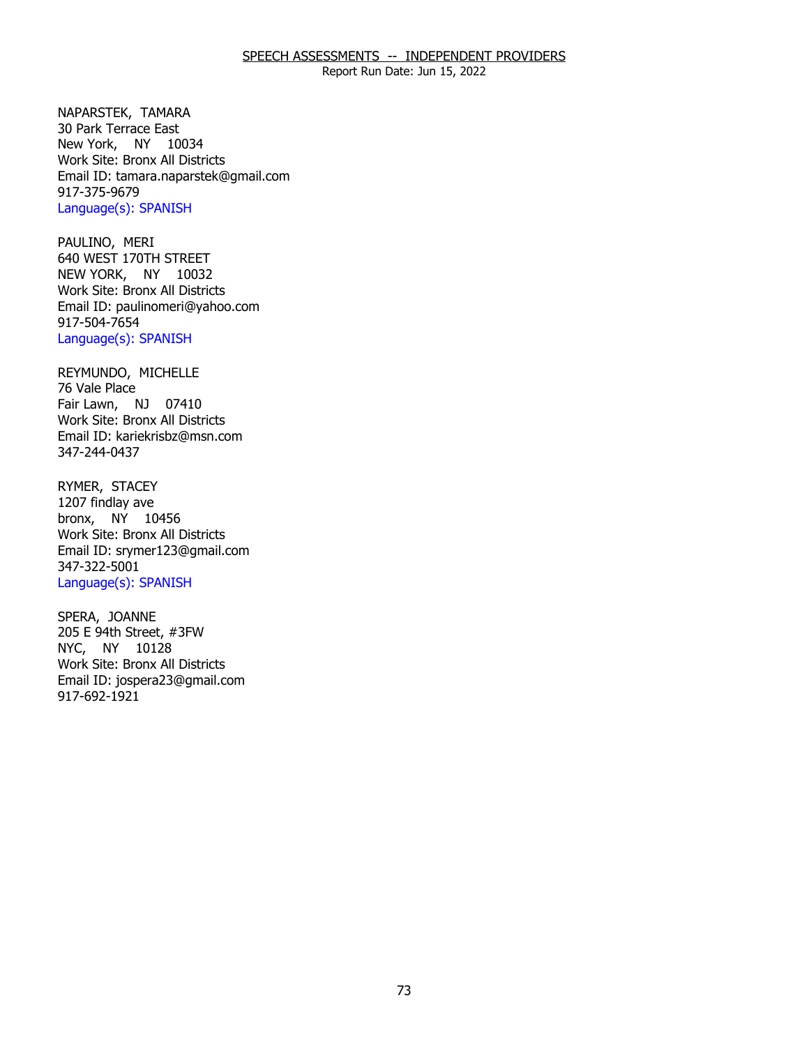## SPEECH ASSESSMENTS -- INDEPENDENT PROVIDERS

Report Run Date: Jun 15, 2022

NAPARSTEK, TAMARA
30 Park Terrace East
New York, NY 10034
Work Site: Bronx All Districts
Email ID: tamara.naparstek@gmail.com
917-375-9679
Language(s): SPANISH

PAULINO, MERI
640 WEST 170TH STREET
NEW YORK, NY 10032
Work Site: Bronx All Districts
Email ID: paulinomeri@yahoo.com
917-504-7654
Language(s): SPANISH

REYMUNDO, MICHELLE
76 Vale Place
Fair Lawn, NJ 07410
Work Site: Bronx All Districts
Email ID: kariekrisbz@msn.com
347-244-0437

RYMER, STACEY
1207 findlay ave
bronx, NY 10456
Work Site: Bronx All Districts
Email ID: srymer123@gmail.com
347-322-5001
Language(s): SPANISH

SPERA, JOANNE
205 E 94th Street, #3FW
NYC, NY 10128
Work Site: Bronx All Districts
Email ID: jospera23@gmail.com
917-692-1921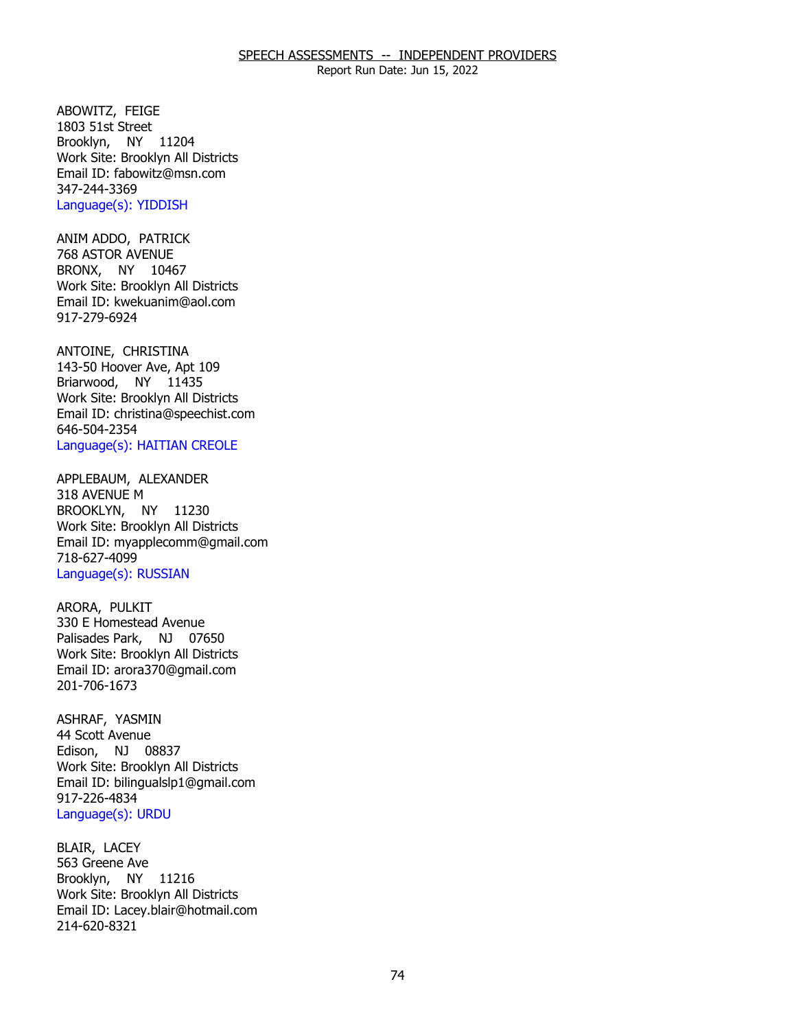# SPEECH ASSESSMENTS -- INDEPENDENT PROVIDERS

Report Run Date: Jun 15, 2022

ABOWITZ, FEIGE
1803 51st Street
Brooklyn, NY 11204
Work Site: Brooklyn All Districts
Email ID: fabowitz@msn.com
347-244-3369
Language(s): YIDDISH

ANIM ADDO, PATRICK
768 ASTOR AVENUE
BRONX, NY 10467
Work Site: Brooklyn All Districts
Email ID: kwekuanim@aol.com
917-279-6924

ANTOINE, CHRISTINA
143-50 Hoover Ave, Apt 109
Briarwood, NY 11435
Work Site: Brooklyn All Districts
Email ID: christina@speechist.com
646-504-2354
Language(s): HAITIAN CREOLE

APPLEBAUM, ALEXANDER
318 AVENUE M
BROOKLYN, NY 11230
Work Site: Brooklyn All Districts
Email ID: myapplecomm@gmail.com
718-627-4099
Language(s): RUSSIAN

ARORA, PULKIT
330 E Homestead Avenue
Palisades Park, NJ 07650
Work Site: Brooklyn All Districts
Email ID: arora370@gmail.com
201-706-1673

ASHRAF, YASMIN
44 Scott Avenue
Edison, NJ 08837
Work Site: Brooklyn All Districts
Email ID: bilingualslp1@gmail.com
917-226-4834
Language(s): URDU

BLAIR, LACEY
563 Greene Ave
Brooklyn, NY 11216
Work Site: Brooklyn All Districts
Email ID: Lacey.blair@hotmail.com
214-620-8321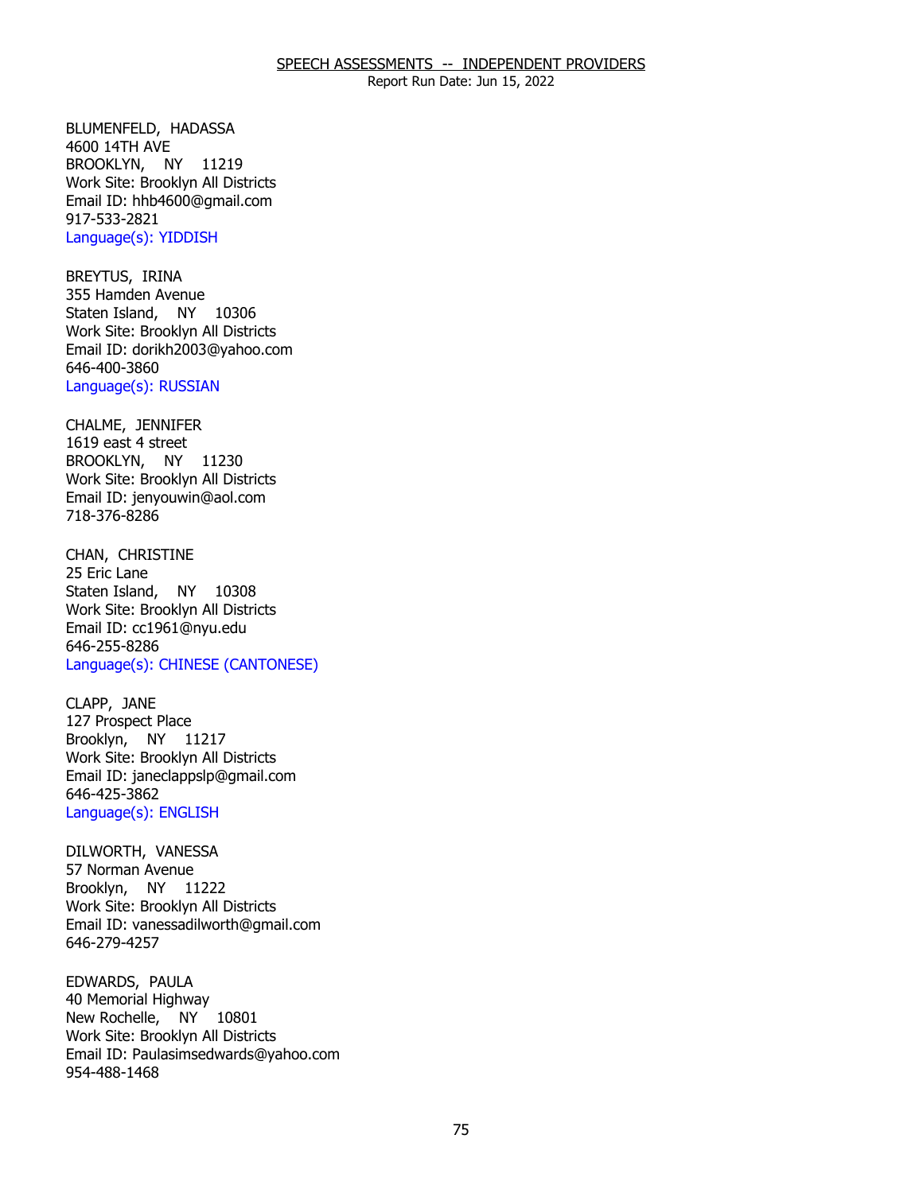SPEECH ASSESSMENTS -- INDEPENDENT PROVIDERS

Report Run Date: Jun 15, 2022

BLUMENFELD, HADASSA
4600 14TH AVE
BROOKLYN, NY 11219
Work Site: Brooklyn All Districts
Email ID: hhb4600@gmail.com
917-533-2821
Language(s): YIDDISH

BREYTUS, IRINA
355 Hamden Avenue
Staten Island, NY 10306
Work Site: Brooklyn All Districts
Email ID: dorikh2003@yahoo.com
646-400-3860
Language(s): RUSSIAN

CHALME, JENNIFER
1619 east 4 street
BROOKLYN, NY 11230
Work Site: Brooklyn All Districts
Email ID: jenyouwin@aol.com
718-376-8286

CHAN, CHRISTINE
25 Eric Lane
Staten Island, NY 10308
Work Site: Brooklyn All Districts
Email ID: cc1961@nyu.edu
646-255-8286
Language(s): CHINESE (CANTONESE)

CLAPP, JANE
127 Prospect Place
Brooklyn, NY 11217
Work Site: Brooklyn All Districts
Email ID: janeclappslp@gmail.com
646-425-3862
Language(s): ENGLISH

DILWORTH, VANESSA
57 Norman Avenue
Brooklyn, NY 11222
Work Site: Brooklyn All Districts
Email ID: vanessadilworth@gmail.com
646-279-4257

EDWARDS, PAULA
40 Memorial Highway
New Rochelle, NY 10801
Work Site: Brooklyn All Districts
Email ID: Paulasimsedwards@yahoo.com
954-488-1468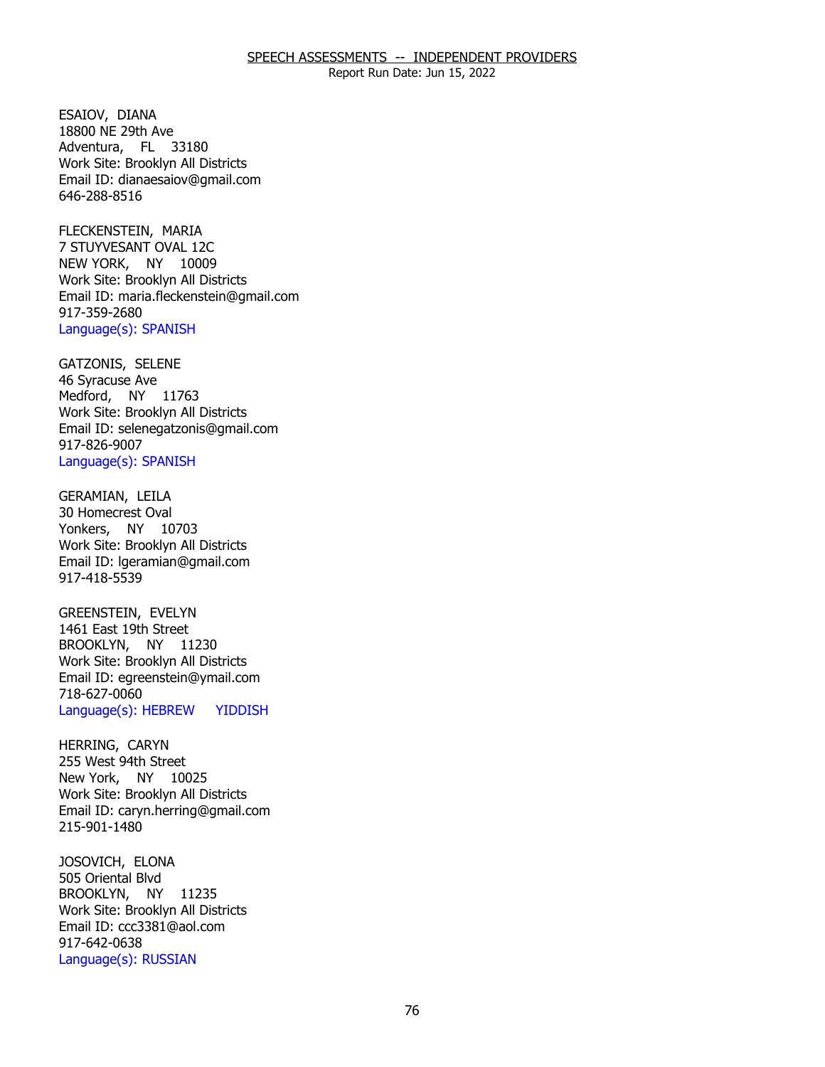SPEECH ASSESSMENTS -- INDEPENDENT PROVIDERS

Report Run Date: Jun 15, 2022

ESAIOV, DIANA
18800 NE 29th Ave
Adventura, FL 33180
Work Site: Brooklyn All Districts
Email ID: dianaesaiov@gmail.com
646-288-8516

FLECKENSTEIN, MARIA
7 STUYVESANT OVAL 12C
NEW YORK, NY 10009
Work Site: Brooklyn All Districts
Email ID: maria.fleckenstein@gmail.com
917-359-2680
Language(s): SPANISH

GATZONIS, SELENE
46 Syracuse Ave
Medford, NY 11763
Work Site: Brooklyn All Districts
Email ID: selenegatzonis@gmail.com
917-826-9007
Language(s): SPANISH

GERAMIAN, LEILA
30 Homecrest Oval
Yonkers, NY 10703
Work Site: Brooklyn All Districts
Email ID: lgeramian@gmail.com
917-418-5539

GREENSTEIN, EVELYN
1461 East 19th Street
BROOKLYN, NY 11230
Work Site: Brooklyn All Districts
Email ID: egreenstein@ymail.com
718-627-0060
Language(s): HEBREW YIDDISH

HERRING, CARYN
255 West 94th Street
New York, NY 10025
Work Site: Brooklyn All Districts
Email ID: caryn.herring@gmail.com
215-901-1480

JOSOVICH, ELONA
505 Oriental Blvd
BROOKLYN, NY 11235
Work Site: Brooklyn All Districts
Email ID: ccc3381@aol.com
917-642-0638
Language(s): RUSSIAN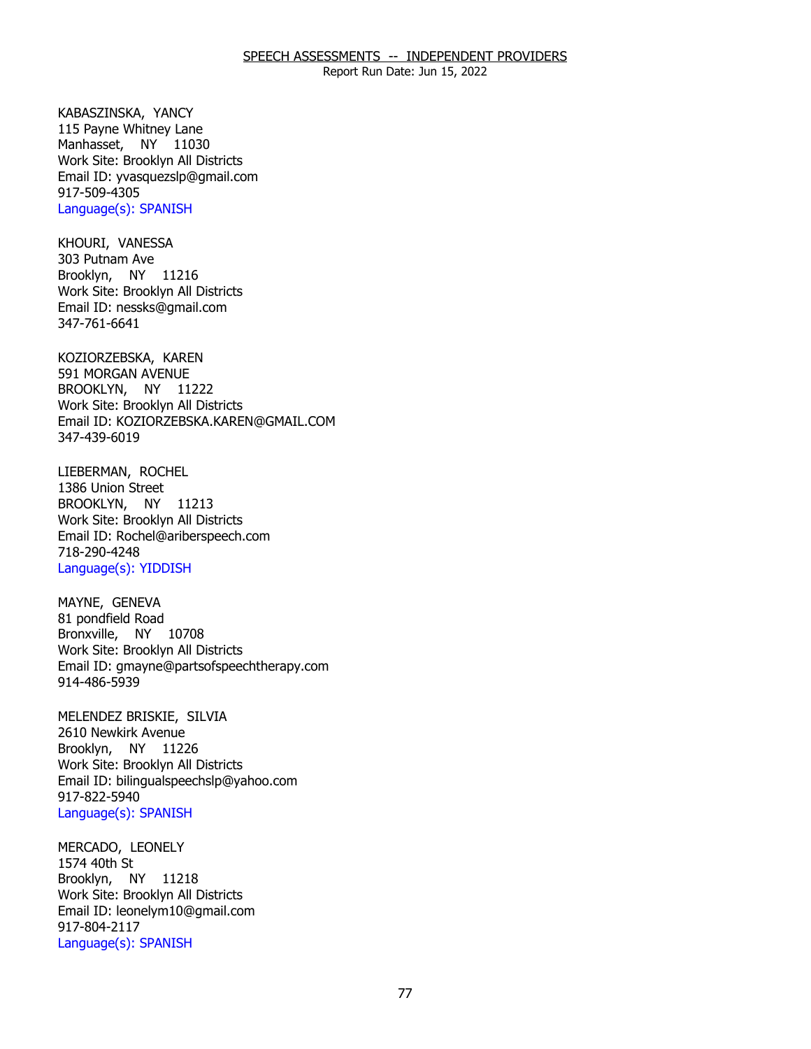KABASZINSKA, YANCY
115 Payne Whitney Lane
Manhasset, NY 11030
Work Site: Brooklyn All Districts
Email ID: yvasquezslp@gmail.com
917-509-4305
Language(s): SPANISH

KHOURI, VANESSA
303 Putnam Ave
Brooklyn, NY 11216
Work Site: Brooklyn All Districts
Email ID: nessks@gmail.com
347-761-6641

KOZIORZEBSKA, KAREN
591 MORGAN AVENUE
BROOKLYN, NY 11222
Work Site: Brooklyn All Districts
Email ID: KOZIORZEBSKA.KAREN@GMAIL.COM
347-439-6019

LIEBERMAN, ROCHEL
1386 Union Street
BROOKLYN, NY 11213
Work Site: Brooklyn All Districts
Email ID: Rochel@ariberspeech.com
718-290-4248
Language(s): YIDDISH

MAYNE, GENEVA
81 pondfield Road
Bronxville, NY 10708
Work Site: Brooklyn All Districts
Email ID: gmayne@partsofspeechtherapy.com
914-486-5939

MELENDEZ BRISKIE, SILVIA
2610 Newkirk Avenue
Brooklyn, NY 11226
Work Site: Brooklyn All Districts
Email ID: bilingualspeechslp@yahoo.com
917-822-5940
Language(s): SPANISH

MERCADO, LEONELY
1574 40th St
Brooklyn, NY 11218
Work Site: Brooklyn All Districts
Email ID: leonelym10@gmail.com
917-804-2117
Language(s): SPANISH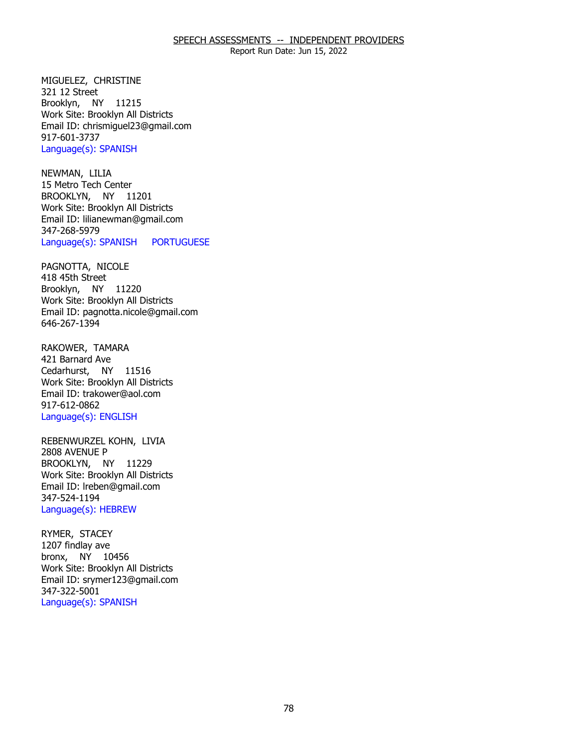## SPEECH ASSESSMENTS -- INDEPENDENT PROVIDERS

Report Run Date: Jun 15, 2022

MIGUELEZ, CHRISTINE
321 12 Street
Brooklyn, NY 11215
Work Site: Brooklyn All Districts
Email ID: chrismiguel23@gmail.com
917-601-3737
Language(s): SPANISH

NEWMAN, LILIA
15 Metro Tech Center
BROOKLYN, NY 11201
Work Site: Brooklyn All Districts
Email ID: lilianewman@gmail.com
347-268-5979
Language(s): SPANISH PORTUGUESE

PAGNOTTA, NICOLE
418 45th Street
Brooklyn, NY 11220
Work Site: Brooklyn All Districts
Email ID: pagnotta.nicole@gmail.com
646-267-1394

RAKOWER, TAMARA
421 Barnard Ave
Cedarhurst, NY 11516
Work Site: Brooklyn All Districts
Email ID: trakower@aol.com
917-612-0862
Language(s): ENGLISH

REBENWURZEL KOHN, LIVIA
2808 AVENUE P
BROOKLYN, NY 11229
Work Site: Brooklyn All Districts
Email ID: lreben@gmail.com
347-524-1194
Language(s): HEBREW

RYMER, STACEY
1207 findlay ave
bronx, NY 10456
Work Site: Brooklyn All Districts
Email ID: srymer123@gmail.com
347-322-5001
Language(s): SPANISH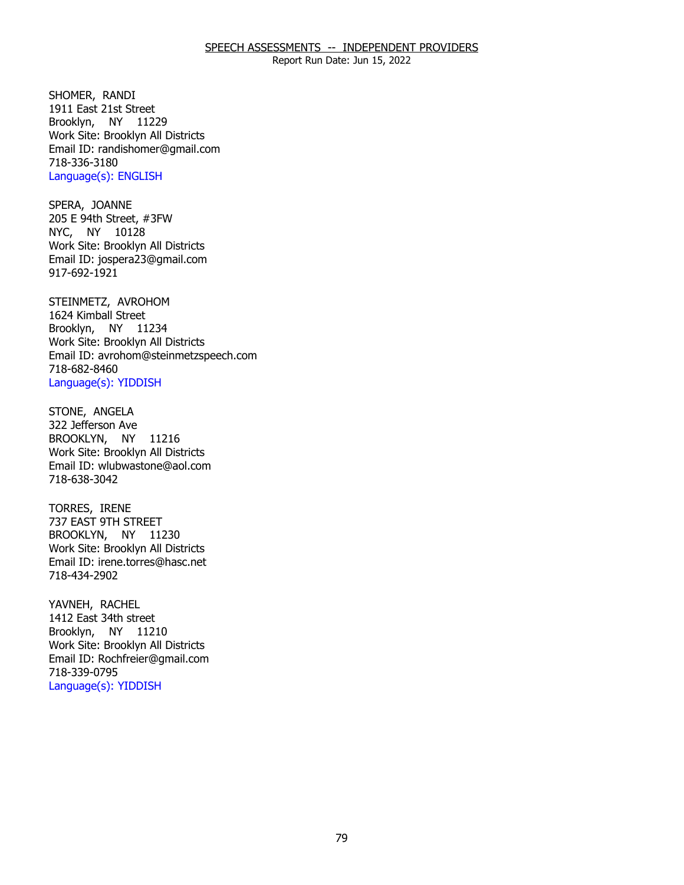SPEECH ASSESSMENTS -- INDEPENDENT PROVIDERS

Report Run Date: Jun 15, 2022

SHOMER, RANDI
1911 East 21st Street
Brooklyn, NY 11229
Work Site: Brooklyn All Districts
Email ID: randishomer@gmail.com
718-336-3180
Language(s): ENGLISH

SPERA, JOANNE
205 E 94th Street, #3FW
NYC, NY 10128
Work Site: Brooklyn All Districts
Email ID: jospera23@gmail.com
917-692-1921

STEINMETZ, AVROHOM
1624 Kimball Street
Brooklyn, NY 11234
Work Site: Brooklyn All Districts
Email ID: avrohom@steinmetzspeech.com
718-682-8460
Language(s): YIDDISH

STONE, ANGELA
322 Jefferson Ave
BROOKLYN, NY 11216
Work Site: Brooklyn All Districts
Email ID: wlubwastone@aol.com
718-638-3042

TORRES, IRENE
737 EAST 9TH STREET
BROOKLYN, NY 11230
Work Site: Brooklyn All Districts
Email ID: irene.torres@hasc.net
718-434-2902

YAVNEH, RACHEL
1412 East 34th street
Brooklyn, NY 11210
Work Site: Brooklyn All Districts
Email ID: Rochfreier@gmail.com
718-339-0795
Language(s): YIDDISH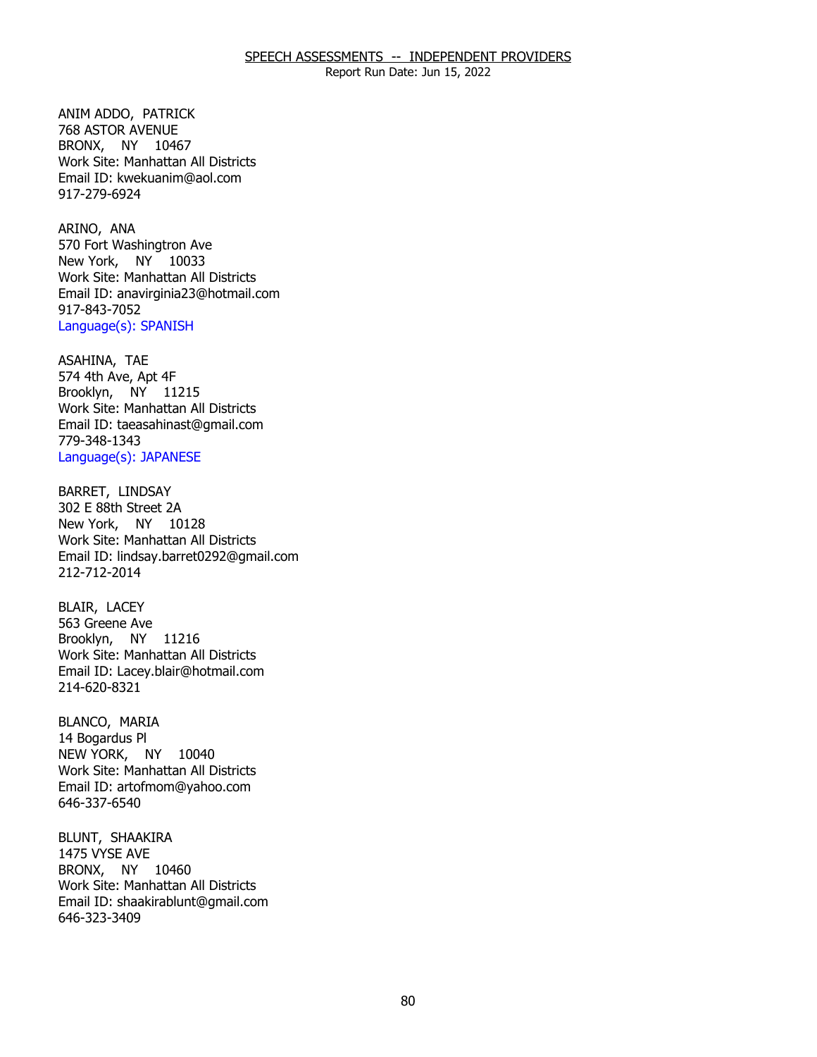SPEECH ASSESSMENTS -- INDEPENDENT PROVIDERS
Report Run Date: Jun 15, 2022

ANIM ADDO, PATRICK
768 ASTOR AVENUE
BRONX, NY 10467
Work Site: Manhattan All Districts
Email ID: kwekuanim@aol.com
917-279-6924

ARINO, ANA
570 Fort Washingtron Ave
New York, NY 10033
Work Site: Manhattan All Districts
Email ID: anavirginia23@hotmail.com
917-843-7052
Language(s): SPANISH

ASAHINA, TAE
574 4th Ave, Apt 4F
Brooklyn, NY 11215
Work Site: Manhattan All Districts
Email ID: taeasahinast@gmail.com
779-348-1343
Language(s): JAPANESE

BARRET, LINDSAY
302 E 88th Street 2A
New York, NY 10128
Work Site: Manhattan All Districts
Email ID: lindsay.barret0292@gmail.com
212-712-2014

BLAIR, LACEY
563 Greene Ave
Brooklyn, NY 11216
Work Site: Manhattan All Districts
Email ID: Lacey.blair@hotmail.com
214-620-8321

BLANCO, MARIA
14 Bogardus Pl
NEW YORK, NY 10040
Work Site: Manhattan All Districts
Email ID: artofmom@yahoo.com
646-337-6540

BLUNT, SHAAKIRA
1475 VYSE AVE
BRONX, NY 10460
Work Site: Manhattan All Districts
Email ID: shaakirablunt@gmail.com
646-323-3409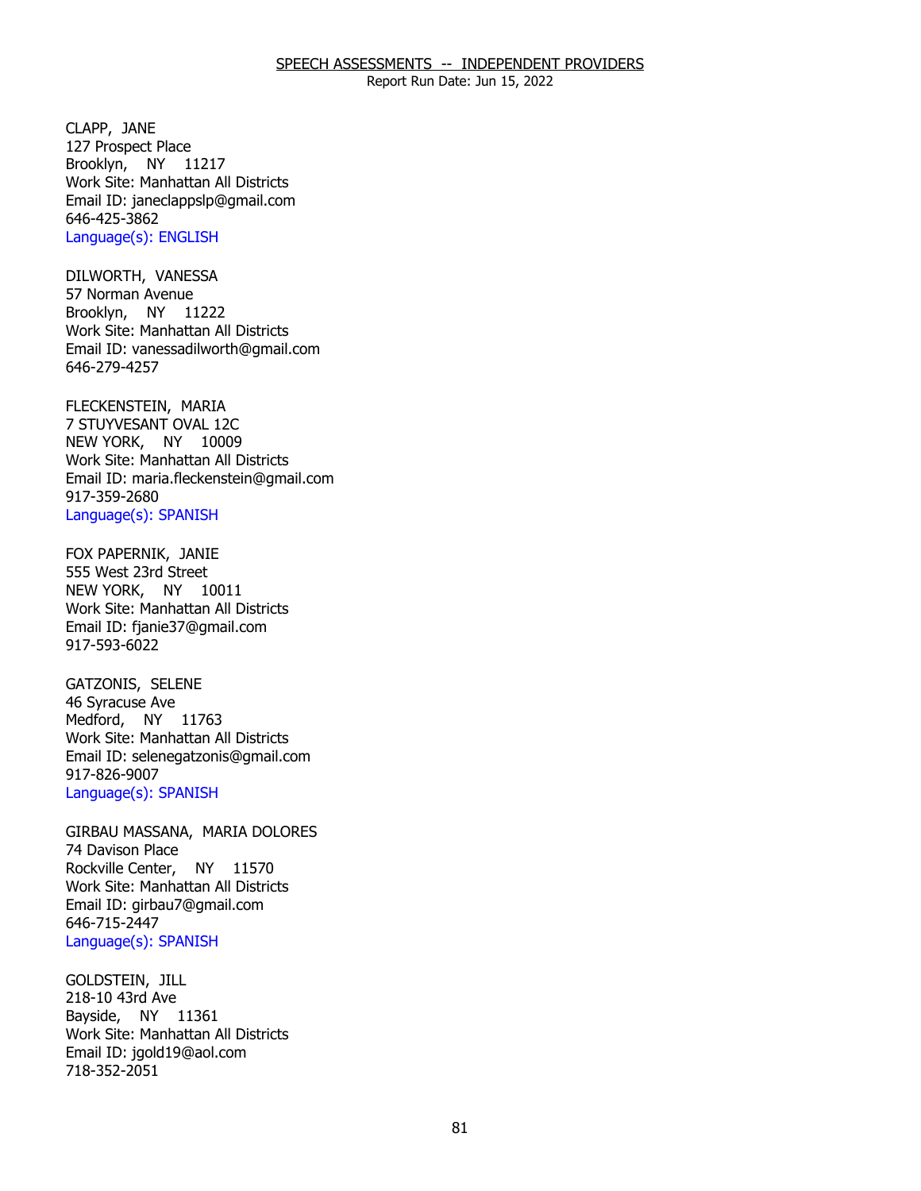## SPEECH ASSESSMENTS -- INDEPENDENT PROVIDERS

Report Run Date: Jun 15, 2022

CLAPP, JANE
127 Prospect Place
Brooklyn, NY 11217
Work Site: Manhattan All Districts
Email ID: janeclappslp@gmail.com
646-425-3862
Language(s): ENGLISH

DILWORTH, VANESSA
57 Norman Avenue
Brooklyn, NY 11222
Work Site: Manhattan All Districts
Email ID: vanessadilworth@gmail.com
646-279-4257

FLECKENSTEIN, MARIA
7 STUYVESANT OVAL 12C
NEW YORK, NY 10009
Work Site: Manhattan All Districts
Email ID: maria.fleckenstein@gmail.com
917-359-2680
Language(s): SPANISH

FOX PAPERNIK, JANIE
555 West 23rd Street
NEW YORK, NY 10011
Work Site: Manhattan All Districts
Email ID: fjanie37@gmail.com
917-593-6022

GATZONIS, SELENE
46 Syracuse Ave
Medford, NY 11763
Work Site: Manhattan All Districts
Email ID: selenegatzonis@gmail.com
917-826-9007
Language(s): SPANISH

GIRBAU MASSANA, MARIA DOLORES
74 Davison Place
Rockville Center, NY 11570
Work Site: Manhattan All Districts
Email ID: girbau7@gmail.com
646-715-2447
Language(s): SPANISH

GOLDSTEIN, JILL
218-10 43rd Ave
Bayside, NY 11361
Work Site: Manhattan All Districts
Email ID: jgold19@aol.com
718-352-2051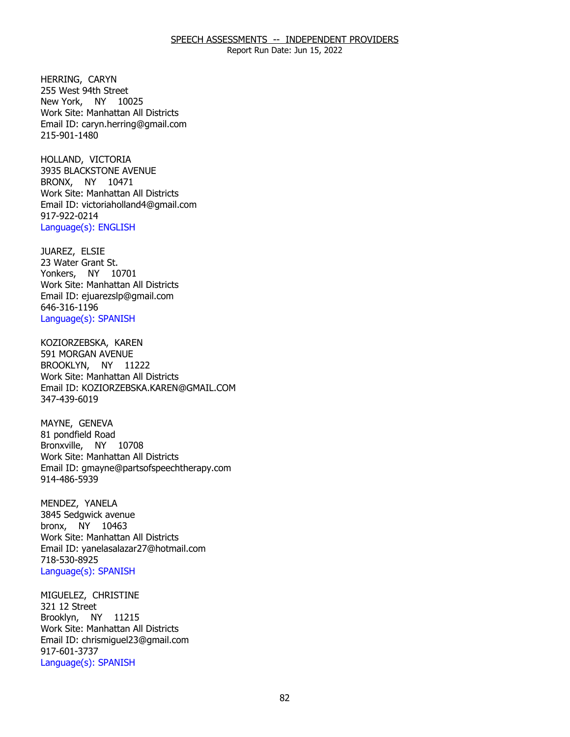HERRING, CARYN
255 West 94th Street
New York, NY 10025
Work Site: Manhattan All Districts
Email ID: caryn.herring@gmail.com
215-901-1480

HOLLAND, VICTORIA
3935 BLACKSTONE AVENUE
BRONX, NY 10471
Work Site: Manhattan All Districts
Email ID: victoriaholland4@gmail.com
917-922-0214
Language(s): ENGLISH

JUAREZ, ELSIE
23 Water Grant St.
Yonkers, NY 10701
Work Site: Manhattan All Districts
Email ID: ejuarezslp@gmail.com
646-316-1196
Language(s): SPANISH

KOZIORZEBSKA, KAREN
591 MORGAN AVENUE
BROOKLYN, NY 11222
Work Site: Manhattan All Districts
Email ID: KOZIORZEBSKA.KAREN@GMAIL.COM
347-439-6019

MAYNE, GENEVA
81 pondfield Road
Bronxville, NY 10708
Work Site: Manhattan All Districts
Email ID: gmayne@partsofspeechtherapy.com
914-486-5939

MENDEZ, YANELA
3845 Sedgwick avenue
bronx, NY 10463
Work Site: Manhattan All Districts
Email ID: yanelasalazar27@hotmail.com
718-530-8925
Language(s): SPANISH

MIGUELEZ, CHRISTINE
321 12 Street
Brooklyn, NY 11215
Work Site: Manhattan All Districts
Email ID: chrismiguel23@gmail.com
917-601-3737
Language(s): SPANISH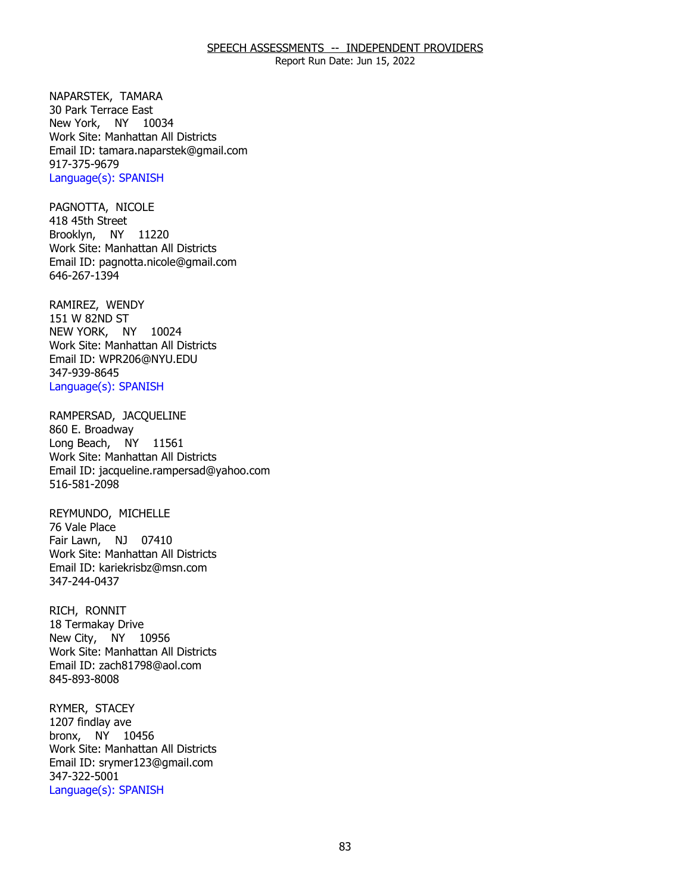SPEECH ASSESSMENTS -- INDEPENDENT PROVIDERS
Report Run Date: Jun 15, 2022

NAPARSTEK, TAMARA
30 Park Terrace East
New York, NY 10034
Work Site: Manhattan All Districts
Email ID: tamara.naparstek@gmail.com
917-375-9679
Language(s): SPANISH

PAGNOTTA, NICOLE
418 45th Street
Brooklyn, NY 11220
Work Site: Manhattan All Districts
Email ID: pagnotta.nicole@gmail.com
646-267-1394

RAMIREZ, WENDY
151 W 82ND ST
NEW YORK, NY 10024
Work Site: Manhattan All Districts
Email ID: WPR206@NYU.EDU
347-939-8645
Language(s): SPANISH

RAMPERSAD, JACQUELINE
860 E. Broadway
Long Beach, NY 11561
Work Site: Manhattan All Districts
Email ID: jacqueline.rampersad@yahoo.com
516-581-2098

REYMUNDO, MICHELLE
76 Vale Place
Fair Lawn, NJ 07410
Work Site: Manhattan All Districts
Email ID: kariekrisbz@msn.com
347-244-0437

RICH, RONNIT
18 Termakay Drive
New City, NY 10956
Work Site: Manhattan All Districts
Email ID: zach81798@aol.com
845-893-8008

RYMER, STACEY
1207 findlay ave
bronx, NY 10456
Work Site: Manhattan All Districts
Email ID: srymer123@gmail.com
347-322-5001
Language(s): SPANISH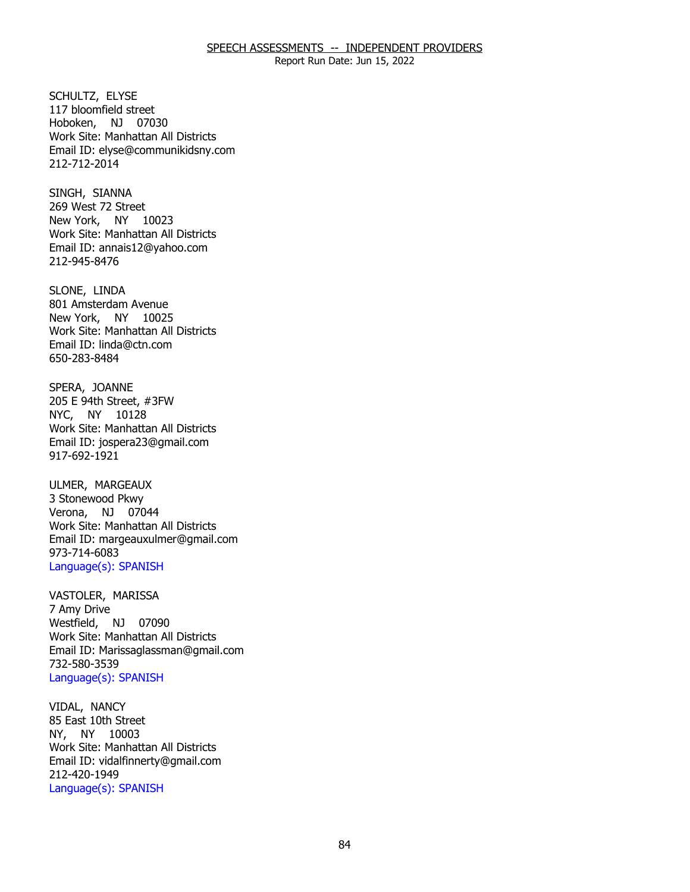SPEECH ASSESSMENTS -- INDEPENDENT PROVIDERS

Report Run Date: Jun 15, 2022

SCHULTZ, ELYSE
117 bloomfield street
Hoboken, NJ 07030
Work Site: Manhattan All Districts
Email ID: elyse@communikidsny.com
212-712-2014

SINGH, SIANNA
269 West 72 Street
New York, NY 10023
Work Site: Manhattan All Districts
Email ID: annais12@yahoo.com
212-945-8476

SLONE, LINDA
801 Amsterdam Avenue
New York, NY 10025
Work Site: Manhattan All Districts
Email ID: linda@ctn.com
650-283-8484

SPERA, JOANNE
205 E 94th Street, #3FW
NYC, NY 10128
Work Site: Manhattan All Districts
Email ID: jospera23@gmail.com
917-692-1921

ULMER, MARGEAUX
3 Stonewood Pkwy
Verona, NJ 07044
Work Site: Manhattan All Districts
Email ID: margeauxulmer@gmail.com
973-714-6083
Language(s): SPANISH

VASTOLER, MARISSA
7 Amy Drive
Westfield, NJ 07090
Work Site: Manhattan All Districts
Email ID: Marissaglassman@gmail.com
732-580-3539
Language(s): SPANISH

VIDAL, NANCY
85 East 10th Street
NY, NY 10003
Work Site: Manhattan All Districts
Email ID: vidalfinnerty@gmail.com
212-420-1949
Language(s): SPANISH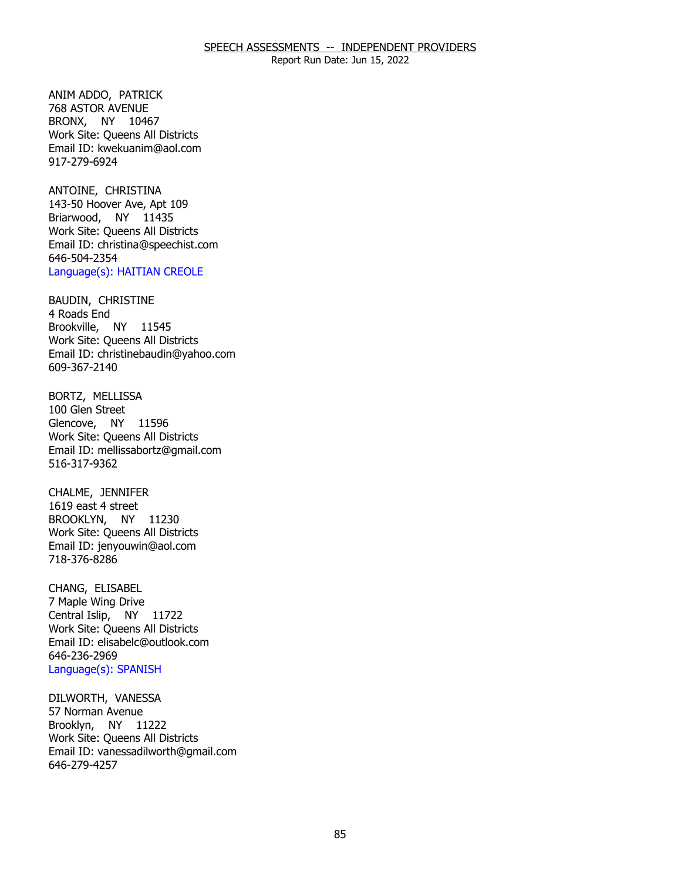SPEECH ASSESSMENTS -- INDEPENDENT PROVIDERS

Report Run Date: Jun 15, 2022

ANIM ADDO, PATRICK
768 ASTOR AVENUE
BRONX, NY 10467
Work Site: Queens All Districts
Email ID: kwekuanim@aol.com
917-279-6924

ANTOINE, CHRISTINA
143-50 Hoover Ave, Apt 109
Briarwood, NY 11435
Work Site: Queens All Districts
Email ID: christina@speechist.com
646-504-2354
Language(s): HAITIAN CREOLE

BAUDIN, CHRISTINE
4 Roads End
Brookville, NY 11545
Work Site: Queens All Districts
Email ID: christinebaudin@yahoo.com
609-367-2140

BORTZ, MELLISSA
100 Glen Street
Glencove, NY 11596
Work Site: Queens All Districts
Email ID: mellissabortz@gmail.com
516-317-9362

CHALME, JENNIFER
1619 east 4 street
BROOKLYN, NY 11230
Work Site: Queens All Districts
Email ID: jenyouwin@aol.com
718-376-8286

CHANG, ELISABEL
7 Maple Wing Drive
Central Islip, NY 11722
Work Site: Queens All Districts
Email ID: elisabelc@outlook.com
646-236-2969
Language(s): SPANISH

DILWORTH, VANESSA
57 Norman Avenue
Brooklyn, NY 11222
Work Site: Queens All Districts
Email ID: vanessadilworth@gmail.com
646-279-4257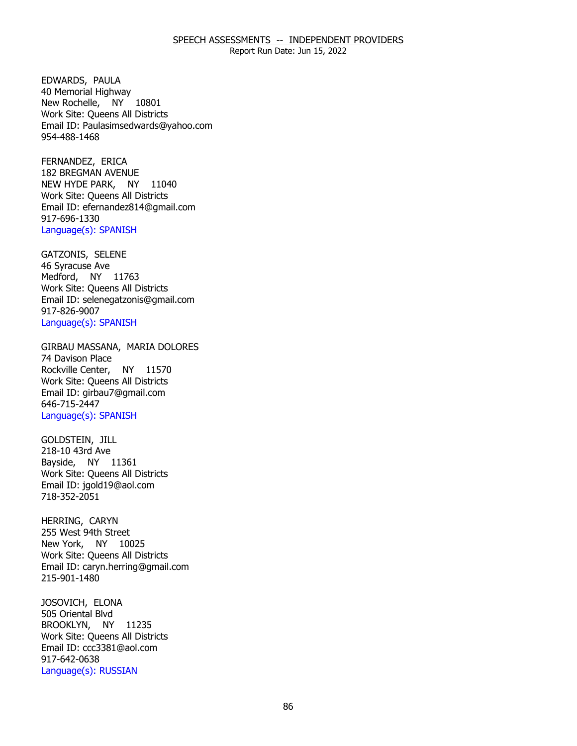SPEECH ASSESSMENTS -- INDEPENDENT PROVIDERS

Report Run Date: Jun 15, 2022

EDWARDS, PAULA
40 Memorial Highway
New Rochelle, NY 10801
Work Site: Queens All Districts
Email ID: Paulasimsedwards@yahoo.com
954-488-1468

FERNANDEZ, ERICA
182 BREGMAN AVENUE
NEW HYDE PARK, NY 11040
Work Site: Queens All Districts
Email ID: efernandez814@gmail.com
917-696-1330
Language(s): SPANISH

GATZONIS, SELENE
46 Syracuse Ave
Medford, NY 11763
Work Site: Queens All Districts
Email ID: selenegatzonis@gmail.com
917-826-9007
Language(s): SPANISH

GIRBAU MASSANA, MARIA DOLORES
74 Davison Place
Rockville Center, NY 11570
Work Site: Queens All Districts
Email ID: girbau7@gmail.com
646-715-2447
Language(s): SPANISH

GOLDSTEIN, JILL
218-10 43rd Ave
Bayside, NY 11361
Work Site: Queens All Districts
Email ID: jgold19@aol.com
718-352-2051

HERRING, CARYN
255 West 94th Street
New York, NY 10025
Work Site: Queens All Districts
Email ID: caryn.herring@gmail.com
215-901-1480

JOSOVICH, ELONA
505 Oriental Blvd
BROOKLYN, NY 11235
Work Site: Queens All Districts
Email ID: ccc3381@aol.com
917-642-0638
Language(s): RUSSIAN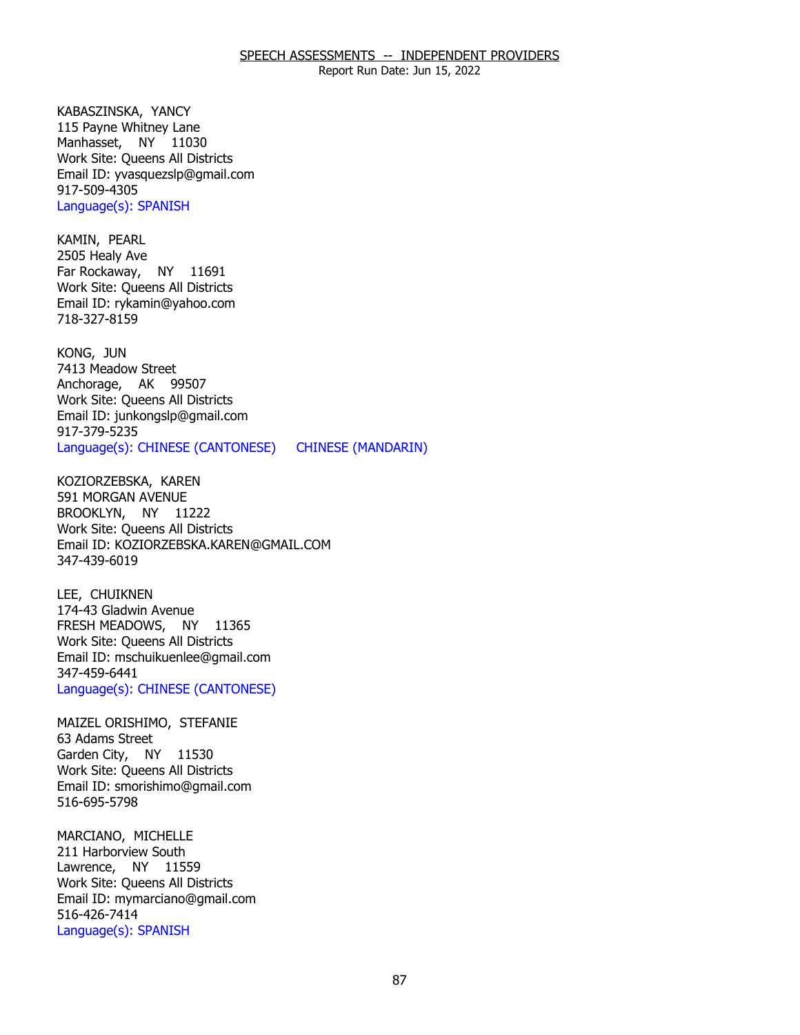SPEECH ASSESSMENTS -- INDEPENDENT PROVIDERS

Report Run Date: Jun 15, 2022

KABASZINSKA, YANCY
115 Payne Whitney Lane
Manhasset, NY 11030
Work Site: Queens All Districts
Email ID: yvasquezslp@gmail.com
917-509-4305
Language(s): SPANISH

KAMIN, PEARL
2505 Healy Ave
Far Rockaway, NY 11691
Work Site: Queens All Districts
Email ID: rykamin@yahoo.com
718-327-8159

KONG, JUN
7413 Meadow Street
Anchorage, AK 99507
Work Site: Queens All Districts
Email ID: junkongslp@gmail.com
917-379-5235
Language(s): CHINESE (CANTONESE) CHINESE (MANDARIN)

KOZIORZEBSKA, KAREN
591 MORGAN AVENUE
BROOKLYN, NY 11222
Work Site: Queens All Districts
Email ID: KOZIORZEBSKA.KAREN@GMAIL.COM
347-439-6019

LEE, CHUIKNEN
174-43 Gladwin Avenue
FRESH MEADOWS, NY 11365
Work Site: Queens All Districts
Email ID: mschuikuenlee@gmail.com
347-459-6441
Language(s): CHINESE (CANTONESE)

MAIZEL ORISHIMO, STEFANIE
63 Adams Street
Garden City, NY 11530
Work Site: Queens All Districts
Email ID: smorishimo@gmail.com
516-695-5798

MARCIANO, MICHELLE
211 Harborview South
Lawrence, NY 11559
Work Site: Queens All Districts
Email ID: mymarciano@gmail.com
516-426-7414
Language(s): SPANISH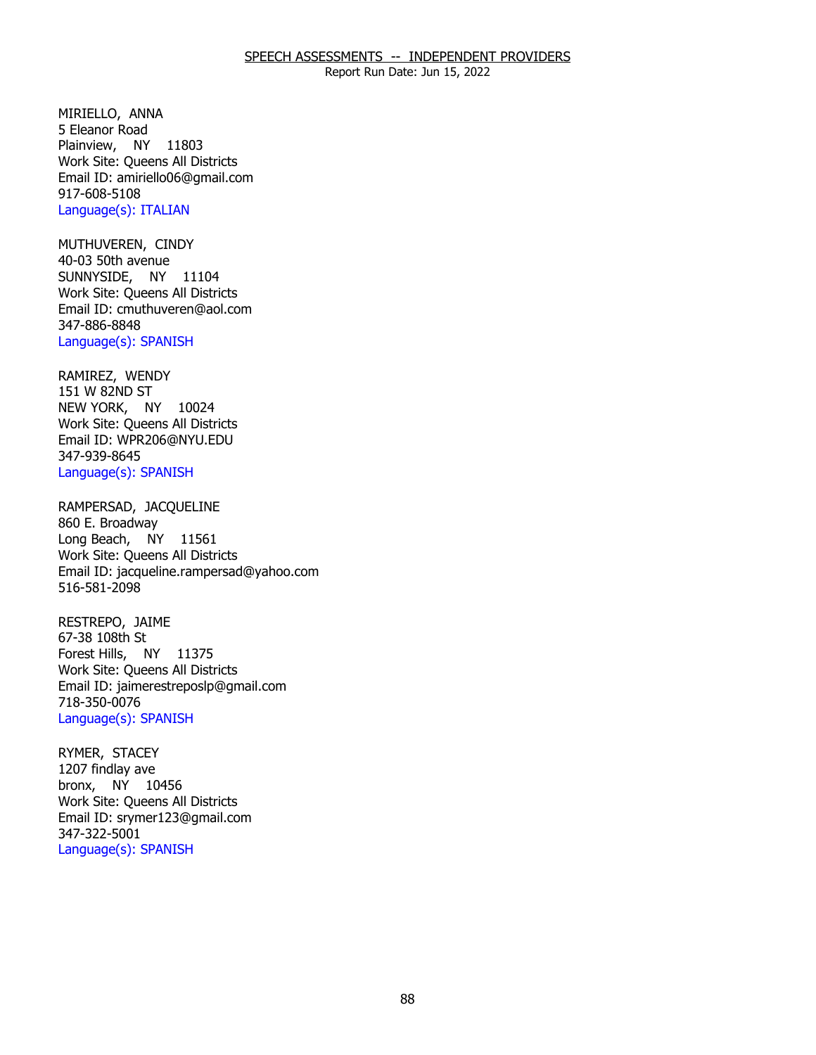## SPEECH ASSESSMENTS -- INDEPENDENT PROVIDERS

Report Run Date: Jun 15, 2022

MIRIELLO, ANNA
5 Eleanor Road
Plainview, NY 11803
Work Site: Queens All Districts
Email ID: amiriello06@gmail.com
917-608-5108
Language(s): ITALIAN

MUTHUVEREN, CINDY
40-03 50th avenue
SUNNYSIDE, NY 11104
Work Site: Queens All Districts
Email ID: cmuthuveren@aol.com
347-886-8848
Language(s): SPANISH

RAMIREZ, WENDY
151 W 82ND ST
NEW YORK, NY 10024
Work Site: Queens All Districts
Email ID: WPR206@NYU.EDU
347-939-8645
Language(s): SPANISH

RAMPERSAD, JACQUELINE
860 E. Broadway
Long Beach, NY 11561
Work Site: Queens All Districts
Email ID: jacqueline.rampersad@yahoo.com
516-581-2098

RESTREPO, JAIME
67-38 108th St
Forest Hills, NY 11375
Work Site: Queens All Districts
Email ID: jaimerestreposlp@gmail.com
718-350-0076
Language(s): SPANISH

RYMER, STACEY
1207 findlay ave
bronx, NY 10456
Work Site: Queens All Districts
Email ID: srymer123@gmail.com
347-322-5001
Language(s): SPANISH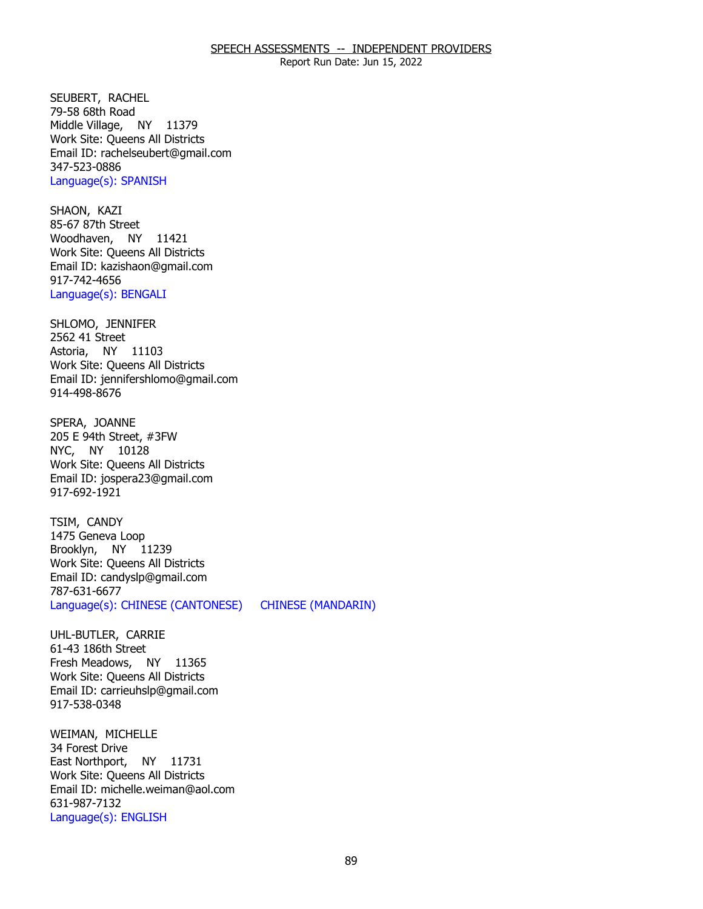SPEECH ASSESSMENTS -- INDEPENDENT PROVIDERS

Report Run Date: Jun 15, 2022

SEUBERT, RACHEL
79-58 68th Road
Middle Village, NY 11379
Work Site: Queens All Districts
Email ID: rachelseubert@gmail.com
347-523-0886
Language(s): SPANISH

SHAON, KAZI
85-67 87th Street
Woodhaven, NY 11421
Work Site: Queens All Districts
Email ID: kazishaon@gmail.com
917-742-4656
Language(s): BENGALI

SHLOMO, JENNIFER
2562 41 Street
Astoria, NY 11103
Work Site: Queens All Districts
Email ID: jennifershlomo@gmail.com
914-498-8676

SPERA, JOANNE
205 E 94th Street, #3FW
NYC, NY 10128
Work Site: Queens All Districts
Email ID: jospera23@gmail.com
917-692-1921

TSIM, CANDY
1475 Geneva Loop
Brooklyn, NY 11239
Work Site: Queens All Districts
Email ID: candyslp@gmail.com
787-631-6677
Language(s): CHINESE (CANTONESE) CHINESE (MANDARIN)

UHL-BUTLER, CARRIE
61-43 186th Street
Fresh Meadows, NY 11365
Work Site: Queens All Districts
Email ID: carrieuhslp@gmail.com
917-538-0348

WEIMAN, MICHELLE
34 Forest Drive
East Northport, NY 11731
Work Site: Queens All Districts
Email ID: michelle.weiman@aol.com
631-987-7132
Language(s): ENGLISH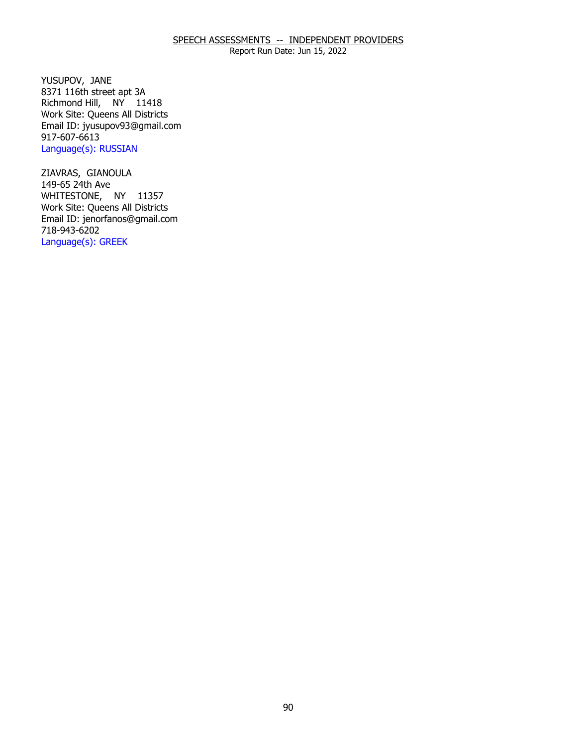SPEECH ASSESSMENTS -- INDEPENDENT PROVIDERS

Report Run Date: Jun 15, 2022

YUSUPOV, JANE
8371 116th street apt 3A
Richmond Hill, NY 11418
Work Site: Queens All Districts
Email ID: jyusupov93@gmail.com
917-607-6613
Language(s): RUSSIAN

ZIAVRAS, GIANOULA
149-65 24th Ave
WHITESTONE, NY 11357
Work Site: Queens All Districts
Email ID: jenorfanos@gmail.com
718-943-6202
Language(s): GREEK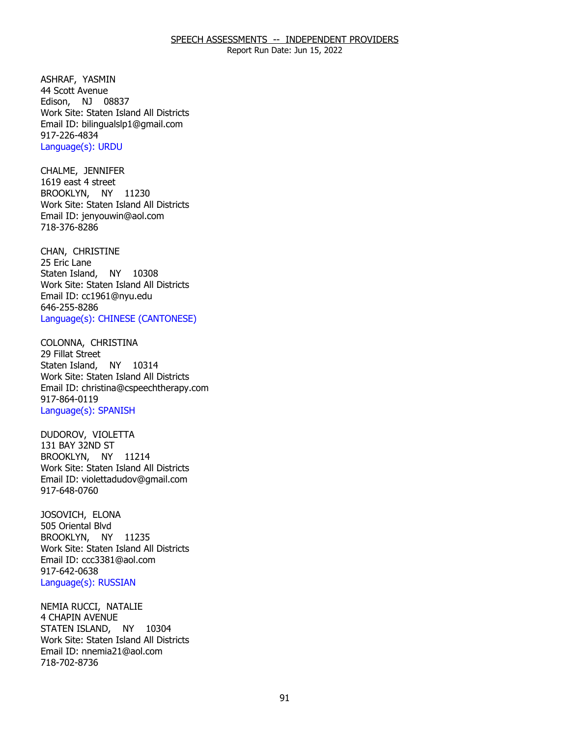SPEECH ASSESSMENTS -- INDEPENDENT PROVIDERS
Report Run Date: Jun 15, 2022

ASHRAF, YASMIN
44 Scott Avenue
Edison, NJ 08837
Work Site: Staten Island All Districts
Email ID: bilingualslp1@gmail.com
917-226-4834
Language(s): URDU

CHALME, JENNIFER
1619 east 4 street
BROOKLYN, NY 11230
Work Site: Staten Island All Districts
Email ID: jenyouwin@aol.com
718-376-8286

CHAN, CHRISTINE
25 Eric Lane
Staten Island, NY 10308
Work Site: Staten Island All Districts
Email ID: cc1961@nyu.edu
646-255-8286
Language(s): CHINESE (CANTONESE)

COLONNA, CHRISTINA
29 Fillat Street
Staten Island, NY 10314
Work Site: Staten Island All Districts
Email ID: christina@cspeechtherapy.com
917-864-0119
Language(s): SPANISH

DUDOROV, VIOLETTA
131 BAY 32ND ST
BROOKLYN, NY 11214
Work Site: Staten Island All Districts
Email ID: violettadudov@gmail.com
917-648-0760

JOSOVICH, ELONA
505 Oriental Blvd
BROOKLYN, NY 11235
Work Site: Staten Island All Districts
Email ID: ccc3381@aol.com
917-642-0638
Language(s): RUSSIAN

NEMIA RUCCI, NATALIE
4 CHAPIN AVENUE
STATEN ISLAND, NY 10304
Work Site: Staten Island All Districts
Email ID: nnemia21@aol.com
718-702-8736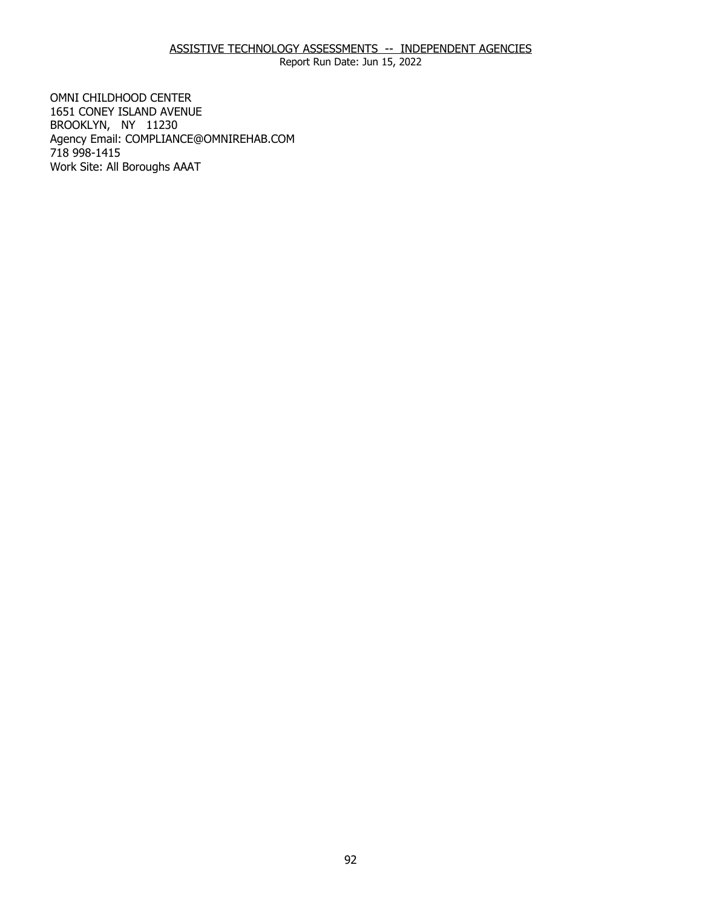OMNI CHILDHOOD CENTER
1651 CONEY ISLAND AVENUE
BROOKLYN, NY 11230
Agency Email: COMPLIANCE@OMNIREHAB.COM
718 998-1415
Work Site: All Boroughs AAAT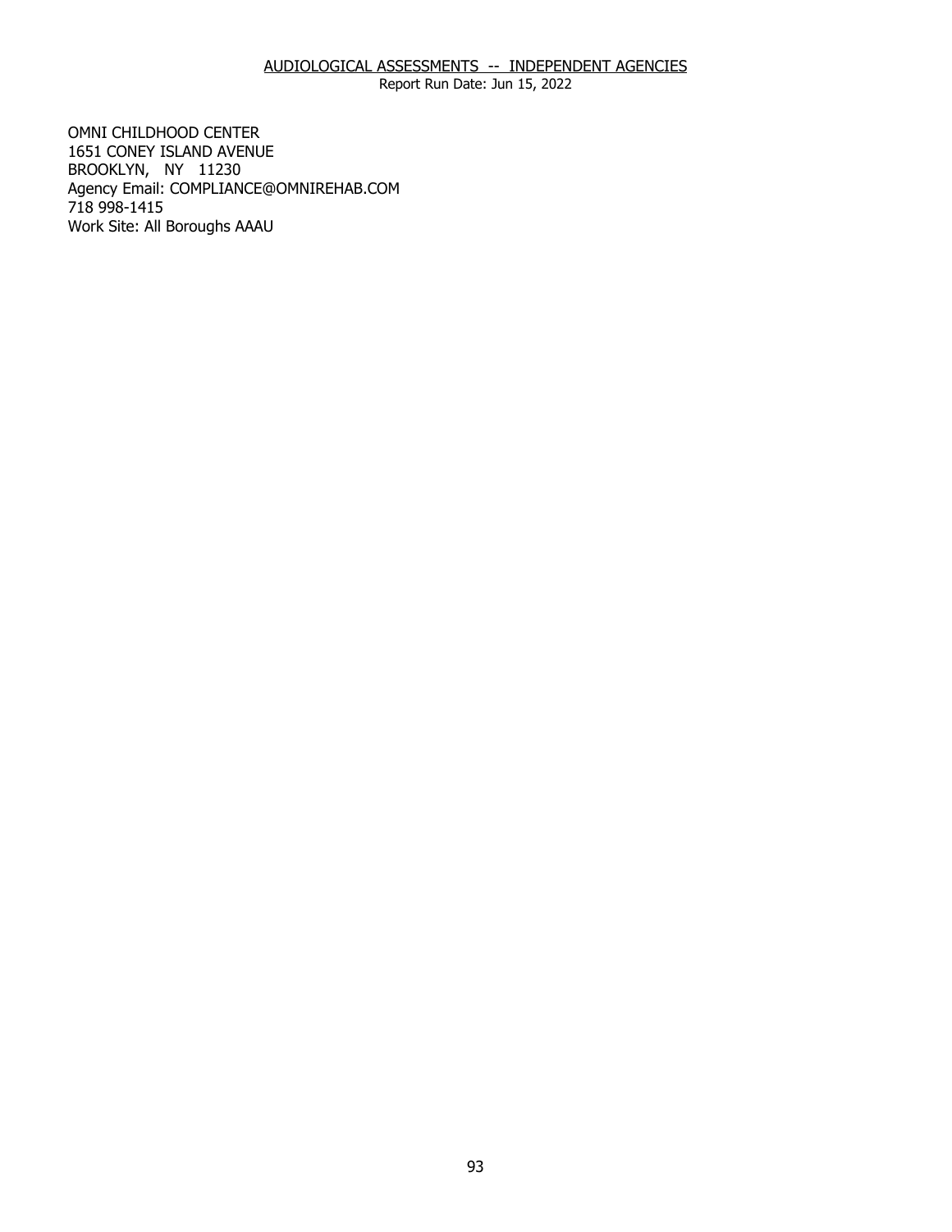AUDIOLOGICAL ASSESSMENTS -- INDEPENDENT AGENCIES

Report Run Date: Jun 15, 2022

OMNI CHILDHOOD CENTER
1651 CONEY ISLAND AVENUE
BROOKLYN, NY 11230
Agency Email: COMPLIANCE@OMNIREHAB.COM
718 998-1415
Work Site: All Boroughs AAAU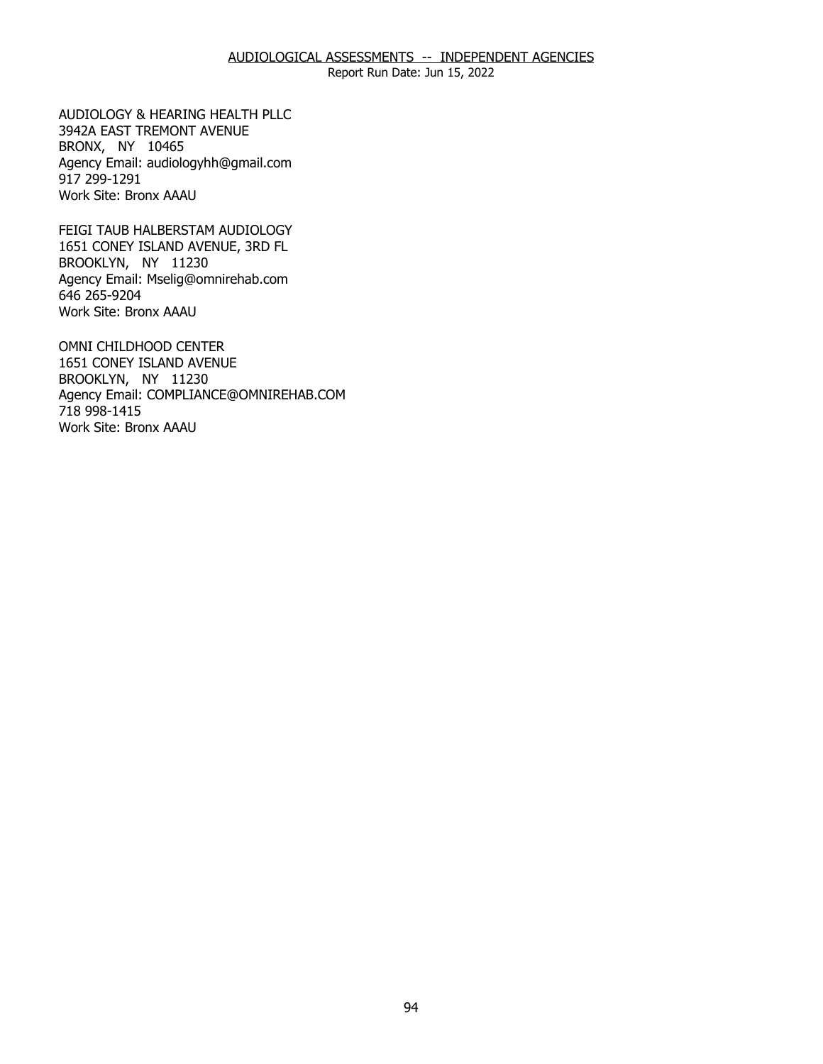## AUDIOLOGICAL ASSESSMENTS -- INDEPENDENT AGENCIES

Report Run Date: Jun 15, 2022

AUDIOLOGY & HEARING HEALTH PLLC
3942A EAST TREMONT AVENUE
BRONX, NY 10465
Agency Email: audiologyhh@gmail.com
917 299-1291
Work Site: Bronx AAAU

FEIGI TAUB HALBERSTAM AUDIOLOGY
1651 CONEY ISLAND AVENUE, 3RD FL
BROOKLYN, NY 11230
Agency Email: Mselig@omnirehab.com
646 265-9204
Work Site: Bronx AAAU

OMNI CHILDHOOD CENTER
1651 CONEY ISLAND AVENUE
BROOKLYN, NY 11230
Agency Email: COMPLIANCE@OMNIREHAB.COM
718 998-1415
Work Site: Bronx AAAU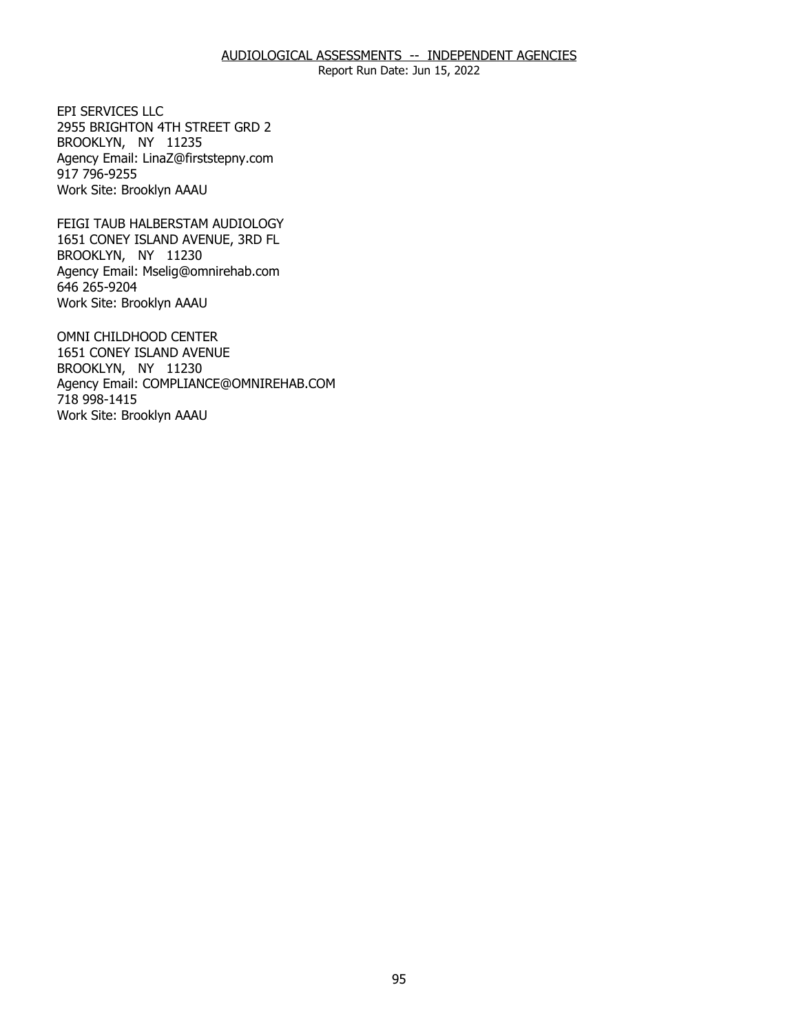EPI SERVICES LLC
2955 BRIGHTON 4TH STREET GRD 2
BROOKLYN, NY 11235
Agency Email: LinaZ@firststepny.com
917 796-9255
Work Site: Brooklyn AAAU

FEIGI TAUB HALBERSTAM AUDIOLOGY
1651 CONEY ISLAND AVENUE, 3RD FL
BROOKLYN, NY 11230
Agency Email: Mselig@omnirehab.com
646 265-9204
Work Site: Brooklyn AAAU

OMNI CHILDHOOD CENTER
1651 CONEY ISLAND AVENUE
BROOKLYN, NY 11230
Agency Email: COMPLIANCE@OMNIREHAB.COM
718 998-1415
Work Site: Brooklyn AAAU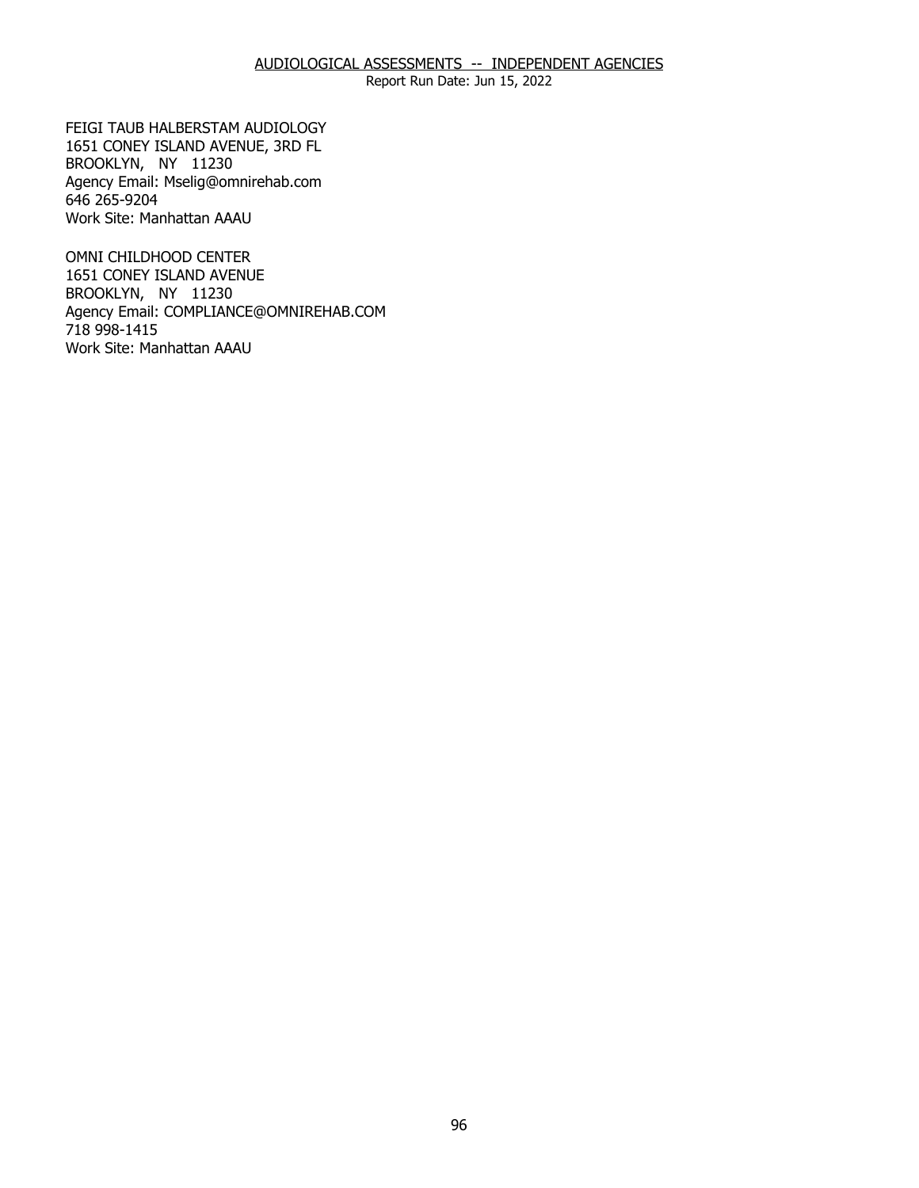AUDIOLOGICAL ASSESSMENTS -- INDEPENDENT AGENCIES

Report Run Date: Jun 15, 2022

FEIGI TAUB HALBERSTAM AUDIOLOGY
1651 CONEY ISLAND AVENUE, 3RD FL
BROOKLYN, NY 11230
Agency Email: Mselig@omnirehab.com
646 265-9204
Work Site: Manhattan AAAU

OMNI CHILDHOOD CENTER
1651 CONEY ISLAND AVENUE
BROOKLYN, NY 11230
Agency Email: COMPLIANCE@OMNIREHAB.COM
718 998-1415
Work Site: Manhattan AAAU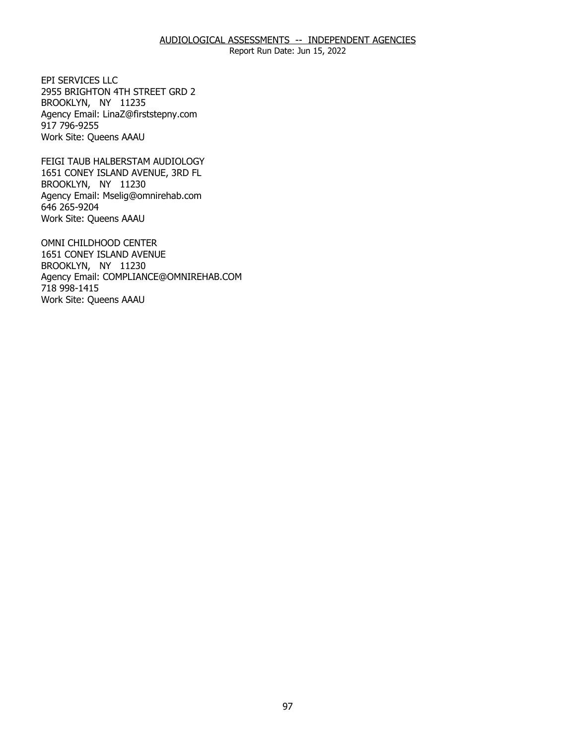EPI SERVICES LLC
2955 BRIGHTON 4TH STREET GRD 2
BROOKLYN, NY 11235
Agency Email: LinaZ@firststepny.com
917 796-9255
Work Site: Queens AAAU

FEIGI TAUB HALBERSTAM AUDIOLOGY
1651 CONEY ISLAND AVENUE, 3RD FL
BROOKLYN, NY 11230
Agency Email: Mselig@omnirehab.com
646 265-9204
Work Site: Queens AAAU

OMNI CHILDHOOD CENTER
1651 CONEY ISLAND AVENUE
BROOKLYN, NY 11230
Agency Email: COMPLIANCE@OMNIREHAB.COM
718 998-1415
Work Site: Queens AAAU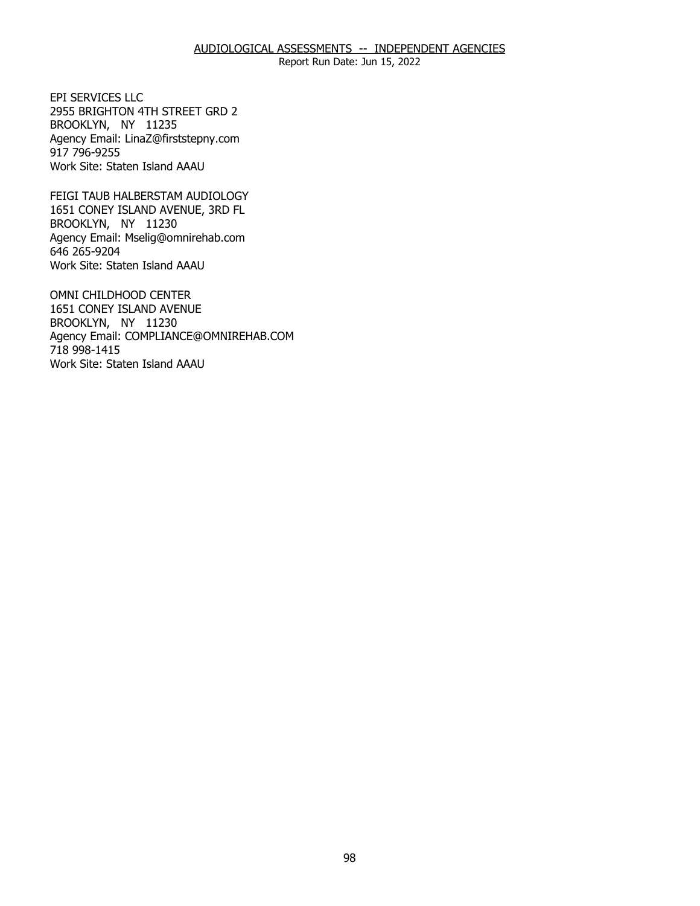## AUDIOLOGICAL ASSESSMENTS -- INDEPENDENT AGENCIES

Report Run Date: Jun 15, 2022

EPI SERVICES LLC
2955 BRIGHTON 4TH STREET GRD 2
BROOKLYN, NY 11235
Agency Email: LinaZ@firststepny.com
917 796-9255
Work Site: Staten Island AAAU

FEIGI TAUB HALBERSTAM AUDIOLOGY
1651 CONEY ISLAND AVENUE, 3RD FL
BROOKLYN, NY 11230
Agency Email: Mselig@omnirehab.com
646 265-9204
Work Site: Staten Island AAAU

OMNI CHILDHOOD CENTER
1651 CONEY ISLAND AVENUE
BROOKLYN, NY 11230
Agency Email: COMPLIANCE@OMNIREHAB.COM
718 998-1415
Work Site: Staten Island AAAU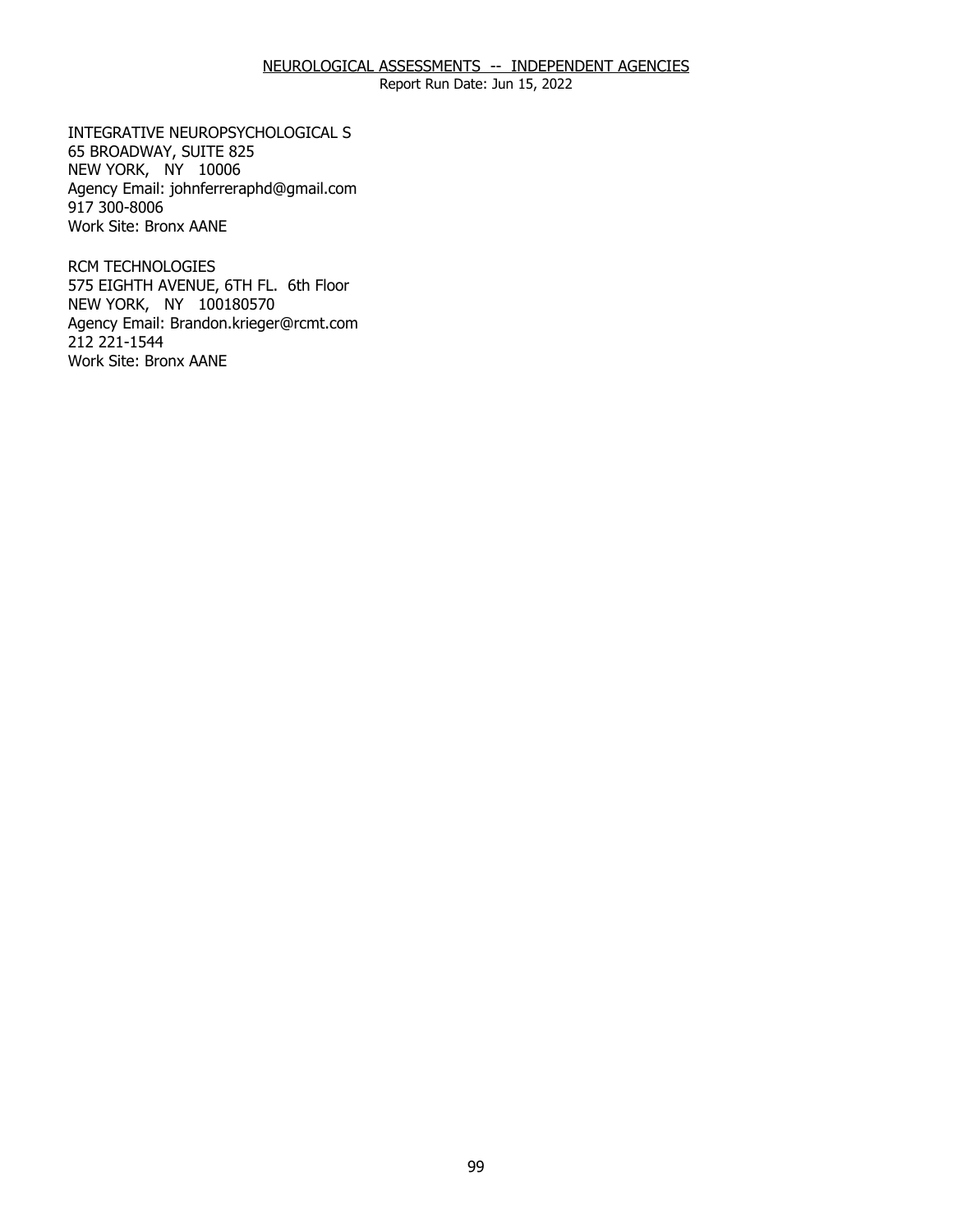## NEUROLOGICAL ASSESSMENTS -- INDEPENDENT AGENCIES

Report Run Date: Jun 15, 2022

INTEGRATIVE NEUROPSYCHOLOGICAL S  
65 BROADWAY, SUITE 825  
NEW YORK, NY 10006  
Agency Email: johnferreraphd@gmail.com  
917 300-8006  
Work Site: Bronx AANE

RCM TECHNOLOGIES  
575 EIGHTH AVENUE, 6TH FL. 6th Floor  
NEW YORK, NY 100180570  
Agency Email: Brandon.krieger@rcmt.com  
212 221-1544  
Work Site: Bronx AANE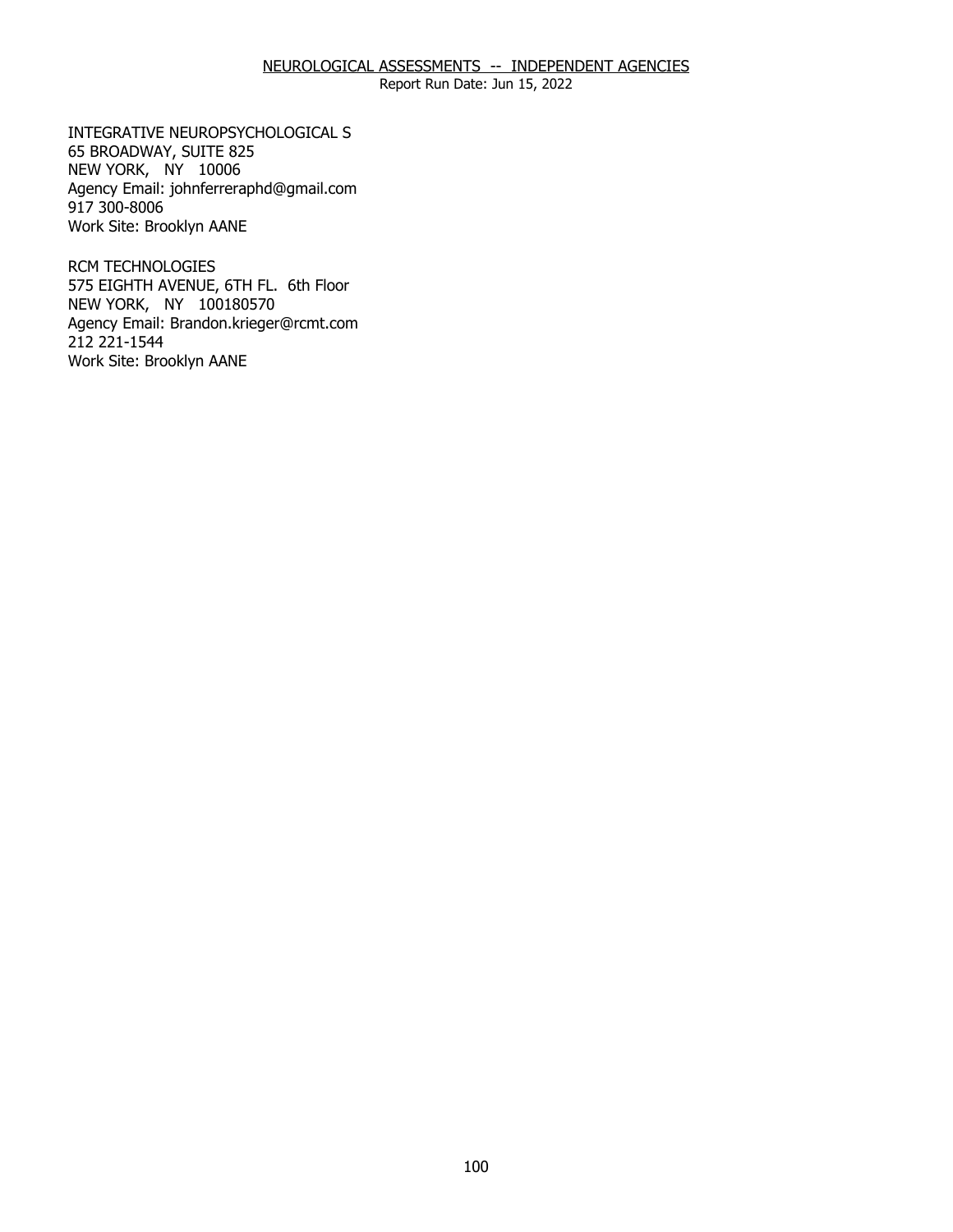NEUROLOGICAL ASSESSMENTS -- INDEPENDENT AGENCIES

Report Run Date: Jun 15, 2022

INTEGRATIVE NEUROPSYCHOLOGICAL S
65 BROADWAY, SUITE 825
NEW YORK, NY 10006
Agency Email: johnferreraphd@gmail.com
917 300-8006
Work Site: Brooklyn AANE

RCM TECHNOLOGIES
575 EIGHTH AVENUE, 6TH FL. 6th Floor
NEW YORK, NY 100180570
Agency Email: Brandon.krieger@rcmt.com
212 221-1544
Work Site: Brooklyn AANE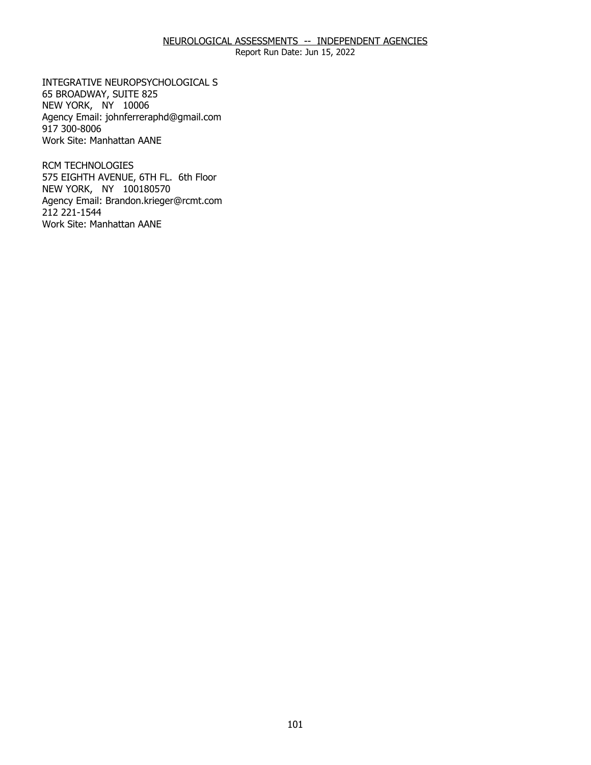NEUROLOGICAL ASSESSMENTS -- INDEPENDENT AGENCIES

Report Run Date: Jun 15, 2022

INTEGRATIVE NEUROPSYCHOLOGICAL S
65 BROADWAY, SUITE 825
NEW YORK, NY 10006
Agency Email: johnferreraphd@gmail.com
917 300-8006
Work Site: Manhattan AANE

RCM TECHNOLOGIES
575 EIGHTH AVENUE, 6TH FL. 6th Floor
NEW YORK, NY 100180570
Agency Email: Brandon.krieger@rcmt.com
212 221-1544
Work Site: Manhattan AANE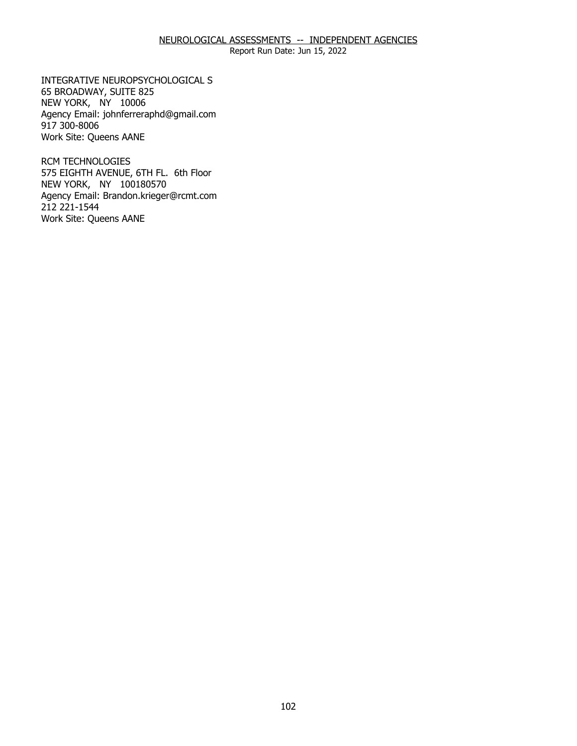NEUROLOGICAL ASSESSMENTS -- INDEPENDENT AGENCIES

Report Run Date: Jun 15, 2022

INTEGRATIVE NEUROPSYCHOLOGICAL S
65 BROADWAY, SUITE 825
NEW YORK, NY 10006
Agency Email: johnferreraphd@gmail.com
917 300-8006
Work Site: Queens AANE

RCM TECHNOLOGIES
575 EIGHTH AVENUE, 6TH FL. 6th Floor
NEW YORK, NY 100180570
Agency Email: Brandon.krieger@rcmt.com
212 221-1544
Work Site: Queens AANE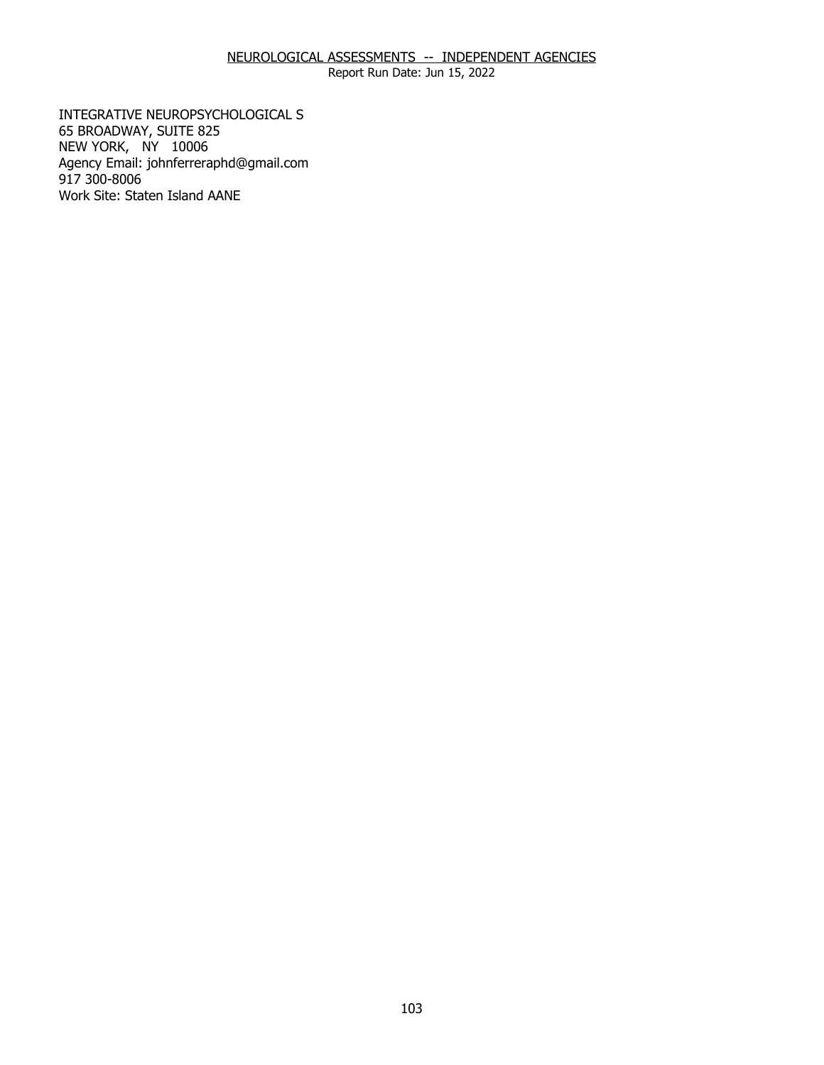## NEUROLOGICAL ASSESSMENTS -- INDEPENDENT AGENCIES

Report Run Date: Jun 15, 2022

INTEGRATIVE NEUROPSYCHOLOGICAL S
65 BROADWAY, SUITE 825
NEW YORK, NY 10006
Agency Email: johnferreraphd@gmail.com
917 300-8006
Work Site: Staten Island AANE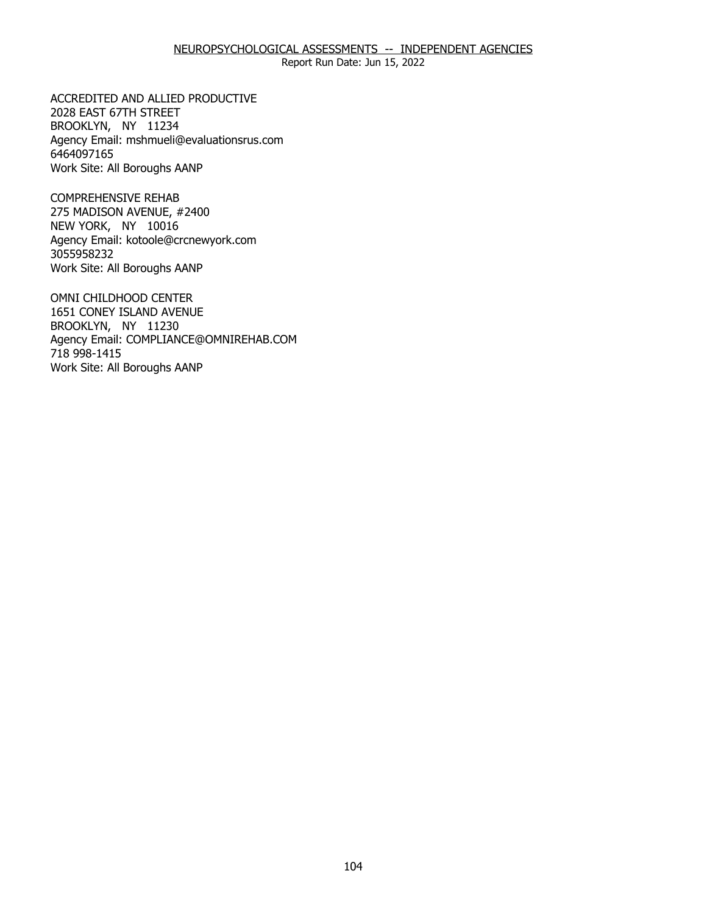## NEUROPSYCHOLOGICAL ASSESSMENTS -- INDEPENDENT AGENCIES

Report Run Date: Jun 15, 2022

ACCREDITED AND ALLIED PRODUCTIVE
2028 EAST 67TH STREET
BROOKLYN, NY 11234
Agency Email: mshmueli@evaluationsrus.com
6464097165
Work Site: All Boroughs AANP

COMPREHENSIVE REHAB
275 MADISON AVENUE, #2400
NEW YORK, NY 10016
Agency Email: kotoole@crcnewyork.com
3055958232
Work Site: All Boroughs AANP

OMNI CHILDHOOD CENTER
1651 CONEY ISLAND AVENUE
BROOKLYN, NY 11230
Agency Email: COMPLIANCE@OMNIREHAB.COM
718 998-1415
Work Site: All Boroughs AANP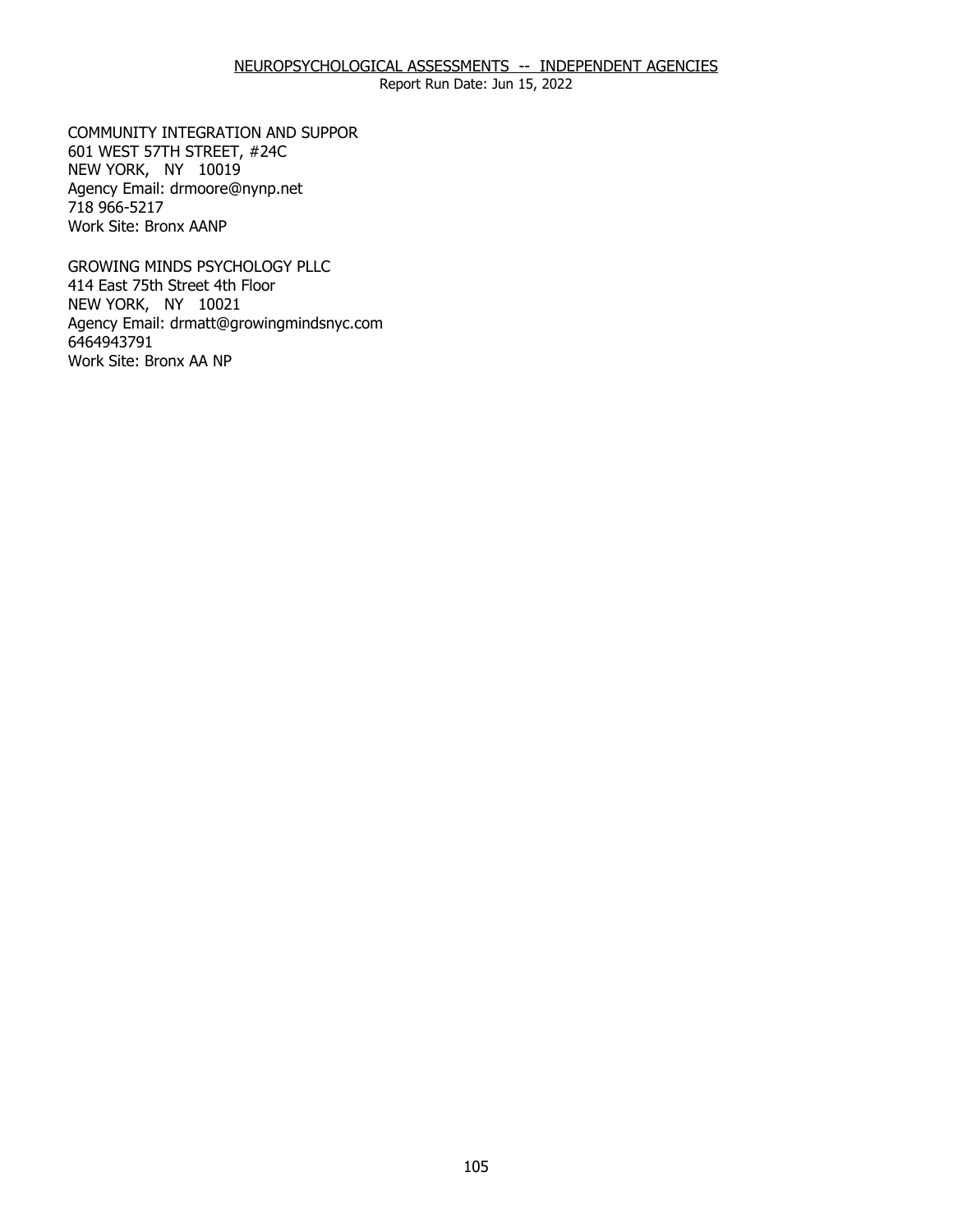NEUROPSYCHOLOGICAL ASSESSMENTS -- INDEPENDENT AGENCIES

Report Run Date: Jun 15, 2022

COMMUNITY INTEGRATION AND SUPPOR
601 WEST 57TH STREET, #24C
NEW YORK, NY 10019
Agency Email: drmoore@nynp.net
718 966-5217
Work Site: Bronx AANP

GROWING MINDS PSYCHOLOGY PLLC
414 East 75th Street 4th Floor
NEW YORK, NY 10021
Agency Email: drmatt@growingmindsnyc.com
6464943791
Work Site: Bronx AA NP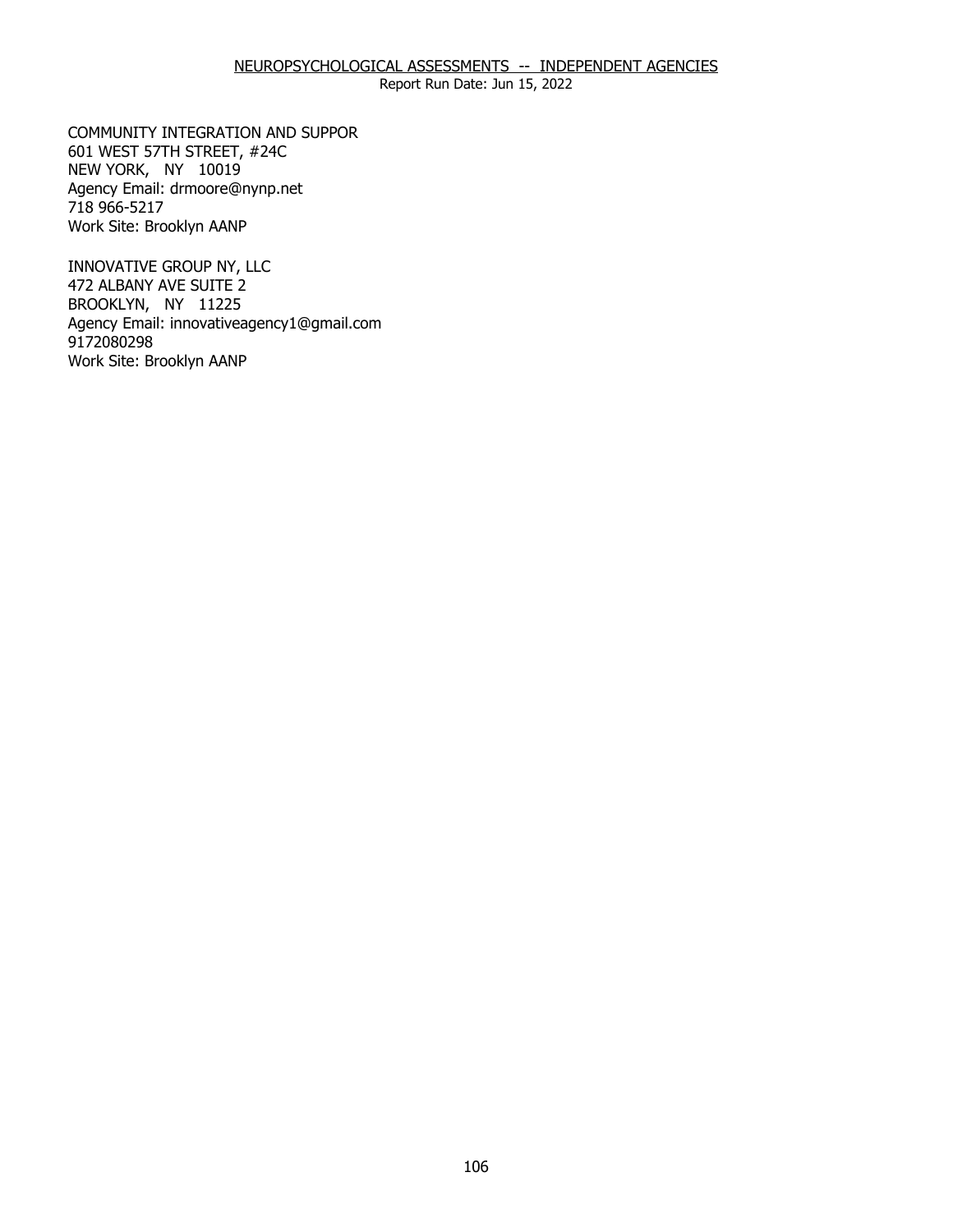NEUROPSYCHOLOGICAL ASSESSMENTS -- INDEPENDENT AGENCIES
Report Run Date: Jun 15, 2022

COMMUNITY INTEGRATION AND SUPPOR
601 WEST 57TH STREET, #24C
NEW YORK, NY 10019
Agency Email: drmoore@nynp.net
718 966-5217
Work Site: Brooklyn AANP

INNOVATIVE GROUP NY, LLC
472 ALBANY AVE SUITE 2
BROOKLYN, NY 11225
Agency Email: innovativeagency1@gmail.com
9172080298
Work Site: Brooklyn AANP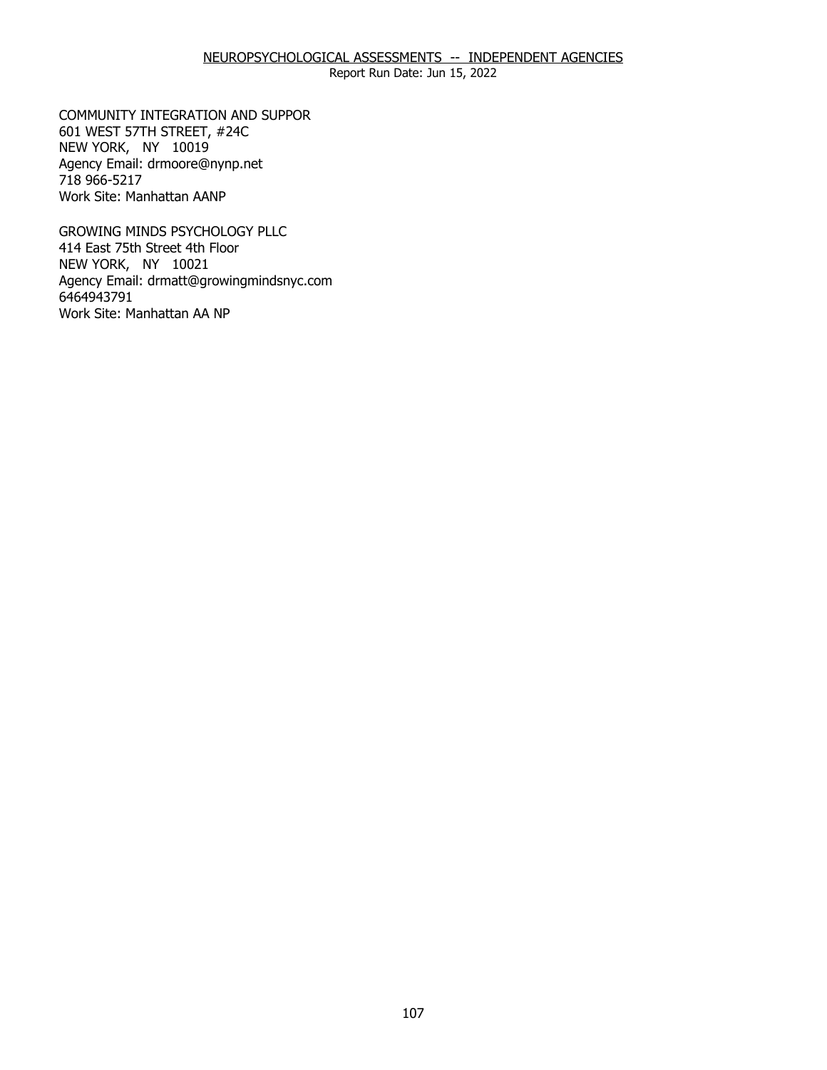NEUROPSYCHOLOGICAL ASSESSMENTS -- INDEPENDENT AGENCIES

Report Run Date: Jun 15, 2022

COMMUNITY INTEGRATION AND SUPPOR
601 WEST 57TH STREET, #24C
NEW YORK, NY 10019
Agency Email: drmoore@nynp.net
718 966-5217
Work Site: Manhattan AANP

GROWING MINDS PSYCHOLOGY PLLC
414 East 75th Street 4th Floor
NEW YORK, NY 10021
Agency Email: drmatt@growingmindsnyc.com
6464943791
Work Site: Manhattan AA NP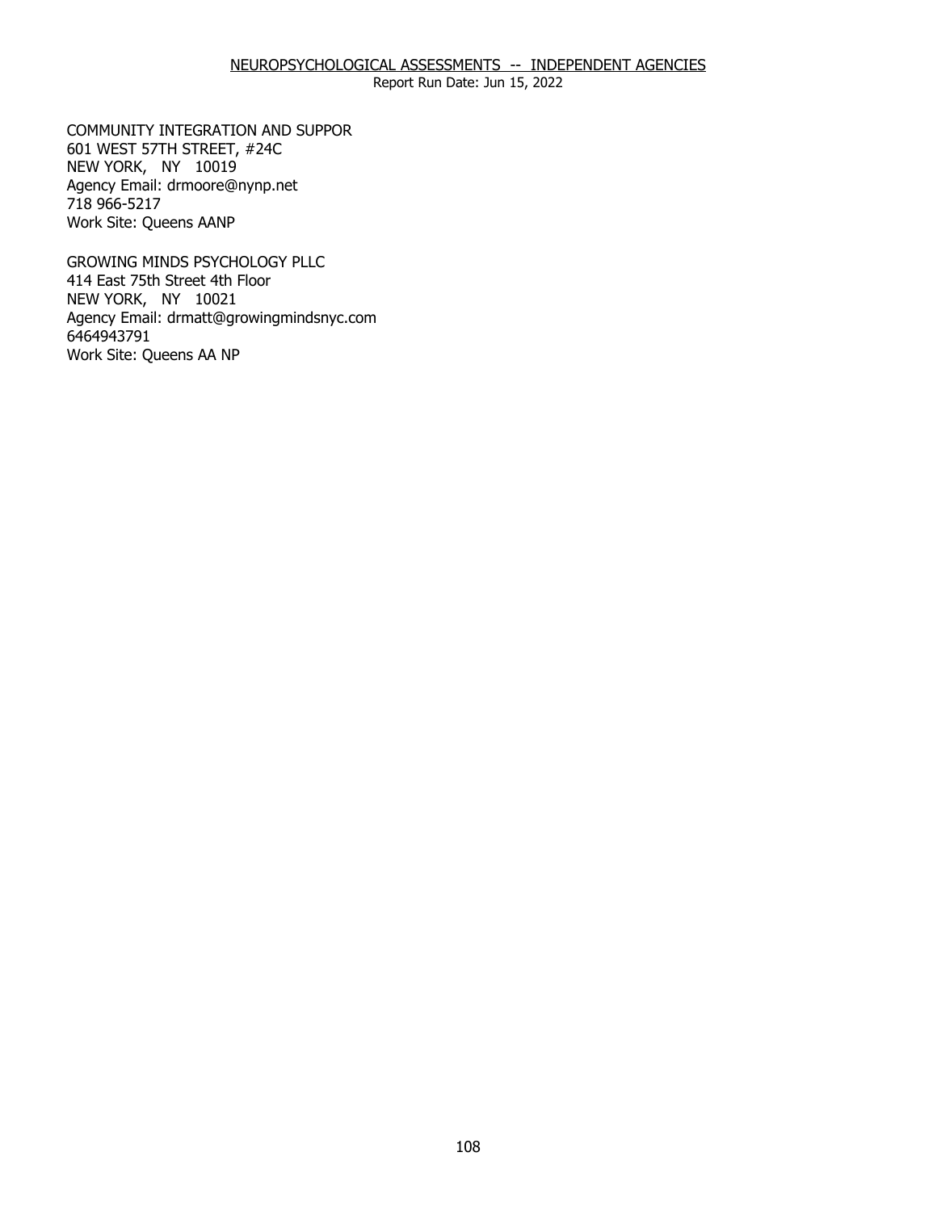NEUROPSYCHOLOGICAL ASSESSMENTS -- INDEPENDENT AGENCIES

Report Run Date: Jun 15, 2022

COMMUNITY INTEGRATION AND SUPPOR
601 WEST 57TH STREET, #24C
NEW YORK, NY 10019
Agency Email: drmoore@nynp.net
718 966-5217
Work Site: Queens AANP

GROWING MINDS PSYCHOLOGY PLLC
414 East 75th Street 4th Floor
NEW YORK, NY 10021
Agency Email: drmatt@growingmindsnyc.com
6464943791
Work Site: Queens AA NP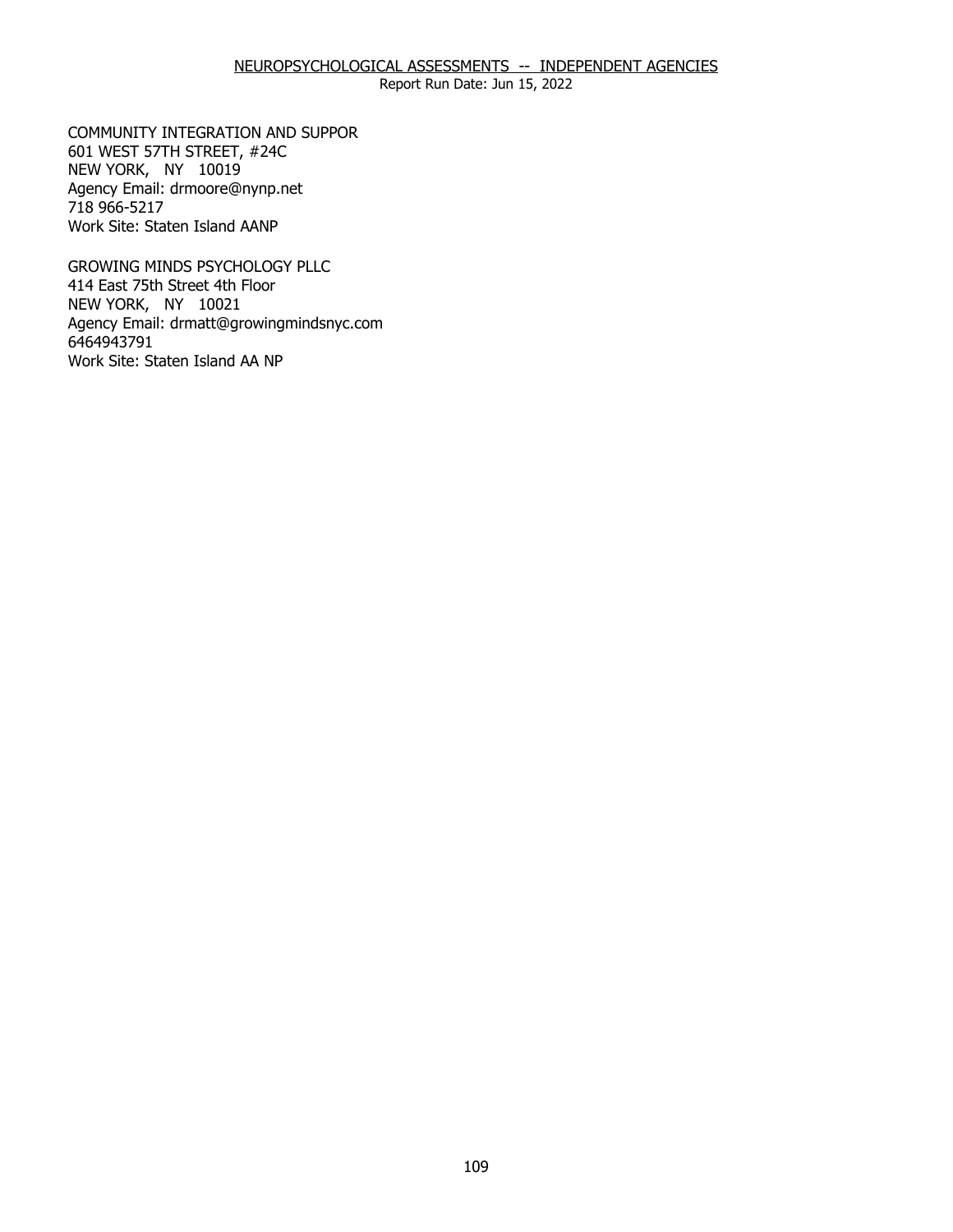## NEUROPSYCHOLOGICAL ASSESSMENTS -- INDEPENDENT AGENCIES

Report Run Date: Jun 15, 2022

COMMUNITY INTEGRATION AND SUPPOR
601 WEST 57TH STREET, #24C
NEW YORK, NY 10019
Agency Email: drmoore@nynp.net
718 966-5217
Work Site: Staten Island AANP

GROWING MINDS PSYCHOLOGY PLLC
414 East 75th Street 4th Floor
NEW YORK, NY 10021
Agency Email: drmatt@growingmindsnyc.com
6464943791
Work Site: Staten Island AA NP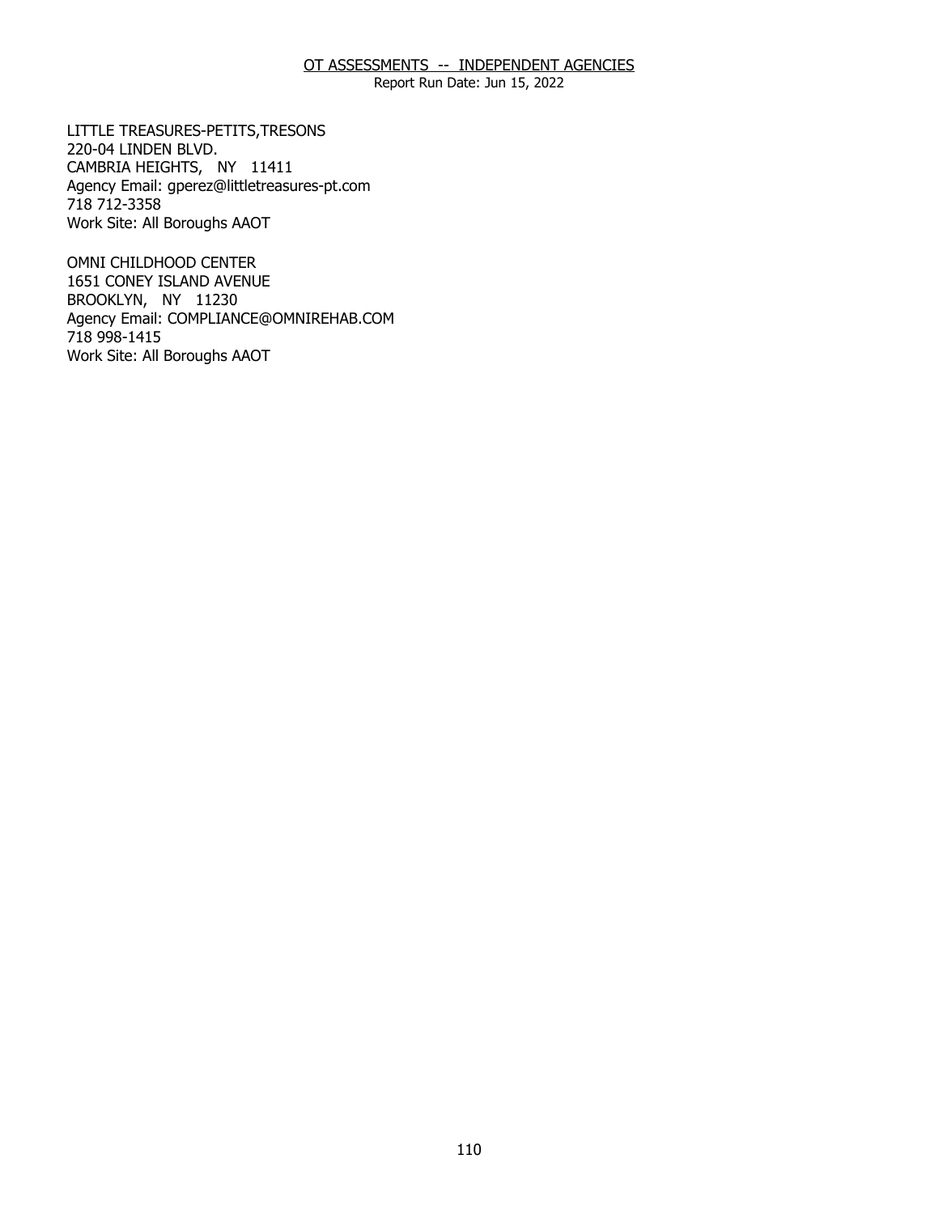LITTLE TREASURES-PETITS,TRESONS
220-04 LINDEN BLVD.
CAMBRIA HEIGHTS, NY 11411
Agency Email: gperez@littletreasures-pt.com
718 712-3358
Work Site: All Boroughs AAOT

OMNI CHILDHOOD CENTER
1651 CONEY ISLAND AVENUE
BROOKLYN, NY 11230
Agency Email: COMPLIANCE@OMNIREHAB.COM
718 998-1415
Work Site: All Boroughs AAOT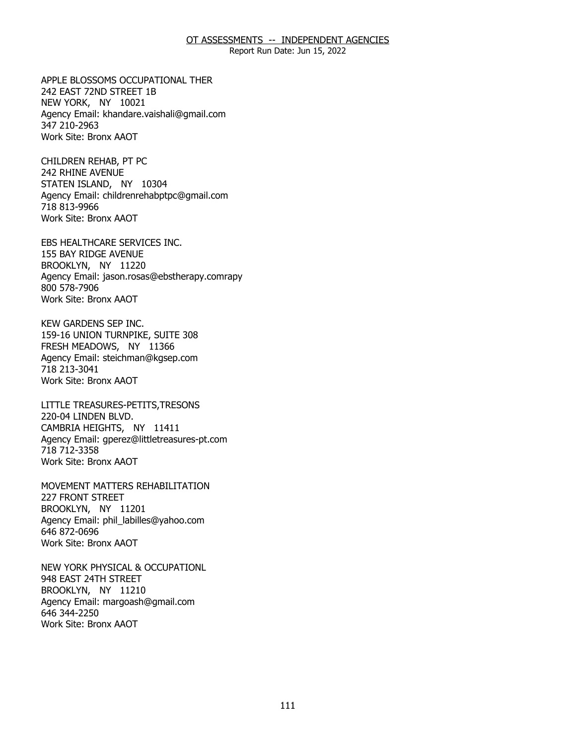APPLE BLOSSOMS OCCUPATIONAL THER
242 EAST 72ND STREET 1B
NEW YORK, NY 10021
Agency Email: khandare.vaishali@gmail.com
347 210-2963
Work Site: Bronx AAOT

CHILDREN REHAB, PT PC
242 RHINE AVENUE
STATEN ISLAND, NY 10304
Agency Email: childrenrehabptpc@gmail.com
718 813-9966
Work Site: Bronx AAOT

EBS HEALTHCARE SERVICES INC.
155 BAY RIDGE AVENUE
BROOKLYN, NY 11220
Agency Email: jason.rosas@ebstherapy.comrapy
800 578-7906
Work Site: Bronx AAOT

KEW GARDENS SEP INC.
159-16 UNION TURNPIKE, SUITE 308
FRESH MEADOWS, NY 11366
Agency Email: steichman@kgsep.com
718 213-3041
Work Site: Bronx AAOT

LITTLE TREASURES-PETITS,TRESONS
220-04 LINDEN BLVD.
CAMBRIA HEIGHTS, NY 11411
Agency Email: gperez@littletreasures-pt.com
718 712-3358
Work Site: Bronx AAOT

MOVEMENT MATTERS REHABILITATION
227 FRONT STREET
BROOKLYN, NY 11201
Agency Email: phil_labilles@yahoo.com
646 872-0696
Work Site: Bronx AAOT

NEW YORK PHYSICAL & OCCUPATIONL
948 EAST 24TH STREET
BROOKLYN, NY 11210
Agency Email: margoash@gmail.com
646 344-2250
Work Site: Bronx AAOT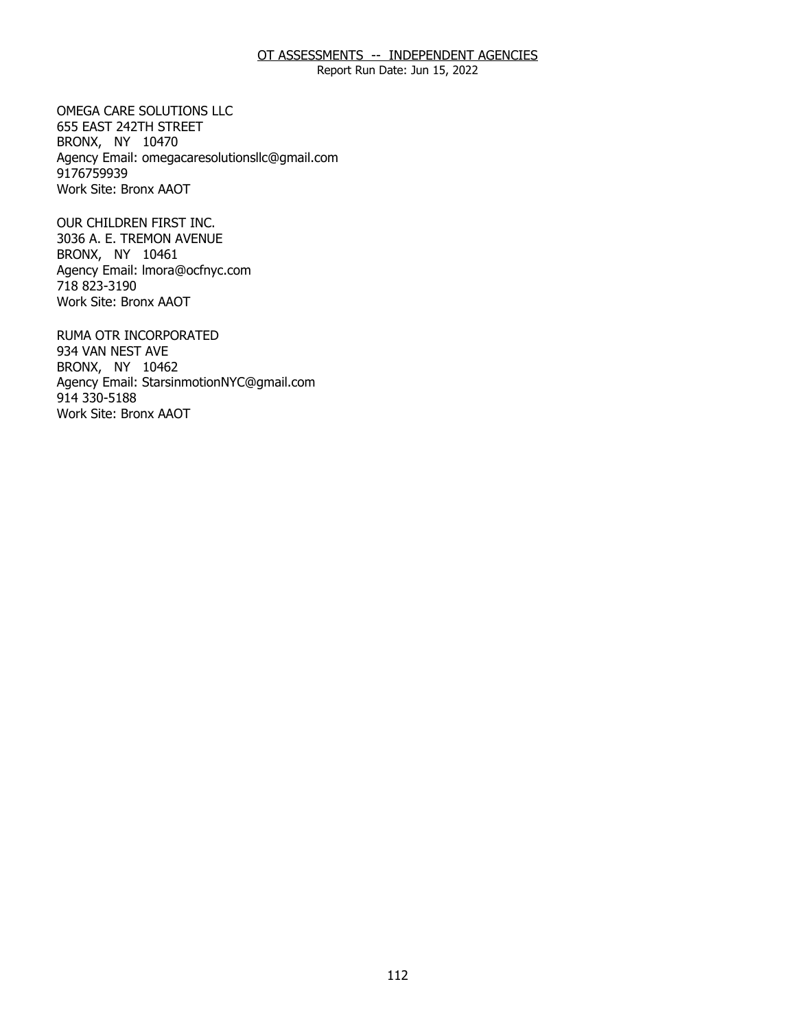OMEGA CARE SOLUTIONS LLC
655 EAST 242TH STREET
BRONX, NY 10470
Agency Email: omegacaresolutionsllc@gmail.com
9176759939
Work Site: Bronx AAOT

OUR CHILDREN FIRST INC.
3036 A. E. TREMON AVENUE
BRONX, NY 10461
Agency Email: lmora@ocfnyc.com
718 823-3190
Work Site: Bronx AAOT

RUMA OTR INCORPORATED
934 VAN NEST AVE
BRONX, NY 10462
Agency Email: StarsinmotionNYC@gmail.com
914 330-5188
Work Site: Bronx AAOT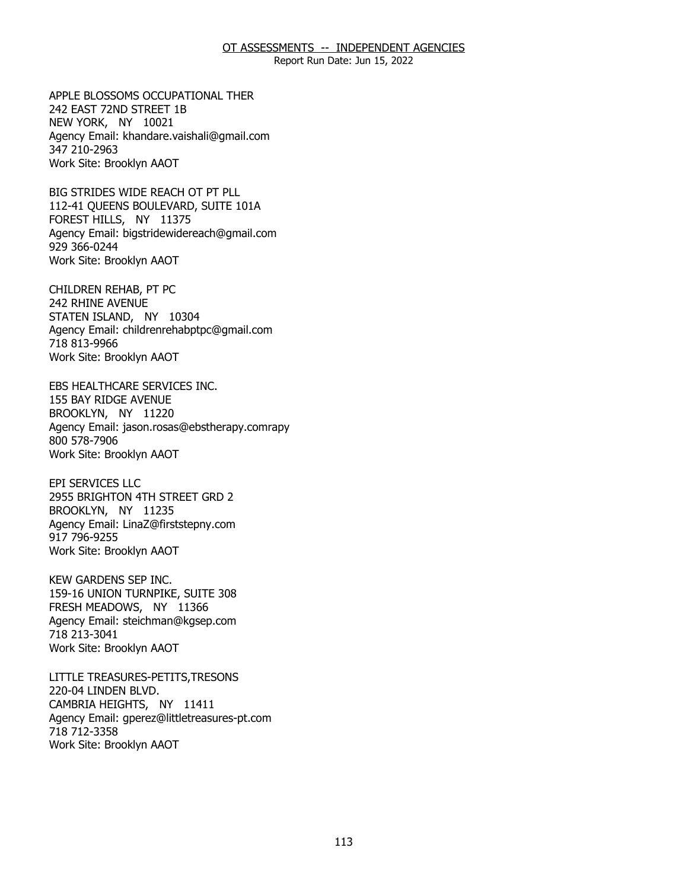APPLE BLOSSOMS OCCUPATIONAL THER
242 EAST 72ND STREET 1B
NEW YORK, NY 10021
Agency Email: khandare.vaishali@gmail.com
347 210-2963
Work Site: Brooklyn AAOT

BIG STRIDES WIDE REACH OT PT PLL
112-41 QUEENS BOULEVARD, SUITE 101A
FOREST HILLS, NY 11375
Agency Email: bigstridewidereach@gmail.com
929 366-0244
Work Site: Brooklyn AAOT

CHILDREN REHAB, PT PC
242 RHINE AVENUE
STATEN ISLAND, NY 10304
Agency Email: childrenrehabptpc@gmail.com
718 813-9966
Work Site: Brooklyn AAOT

EBS HEALTHCARE SERVICES INC.
155 BAY RIDGE AVENUE
BROOKLYN, NY 11220
Agency Email: jason.rosas@ebstherapy.comrapy
800 578-7906
Work Site: Brooklyn AAOT

EPI SERVICES LLC
2955 BRIGHTON 4TH STREET GRD 2
BROOKLYN, NY 11235
Agency Email: LinaZ@firststepny.com
917 796-9255
Work Site: Brooklyn AAOT

KEW GARDENS SEP INC.
159-16 UNION TURNPIKE, SUITE 308
FRESH MEADOWS, NY 11366
Agency Email: steichman@kgsep.com
718 213-3041
Work Site: Brooklyn AAOT

LITTLE TREASURES-PETITS,TRESONS
220-04 LINDEN BLVD.
CAMBRIA HEIGHTS, NY 11411
Agency Email: gperez@littletreasures-pt.com
718 712-3358
Work Site: Brooklyn AAOT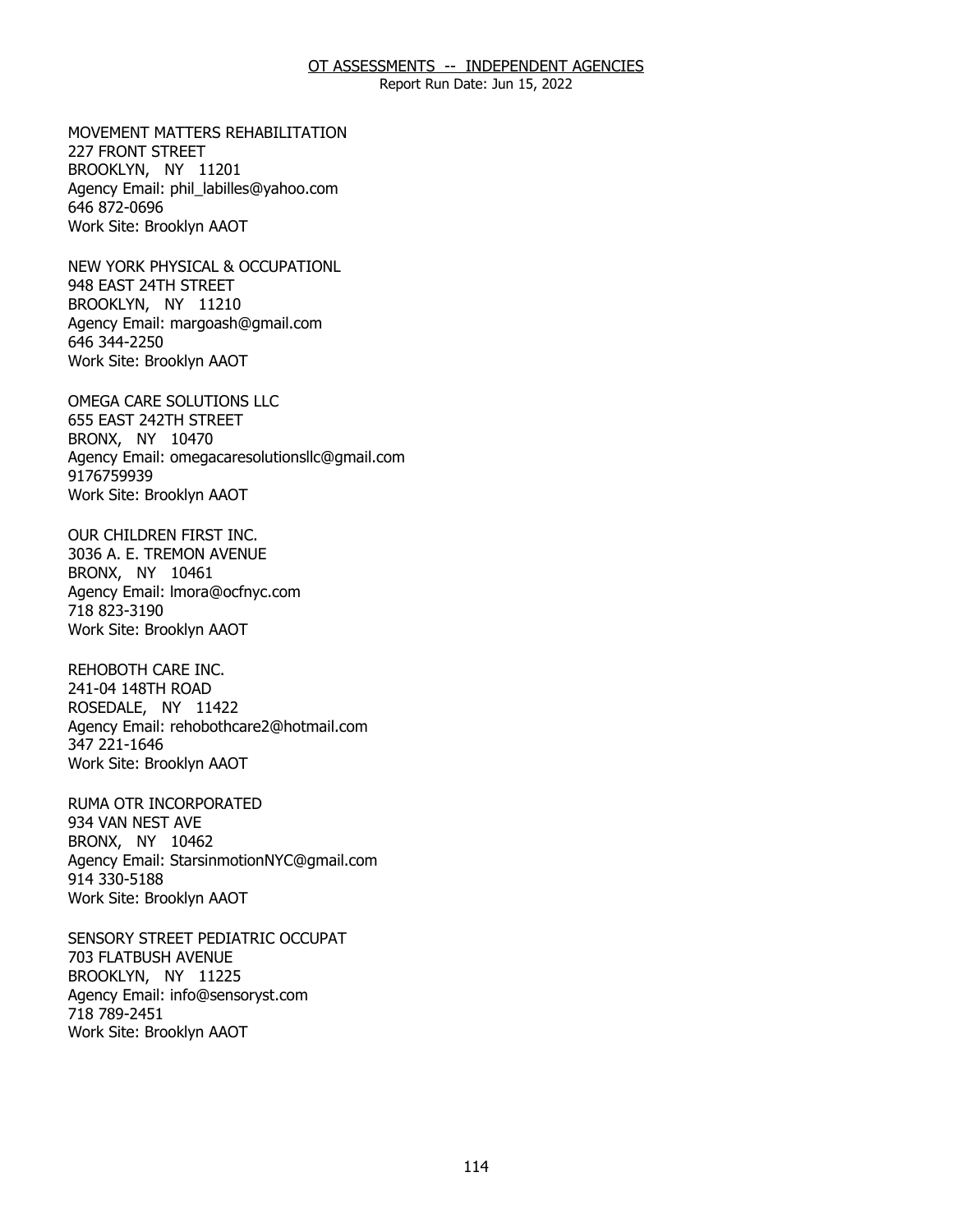MOVEMENT MATTERS REHABILITATION
227 FRONT STREET
BROOKLYN, NY 11201
Agency Email: phil_labilles@yahoo.com
646 872-0696
Work Site: Brooklyn AAOT

NEW YORK PHYSICAL & OCCUPATIONL
948 EAST 24TH STREET
BROOKLYN, NY 11210
Agency Email: margoash@gmail.com
646 344-2250
Work Site: Brooklyn AAOT

OMEGA CARE SOLUTIONS LLC
655 EAST 242TH STREET
BRONX, NY 10470
Agency Email: omegacaresolutionsllc@gmail.com
9176759939
Work Site: Brooklyn AAOT

OUR CHILDREN FIRST INC.
3036 A. E. TREMON AVENUE
BRONX, NY 10461
Agency Email: lmora@ocfnyc.com
718 823-3190
Work Site: Brooklyn AAOT

REHOBOTH CARE INC.
241-04 148TH ROAD
ROSEDALE, NY 11422
Agency Email: rehobothcare2@hotmail.com
347 221-1646
Work Site: Brooklyn AAOT

RUMA OTR INCORPORATED
934 VAN NEST AVE
BRONX, NY 10462
Agency Email: StarsinmotionNYC@gmail.com
914 330-5188
Work Site: Brooklyn AAOT

SENSORY STREET PEDIATRIC OCCUPAT
703 FLATBUSH AVENUE
BROOKLYN, NY 11225
Agency Email: info@sensoryst.com
718 789-2451
Work Site: Brooklyn AAOT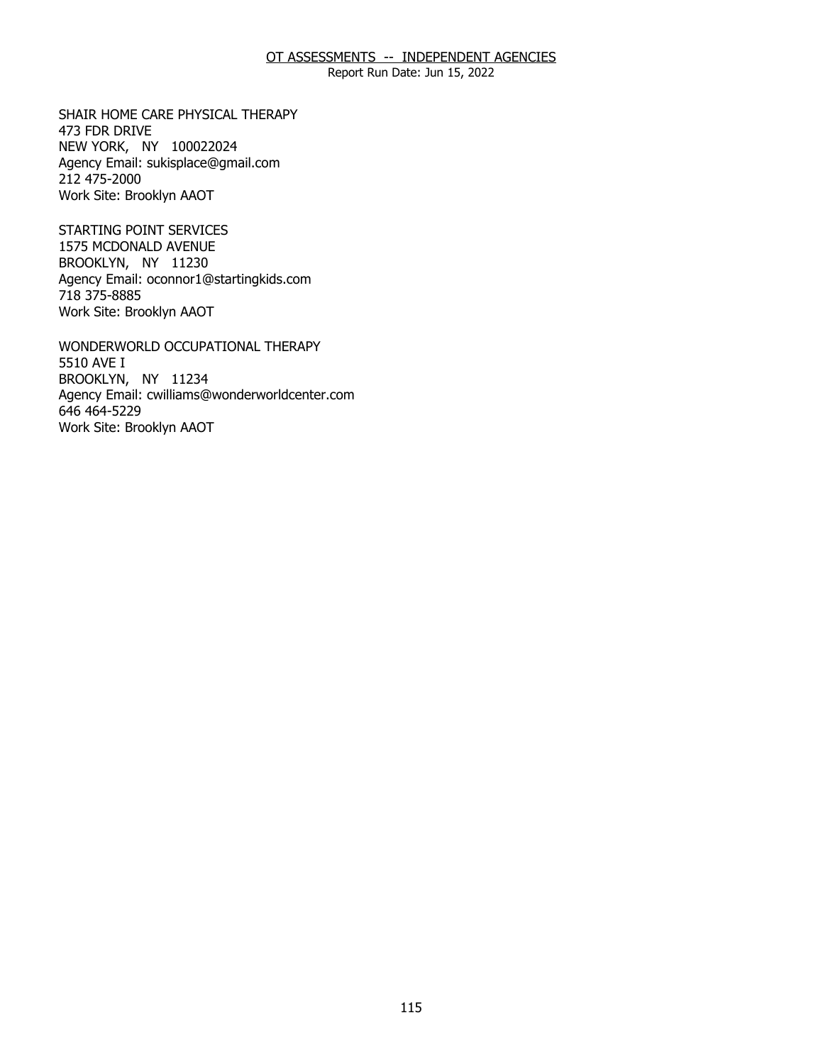SHAIR HOME CARE PHYSICAL THERAPY
473 FDR DRIVE
NEW YORK, NY 100022024
Agency Email: sukisplace@gmail.com
212 475-2000
Work Site: Brooklyn AAOT

STARTING POINT SERVICES
1575 MCDONALD AVENUE
BROOKLYN, NY 11230
Agency Email: oconnor1@startingkids.com
718 375-8885
Work Site: Brooklyn AAOT

WONDERWORLD OCCUPATIONAL THERAPY
5510 AVE I
BROOKLYN, NY 11234
Agency Email: cwilliams@wonderworldcenter.com
646 464-5229
Work Site: Brooklyn AAOT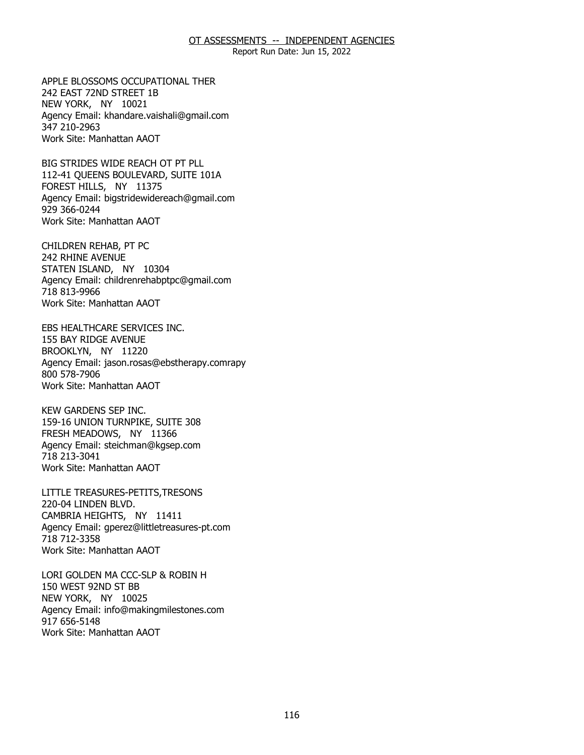OT ASSESSMENTS -- INDEPENDENT AGENCIES

Report Run Date: Jun 15, 2022

APPLE BLOSSOMS OCCUPATIONAL THER
242 EAST 72ND STREET 1B
NEW YORK, NY 10021
Agency Email: khandare.vaishali@gmail.com
347 210-2963
Work Site: Manhattan AAOT

BIG STRIDES WIDE REACH OT PT PLL
112-41 QUEENS BOULEVARD, SUITE 101A
FOREST HILLS, NY 11375
Agency Email: bigstridewidereach@gmail.com
929 366-0244
Work Site: Manhattan AAOT

CHILDREN REHAB, PT PC
242 RHINE AVENUE
STATEN ISLAND, NY 10304
Agency Email: childrenrehabptpc@gmail.com
718 813-9966
Work Site: Manhattan AAOT

EBS HEALTHCARE SERVICES INC.
155 BAY RIDGE AVENUE
BROOKLYN, NY 11220
Agency Email: jason.rosas@ebstherapy.comrapy
800 578-7906
Work Site: Manhattan AAOT

KEW GARDENS SEP INC.
159-16 UNION TURNPIKE, SUITE 308
FRESH MEADOWS, NY 11366
Agency Email: steichman@kgsep.com
718 213-3041
Work Site: Manhattan AAOT

LITTLE TREASURES-PETITS,TRESONS
220-04 LINDEN BLVD.
CAMBRIA HEIGHTS, NY 11411
Agency Email: gperez@littletreasures-pt.com
718 712-3358
Work Site: Manhattan AAOT

LORI GOLDEN MA CCC-SLP & ROBIN H
150 WEST 92ND ST BB
NEW YORK, NY 10025
Agency Email: info@makingmilestones.com
917 656-5148
Work Site: Manhattan AAOT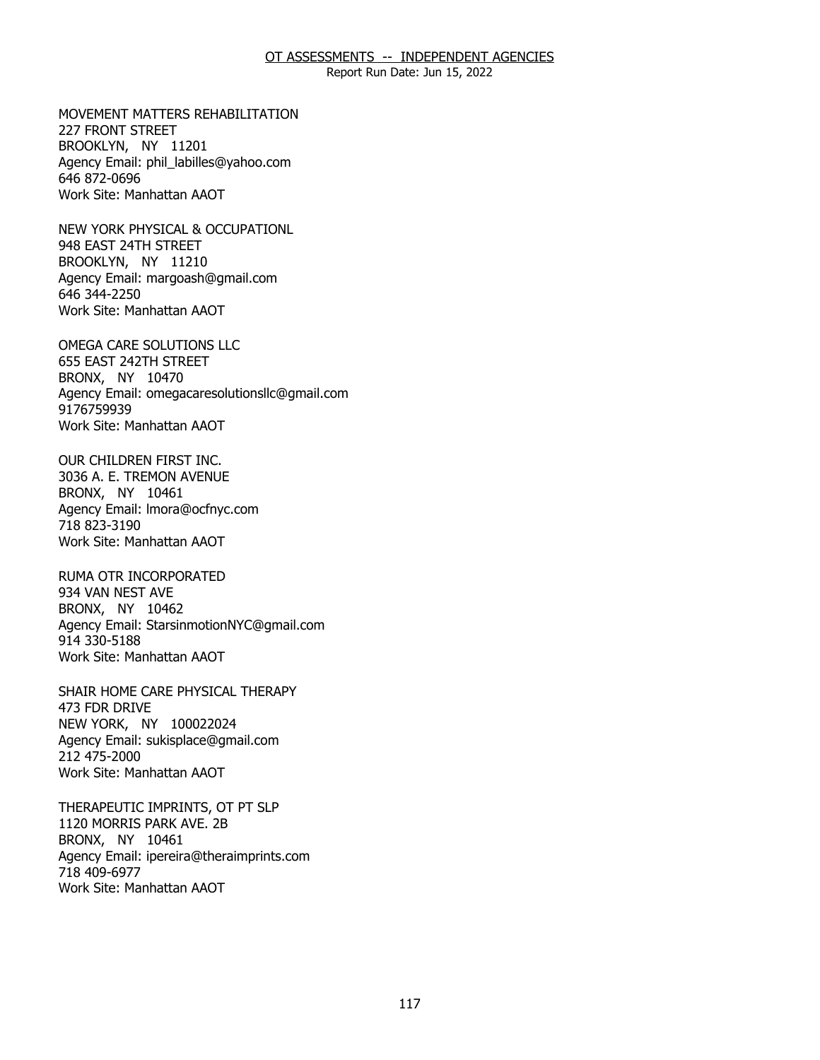MOVEMENT MATTERS REHABILITATION
227 FRONT STREET
BROOKLYN, NY 11201
Agency Email: phil_labilles@yahoo.com
646 872-0696
Work Site: Manhattan AAOT

NEW YORK PHYSICAL & OCCUPATIONL
948 EAST 24TH STREET
BROOKLYN, NY 11210
Agency Email: margoash@gmail.com
646 344-2250
Work Site: Manhattan AAOT

OMEGA CARE SOLUTIONS LLC
655 EAST 242TH STREET
BRONX, NY 10470
Agency Email: omegacaresolutionsllc@gmail.com
9176759939
Work Site: Manhattan AAOT

OUR CHILDREN FIRST INC.
3036 A. E. TREMON AVENUE
BRONX, NY 10461
Agency Email: lmora@ocfnyc.com
718 823-3190
Work Site: Manhattan AAOT

RUMA OTR INCORPORATED
934 VAN NEST AVE
BRONX, NY 10462
Agency Email: StarsinmotionNYC@gmail.com
914 330-5188
Work Site: Manhattan AAOT

SHAIR HOME CARE PHYSICAL THERAPY
473 FDR DRIVE
NEW YORK, NY 100022024
Agency Email: sukisplace@gmail.com
212 475-2000
Work Site: Manhattan AAOT

THERAPEUTIC IMPRINTS, OT PT SLP
1120 MORRIS PARK AVE. 2B
BRONX, NY 10461
Agency Email: ipereira@theraimprints.com
718 409-6977
Work Site: Manhattan AAOT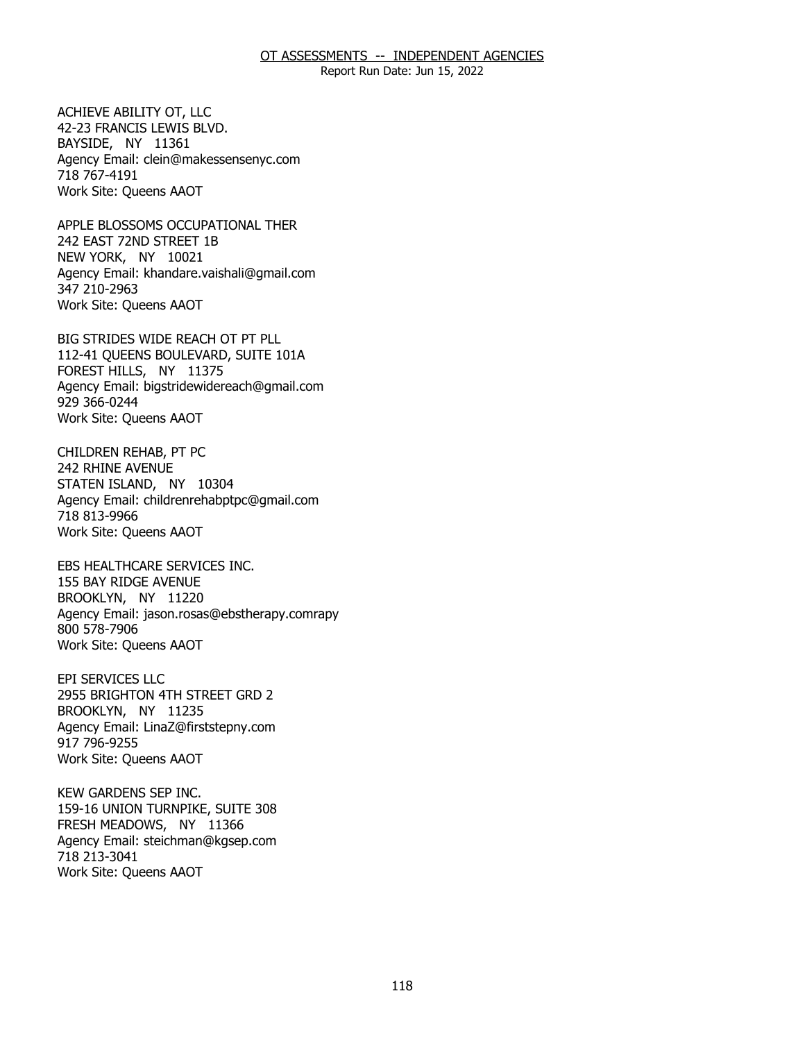# OT ASSESSMENTS -- INDEPENDENT AGENCIES

Report Run Date: Jun 15, 2022

ACHIEVE ABILITY OT, LLC
42-23 FRANCIS LEWIS BLVD.
BAYSIDE, NY 11361
Agency Email: clein@makessensenyc.com
718 767-4191
Work Site: Queens AAOT

APPLE BLOSSOMS OCCUPATIONAL THER
242 EAST 72ND STREET 1B
NEW YORK, NY 10021
Agency Email: khandare.vaishali@gmail.com
347 210-2963
Work Site: Queens AAOT

BIG STRIDES WIDE REACH OT PT PLL
112-41 QUEENS BOULEVARD, SUITE 101A
FOREST HILLS, NY 11375
Agency Email: bigstridewidereach@gmail.com
929 366-0244
Work Site: Queens AAOT

CHILDREN REHAB, PT PC
242 RHINE AVENUE
STATEN ISLAND, NY 10304
Agency Email: childrenrehabptpc@gmail.com
718 813-9966
Work Site: Queens AAOT

EBS HEALTHCARE SERVICES INC.
155 BAY RIDGE AVENUE
BROOKLYN, NY 11220
Agency Email: jason.rosas@ebstherapy.comrapy
800 578-7906
Work Site: Queens AAOT

EPI SERVICES LLC
2955 BRIGHTON 4TH STREET GRD 2
BROOKLYN, NY 11235
Agency Email: LinaZ@firststepny.com
917 796-9255
Work Site: Queens AAOT

KEW GARDENS SEP INC.
159-16 UNION TURNPIKE, SUITE 308
FRESH MEADOWS, NY 11366
Agency Email: steichman@kgsep.com
718 213-3041
Work Site: Queens AAOT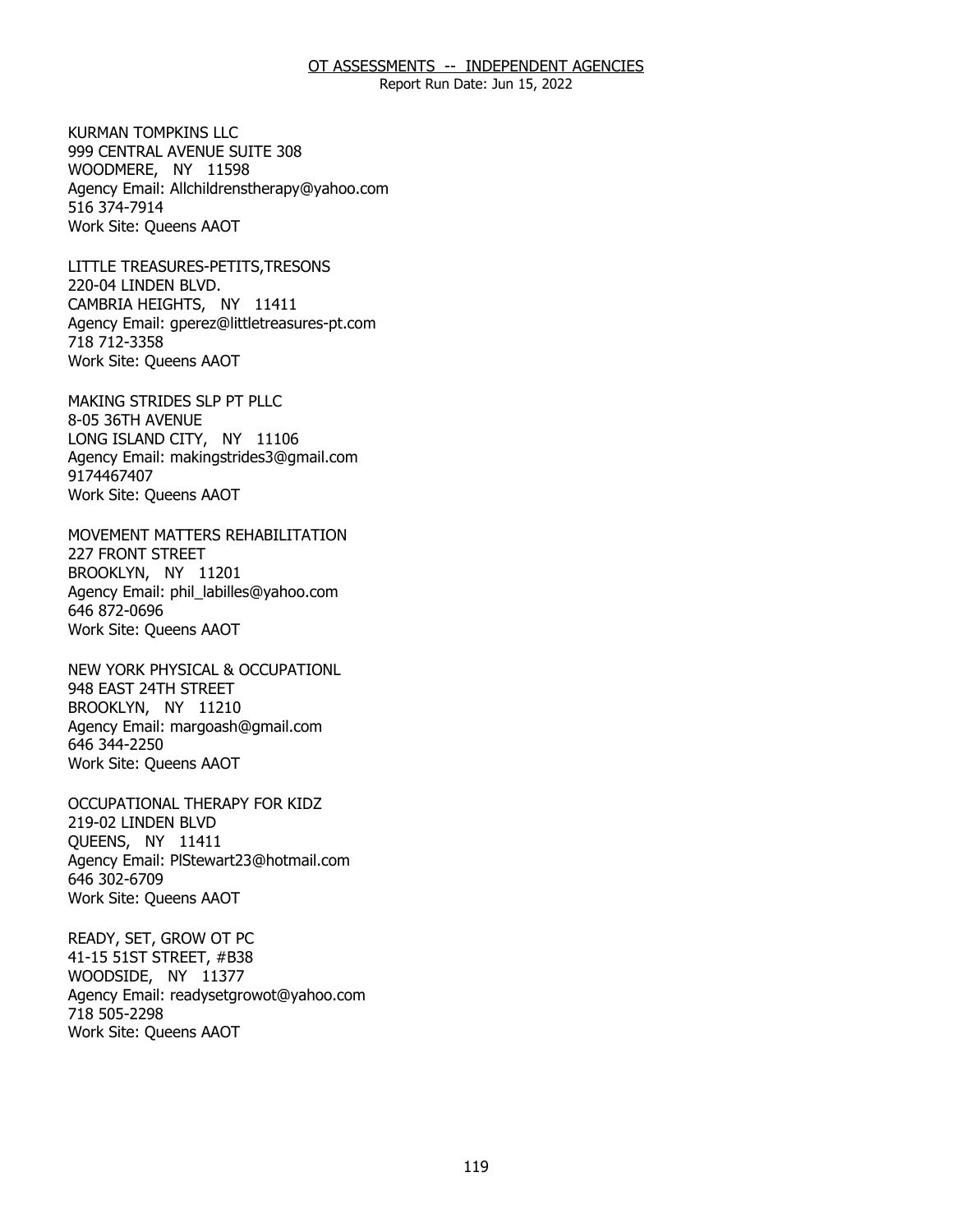KURMAN TOMPKINS LLC
999 CENTRAL AVENUE SUITE 308
WOODMERE, NY 11598
Agency Email: Allchildrenstherapy@yahoo.com
516 374-7914
Work Site: Queens AAOT

LITTLE TREASURES-PETITS,TRESONS
220-04 LINDEN BLVD.
CAMBRIA HEIGHTS, NY 11411
Agency Email: gperez@littletreasures-pt.com
718 712-3358
Work Site: Queens AAOT

MAKING STRIDES SLP PT PLLC
8-05 36TH AVENUE
LONG ISLAND CITY, NY 11106
Agency Email: makingstrides3@gmail.com
9174467407
Work Site: Queens AAOT

MOVEMENT MATTERS REHABILITATION
227 FRONT STREET
BROOKLYN, NY 11201
Agency Email: phil_labilles@yahoo.com
646 872-0696
Work Site: Queens AAOT

NEW YORK PHYSICAL & OCCUPATIONL
948 EAST 24TH STREET
BROOKLYN, NY 11210
Agency Email: margoash@gmail.com
646 344-2250
Work Site: Queens AAOT

OCCUPATIONAL THERAPY FOR KIDZ
219-02 LINDEN BLVD
QUEENS, NY 11411
Agency Email: PlStewart23@hotmail.com
646 302-6709
Work Site: Queens AAOT

READY, SET, GROW OT PC
41-15 51ST STREET, #B38
WOODSIDE, NY 11377
Agency Email: readysetgrowot@yahoo.com
718 505-2298
Work Site: Queens AAOT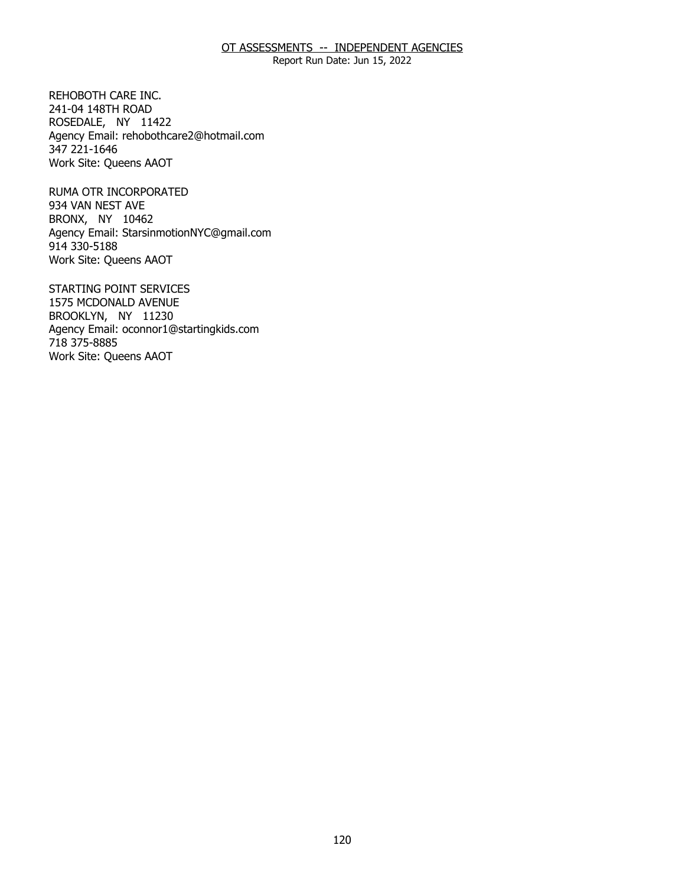REHOBOTH CARE INC.
241-04 148TH ROAD
ROSEDALE, NY 11422
Agency Email: rehobothcare2@hotmail.com
347 221-1646
Work Site: Queens AAOT

RUMA OTR INCORPORATED
934 VAN NEST AVE
BRONX, NY 10462
Agency Email: StarsinmotionNYC@gmail.com
914 330-5188
Work Site: Queens AAOT

STARTING POINT SERVICES
1575 MCDONALD AVENUE
BROOKLYN, NY 11230
Agency Email: oconnor1@startingkids.com
718 375-8885
Work Site: Queens AAOT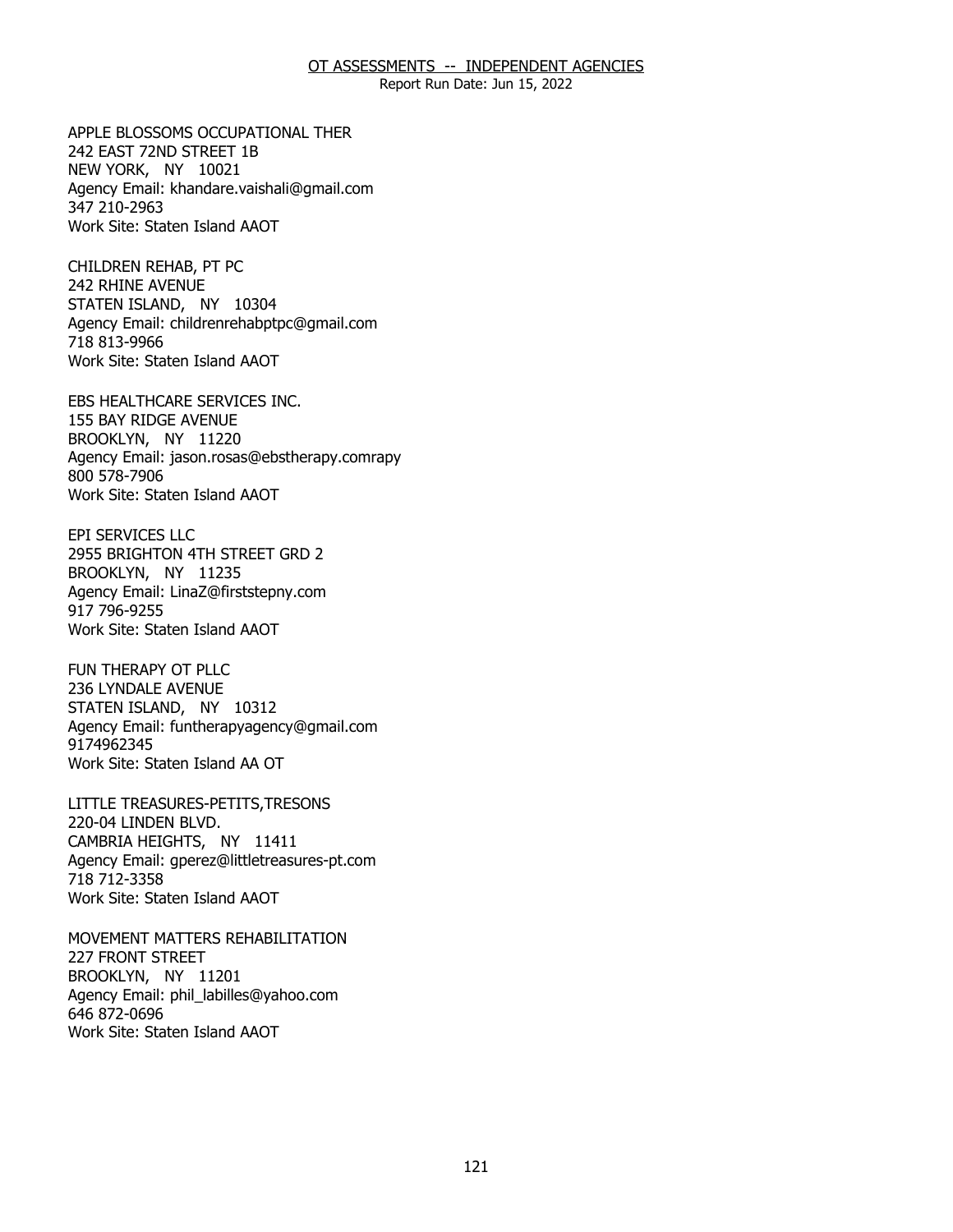# OT ASSESSMENTS -- INDEPENDENT AGENCIES

Report Run Date: Jun 15, 2022

APPLE BLOSSOMS OCCUPATIONAL THER
242 EAST 72ND STREET 1B
NEW YORK, NY 10021
Agency Email: khandare.vaishali@gmail.com
347 210-2963
Work Site: Staten Island AAOT

CHILDREN REHAB, PT PC
242 RHINE AVENUE
STATEN ISLAND, NY 10304
Agency Email: childrenrehabptpc@gmail.com
718 813-9966
Work Site: Staten Island AAOT

EBS HEALTHCARE SERVICES INC.
155 BAY RIDGE AVENUE
BROOKLYN, NY 11220
Agency Email: jason.rosas@ebstherapy.comrapy
800 578-7906
Work Site: Staten Island AAOT

EPI SERVICES LLC
2955 BRIGHTON 4TH STREET GRD 2
BROOKLYN, NY 11235
Agency Email: LinaZ@firststepny.com
917 796-9255
Work Site: Staten Island AAOT

FUN THERAPY OT PLLC
236 LYNDALE AVENUE
STATEN ISLAND, NY 10312
Agency Email: funtherapyagency@gmail.com
9174962345
Work Site: Staten Island AA OT

LITTLE TREASURES-PETITS,TRESONS
220-04 LINDEN BLVD.
CAMBRIA HEIGHTS, NY 11411
Agency Email: gperez@littletreasures-pt.com
718 712-3358
Work Site: Staten Island AAOT

MOVEMENT MATTERS REHABILITATION
227 FRONT STREET
BROOKLYN, NY 11201
Agency Email: phil_labilles@yahoo.com
646 872-0696
Work Site: Staten Island AAOT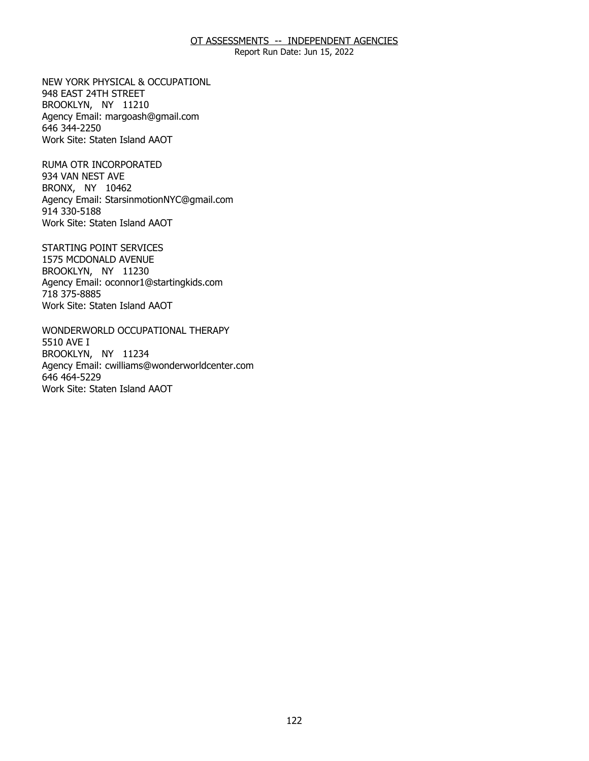OT ASSESSMENTS -- INDEPENDENT AGENCIES

Report Run Date: Jun 15, 2022

NEW YORK PHYSICAL & OCCUPATIONL
948 EAST 24TH STREET
BROOKLYN, NY 11210
Agency Email: margoash@gmail.com
646 344-2250
Work Site: Staten Island AAOT

RUMA OTR INCORPORATED
934 VAN NEST AVE
BRONX, NY 10462
Agency Email: StarsinmotionNYC@gmail.com
914 330-5188
Work Site: Staten Island AAOT

STARTING POINT SERVICES
1575 MCDONALD AVENUE
BROOKLYN, NY 11230
Agency Email: oconnor1@startingkids.com
718 375-8885
Work Site: Staten Island AAOT

WONDERWORLD OCCUPATIONAL THERAPY
5510 AVE I
BROOKLYN, NY 11234
Agency Email: cwilliams@wonderworldcenter.com
646 464-5229
Work Site: Staten Island AAOT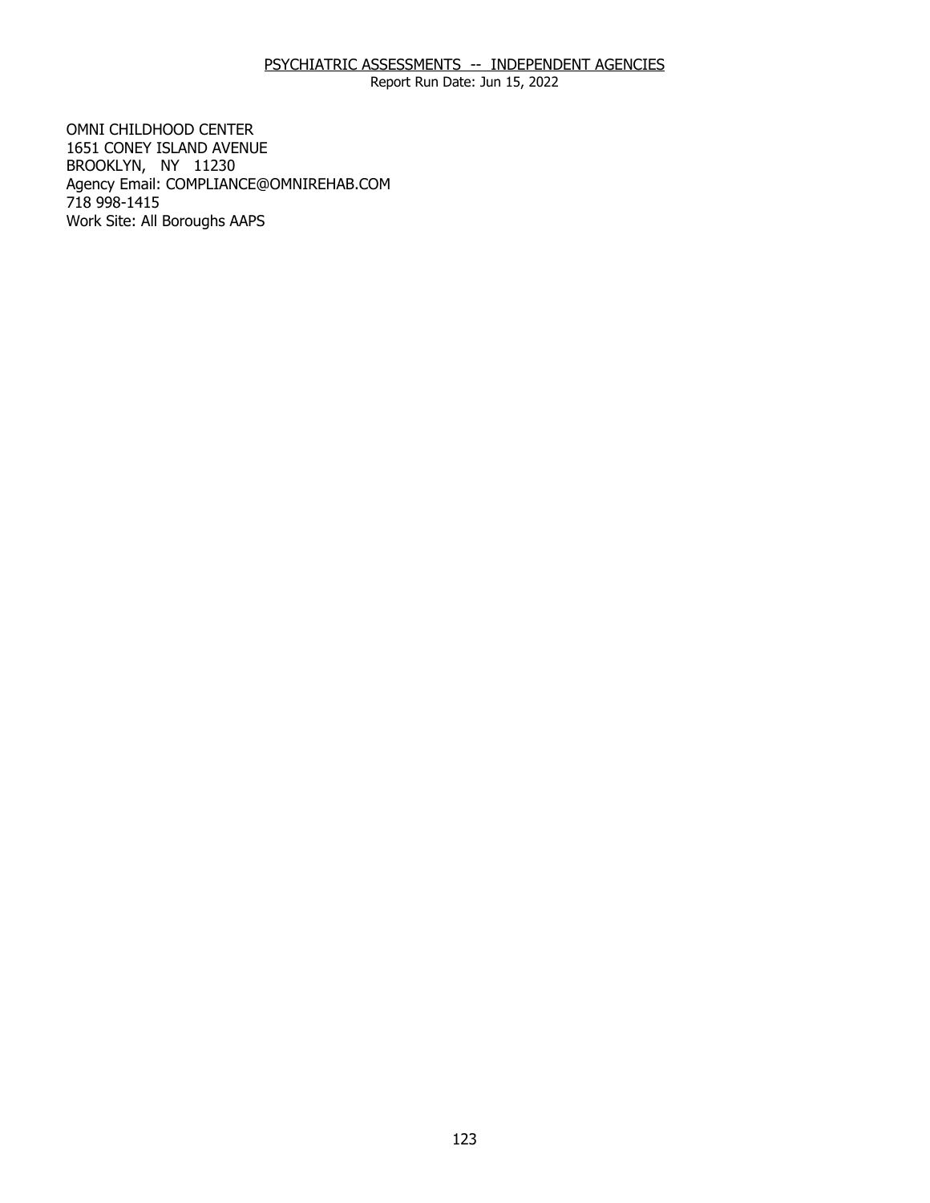PSYCHIATRIC ASSESSMENTS -- INDEPENDENT AGENCIES

Report Run Date: Jun 15, 2022

OMNI CHILDHOOD CENTER
1651 CONEY ISLAND AVENUE
BROOKLYN, NY 11230
Agency Email: COMPLIANCE@OMNIREHAB.COM
718 998-1415
Work Site: All Boroughs AAPS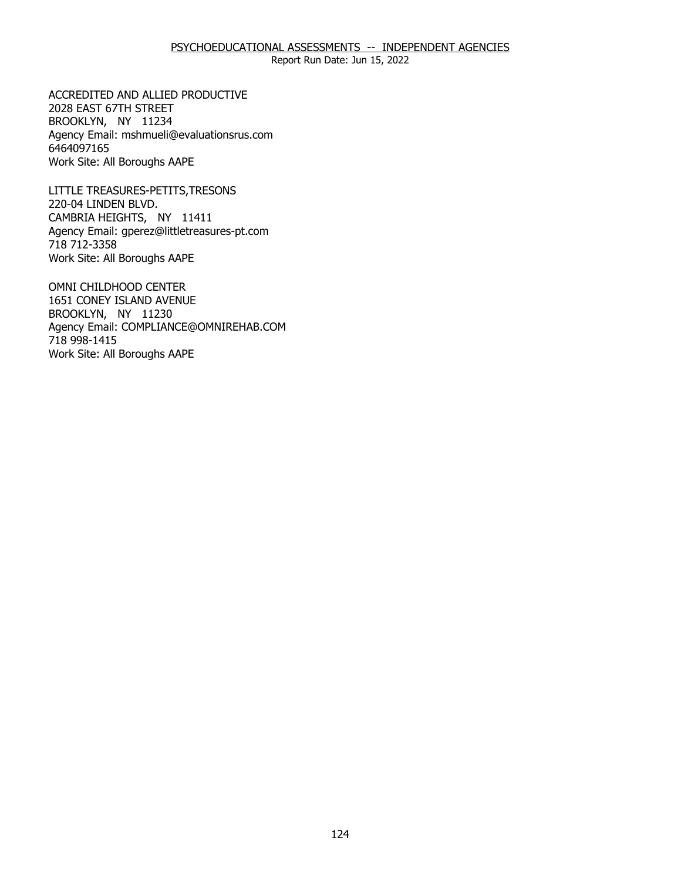PSYCHOEDUCATIONAL ASSESSMENTS -- INDEPENDENT AGENCIES

Report Run Date: Jun 15, 2022

ACCREDITED AND ALLIED PRODUCTIVE
2028 EAST 67TH STREET
BROOKLYN, NY 11234
Agency Email: mshmueli@evaluationsrus.com
6464097165
Work Site: All Boroughs AAPE

LITTLE TREASURES-PETITS,TRESONS
220-04 LINDEN BLVD.
CAMBRIA HEIGHTS, NY 11411
Agency Email: gperez@littletreasures-pt.com
718 712-3358
Work Site: All Boroughs AAPE

OMNI CHILDHOOD CENTER
1651 CONEY ISLAND AVENUE
BROOKLYN, NY 11230
Agency Email: COMPLIANCE@OMNIREHAB.COM
718 998-1415
Work Site: All Boroughs AAPE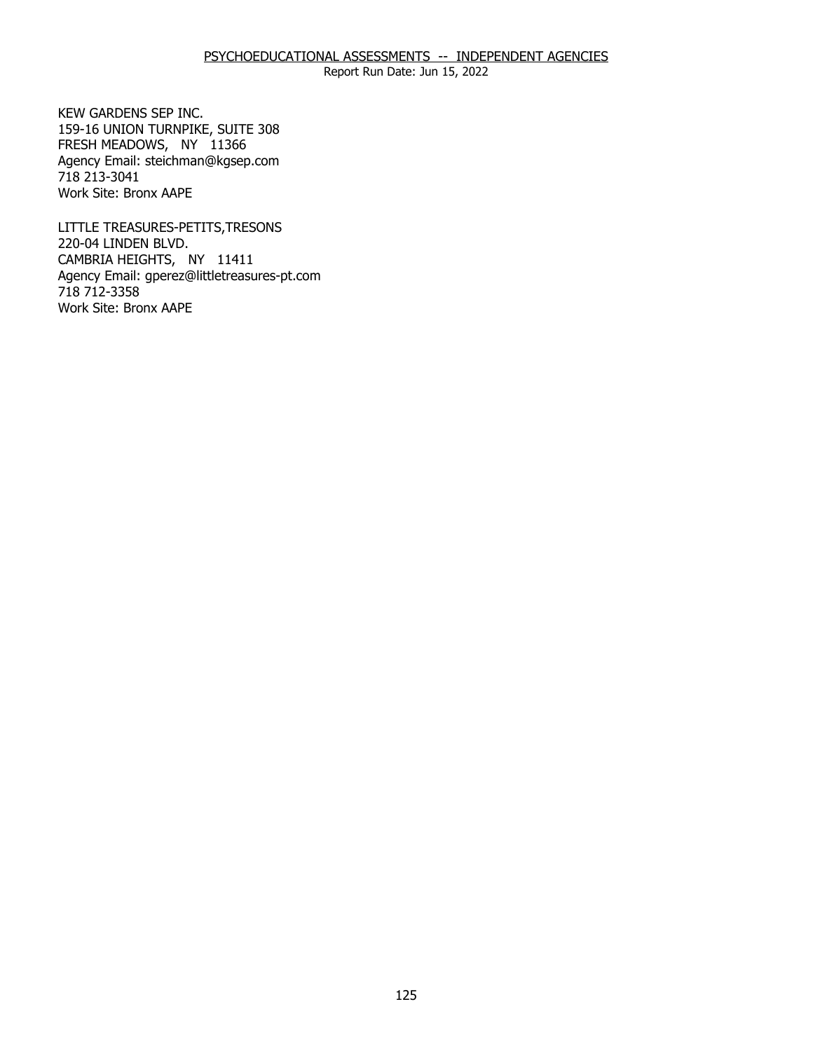## PSYCHOEDUCATIONAL ASSESSMENTS -- INDEPENDENT AGENCIES

Report Run Date: Jun 15, 2022

KEW GARDENS SEP INC.
159-16 UNION TURNPIKE, SUITE 308
FRESH MEADOWS, NY 11366
Agency Email: steichman@kgsep.com
718 213-3041
Work Site: Bronx AAPE

LITTLE TREASURES-PETITS,TRESONS
220-04 LINDEN BLVD.
CAMBRIA HEIGHTS, NY 11411
Agency Email: gperez@littletreasures-pt.com
718 712-3358
Work Site: Bronx AAPE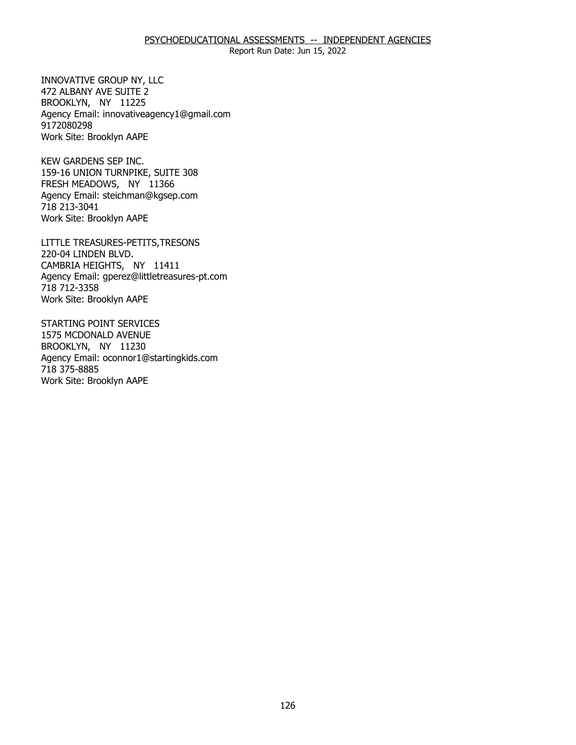INNOVATIVE GROUP NY, LLC
472 ALBANY AVE SUITE 2
BROOKLYN, NY 11225
Agency Email: innovativeagency1@gmail.com
9172080298
Work Site: Brooklyn AAPE

KEW GARDENS SEP INC.
159-16 UNION TURNPIKE, SUITE 308
FRESH MEADOWS, NY 11366
Agency Email: steichman@kgsep.com
718 213-3041
Work Site: Brooklyn AAPE

LITTLE TREASURES-PETITS,TRESONS
220-04 LINDEN BLVD.
CAMBRIA HEIGHTS, NY 11411
Agency Email: gperez@littletreasures-pt.com
718 712-3358
Work Site: Brooklyn AAPE

STARTING POINT SERVICES
1575 MCDONALD AVENUE
BROOKLYN, NY 11230
Agency Email: oconnor1@startingkids.com
718 375-8885
Work Site: Brooklyn AAPE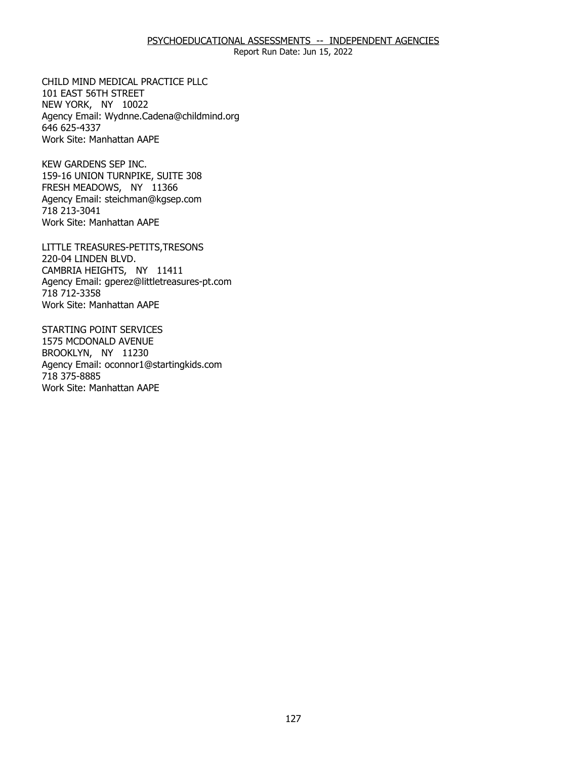CHILD MIND MEDICAL PRACTICE PLLC
101 EAST 56TH STREET
NEW YORK, NY 10022
Agency Email: Wydnne.Cadena@childmind.org
646 625-4337
Work Site: Manhattan AAPE

KEW GARDENS SEP INC.
159-16 UNION TURNPIKE, SUITE 308
FRESH MEADOWS, NY 11366
Agency Email: steichman@kgsep.com
718 213-3041
Work Site: Manhattan AAPE

LITTLE TREASURES-PETITS,TRESONS
220-04 LINDEN BLVD.
CAMBRIA HEIGHTS, NY 11411
Agency Email: gperez@littletreasures-pt.com
718 712-3358
Work Site: Manhattan AAPE

STARTING POINT SERVICES
1575 MCDONALD AVENUE
BROOKLYN, NY 11230
Agency Email: oconnor1@startingkids.com
718 375-8885
Work Site: Manhattan AAPE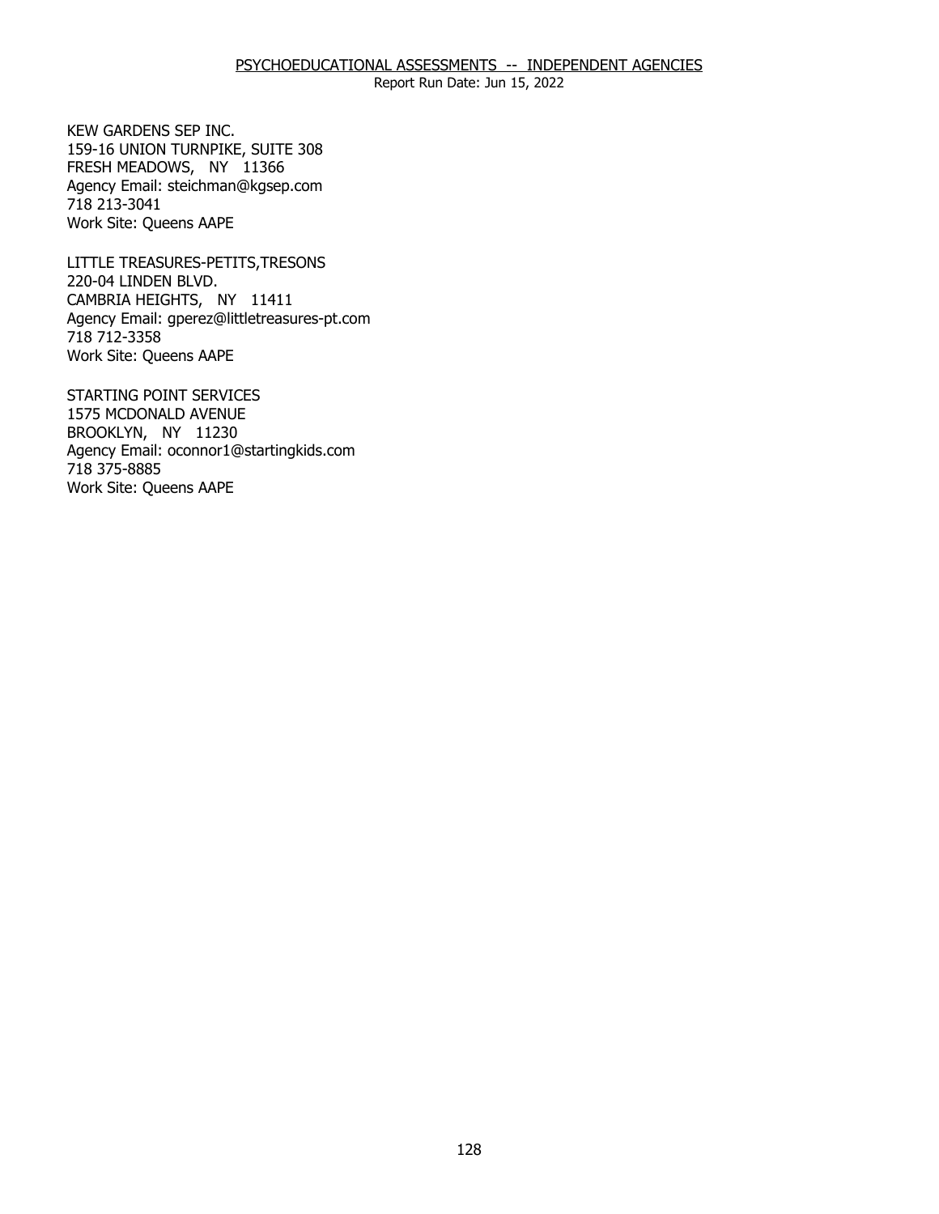KEW GARDENS SEP INC.
159-16 UNION TURNPIKE, SUITE 308
FRESH MEADOWS, NY 11366
Agency Email: steichman@kgsep.com
718 213-3041
Work Site: Queens AAPE

LITTLE TREASURES-PETITS,TRESONS
220-04 LINDEN BLVD.
CAMBRIA HEIGHTS, NY 11411
Agency Email: gperez@littletreasures-pt.com
718 712-3358
Work Site: Queens AAPE

STARTING POINT SERVICES
1575 MCDONALD AVENUE
BROOKLYN, NY 11230
Agency Email: oconnor1@startingkids.com
718 375-8885
Work Site: Queens AAPE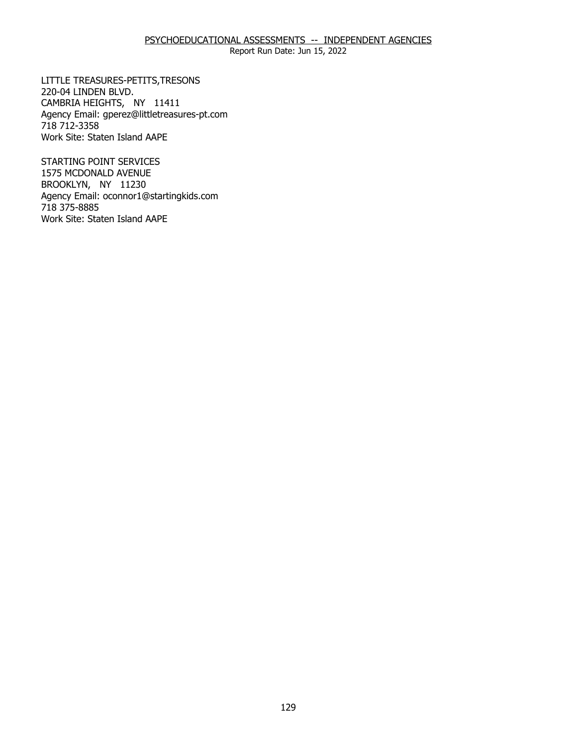LITTLE TREASURES-PETITS,TRESONS
220-04 LINDEN BLVD.
CAMBRIA HEIGHTS, NY 11411
Agency Email: gperez@littletreasures-pt.com
718 712-3358
Work Site: Staten Island AAPE

STARTING POINT SERVICES
1575 MCDONALD AVENUE
BROOKLYN, NY 11230
Agency Email: oconnor1@startingkids.com
718 375-8885
Work Site: Staten Island AAPE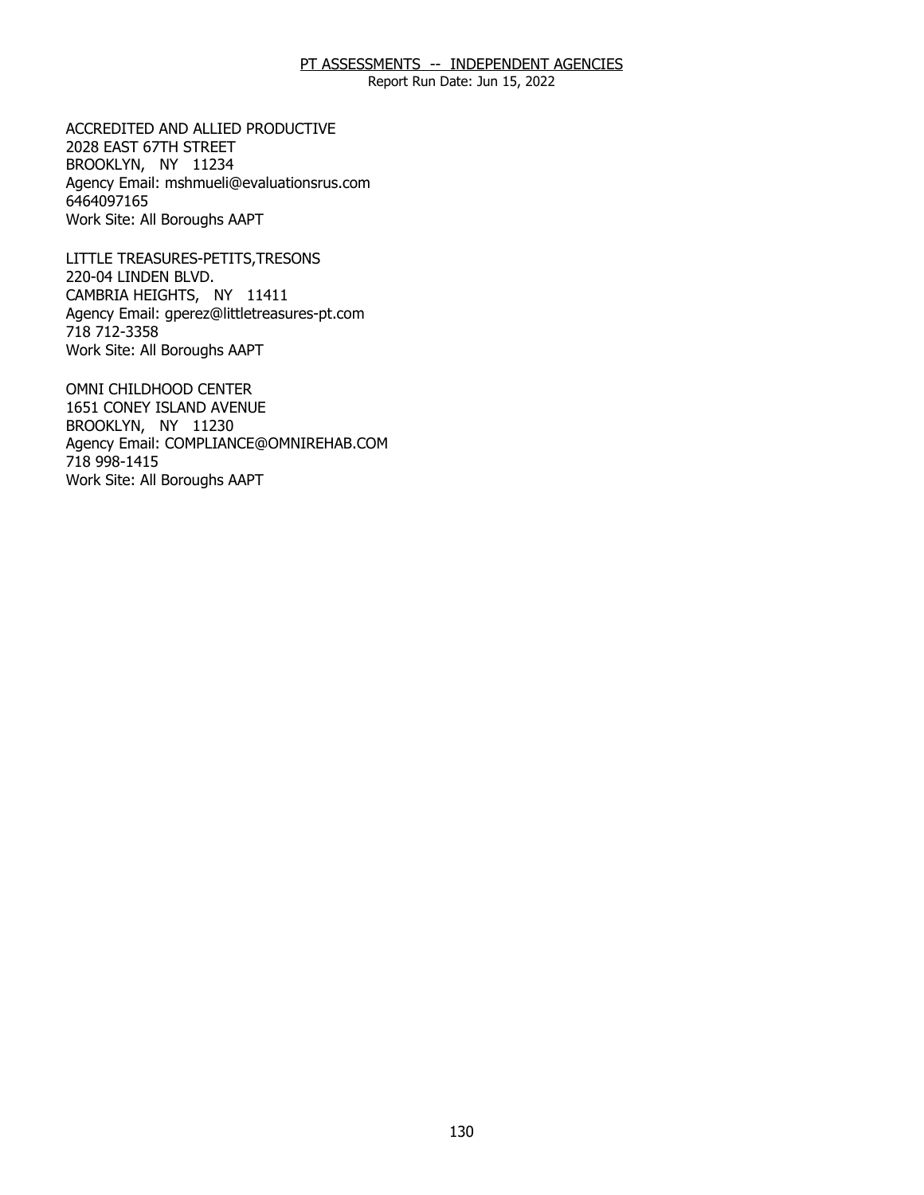ACCREDITED AND ALLIED PRODUCTIVE
2028 EAST 67TH STREET
BROOKLYN, NY 11234
Agency Email: mshmueli@evaluationsrus.com
6464097165
Work Site: All Boroughs AAPT

LITTLE TREASURES-PETITS,TRESONS
220-04 LINDEN BLVD.
CAMBRIA HEIGHTS, NY 11411
Agency Email: gperez@littletreasures-pt.com
718 712-3358
Work Site: All Boroughs AAPT

OMNI CHILDHOOD CENTER
1651 CONEY ISLAND AVENUE
BROOKLYN, NY 11230
Agency Email: COMPLIANCE@OMNIREHAB.COM
718 998-1415
Work Site: All Boroughs AAPT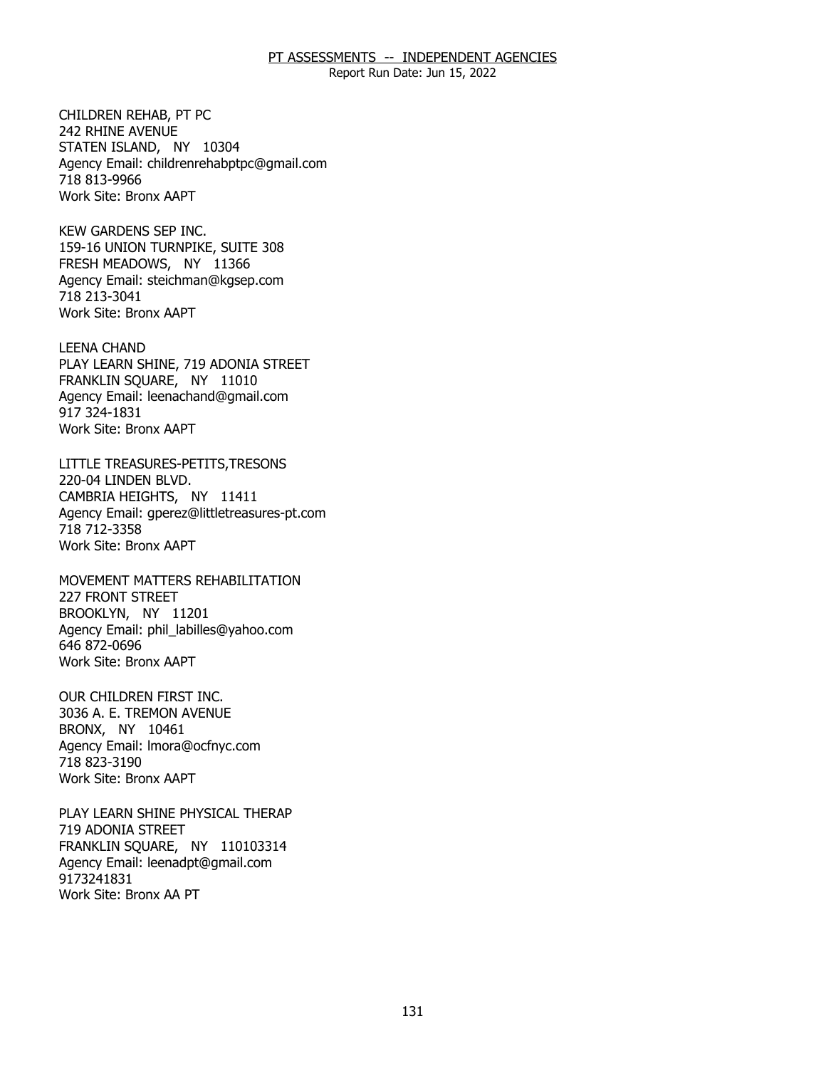CHILDREN REHAB, PT PC
242 RHINE AVENUE
STATEN ISLAND, NY 10304
Agency Email: childrenrehabptpc@gmail.com
718 813-9966
Work Site: Bronx AAPT

KEW GARDENS SEP INC.
159-16 UNION TURNPIKE, SUITE 308
FRESH MEADOWS, NY 11366
Agency Email: steichman@kgsep.com
718 213-3041
Work Site: Bronx AAPT

LEENA CHAND
PLAY LEARN SHINE, 719 ADONIA STREET
FRANKLIN SQUARE, NY 11010
Agency Email: leenachand@gmail.com
917 324-1831
Work Site: Bronx AAPT

LITTLE TREASURES-PETITS,TRESONS
220-04 LINDEN BLVD.
CAMBRIA HEIGHTS, NY 11411
Agency Email: gperez@littletreasures-pt.com
718 712-3358
Work Site: Bronx AAPT

MOVEMENT MATTERS REHABILITATION
227 FRONT STREET
BROOKLYN, NY 11201
Agency Email: phil_labilles@yahoo.com
646 872-0696
Work Site: Bronx AAPT

OUR CHILDREN FIRST INC.
3036 A. E. TREMON AVENUE
BRONX, NY 10461
Agency Email: lmora@ocfnyc.com
718 823-3190
Work Site: Bronx AAPT

PLAY LEARN SHINE PHYSICAL THERAP
719 ADONIA STREET
FRANKLIN SQUARE, NY 110103314
Agency Email: leenadpt@gmail.com
9173241831
Work Site: Bronx AA PT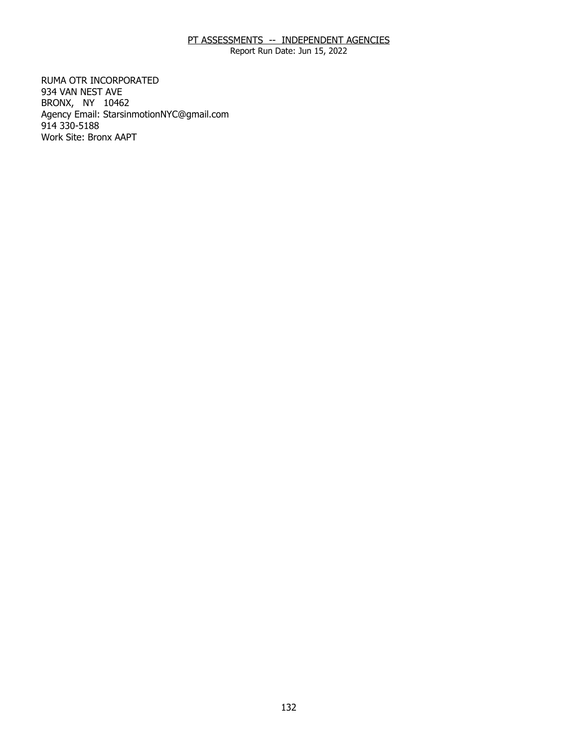PT ASSESSMENTS -- INDEPENDENT AGENCIES

Report Run Date: Jun 15, 2022

RUMA OTR INCORPORATED
934 VAN NEST AVE
BRONX, NY 10462
Agency Email: StarsinmotionNYC@gmail.com
914 330-5188
Work Site: Bronx AAPT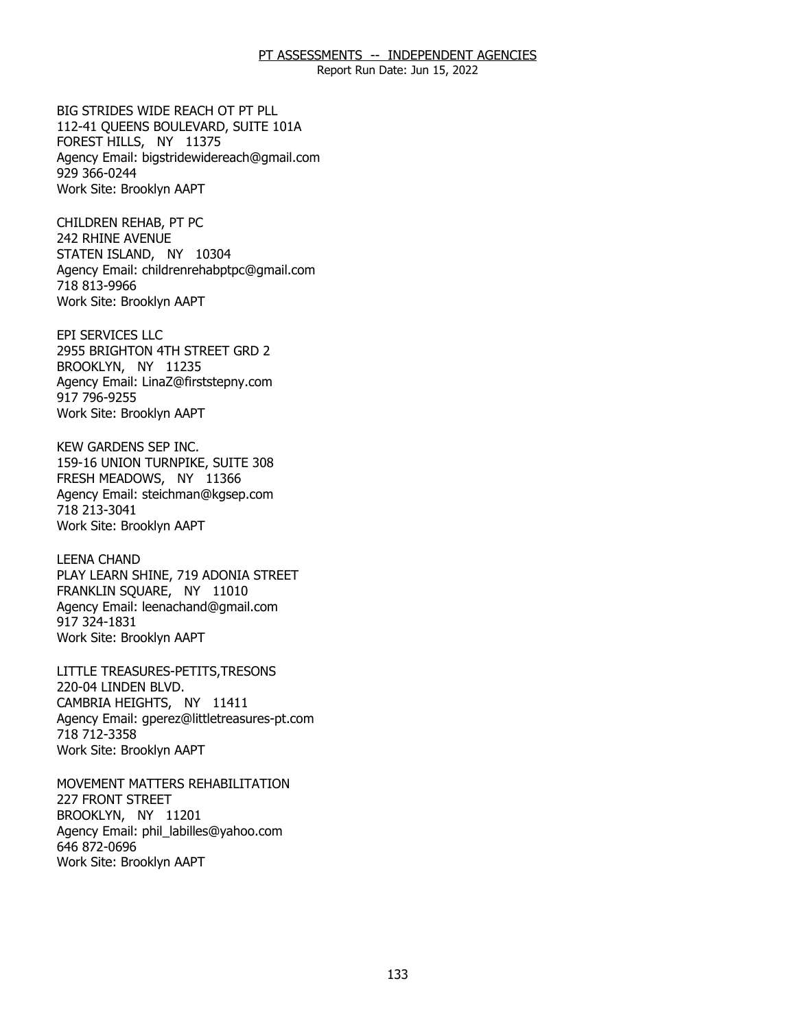BIG STRIDES WIDE REACH OT PT PLL
112-41 QUEENS BOULEVARD, SUITE 101A
FOREST HILLS, NY 11375
Agency Email: bigstridewidereach@gmail.com
929 366-0244
Work Site: Brooklyn AAPT

CHILDREN REHAB, PT PC
242 RHINE AVENUE
STATEN ISLAND, NY 10304
Agency Email: childrenrehabptpc@gmail.com
718 813-9966
Work Site: Brooklyn AAPT

EPI SERVICES LLC
2955 BRIGHTON 4TH STREET GRD 2
BROOKLYN, NY 11235
Agency Email: LinaZ@firststepny.com
917 796-9255
Work Site: Brooklyn AAPT

KEW GARDENS SEP INC.
159-16 UNION TURNPIKE, SUITE 308
FRESH MEADOWS, NY 11366
Agency Email: steichman@kgsep.com
718 213-3041
Work Site: Brooklyn AAPT

LEENA CHAND
PLAY LEARN SHINE, 719 ADONIA STREET
FRANKLIN SQUARE, NY 11010
Agency Email: leenachand@gmail.com
917 324-1831
Work Site: Brooklyn AAPT

LITTLE TREASURES-PETITS,TRESONS
220-04 LINDEN BLVD.
CAMBRIA HEIGHTS, NY 11411
Agency Email: gperez@littletreasures-pt.com
718 712-3358
Work Site: Brooklyn AAPT

MOVEMENT MATTERS REHABILITATION
227 FRONT STREET
BROOKLYN, NY 11201
Agency Email: phil_labilles@yahoo.com
646 872-0696
Work Site: Brooklyn AAPT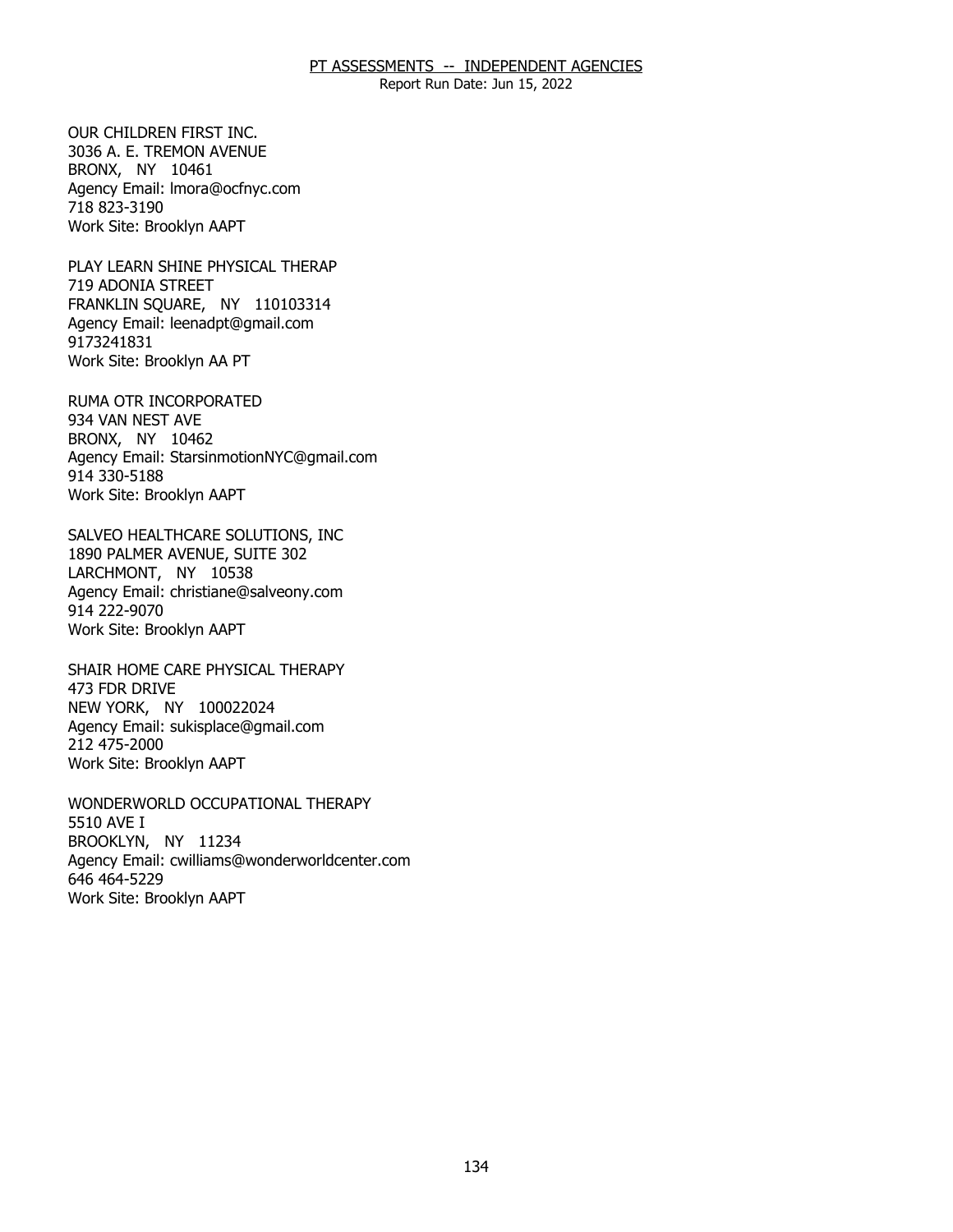OUR CHILDREN FIRST INC.
3036 A. E. TREMON AVENUE
BRONX, NY 10461
Agency Email: lmora@ocfnyc.com
718 823-3190
Work Site: Brooklyn AAPT

PLAY LEARN SHINE PHYSICAL THERAP
719 ADONIA STREET
FRANKLIN SQUARE, NY 110103314
Agency Email: leenadpt@gmail.com
9173241831
Work Site: Brooklyn AA PT

RUMA OTR INCORPORATED
934 VAN NEST AVE
BRONX, NY 10462
Agency Email: StarsinmotionNYC@gmail.com
914 330-5188
Work Site: Brooklyn AAPT

SALVEO HEALTHCARE SOLUTIONS, INC
1890 PALMER AVENUE, SUITE 302
LARCHMONT, NY 10538
Agency Email: christiane@salveony.com
914 222-9070
Work Site: Brooklyn AAPT

SHAIR HOME CARE PHYSICAL THERAPY
473 FDR DRIVE
NEW YORK, NY 100022024
Agency Email: sukisplace@gmail.com
212 475-2000
Work Site: Brooklyn AAPT

WONDERWORLD OCCUPATIONAL THERAPY
5510 AVE I
BROOKLYN, NY 11234
Agency Email: cwilliams@wonderworldcenter.com
646 464-5229
Work Site: Brooklyn AAPT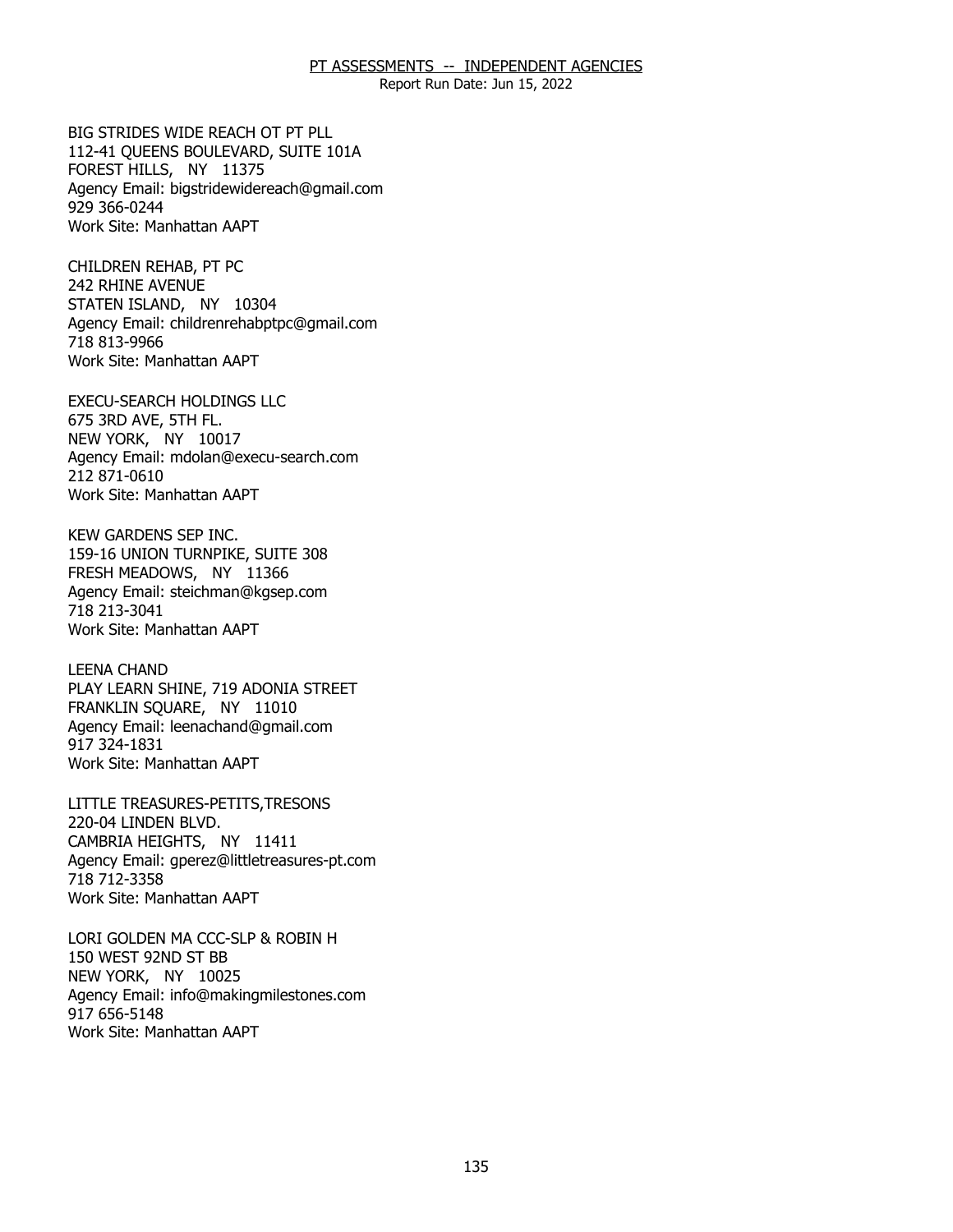BIG STRIDES WIDE REACH OT PT PLL
112-41 QUEENS BOULEVARD, SUITE 101A
FOREST HILLS, NY 11375
Agency Email: bigstridewidereach@gmail.com
929 366-0244
Work Site: Manhattan AAPT

CHILDREN REHAB, PT PC
242 RHINE AVENUE
STATEN ISLAND, NY 10304
Agency Email: childrenrehabptpc@gmail.com
718 813-9966
Work Site: Manhattan AAPT

EXECU-SEARCH HOLDINGS LLC
675 3RD AVE, 5TH FL.
NEW YORK, NY 10017
Agency Email: mdolan@execu-search.com
212 871-0610
Work Site: Manhattan AAPT

KEW GARDENS SEP INC.
159-16 UNION TURNPIKE, SUITE 308
FRESH MEADOWS, NY 11366
Agency Email: steichman@kgsep.com
718 213-3041
Work Site: Manhattan AAPT

LEENA CHAND
PLAY LEARN SHINE, 719 ADONIA STREET
FRANKLIN SQUARE, NY 11010
Agency Email: leenachand@gmail.com
917 324-1831
Work Site: Manhattan AAPT

LITTLE TREASURES-PETITS,TRESONS
220-04 LINDEN BLVD.
CAMBRIA HEIGHTS, NY 11411
Agency Email: gperez@littletreasures-pt.com
718 712-3358
Work Site: Manhattan AAPT

LORI GOLDEN MA CCC-SLP & ROBIN H
150 WEST 92ND ST BB
NEW YORK, NY 10025
Agency Email: info@makingmilestones.com
917 656-5148
Work Site: Manhattan AAPT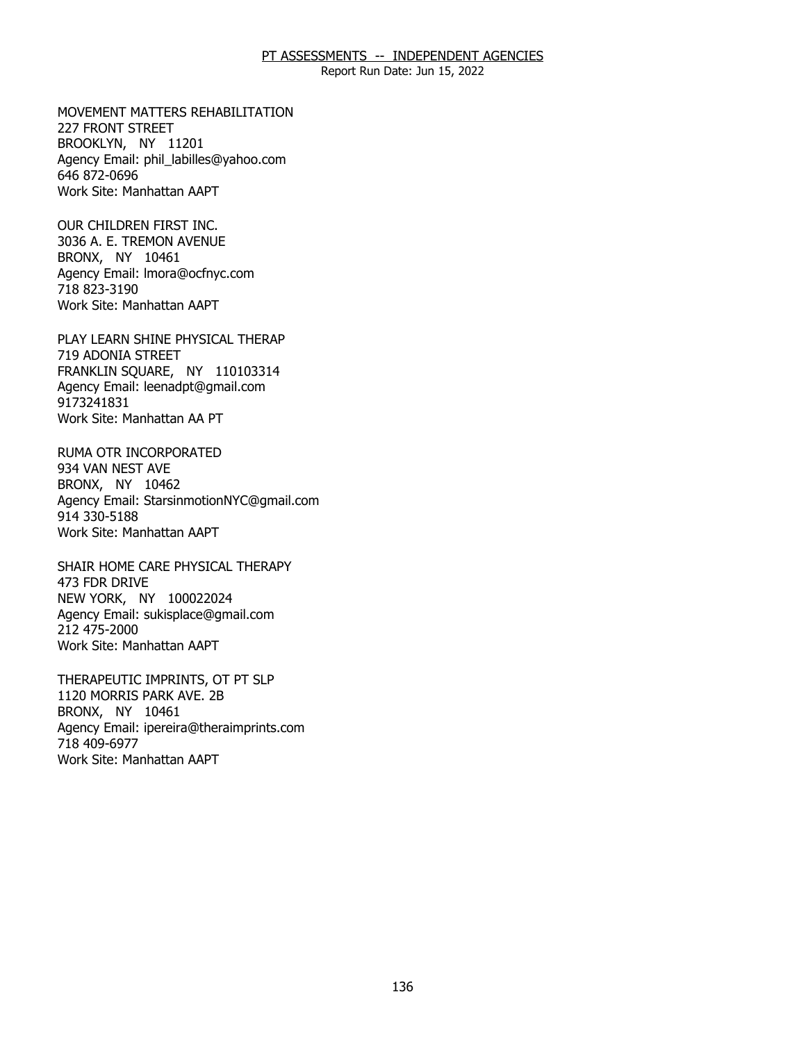MOVEMENT MATTERS REHABILITATION
227 FRONT STREET
BROOKLYN, NY 11201
Agency Email: phil_labilles@yahoo.com
646 872-0696
Work Site: Manhattan AAPT

OUR CHILDREN FIRST INC.
3036 A. E. TREMON AVENUE
BRONX, NY 10461
Agency Email: lmora@ocfnyc.com
718 823-3190
Work Site: Manhattan AAPT

PLAY LEARN SHINE PHYSICAL THERAP
719 ADONIA STREET
FRANKLIN SQUARE, NY 110103314
Agency Email: leenadpt@gmail.com
9173241831
Work Site: Manhattan AA PT

RUMA OTR INCORPORATED
934 VAN NEST AVE
BRONX, NY 10462
Agency Email: StarsinmotionNYC@gmail.com
914 330-5188
Work Site: Manhattan AAPT

SHAIR HOME CARE PHYSICAL THERAPY
473 FDR DRIVE
NEW YORK, NY 100022024
Agency Email: sukisplace@gmail.com
212 475-2000
Work Site: Manhattan AAPT

THERAPEUTIC IMPRINTS, OT PT SLP
1120 MORRIS PARK AVE. 2B
BRONX, NY 10461
Agency Email: ipereira@theraimprints.com
718 409-6977
Work Site: Manhattan AAPT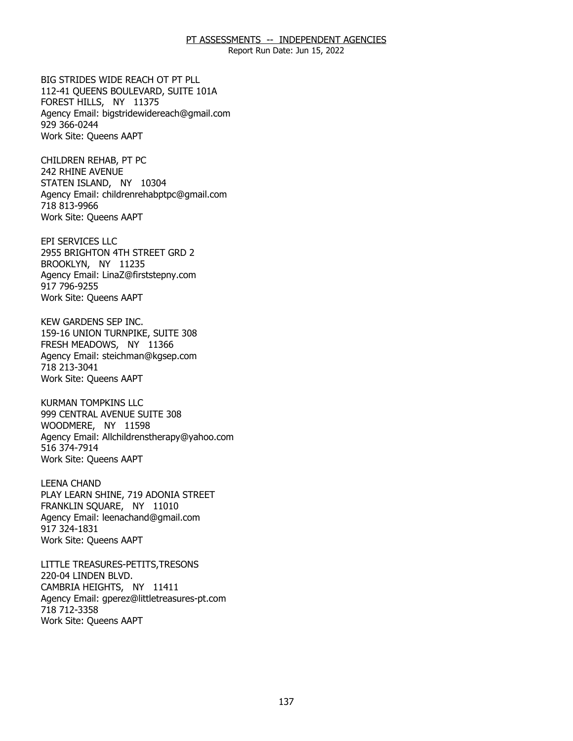PT ASSESSMENTS -- INDEPENDENT AGENCIES

Report Run Date: Jun 15, 2022

BIG STRIDES WIDE REACH OT PT PLL
112-41 QUEENS BOULEVARD, SUITE 101A
FOREST HILLS, NY 11375
Agency Email: bigstridewidereach@gmail.com
929 366-0244
Work Site: Queens AAPT

CHILDREN REHAB, PT PC
242 RHINE AVENUE
STATEN ISLAND, NY 10304
Agency Email: childrenrehabptpc@gmail.com
718 813-9966
Work Site: Queens AAPT

EPI SERVICES LLC
2955 BRIGHTON 4TH STREET GRD 2
BROOKLYN, NY 11235
Agency Email: LinaZ@firststepny.com
917 796-9255
Work Site: Queens AAPT

KEW GARDENS SEP INC.
159-16 UNION TURNPIKE, SUITE 308
FRESH MEADOWS, NY 11366
Agency Email: steichman@kgsep.com
718 213-3041
Work Site: Queens AAPT

KURMAN TOMPKINS LLC
999 CENTRAL AVENUE SUITE 308
WOODMERE, NY 11598
Agency Email: Allchildrenstherapy@yahoo.com
516 374-7914
Work Site: Queens AAPT

LEENA CHAND
PLAY LEARN SHINE, 719 ADONIA STREET
FRANKLIN SQUARE, NY 11010
Agency Email: leenachand@gmail.com
917 324-1831
Work Site: Queens AAPT

LITTLE TREASURES-PETITS,TRESONS
220-04 LINDEN BLVD.
CAMBRIA HEIGHTS, NY 11411
Agency Email: gperez@littletreasures-pt.com
718 712-3358
Work Site: Queens AAPT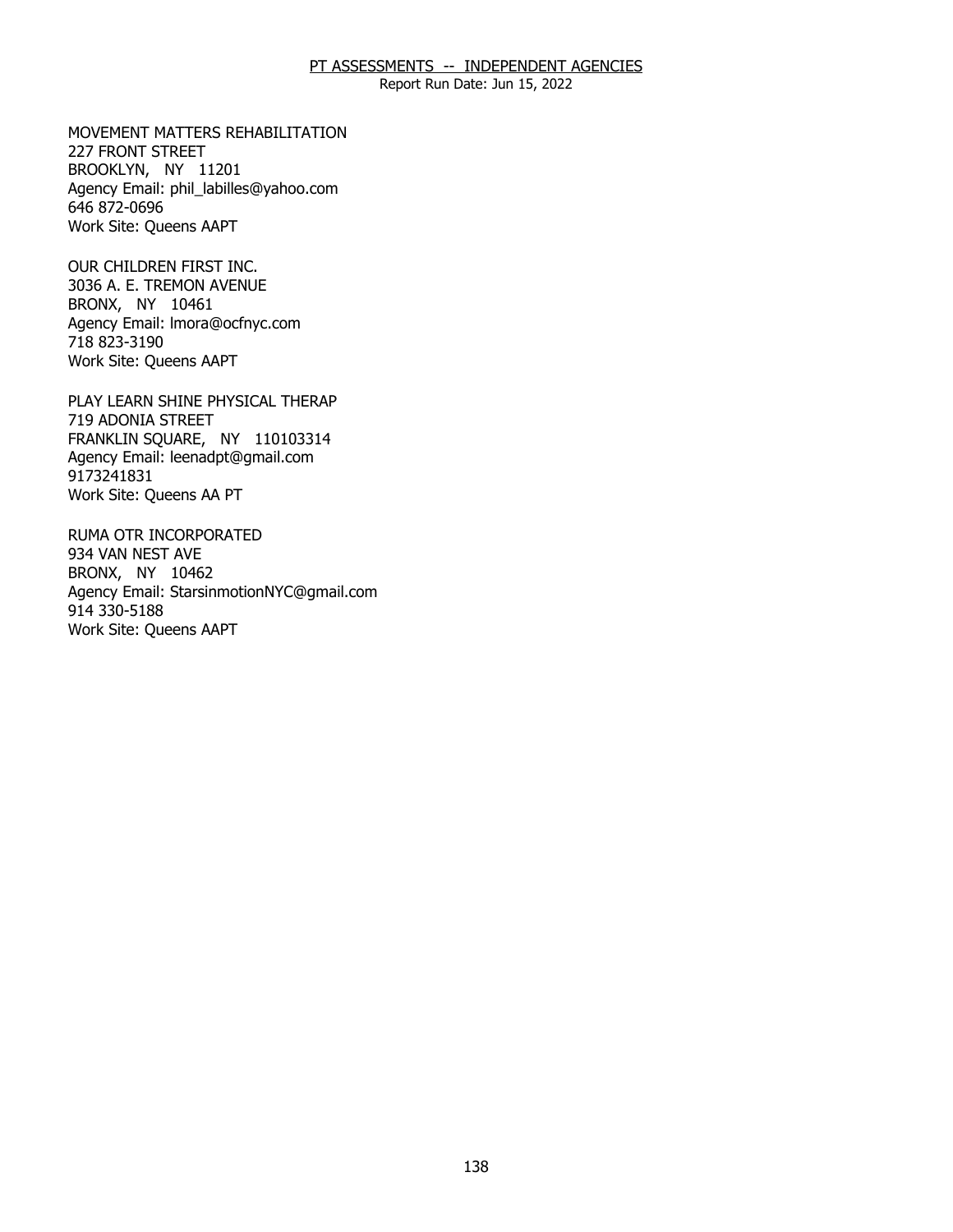PT ASSESSMENTS -- INDEPENDENT AGENCIES

Report Run Date: Jun 15, 2022

MOVEMENT MATTERS REHABILITATION
227 FRONT STREET
BROOKLYN, NY 11201
Agency Email: phil_labilles@yahoo.com
646 872-0696
Work Site: Queens AAPT

OUR CHILDREN FIRST INC.
3036 A. E. TREMON AVENUE
BRONX, NY 10461
Agency Email: lmora@ocfnyc.com
718 823-3190
Work Site: Queens AAPT

PLAY LEARN SHINE PHYSICAL THERAP
719 ADONIA STREET
FRANKLIN SQUARE, NY 110103314
Agency Email: leenadpt@gmail.com
9173241831
Work Site: Queens AA PT

RUMA OTR INCORPORATED
934 VAN NEST AVE
BRONX, NY 10462
Agency Email: StarsinmotionNYC@gmail.com
914 330-5188
Work Site: Queens AAPT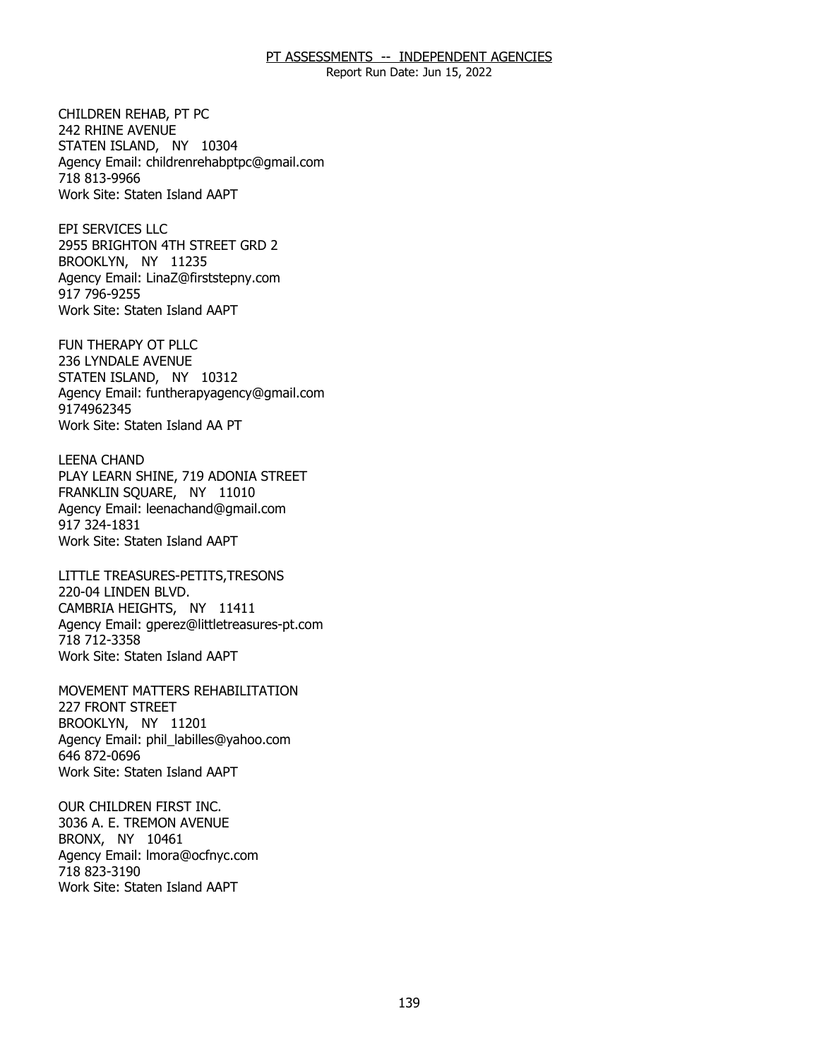CHILDREN REHAB, PT PC
242 RHINE AVENUE
STATEN ISLAND, NY 10304
Agency Email: childrenrehabptpc@gmail.com
718 813-9966
Work Site: Staten Island AAPT

EPI SERVICES LLC
2955 BRIGHTON 4TH STREET GRD 2
BROOKLYN, NY 11235
Agency Email: LinaZ@firststepny.com
917 796-9255
Work Site: Staten Island AAPT

FUN THERAPY OT PLLC
236 LYNDALE AVENUE
STATEN ISLAND, NY 10312
Agency Email: funtherapyagency@gmail.com
9174962345
Work Site: Staten Island AA PT

LEENA CHAND
PLAY LEARN SHINE, 719 ADONIA STREET
FRANKLIN SQUARE, NY 11010
Agency Email: leenachand@gmail.com
917 324-1831
Work Site: Staten Island AAPT

LITTLE TREASURES-PETITS,TRESONS
220-04 LINDEN BLVD.
CAMBRIA HEIGHTS, NY 11411
Agency Email: gperez@littletreasures-pt.com
718 712-3358
Work Site: Staten Island AAPT

MOVEMENT MATTERS REHABILITATION
227 FRONT STREET
BROOKLYN, NY 11201
Agency Email: phil_labilles@yahoo.com
646 872-0696
Work Site: Staten Island AAPT

OUR CHILDREN FIRST INC.
3036 A. E. TREMON AVENUE
BRONX, NY 10461
Agency Email: lmora@ocfnyc.com
718 823-3190
Work Site: Staten Island AAPT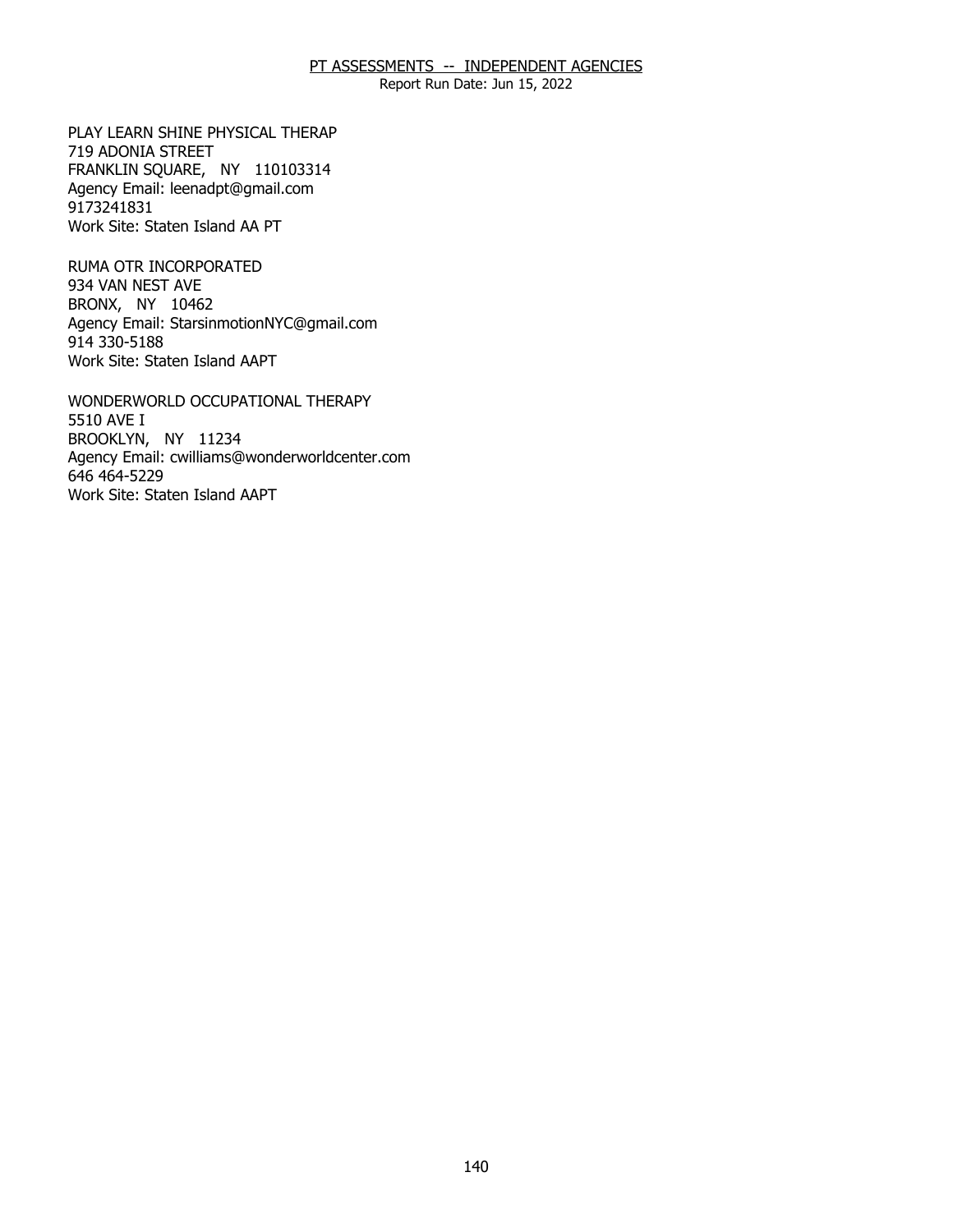PLAY LEARN SHINE PHYSICAL THERAP
719 ADONIA STREET
FRANKLIN SQUARE, NY 110103314
Agency Email: leenadpt@gmail.com
9173241831
Work Site: Staten Island AA PT

RUMA OTR INCORPORATED
934 VAN NEST AVE
BRONX, NY 10462
Agency Email: StarsinmotionNYC@gmail.com
914 330-5188
Work Site: Staten Island AAPT

WONDERWORLD OCCUPATIONAL THERAPY
5510 AVE I
BROOKLYN, NY 11234
Agency Email: cwilliams@wonderworldcenter.com
646 464-5229
Work Site: Staten Island AAPT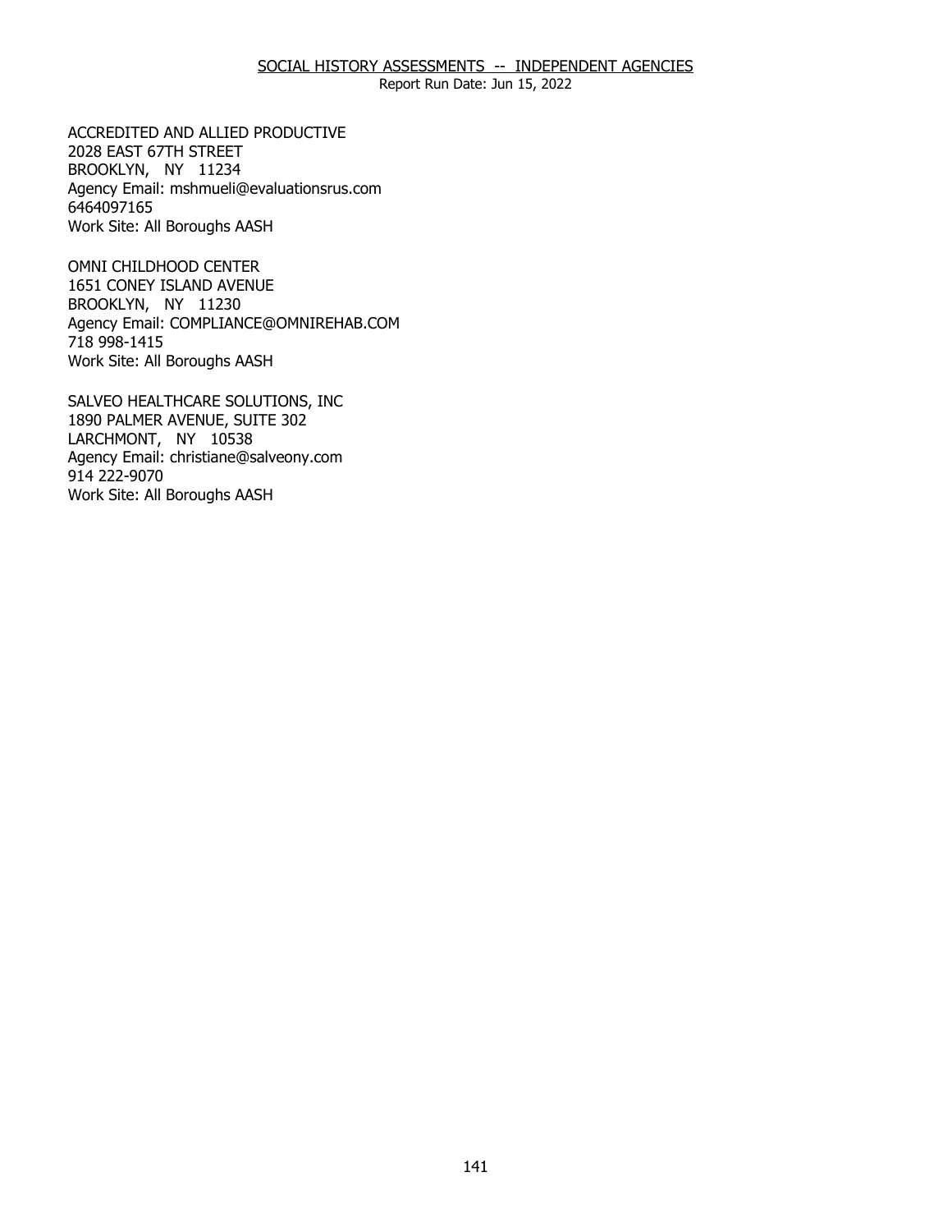SOCIAL HISTORY ASSESSMENTS -- INDEPENDENT AGENCIES

Report Run Date: Jun 15, 2022

ACCREDITED AND ALLIED PRODUCTIVE
2028 EAST 67TH STREET
BROOKLYN, NY 11234
Agency Email: mshmueli@evaluationsrus.com
6464097165
Work Site: All Boroughs AASH

OMNI CHILDHOOD CENTER
1651 CONEY ISLAND AVENUE
BROOKLYN, NY 11230
Agency Email: COMPLIANCE@OMNIREHAB.COM
718 998-1415
Work Site: All Boroughs AASH

SALVEO HEALTHCARE SOLUTIONS, INC
1890 PALMER AVENUE, SUITE 302
LARCHMONT, NY 10538
Agency Email: christiane@salveony.com
914 222-9070
Work Site: All Boroughs AASH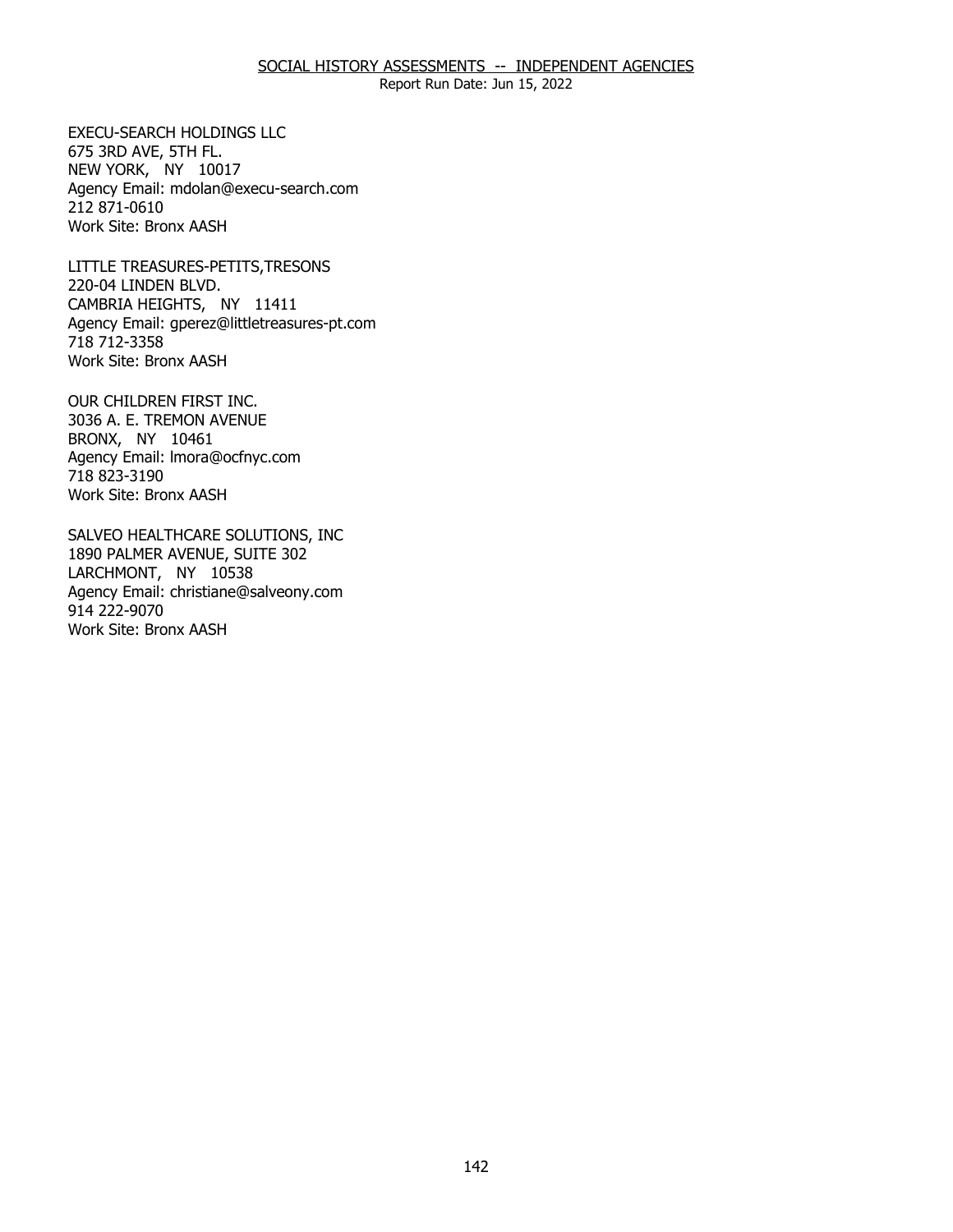SOCIAL HISTORY ASSESSMENTS -- INDEPENDENT AGENCIES

Report Run Date: Jun 15, 2022

EXECU-SEARCH HOLDINGS LLC
675 3RD AVE, 5TH FL.
NEW YORK, NY 10017
Agency Email: mdolan@execu-search.com
212 871-0610
Work Site: Bronx AASH

LITTLE TREASURES-PETITS,TRESONS
220-04 LINDEN BLVD.
CAMBRIA HEIGHTS, NY 11411
Agency Email: gperez@littletreasures-pt.com
718 712-3358
Work Site: Bronx AASH

OUR CHILDREN FIRST INC.
3036 A. E. TREMON AVENUE
BRONX, NY 10461
Agency Email: lmora@ocfnyc.com
718 823-3190
Work Site: Bronx AASH

SALVEO HEALTHCARE SOLUTIONS, INC
1890 PALMER AVENUE, SUITE 302
LARCHMONT, NY 10538
Agency Email: christiane@salveony.com
914 222-9070
Work Site: Bronx AASH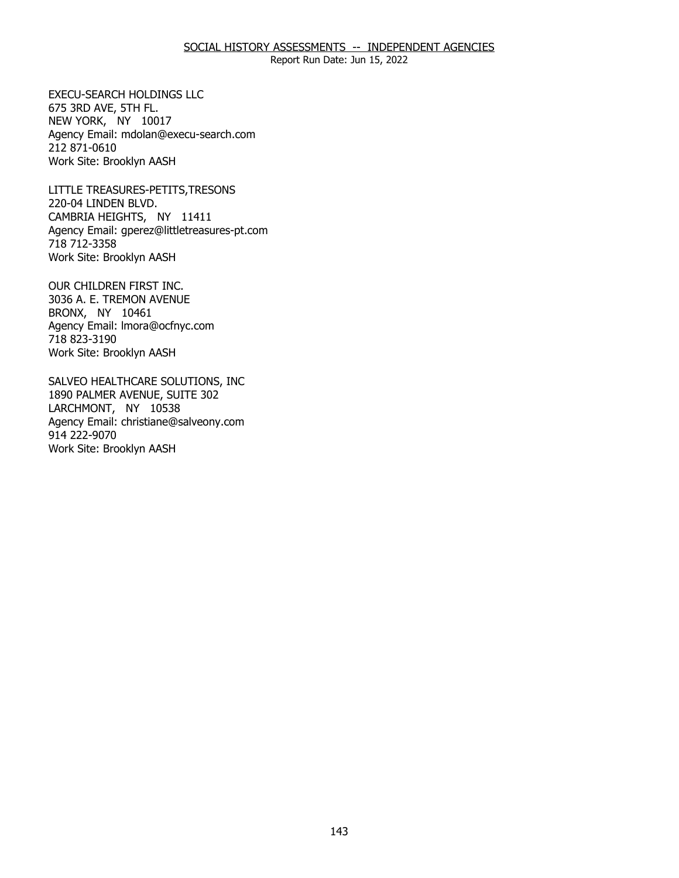EXECU-SEARCH HOLDINGS LLC
675 3RD AVE, 5TH FL.
NEW YORK, NY 10017
Agency Email: mdolan@execu-search.com
212 871-0610
Work Site: Brooklyn AASH

LITTLE TREASURES-PETITS,TRESONS
220-04 LINDEN BLVD.
CAMBRIA HEIGHTS, NY 11411
Agency Email: gperez@littletreasures-pt.com
718 712-3358
Work Site: Brooklyn AASH

OUR CHILDREN FIRST INC.
3036 A. E. TREMON AVENUE
BRONX, NY 10461
Agency Email: lmora@ocfnyc.com
718 823-3190
Work Site: Brooklyn AASH

SALVEO HEALTHCARE SOLUTIONS, INC
1890 PALMER AVENUE, SUITE 302
LARCHMONT, NY 10538
Agency Email: christiane@salveony.com
914 222-9070
Work Site: Brooklyn AASH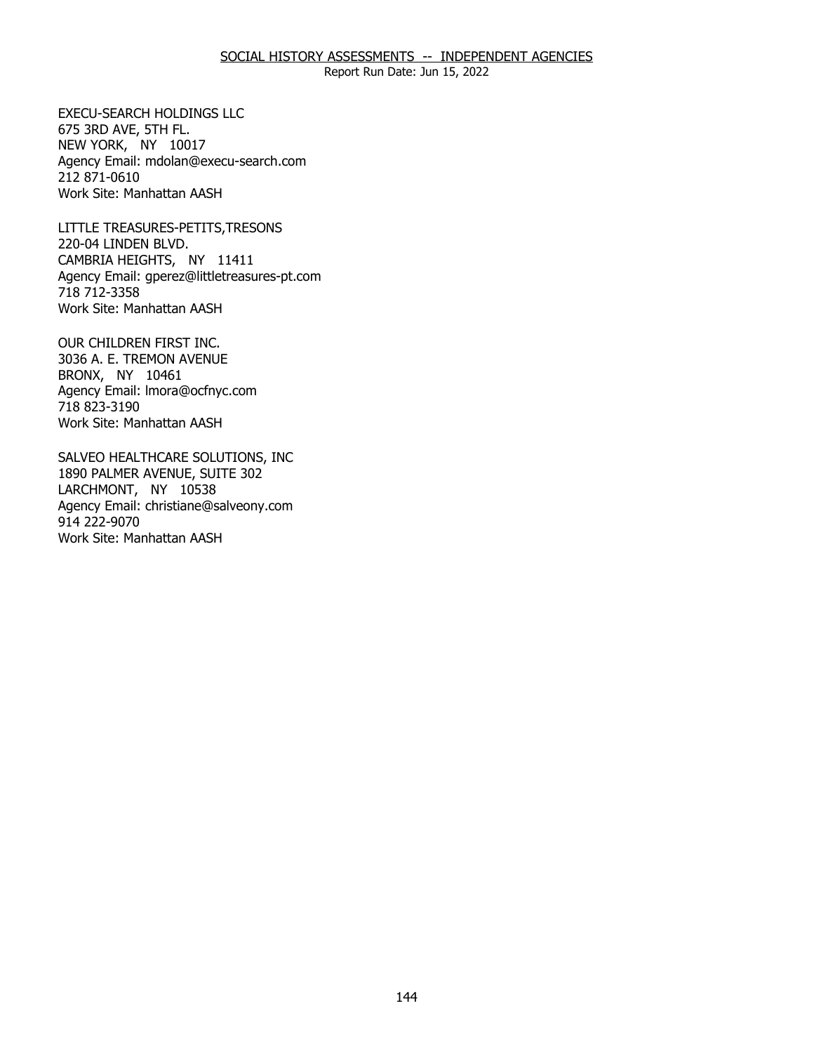EXECU-SEARCH HOLDINGS LLC
675 3RD AVE, 5TH FL.
NEW YORK, NY 10017
Agency Email: mdolan@execu-search.com
212 871-0610
Work Site: Manhattan AASH

LITTLE TREASURES-PETITS,TRESONS
220-04 LINDEN BLVD.
CAMBRIA HEIGHTS, NY 11411
Agency Email: gperez@littletreasures-pt.com
718 712-3358
Work Site: Manhattan AASH

OUR CHILDREN FIRST INC.
3036 A. E. TREMON AVENUE
BRONX, NY 10461
Agency Email: lmora@ocfnyc.com
718 823-3190
Work Site: Manhattan AASH

SALVEO HEALTHCARE SOLUTIONS, INC
1890 PALMER AVENUE, SUITE 302
LARCHMONT, NY 10538
Agency Email: christiane@salveony.com
914 222-9070
Work Site: Manhattan AASH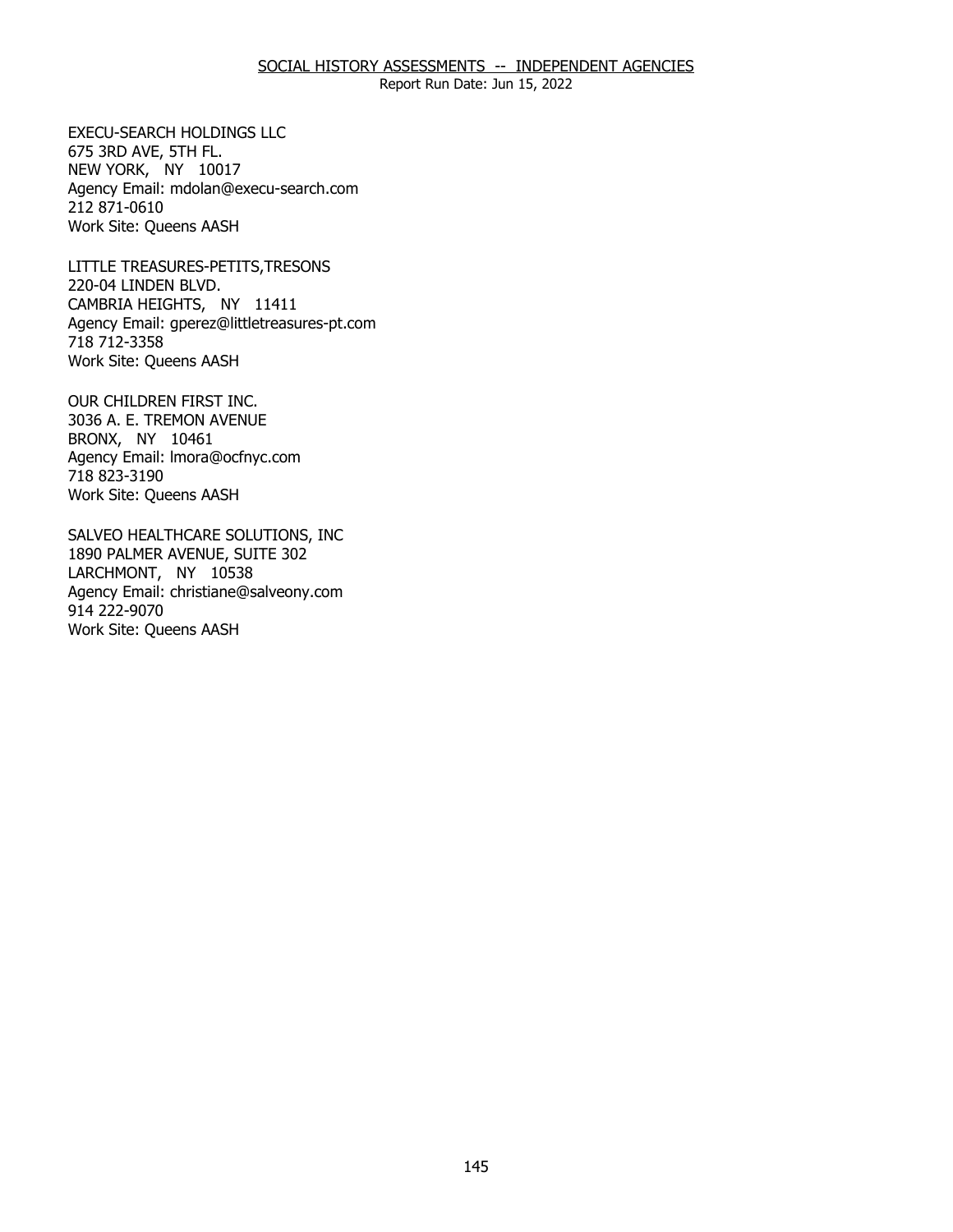EXECU-SEARCH HOLDINGS LLC
675 3RD AVE, 5TH FL.
NEW YORK, NY 10017
Agency Email: mdolan@execu-search.com
212 871-0610
Work Site: Queens AASH

LITTLE TREASURES-PETITS,TRESONS
220-04 LINDEN BLVD.
CAMBRIA HEIGHTS, NY 11411
Agency Email: gperez@littletreasures-pt.com
718 712-3358
Work Site: Queens AASH

OUR CHILDREN FIRST INC.
3036 A. E. TREMON AVENUE
BRONX, NY 10461
Agency Email: lmora@ocfnyc.com
718 823-3190
Work Site: Queens AASH

SALVEO HEALTHCARE SOLUTIONS, INC
1890 PALMER AVENUE, SUITE 302
LARCHMONT, NY 10538
Agency Email: christiane@salveony.com
914 222-9070
Work Site: Queens AASH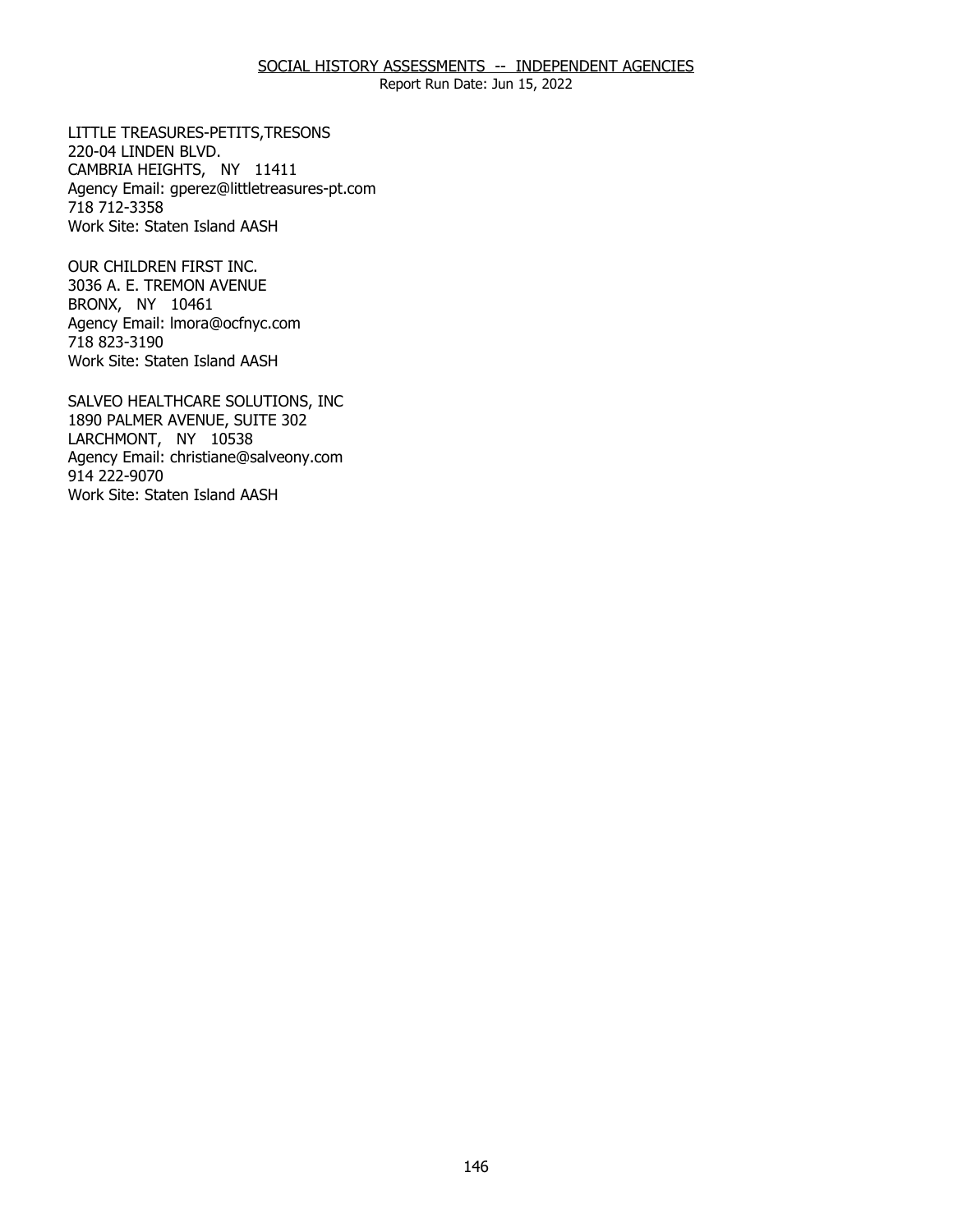LITTLE TREASURES-PETITS,TRESONS
220-04 LINDEN BLVD.
CAMBRIA HEIGHTS, NY 11411
Agency Email: gperez@littletreasures-pt.com
718 712-3358
Work Site: Staten Island AASH

OUR CHILDREN FIRST INC.
3036 A. E. TREMON AVENUE
BRONX, NY 10461
Agency Email: lmora@ocfnyc.com
718 823-3190
Work Site: Staten Island AASH

SALVEO HEALTHCARE SOLUTIONS, INC
1890 PALMER AVENUE, SUITE 302
LARCHMONT, NY 10538
Agency Email: christiane@salveony.com
914 222-9070
Work Site: Staten Island AASH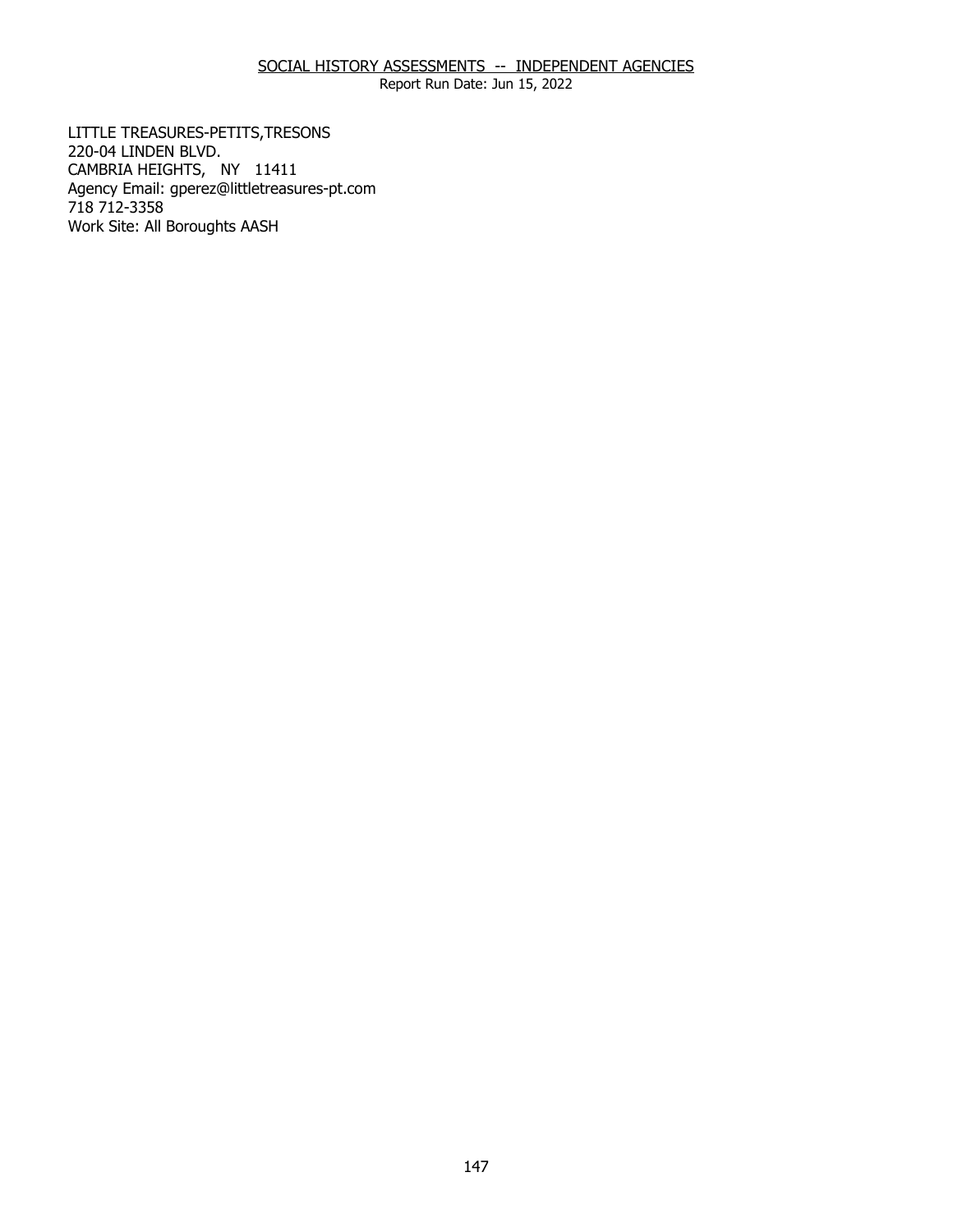SOCIAL HISTORY ASSESSMENTS -- INDEPENDENT AGENCIES

Report Run Date: Jun 15, 2022

LITTLE TREASURES-PETITS,TRESONS
220-04 LINDEN BLVD.
CAMBRIA HEIGHTS, NY 11411
Agency Email: gperez@littletreasures-pt.com
718 712-3358
Work Site: All Boroughts AASH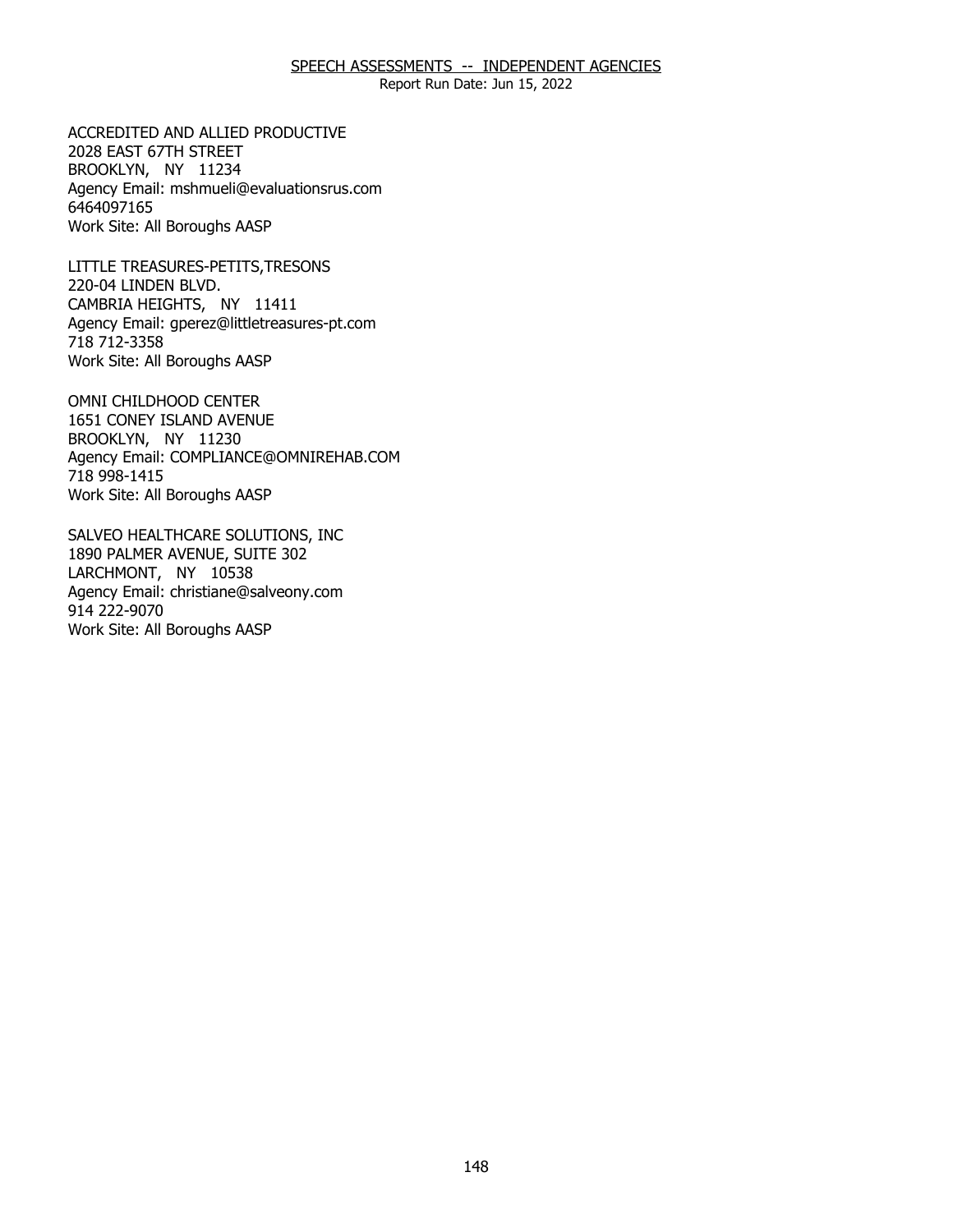## SPEECH ASSESSMENTS -- INDEPENDENT AGENCIES

Report Run Date: Jun 15, 2022

ACCREDITED AND ALLIED PRODUCTIVE
2028 EAST 67TH STREET
BROOKLYN, NY 11234
Agency Email: mshmueli@evaluationsrus.com
6464097165
Work Site: All Boroughs AASP

LITTLE TREASURES-PETITS,TRESONS
220-04 LINDEN BLVD.
CAMBRIA HEIGHTS, NY 11411
Agency Email: gperez@littletreasures-pt.com
718 712-3358
Work Site: All Boroughs AASP

OMNI CHILDHOOD CENTER
1651 CONEY ISLAND AVENUE
BROOKLYN, NY 11230
Agency Email: COMPLIANCE@OMNIREHAB.COM
718 998-1415
Work Site: All Boroughs AASP

SALVEO HEALTHCARE SOLUTIONS, INC
1890 PALMER AVENUE, SUITE 302
LARCHMONT, NY 10538
Agency Email: christiane@salveony.com
914 222-9070
Work Site: All Boroughs AASP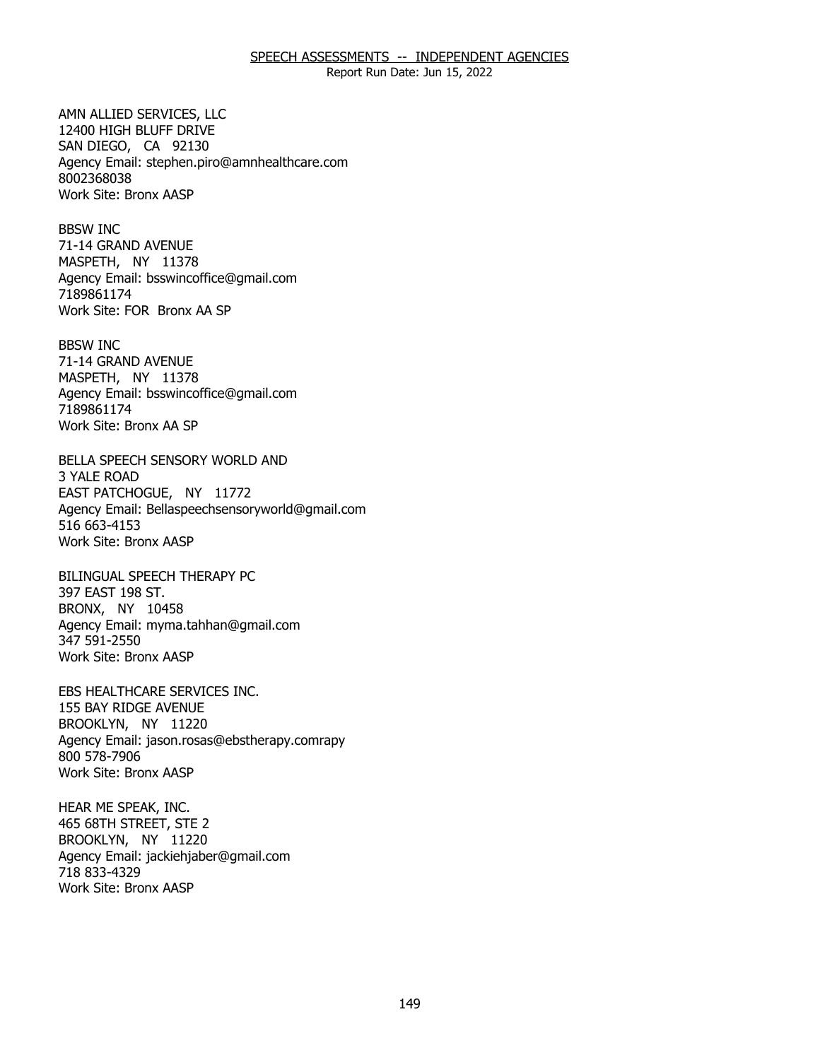SPEECH ASSESSMENTS -- INDEPENDENT AGENCIES

Report Run Date: Jun 15, 2022

AMN ALLIED SERVICES, LLC
12400 HIGH BLUFF DRIVE
SAN DIEGO, CA 92130
Agency Email: stephen.piro@amnhealthcare.com
8002368038
Work Site: Bronx AASP

BBSW INC
71-14 GRAND AVENUE
MASPETH, NY 11378
Agency Email: bsswincoffice@gmail.com
7189861174
Work Site: FOR Bronx AA SP

BBSW INC
71-14 GRAND AVENUE
MASPETH, NY 11378
Agency Email: bsswincoffice@gmail.com
7189861174
Work Site: Bronx AA SP

BELLA SPEECH SENSORY WORLD AND
3 YALE ROAD
EAST PATCHOGUE, NY 11772
Agency Email: Bellaspeechsensoryworld@gmail.com
516 663-4153
Work Site: Bronx AASP

BILINGUAL SPEECH THERAPY PC
397 EAST 198 ST.
BRONX, NY 10458
Agency Email: myma.tahhan@gmail.com
347 591-2550
Work Site: Bronx AASP

EBS HEALTHCARE SERVICES INC.
155 BAY RIDGE AVENUE
BROOKLYN, NY 11220
Agency Email: jason.rosas@ebstherapy.comrapy
800 578-7906
Work Site: Bronx AASP

HEAR ME SPEAK, INC.
465 68TH STREET, STE 2
BROOKLYN, NY 11220
Agency Email: jackiehjaber@gmail.com
718 833-4329
Work Site: Bronx AASP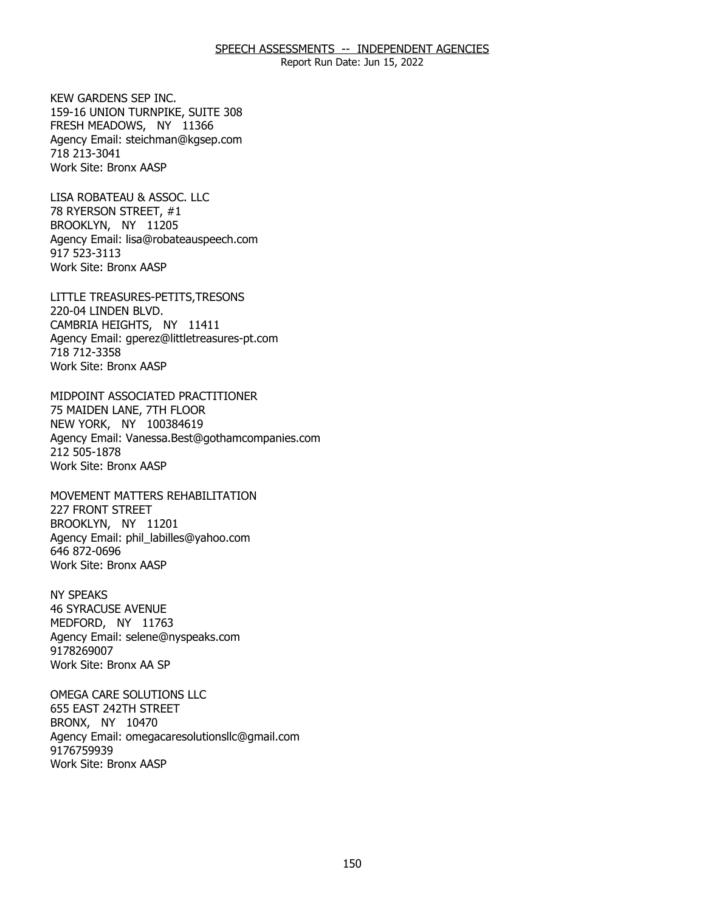## SPEECH ASSESSMENTS -- INDEPENDENT AGENCIES

Report Run Date: Jun 15, 2022

KEW GARDENS SEP INC.
159-16 UNION TURNPIKE, SUITE 308
FRESH MEADOWS, NY 11366
Agency Email: steichman@kgsep.com
718 213-3041
Work Site: Bronx AASP

LISA ROBATEAU & ASSOC. LLC
78 RYERSON STREET, #1
BROOKLYN, NY 11205
Agency Email: lisa@robateauspeech.com
917 523-3113
Work Site: Bronx AASP

LITTLE TREASURES-PETITS,TRESONS
220-04 LINDEN BLVD.
CAMBRIA HEIGHTS, NY 11411
Agency Email: gperez@littletreasures-pt.com
718 712-3358
Work Site: Bronx AASP

MIDPOINT ASSOCIATED PRACTITIONER
75 MAIDEN LANE, 7TH FLOOR
NEW YORK, NY 100384619
Agency Email: Vanessa.Best@gothamcompanies.com
212 505-1878
Work Site: Bronx AASP

MOVEMENT MATTERS REHABILITATION
227 FRONT STREET
BROOKLYN, NY 11201
Agency Email: phil_labilles@yahoo.com
646 872-0696
Work Site: Bronx AASP

NY SPEAKS
46 SYRACUSE AVENUE
MEDFORD, NY 11763
Agency Email: selene@nyspeaks.com
9178269007
Work Site: Bronx AA SP

OMEGA CARE SOLUTIONS LLC
655 EAST 242TH STREET
BRONX, NY 10470
Agency Email: omegacaresolutionsllc@gmail.com
9176759939
Work Site: Bronx AASP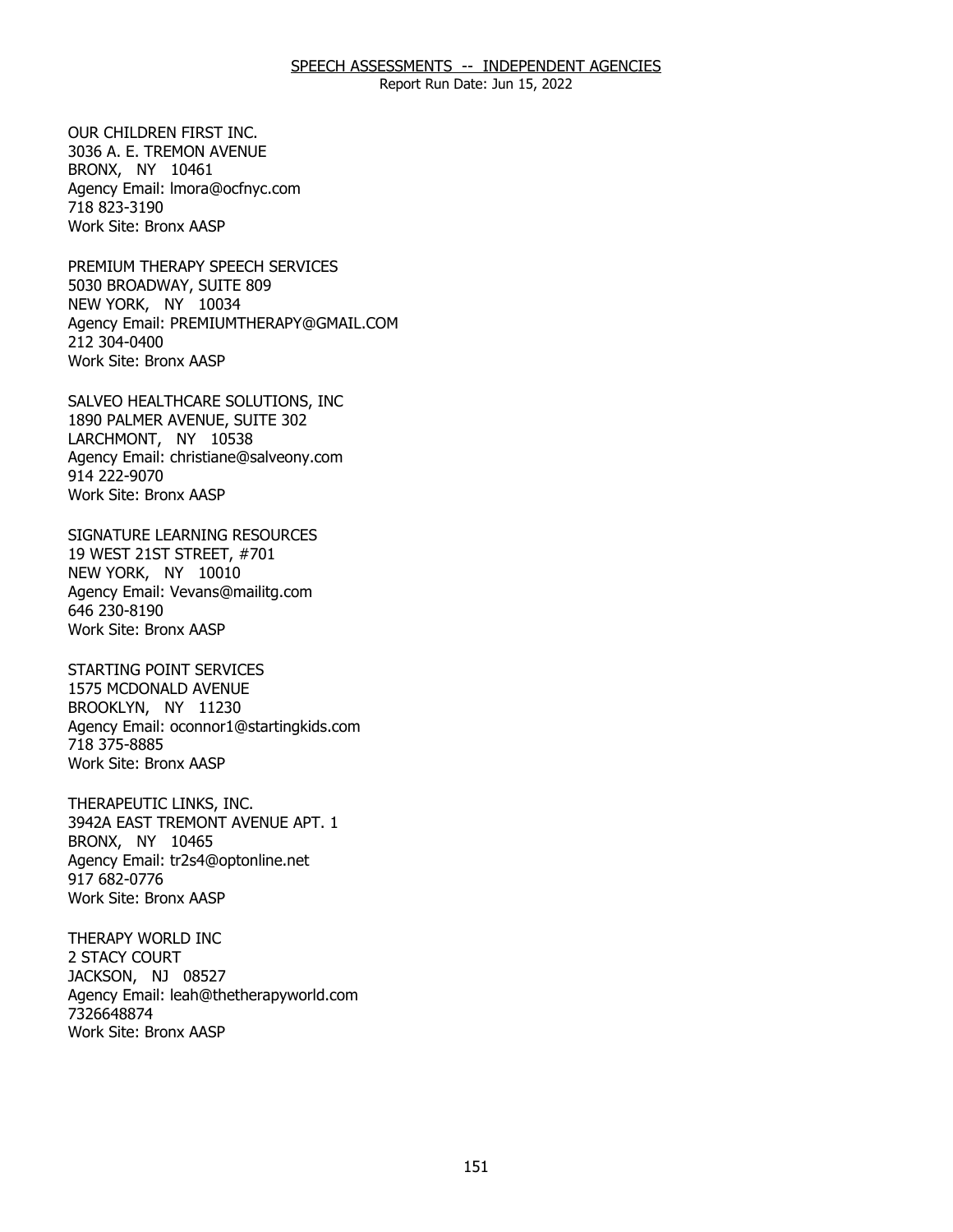# SPEECH ASSESSMENTS -- INDEPENDENT AGENCIES

Report Run Date: Jun 15, 2022

OUR CHILDREN FIRST INC.
3036 A. E. TREMON AVENUE
BRONX, NY 10461
Agency Email: lmora@ocfnyc.com
718 823-3190
Work Site: Bronx AASP

PREMIUM THERAPY SPEECH SERVICES
5030 BROADWAY, SUITE 809
NEW YORK, NY 10034
Agency Email: PREMIUMTHERAPY@GMAIL.COM
212 304-0400
Work Site: Bronx AASP

SALVEO HEALTHCARE SOLUTIONS, INC
1890 PALMER AVENUE, SUITE 302
LARCHMONT, NY 10538
Agency Email: christiane@salveony.com
914 222-9070
Work Site: Bronx AASP

SIGNATURE LEARNING RESOURCES
19 WEST 21ST STREET, #701
NEW YORK, NY 10010
Agency Email: Vevans@mailitg.com
646 230-8190
Work Site: Bronx AASP

STARTING POINT SERVICES
1575 MCDONALD AVENUE
BROOKLYN, NY 11230
Agency Email: oconnor1@startingkids.com
718 375-8885
Work Site: Bronx AASP

THERAPEUTIC LINKS, INC.
3942A EAST TREMONT AVENUE APT. 1
BRONX, NY 10465
Agency Email: tr2s4@optonline.net
917 682-0776
Work Site: Bronx AASP

THERAPY WORLD INC
2 STACY COURT
JACKSON, NJ 08527
Agency Email: leah@thetherapyworld.com
7326648874
Work Site: Bronx AASP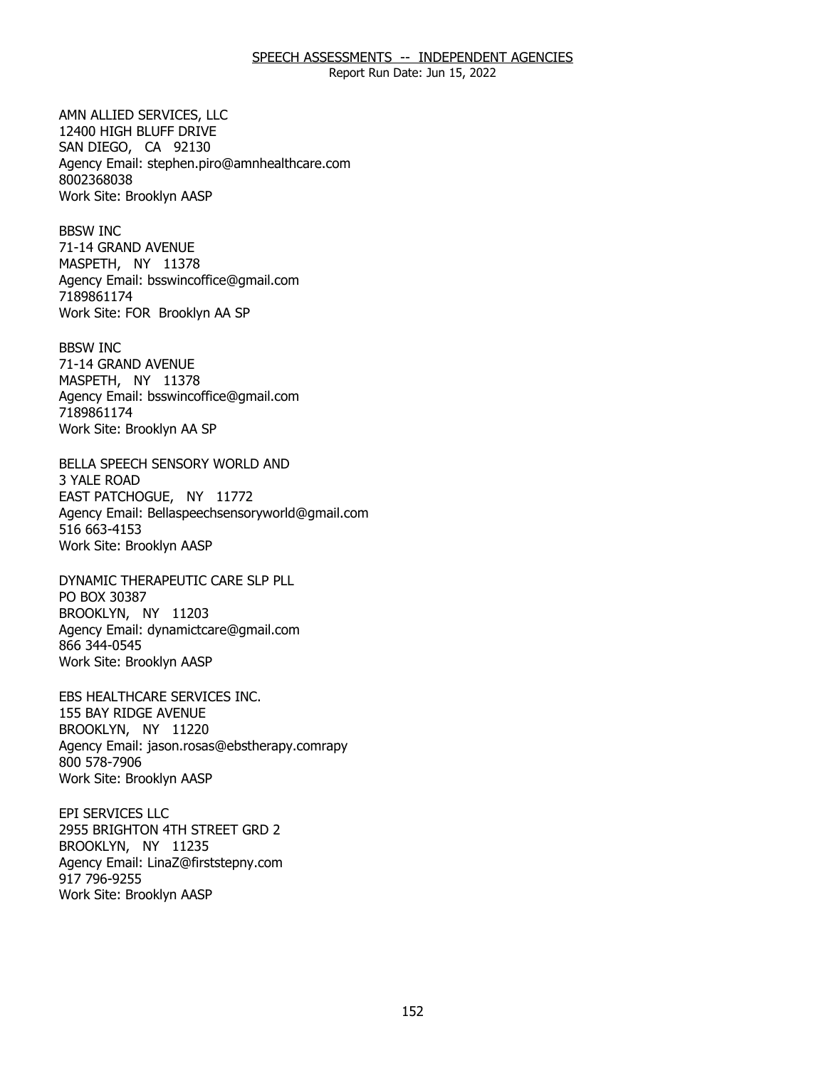SPEECH ASSESSMENTS -- INDEPENDENT AGENCIES

Report Run Date: Jun 15, 2022

AMN ALLIED SERVICES, LLC
12400 HIGH BLUFF DRIVE
SAN DIEGO, CA 92130
Agency Email: stephen.piro@amnhealthcare.com
8002368038
Work Site: Brooklyn AASP

BBSW INC
71-14 GRAND AVENUE
MASPETH, NY 11378
Agency Email: bsswincoffice@gmail.com
7189861174
Work Site: FOR Brooklyn AA SP

BBSW INC
71-14 GRAND AVENUE
MASPETH, NY 11378
Agency Email: bsswincoffice@gmail.com
7189861174
Work Site: Brooklyn AA SP

BELLA SPEECH SENSORY WORLD AND
3 YALE ROAD
EAST PATCHOGUE, NY 11772
Agency Email: Bellaspeechsensoryworld@gmail.com
516 663-4153
Work Site: Brooklyn AASP

DYNAMIC THERAPEUTIC CARE SLP PLL
PO BOX 30387
BROOKLYN, NY 11203
Agency Email: dynamictcare@gmail.com
866 344-0545
Work Site: Brooklyn AASP

EBS HEALTHCARE SERVICES INC.
155 BAY RIDGE AVENUE
BROOKLYN, NY 11220
Agency Email: jason.rosas@ebstherapy.comrapy
800 578-7906
Work Site: Brooklyn AASP

EPI SERVICES LLC
2955 BRIGHTON 4TH STREET GRD 2
BROOKLYN, NY 11235
Agency Email: LinaZ@firststepny.com
917 796-9255
Work Site: Brooklyn AASP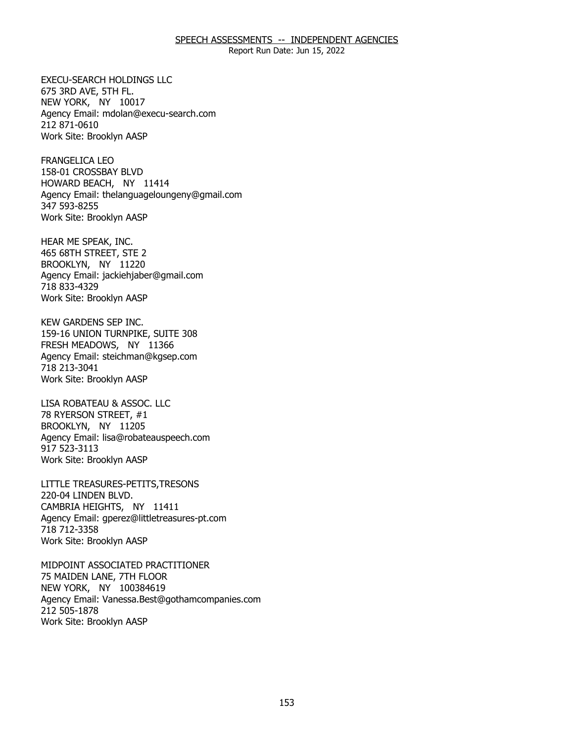## SPEECH ASSESSMENTS -- INDEPENDENT AGENCIES

Report Run Date: Jun 15, 2022

EXECU-SEARCH HOLDINGS LLC
675 3RD AVE, 5TH FL.
NEW YORK, NY 10017
Agency Email: mdolan@execu-search.com
212 871-0610
Work Site: Brooklyn AASP

FRANGELICA LEO
158-01 CROSSBAY BLVD
HOWARD BEACH, NY 11414
Agency Email: thelanguageloungeny@gmail.com
347 593-8255
Work Site: Brooklyn AASP

HEAR ME SPEAK, INC.
465 68TH STREET, STE 2
BROOKLYN, NY 11220
Agency Email: jackiehjaber@gmail.com
718 833-4329
Work Site: Brooklyn AASP

KEW GARDENS SEP INC.
159-16 UNION TURNPIKE, SUITE 308
FRESH MEADOWS, NY 11366
Agency Email: steichman@kgsep.com
718 213-3041
Work Site: Brooklyn AASP

LISA ROBATEAU & ASSOC. LLC
78 RYERSON STREET, #1
BROOKLYN, NY 11205
Agency Email: lisa@robateauspeech.com
917 523-3113
Work Site: Brooklyn AASP

LITTLE TREASURES-PETITS,TRESONS
220-04 LINDEN BLVD.
CAMBRIA HEIGHTS, NY 11411
Agency Email: gperez@littletreasures-pt.com
718 712-3358
Work Site: Brooklyn AASP

MIDPOINT ASSOCIATED PRACTITIONER
75 MAIDEN LANE, 7TH FLOOR
NEW YORK, NY 100384619
Agency Email: Vanessa.Best@gothamcompanies.com
212 505-1878
Work Site: Brooklyn AASP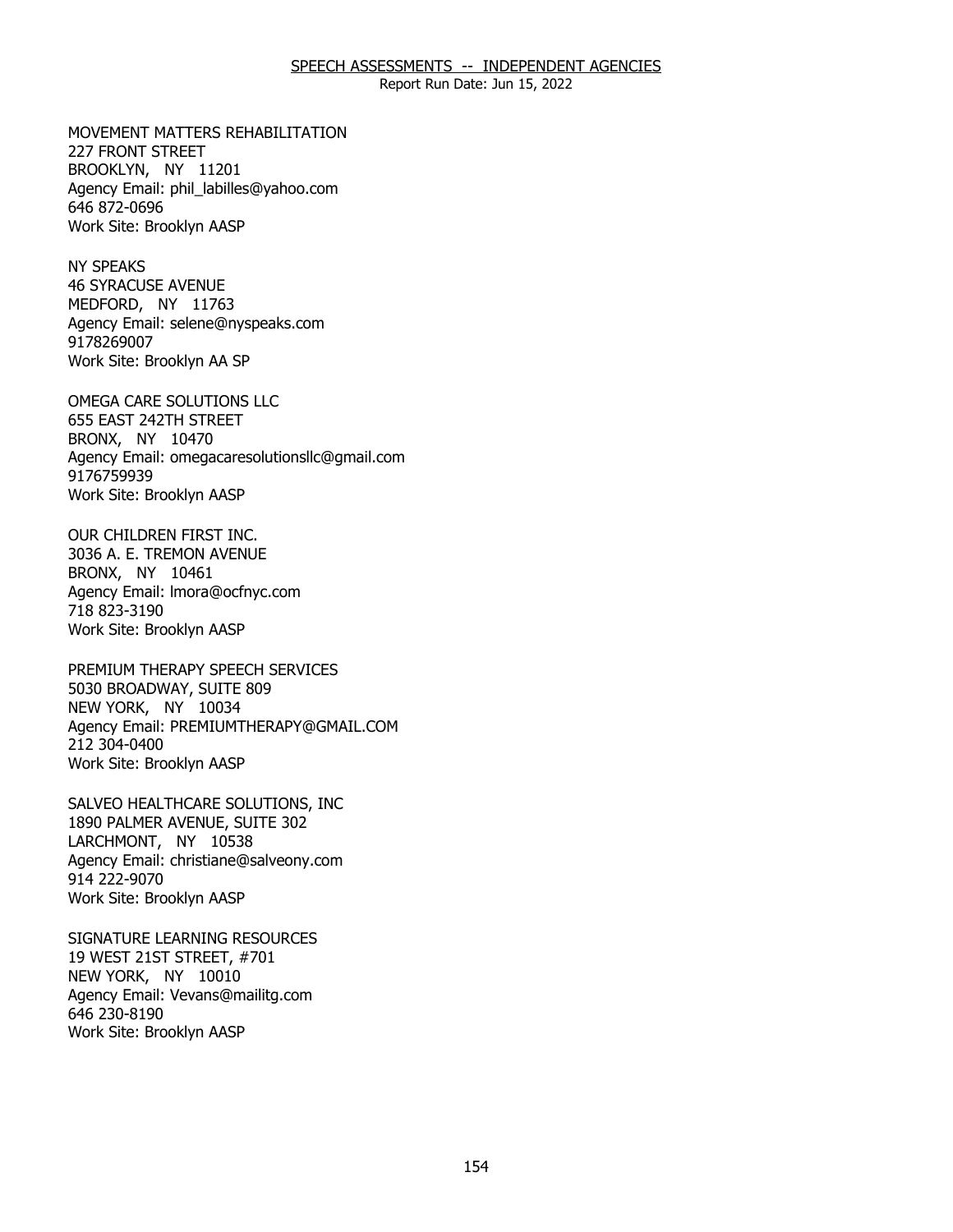## SPEECH ASSESSMENTS -- INDEPENDENT AGENCIES

Report Run Date: Jun 15, 2022

MOVEMENT MATTERS REHABILITATION
227 FRONT STREET
BROOKLYN, NY 11201
Agency Email: phil_labilles@yahoo.com
646 872-0696
Work Site: Brooklyn AASP

NY SPEAKS
46 SYRACUSE AVENUE
MEDFORD, NY 11763
Agency Email: selene@nyspeaks.com
9178269007
Work Site: Brooklyn AA SP

OMEGA CARE SOLUTIONS LLC
655 EAST 242TH STREET
BRONX, NY 10470
Agency Email: omegacaresolutionsllc@gmail.com
9176759939
Work Site: Brooklyn AASP

OUR CHILDREN FIRST INC.
3036 A. E. TREMON AVENUE
BRONX, NY 10461
Agency Email: lmora@ocfnyc.com
718 823-3190
Work Site: Brooklyn AASP

PREMIUM THERAPY SPEECH SERVICES
5030 BROADWAY, SUITE 809
NEW YORK, NY 10034
Agency Email: PREMIUMTHERAPY@GMAIL.COM
212 304-0400
Work Site: Brooklyn AASP

SALVEO HEALTHCARE SOLUTIONS, INC
1890 PALMER AVENUE, SUITE 302
LARCHMONT, NY 10538
Agency Email: christiane@salveony.com
914 222-9070
Work Site: Brooklyn AASP

SIGNATURE LEARNING RESOURCES
19 WEST 21ST STREET, #701
NEW YORK, NY 10010
Agency Email: Vevans@mailitg.com
646 230-8190
Work Site: Brooklyn AASP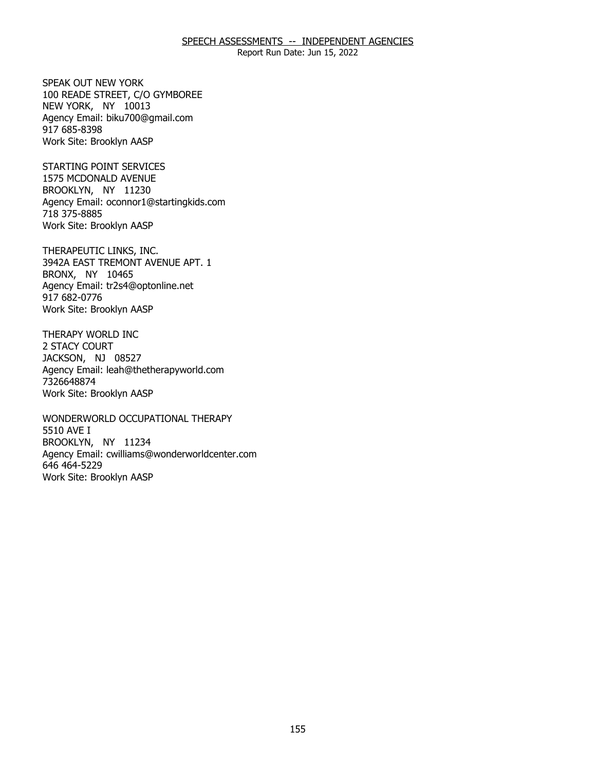## SPEECH ASSESSMENTS -- INDEPENDENT AGENCIES

Report Run Date: Jun 15, 2022

SPEAK OUT NEW YORK
100 READE STREET, C/O GYMBOREE
NEW YORK, NY 10013
Agency Email: biku700@gmail.com
917 685-8398
Work Site: Brooklyn AASP

STARTING POINT SERVICES
1575 MCDONALD AVENUE
BROOKLYN, NY 11230
Agency Email: oconnor1@startingkids.com
718 375-8885
Work Site: Brooklyn AASP

THERAPEUTIC LINKS, INC.
3942A EAST TREMONT AVENUE APT. 1
BRONX, NY 10465
Agency Email: tr2s4@optonline.net
917 682-0776
Work Site: Brooklyn AASP

THERAPY WORLD INC
2 STACY COURT
JACKSON, NJ 08527
Agency Email: leah@thetherapyworld.com
7326648874
Work Site: Brooklyn AASP

WONDERWORLD OCCUPATIONAL THERAPY
5510 AVE I
BROOKLYN, NY 11234
Agency Email: cwilliams@wonderworldcenter.com
646 464-5229
Work Site: Brooklyn AASP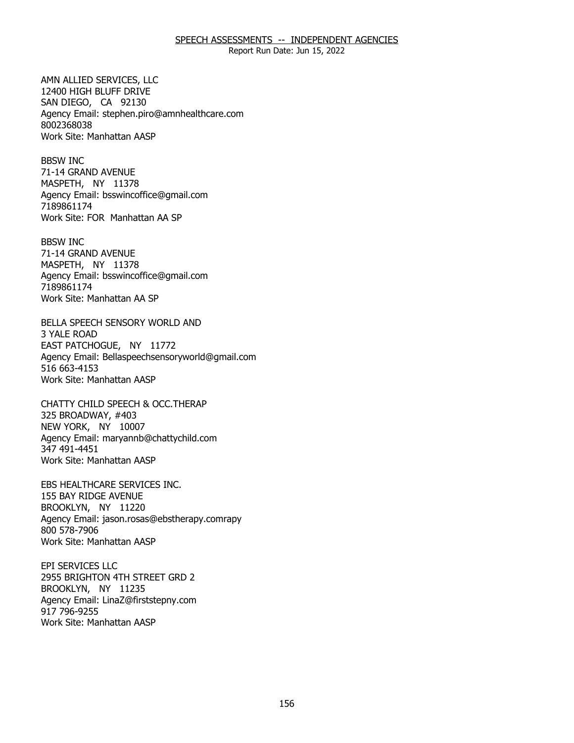SPEECH ASSESSMENTS -- INDEPENDENT AGENCIES

Report Run Date: Jun 15, 2022

AMN ALLIED SERVICES, LLC
12400 HIGH BLUFF DRIVE
SAN DIEGO, CA 92130
Agency Email: stephen.piro@amnhealthcare.com
8002368038
Work Site: Manhattan AASP

BBSW INC
71-14 GRAND AVENUE
MASPETH, NY 11378
Agency Email: bsswincoffice@gmail.com
7189861174
Work Site: FOR Manhattan AA SP

BBSW INC
71-14 GRAND AVENUE
MASPETH, NY 11378
Agency Email: bsswincoffice@gmail.com
7189861174
Work Site: Manhattan AA SP

BELLA SPEECH SENSORY WORLD AND
3 YALE ROAD
EAST PATCHOGUE, NY 11772
Agency Email: Bellaspeechsensoryworld@gmail.com
516 663-4153
Work Site: Manhattan AASP

CHATTY CHILD SPEECH & OCC.THERAP
325 BROADWAY, #403
NEW YORK, NY 10007
Agency Email: maryannb@chattychild.com
347 491-4451
Work Site: Manhattan AASP

EBS HEALTHCARE SERVICES INC.
155 BAY RIDGE AVENUE
BROOKLYN, NY 11220
Agency Email: jason.rosas@ebstherapy.comrapy
800 578-7906
Work Site: Manhattan AASP

EPI SERVICES LLC
2955 BRIGHTON 4TH STREET GRD 2
BROOKLYN, NY 11235
Agency Email: LinaZ@firststepny.com
917 796-9255
Work Site: Manhattan AASP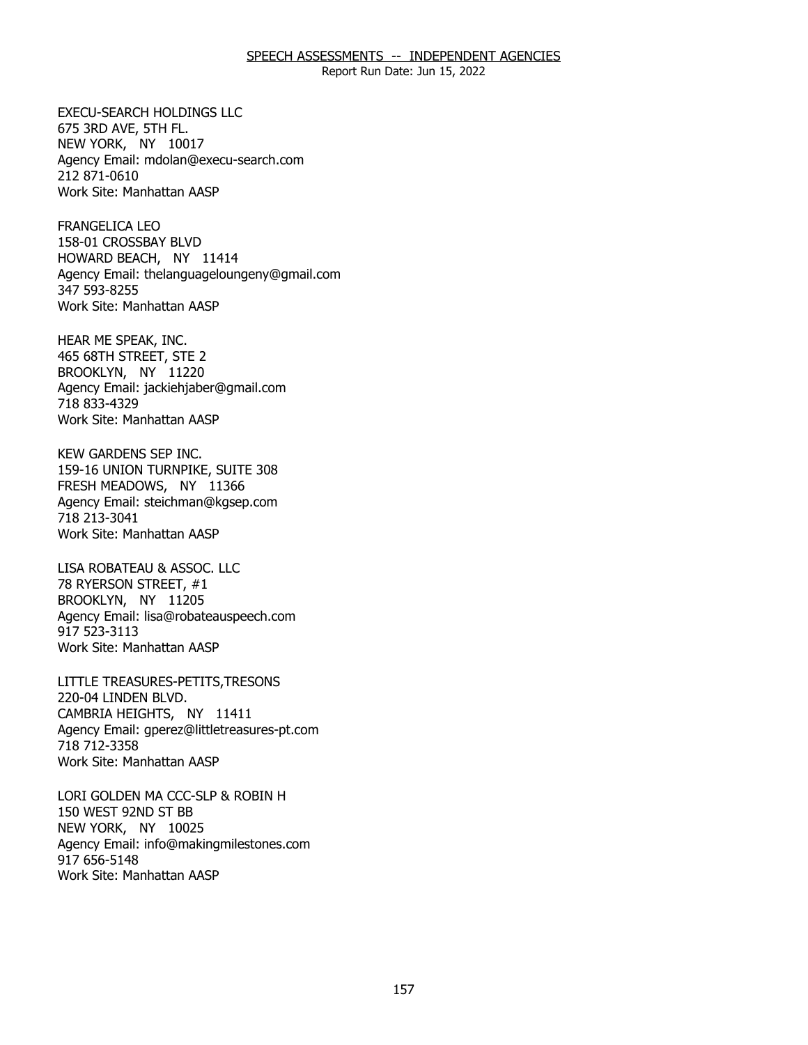SPEECH ASSESSMENTS -- INDEPENDENT AGENCIES

Report Run Date: Jun 15, 2022

EXECU-SEARCH HOLDINGS LLC
675 3RD AVE, 5TH FL.
NEW YORK, NY 10017
Agency Email: mdolan@execu-search.com
212 871-0610
Work Site: Manhattan AASP

FRANGELICA LEO
158-01 CROSSBAY BLVD
HOWARD BEACH, NY 11414
Agency Email: thelanguageloungeny@gmail.com
347 593-8255
Work Site: Manhattan AASP

HEAR ME SPEAK, INC.
465 68TH STREET, STE 2
BROOKLYN, NY 11220
Agency Email: jackiehjaber@gmail.com
718 833-4329
Work Site: Manhattan AASP

KEW GARDENS SEP INC.
159-16 UNION TURNPIKE, SUITE 308
FRESH MEADOWS, NY 11366
Agency Email: steichman@kgsep.com
718 213-3041
Work Site: Manhattan AASP

LISA ROBATEAU & ASSOC. LLC
78 RYERSON STREET, #1
BROOKLYN, NY 11205
Agency Email: lisa@robateauspeech.com
917 523-3113
Work Site: Manhattan AASP

LITTLE TREASURES-PETITS,TRESONS
220-04 LINDEN BLVD.
CAMBRIA HEIGHTS, NY 11411
Agency Email: gperez@littletreasures-pt.com
718 712-3358
Work Site: Manhattan AASP

LORI GOLDEN MA CCC-SLP & ROBIN H
150 WEST 92ND ST BB
NEW YORK, NY 10025
Agency Email: info@makingmilestones.com
917 656-5148
Work Site: Manhattan AASP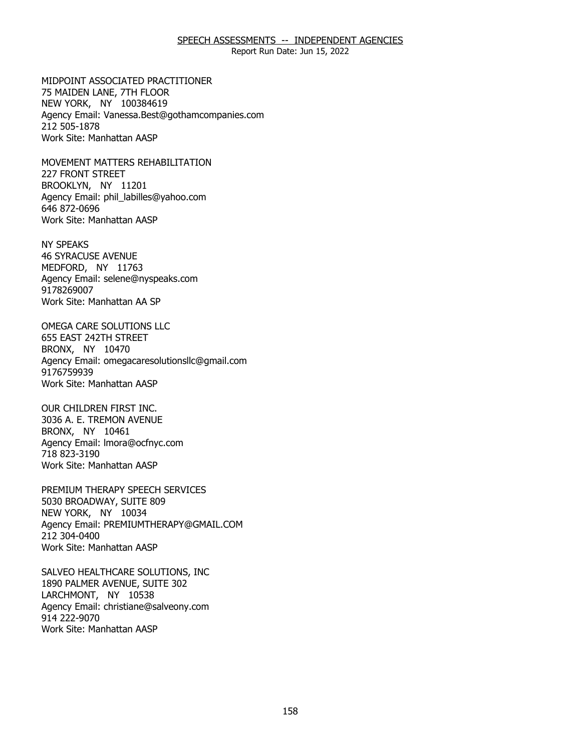MIDPOINT ASSOCIATED PRACTITIONER
75 MAIDEN LANE, 7TH FLOOR
NEW YORK, NY 100384619
Agency Email: Vanessa.Best@gothamcompanies.com
212 505-1878
Work Site: Manhattan AASP

MOVEMENT MATTERS REHABILITATION
227 FRONT STREET
BROOKLYN, NY 11201
Agency Email: phil_labilles@yahoo.com
646 872-0696
Work Site: Manhattan AASP

NY SPEAKS
46 SYRACUSE AVENUE
MEDFORD, NY 11763
Agency Email: selene@nyspeaks.com
9178269007
Work Site: Manhattan AA SP

OMEGA CARE SOLUTIONS LLC
655 EAST 242TH STREET
BRONX, NY 10470
Agency Email: omegacaresolutionsllc@gmail.com
9176759939
Work Site: Manhattan AASP

OUR CHILDREN FIRST INC.
3036 A. E. TREMON AVENUE
BRONX, NY 10461
Agency Email: lmora@ocfnyc.com
718 823-3190
Work Site: Manhattan AASP

PREMIUM THERAPY SPEECH SERVICES
5030 BROADWAY, SUITE 809
NEW YORK, NY 10034
Agency Email: PREMIUMTHERAPY@GMAIL.COM
212 304-0400
Work Site: Manhattan AASP

SALVEO HEALTHCARE SOLUTIONS, INC
1890 PALMER AVENUE, SUITE 302
LARCHMONT, NY 10538
Agency Email: christiane@salveony.com
914 222-9070
Work Site: Manhattan AASP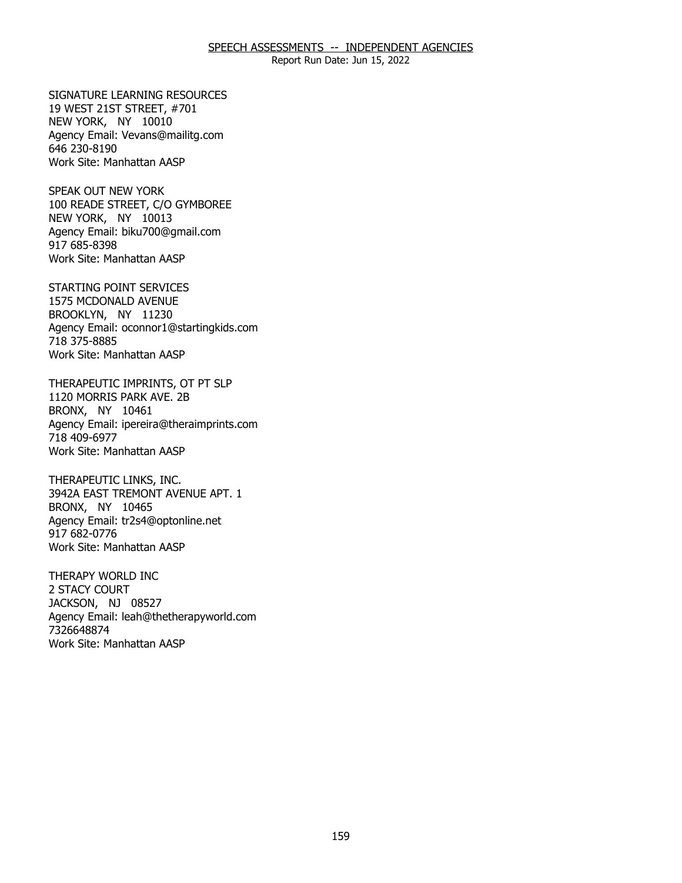## SPEECH ASSESSMENTS -- INDEPENDENT AGENCIES

Report Run Date: Jun 15, 2022

SIGNATURE LEARNING RESOURCES
19 WEST 21ST STREET, #701
NEW YORK, NY 10010
Agency Email: Vevans@mailitg.com
646 230-8190
Work Site: Manhattan AASP

SPEAK OUT NEW YORK
100 READE STREET, C/O GYMBOREE
NEW YORK, NY 10013
Agency Email: biku700@gmail.com
917 685-8398
Work Site: Manhattan AASP

STARTING POINT SERVICES
1575 MCDONALD AVENUE
BROOKLYN, NY 11230
Agency Email: oconnor1@startingkids.com
718 375-8885
Work Site: Manhattan AASP

THERAPEUTIC IMPRINTS, OT PT SLP
1120 MORRIS PARK AVE. 2B
BRONX, NY 10461
Agency Email: ipereira@theraimprints.com
718 409-6977
Work Site: Manhattan AASP

THERAPEUTIC LINKS, INC.
3942A EAST TREMONT AVENUE APT. 1
BRONX, NY 10465
Agency Email: tr2s4@optonline.net
917 682-0776
Work Site: Manhattan AASP

THERAPY WORLD INC
2 STACY COURT
JACKSON, NJ 08527
Agency Email: leah@thetherapyworld.com
7326648874
Work Site: Manhattan AASP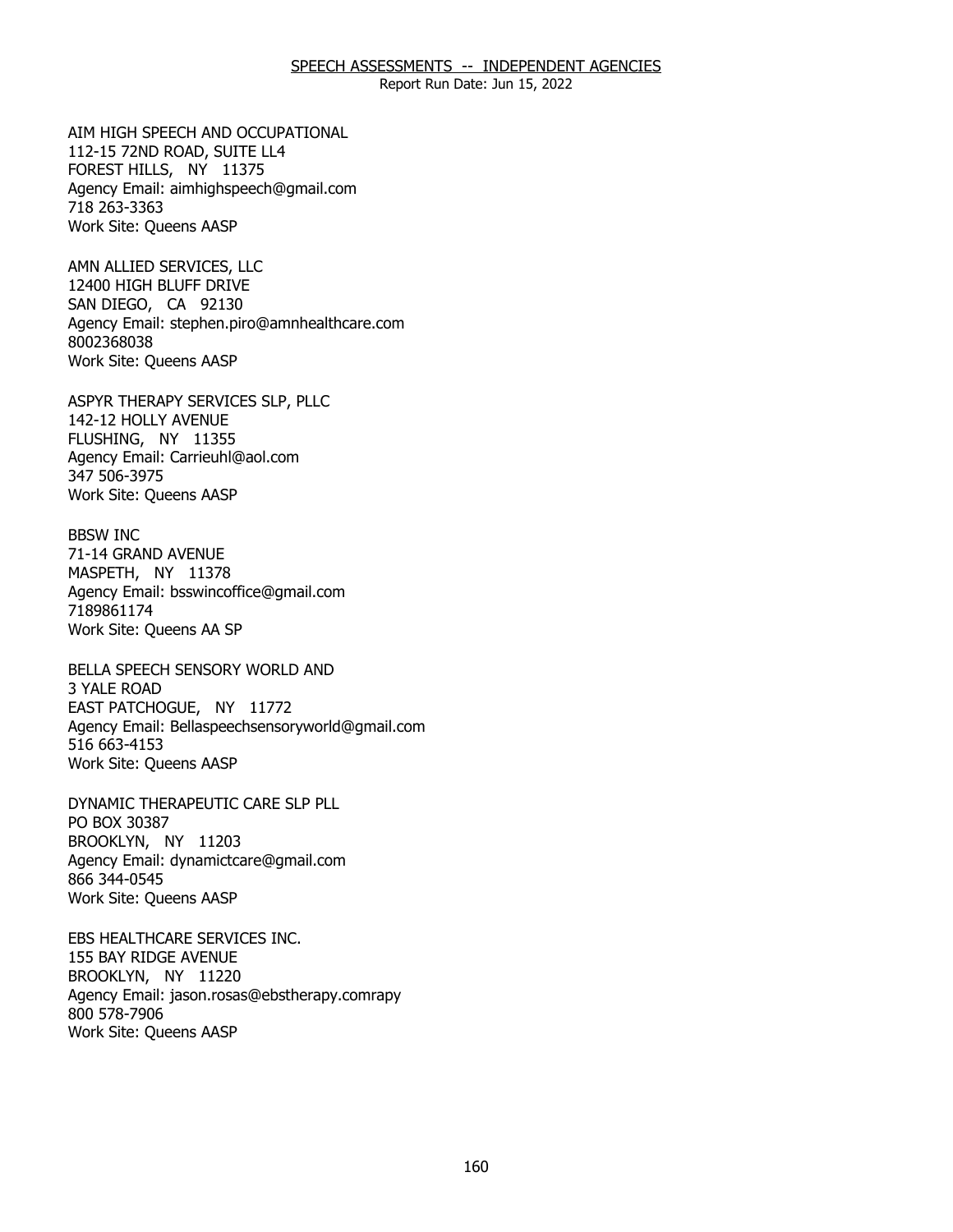# SPEECH ASSESSMENTS -- INDEPENDENT AGENCIES

Report Run Date: Jun 15, 2022

AIM HIGH SPEECH AND OCCUPATIONAL
112-15 72ND ROAD, SUITE LL4
FOREST HILLS, NY 11375
Agency Email: aimhighspeech@gmail.com
718 263-3363
Work Site: Queens AASP

AMN ALLIED SERVICES, LLC
12400 HIGH BLUFF DRIVE
SAN DIEGO, CA 92130
Agency Email: stephen.piro@amnhealthcare.com
8002368038
Work Site: Queens AASP

ASPYR THERAPY SERVICES SLP, PLLC
142-12 HOLLY AVENUE
FLUSHING, NY 11355
Agency Email: Carrieuhl@aol.com
347 506-3975
Work Site: Queens AASP

BBSW INC
71-14 GRAND AVENUE
MASPETH, NY 11378
Agency Email: bsswincoffice@gmail.com
7189861174
Work Site: Queens AA SP

BELLA SPEECH SENSORY WORLD AND
3 YALE ROAD
EAST PATCHOGUE, NY 11772
Agency Email: Bellaspeechsensoryworld@gmail.com
516 663-4153
Work Site: Queens AASP

DYNAMIC THERAPEUTIC CARE SLP PLL
PO BOX 30387
BROOKLYN, NY 11203
Agency Email: dynamictcare@gmail.com
866 344-0545
Work Site: Queens AASP

EBS HEALTHCARE SERVICES INC.
155 BAY RIDGE AVENUE
BROOKLYN, NY 11220
Agency Email: jason.rosas@ebstherapy.comrapy
800 578-7906
Work Site: Queens AASP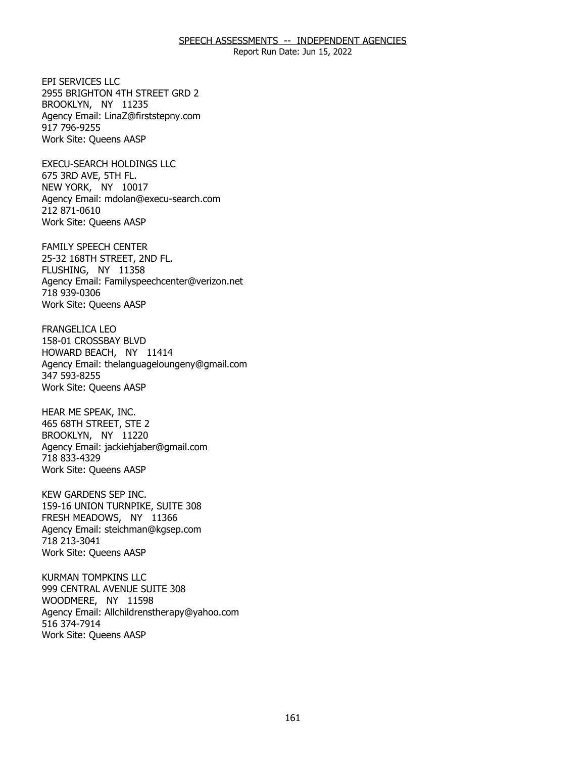SPEECH ASSESSMENTS -- INDEPENDENT AGENCIES

Report Run Date: Jun 15, 2022

EPI SERVICES LLC
2955 BRIGHTON 4TH STREET GRD 2
BROOKLYN, NY 11235
Agency Email: LinaZ@firststepny.com
917 796-9255
Work Site: Queens AASP

EXECU-SEARCH HOLDINGS LLC
675 3RD AVE, 5TH FL.
NEW YORK, NY 10017
Agency Email: mdolan@execu-search.com
212 871-0610
Work Site: Queens AASP

FAMILY SPEECH CENTER
25-32 168TH STREET, 2ND FL.
FLUSHING, NY 11358
Agency Email: Familyspeechcenter@verizon.net
718 939-0306
Work Site: Queens AASP

FRANGELICA LEO
158-01 CROSSBAY BLVD
HOWARD BEACH, NY 11414
Agency Email: thelanguageloungeny@gmail.com
347 593-8255
Work Site: Queens AASP

HEAR ME SPEAK, INC.
465 68TH STREET, STE 2
BROOKLYN, NY 11220
Agency Email: jackiehjaber@gmail.com
718 833-4329
Work Site: Queens AASP

KEW GARDENS SEP INC.
159-16 UNION TURNPIKE, SUITE 308
FRESH MEADOWS, NY 11366
Agency Email: steichman@kgsep.com
718 213-3041
Work Site: Queens AASP

KURMAN TOMPKINS LLC
999 CENTRAL AVENUE SUITE 308
WOODMERE, NY 11598
Agency Email: Allchildrenstherapy@yahoo.com
516 374-7914
Work Site: Queens AASP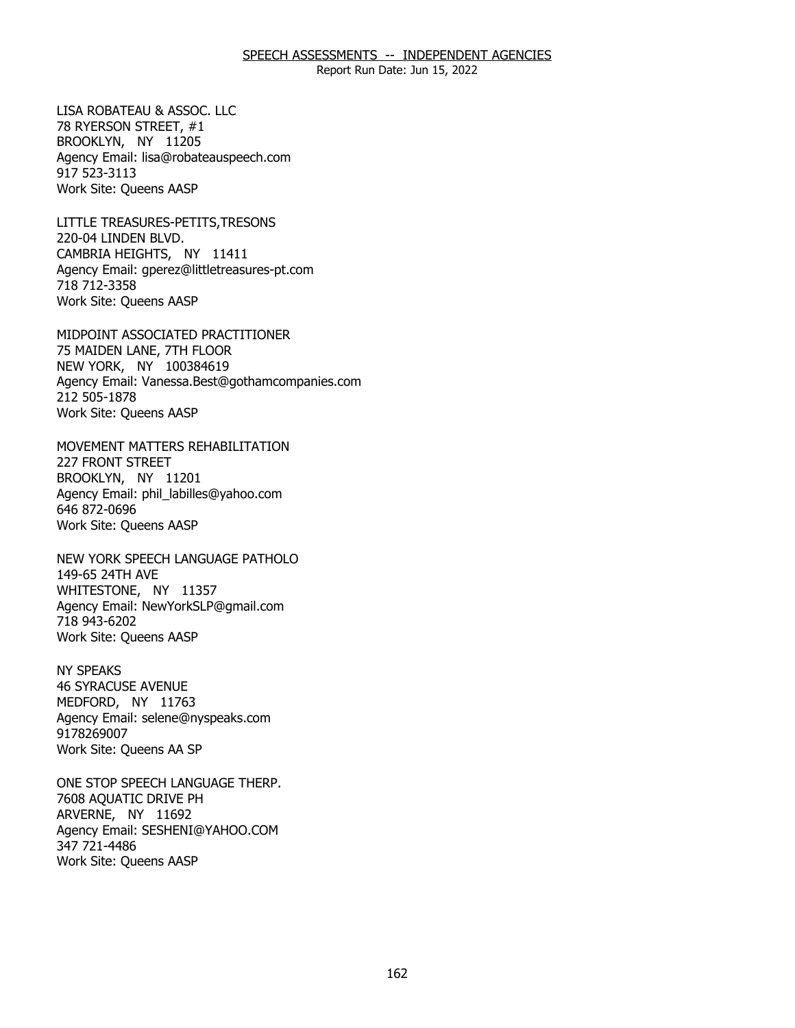## SPEECH ASSESSMENTS -- INDEPENDENT AGENCIES

Report Run Date: Jun 15, 2022

LISA ROBATEAU & ASSOC. LLC
78 RYERSON STREET, #1
BROOKLYN, NY 11205
Agency Email: lisa@robateauspeech.com
917 523-3113
Work Site: Queens AASP

LITTLE TREASURES-PETITS,TRESONS
220-04 LINDEN BLVD.
CAMBRIA HEIGHTS, NY 11411
Agency Email: gperez@littletreasures-pt.com
718 712-3358
Work Site: Queens AASP

MIDPOINT ASSOCIATED PRACTITIONER
75 MAIDEN LANE, 7TH FLOOR
NEW YORK, NY 100384619
Agency Email: Vanessa.Best@gothamcompanies.com
212 505-1878
Work Site: Queens AASP

MOVEMENT MATTERS REHABILITATION
227 FRONT STREET
BROOKLYN, NY 11201
Agency Email: phil_labilles@yahoo.com
646 872-0696
Work Site: Queens AASP

NEW YORK SPEECH LANGUAGE PATHOLO
149-65 24TH AVE
WHITESTONE, NY 11357
Agency Email: NewYorkSLP@gmail.com
718 943-6202
Work Site: Queens AASP

NY SPEAKS
46 SYRACUSE AVENUE
MEDFORD, NY 11763
Agency Email: selene@nyspeaks.com
9178269007
Work Site: Queens AA SP

ONE STOP SPEECH LANGUAGE THERP.
7608 AQUATIC DRIVE PH
ARVERNE, NY 11692
Agency Email: SESHENI@YAHOO.COM
347 721-4486
Work Site: Queens AASP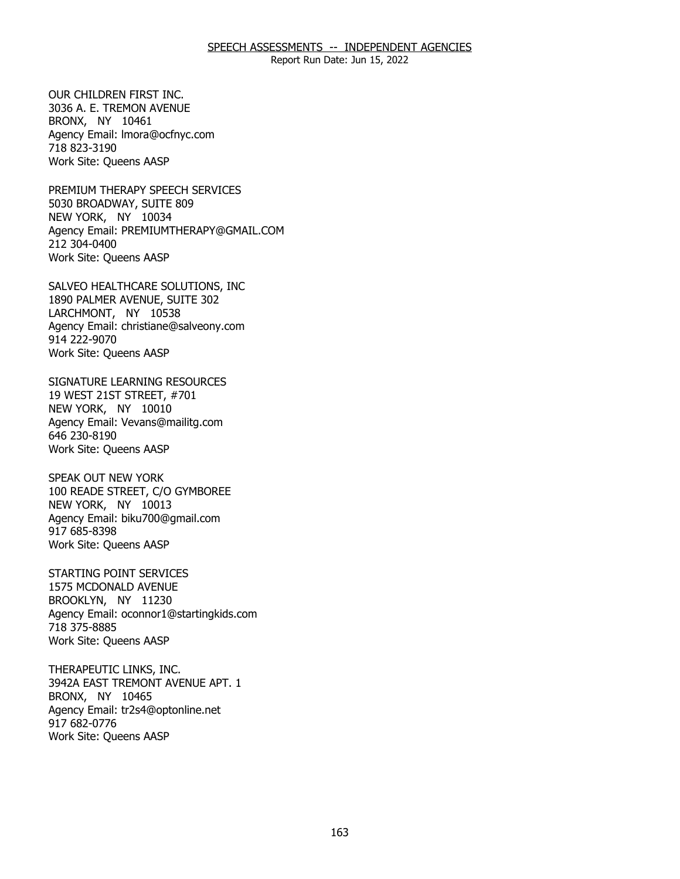SPEECH ASSESSMENTS -- INDEPENDENT AGENCIES

Report Run Date: Jun 15, 2022

OUR CHILDREN FIRST INC.
3036 A. E. TREMON AVENUE
BRONX, NY 10461
Agency Email: lmora@ocfnyc.com
718 823-3190
Work Site: Queens AASP

PREMIUM THERAPY SPEECH SERVICES
5030 BROADWAY, SUITE 809
NEW YORK, NY 10034
Agency Email: PREMIUMTHERAPY@GMAIL.COM
212 304-0400
Work Site: Queens AASP

SALVEO HEALTHCARE SOLUTIONS, INC
1890 PALMER AVENUE, SUITE 302
LARCHMONT, NY 10538
Agency Email: christiane@salveony.com
914 222-9070
Work Site: Queens AASP

SIGNATURE LEARNING RESOURCES
19 WEST 21ST STREET, #701
NEW YORK, NY 10010
Agency Email: Vevans@mailitg.com
646 230-8190
Work Site: Queens AASP

SPEAK OUT NEW YORK
100 READE STREET, C/O GYMBOREE
NEW YORK, NY 10013
Agency Email: biku700@gmail.com
917 685-8398
Work Site: Queens AASP

STARTING POINT SERVICES
1575 MCDONALD AVENUE
BROOKLYN, NY 11230
Agency Email: oconnor1@startingkids.com
718 375-8885
Work Site: Queens AASP

THERAPEUTIC LINKS, INC.
3942A EAST TREMONT AVENUE APT. 1
BRONX, NY 10465
Agency Email: tr2s4@optonline.net
917 682-0776
Work Site: Queens AASP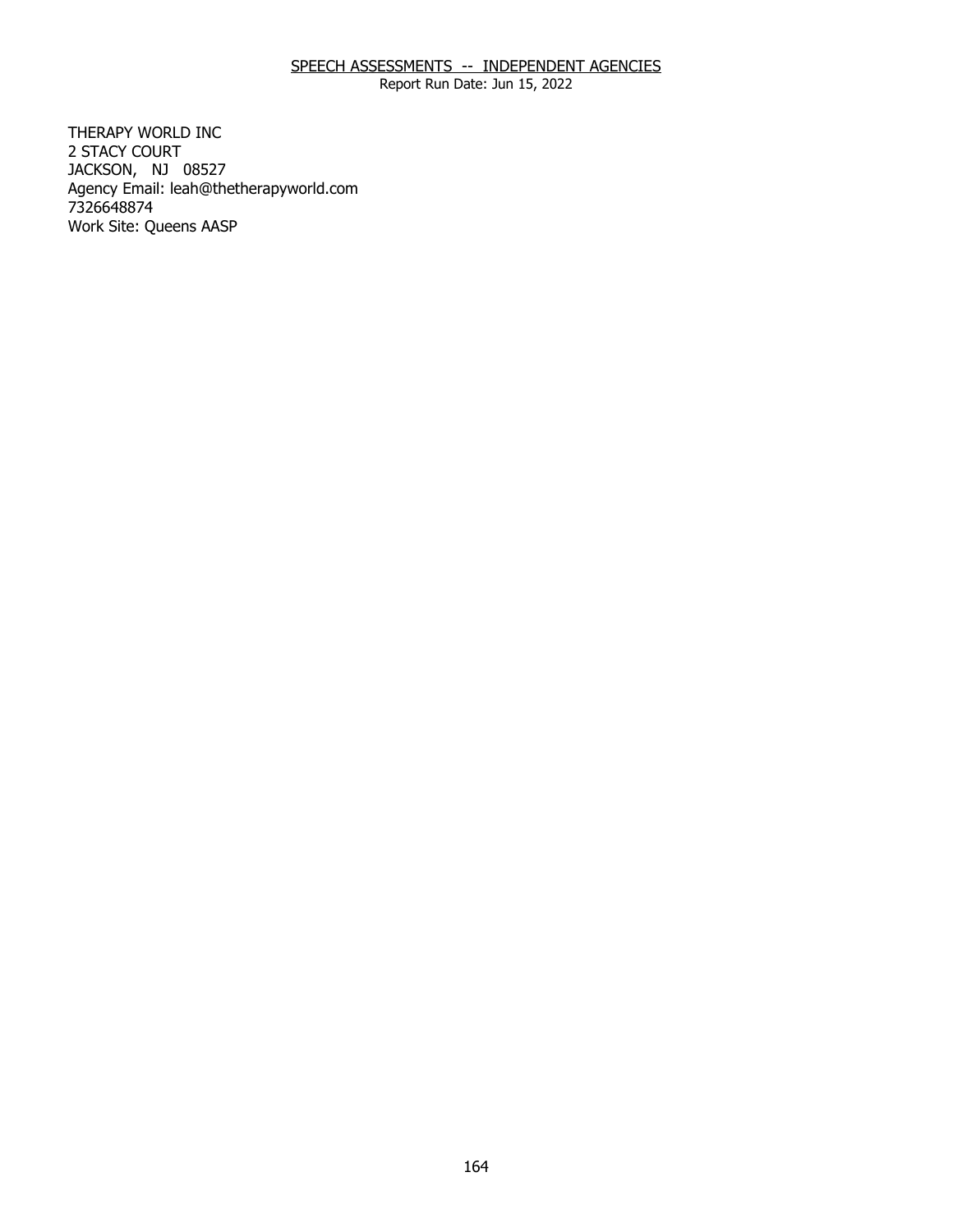SPEECH ASSESSMENTS -- INDEPENDENT AGENCIES

Report Run Date: Jun 15, 2022

THERAPY WORLD INC
2 STACY COURT
JACKSON, NJ 08527
Agency Email: leah@thetherapyworld.com
7326648874
Work Site: Queens AASP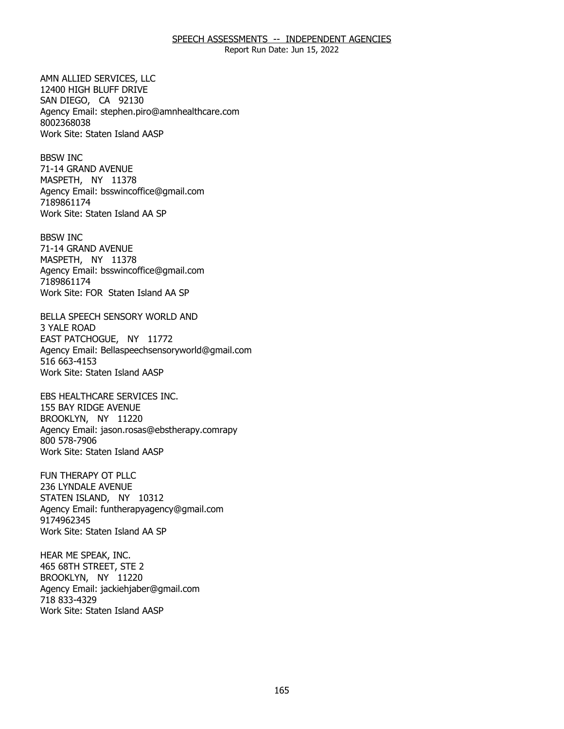# SPEECH ASSESSMENTS -- INDEPENDENT AGENCIES

Report Run Date: Jun 15, 2022

AMN ALLIED SERVICES, LLC
12400 HIGH BLUFF DRIVE
SAN DIEGO, CA 92130
Agency Email: stephen.piro@amnhealthcare.com
8002368038
Work Site: Staten Island AASP

BBSW INC
71-14 GRAND AVENUE
MASPETH, NY 11378
Agency Email: bsswincoffice@gmail.com
7189861174
Work Site: Staten Island AA SP

BBSW INC
71-14 GRAND AVENUE
MASPETH, NY 11378
Agency Email: bsswincoffice@gmail.com
7189861174
Work Site: FOR Staten Island AA SP

BELLA SPEECH SENSORY WORLD AND
3 YALE ROAD
EAST PATCHOGUE, NY 11772
Agency Email: Bellaspeechsensoryworld@gmail.com
516 663-4153
Work Site: Staten Island AASP

EBS HEALTHCARE SERVICES INC.
155 BAY RIDGE AVENUE
BROOKLYN, NY 11220
Agency Email: jason.rosas@ebstherapy.comrapy
800 578-7906
Work Site: Staten Island AASP

FUN THERAPY OT PLLC
236 LYNDALE AVENUE
STATEN ISLAND, NY 10312
Agency Email: funtherapyagency@gmail.com
9174962345
Work Site: Staten Island AA SP

HEAR ME SPEAK, INC.
465 68TH STREET, STE 2
BROOKLYN, NY 11220
Agency Email: jackiehjaber@gmail.com
718 833-4329
Work Site: Staten Island AASP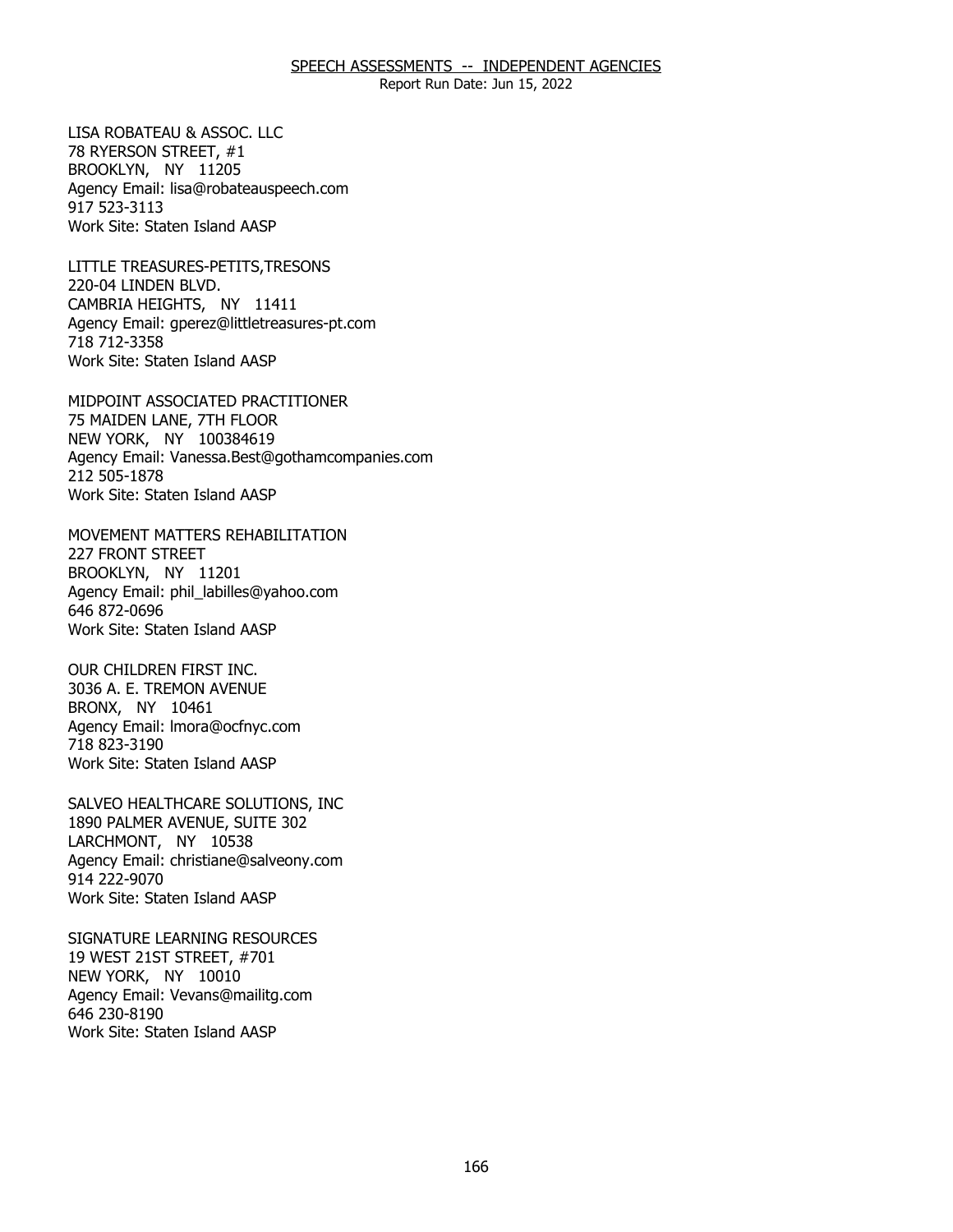# SPEECH ASSESSMENTS -- INDEPENDENT AGENCIES

Report Run Date: Jun 15, 2022

LISA ROBATEAU & ASSOC. LLC
78 RYERSON STREET, #1
BROOKLYN, NY 11205
Agency Email: lisa@robateauspeech.com
917 523-3113
Work Site: Staten Island AASP

LITTLE TREASURES-PETITS,TRESONS
220-04 LINDEN BLVD.
CAMBRIA HEIGHTS, NY 11411
Agency Email: gperez@littletreasures-pt.com
718 712-3358
Work Site: Staten Island AASP

MIDPOINT ASSOCIATED PRACTITIONER
75 MAIDEN LANE, 7TH FLOOR
NEW YORK, NY 100384619
Agency Email: Vanessa.Best@gothamcompanies.com
212 505-1878
Work Site: Staten Island AASP

MOVEMENT MATTERS REHABILITATION
227 FRONT STREET
BROOKLYN, NY 11201
Agency Email: phil_labilles@yahoo.com
646 872-0696
Work Site: Staten Island AASP

OUR CHILDREN FIRST INC.
3036 A. E. TREMON AVENUE
BRONX, NY 10461
Agency Email: lmora@ocfnyc.com
718 823-3190
Work Site: Staten Island AASP

SALVEO HEALTHCARE SOLUTIONS, INC
1890 PALMER AVENUE, SUITE 302
LARCHMONT, NY 10538
Agency Email: christiane@salveony.com
914 222-9070
Work Site: Staten Island AASP

SIGNATURE LEARNING RESOURCES
19 WEST 21ST STREET, #701
NEW YORK, NY 10010
Agency Email: Vevans@mailitg.com
646 230-8190
Work Site: Staten Island AASP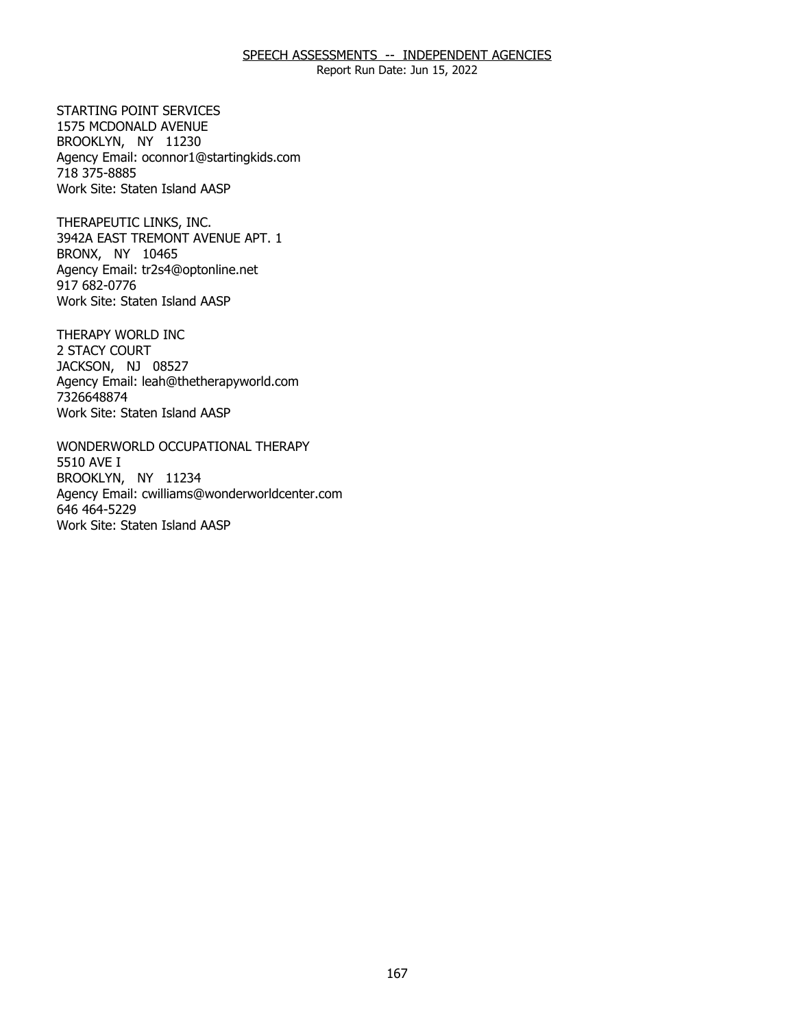## SPEECH ASSESSMENTS -- INDEPENDENT AGENCIES

Report Run Date: Jun 15, 2022

STARTING POINT SERVICES
1575 MCDONALD AVENUE
BROOKLYN, NY 11230
Agency Email: oconnor1@startingkids.com
718 375-8885
Work Site: Staten Island AASP

THERAPEUTIC LINKS, INC.
3942A EAST TREMONT AVENUE APT. 1
BRONX, NY 10465
Agency Email: tr2s4@optonline.net
917 682-0776
Work Site: Staten Island AASP

THERAPY WORLD INC
2 STACY COURT
JACKSON, NJ 08527
Agency Email: leah@thetherapyworld.com
7326648874
Work Site: Staten Island AASP

WONDERWORLD OCCUPATIONAL THERAPY
5510 AVE I
BROOKLYN, NY 11234
Agency Email: cwilliams@wonderworldcenter.com
646 464-5229
Work Site: Staten Island AASP